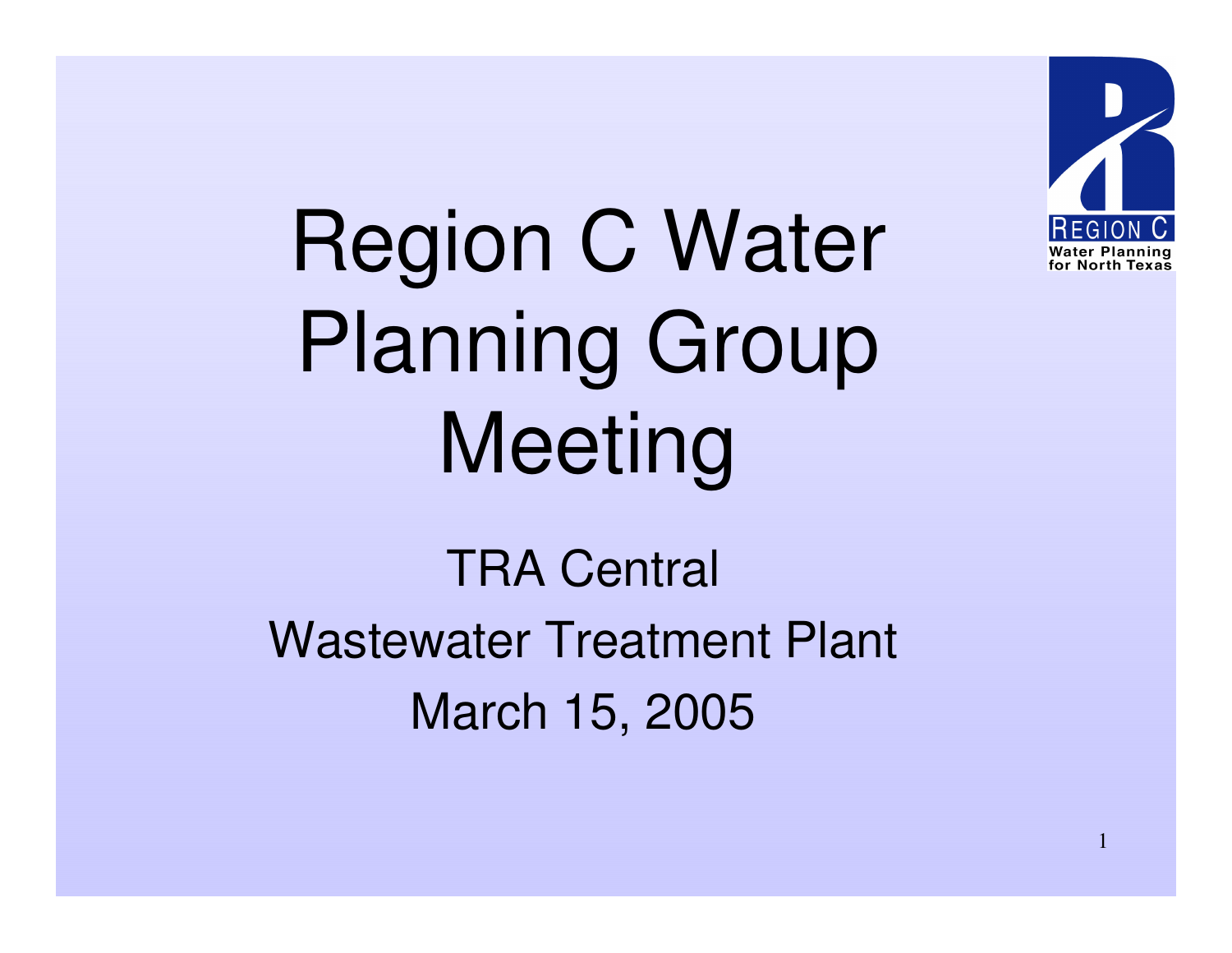# Region C Water Planning Group Meeting

REGION C
Water Planning for North Texas

TRA Central

Wastewater Treatment Plant

March 15, 2005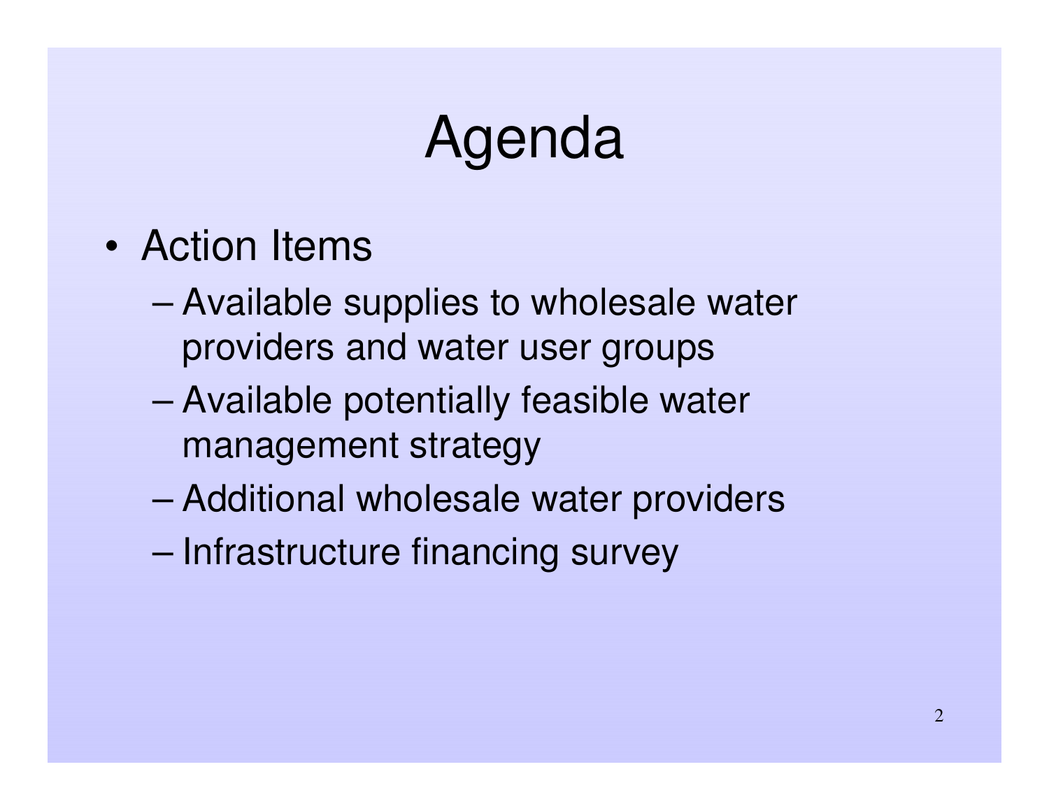# Agenda

- Action Items
  - Available supplies to wholesale water providers and water user groups
  - Available potentially feasible water management strategy
  - Additional wholesale water providers
  - Infrastructure financing survey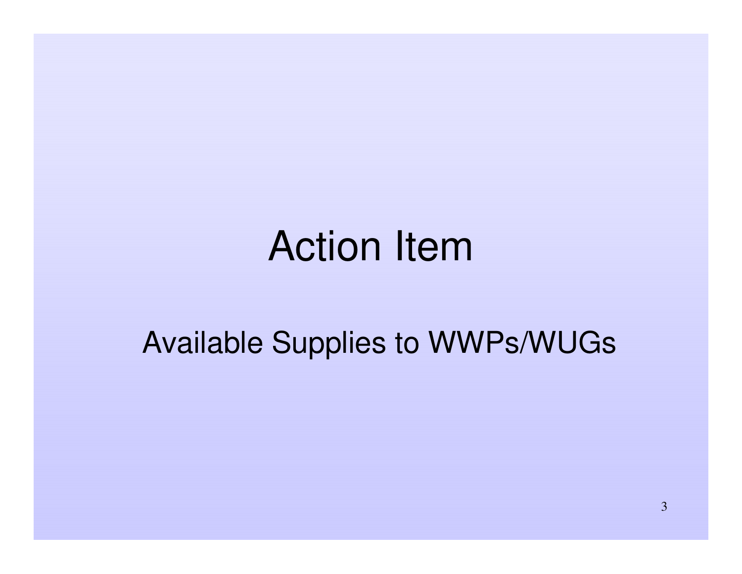# Action Item

## Available Supplies to WWPs/WUGs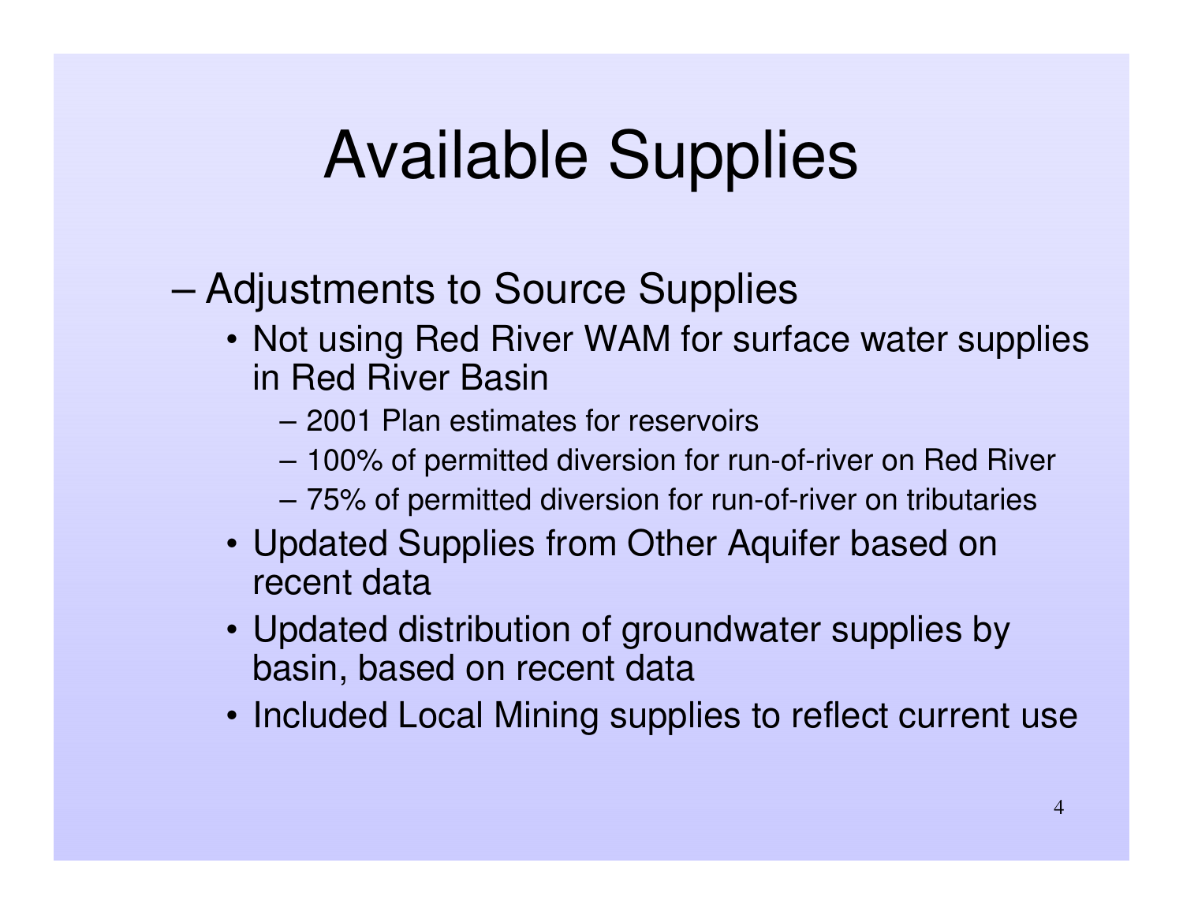# Available Supplies

- Adjustments to Source Supplies
  - Not using Red River WAM for surface water supplies in Red River Basin
    - 2001 Plan estimates for reservoirs
    - 100% of permitted diversion for run-of-river on Red River
    - 75% of permitted diversion for run-of-river on tributaries
  - Updated Supplies from Other Aquifer based on recent data
  - Updated distribution of groundwater supplies by basin, based on recent data
  - Included Local Mining supplies to reflect current use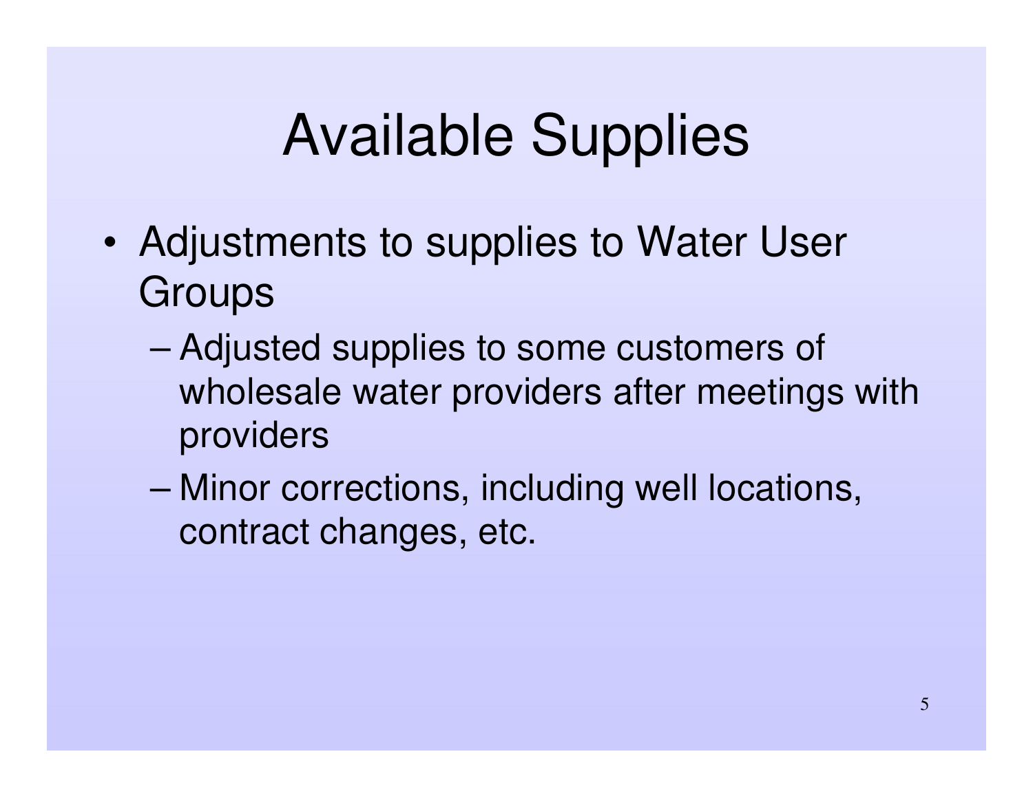# Available Supplies

- Adjustments to supplies to Water User Groups
  - Adjusted supplies to some customers of wholesale water providers after meetings with providers
  - Minor corrections, including well locations, contract changes, etc.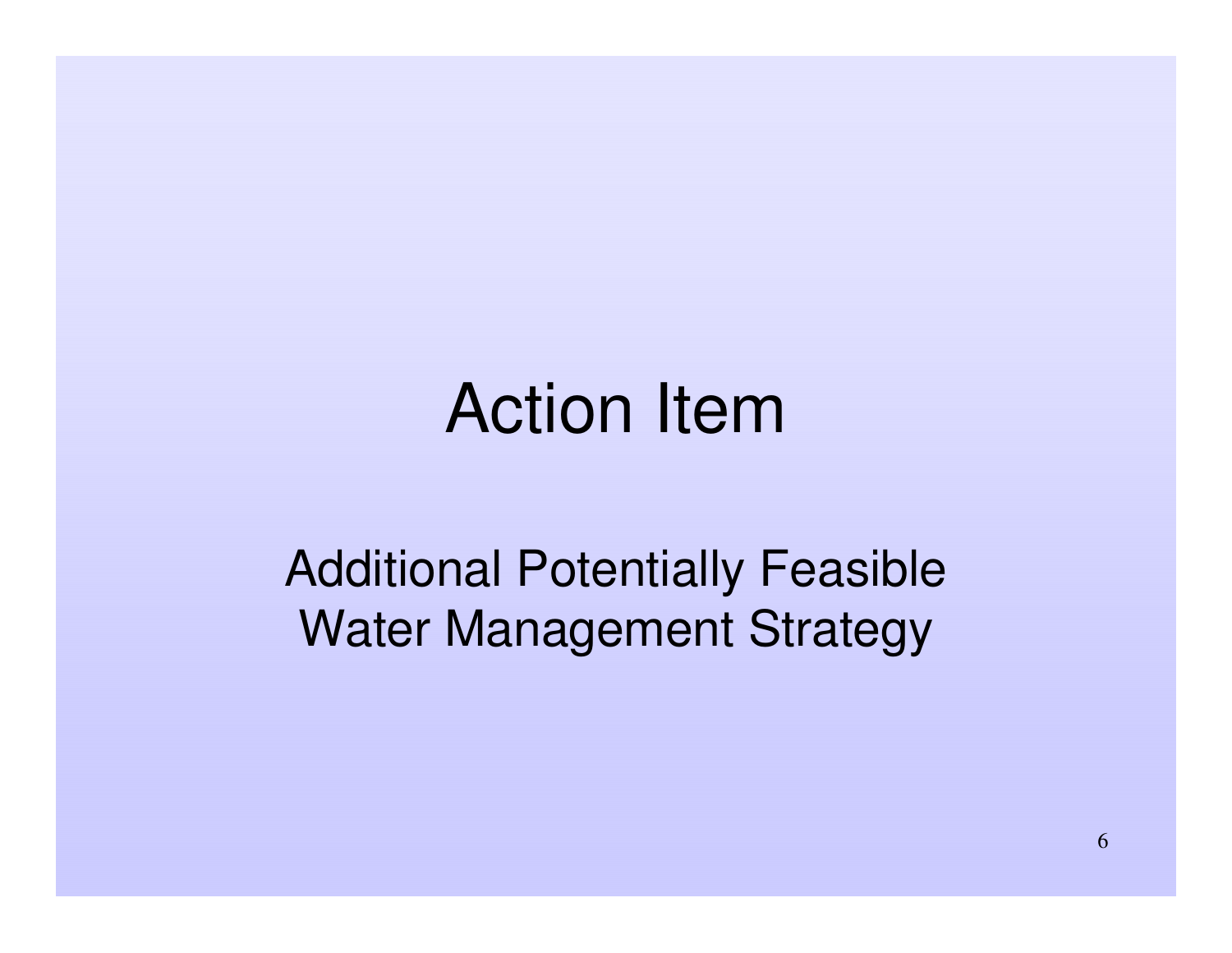# Action Item

Additional Potentially Feasible Water Management Strategy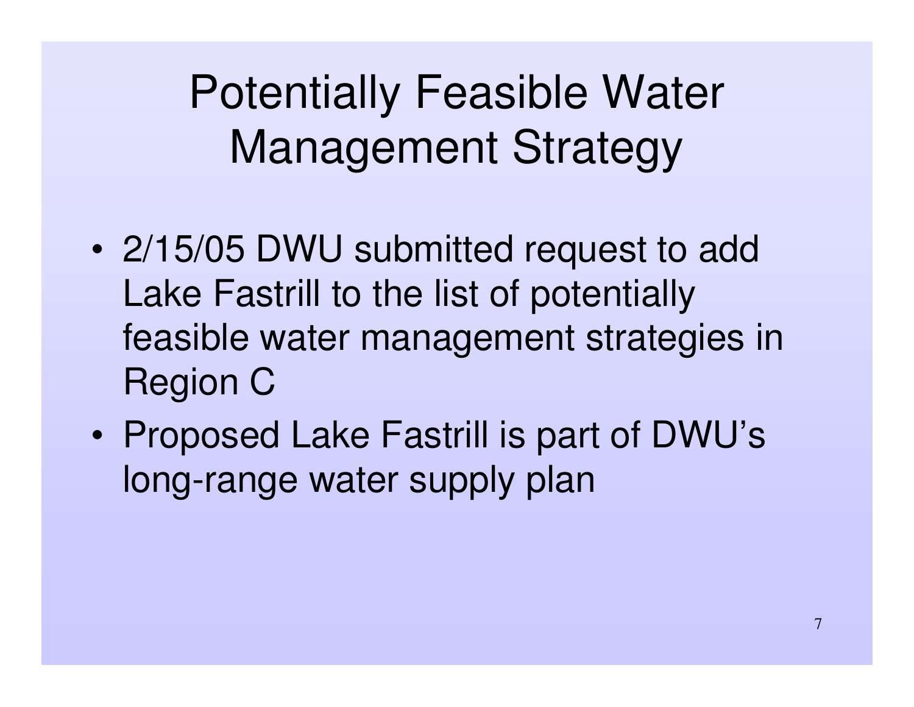# Potentially Feasible Water Management Strategy

- 2/15/05 DWU submitted request to add Lake Fastrill to the list of potentially feasible water management strategies in Region C
- Proposed Lake Fastrill is part of DWU's long-range water supply plan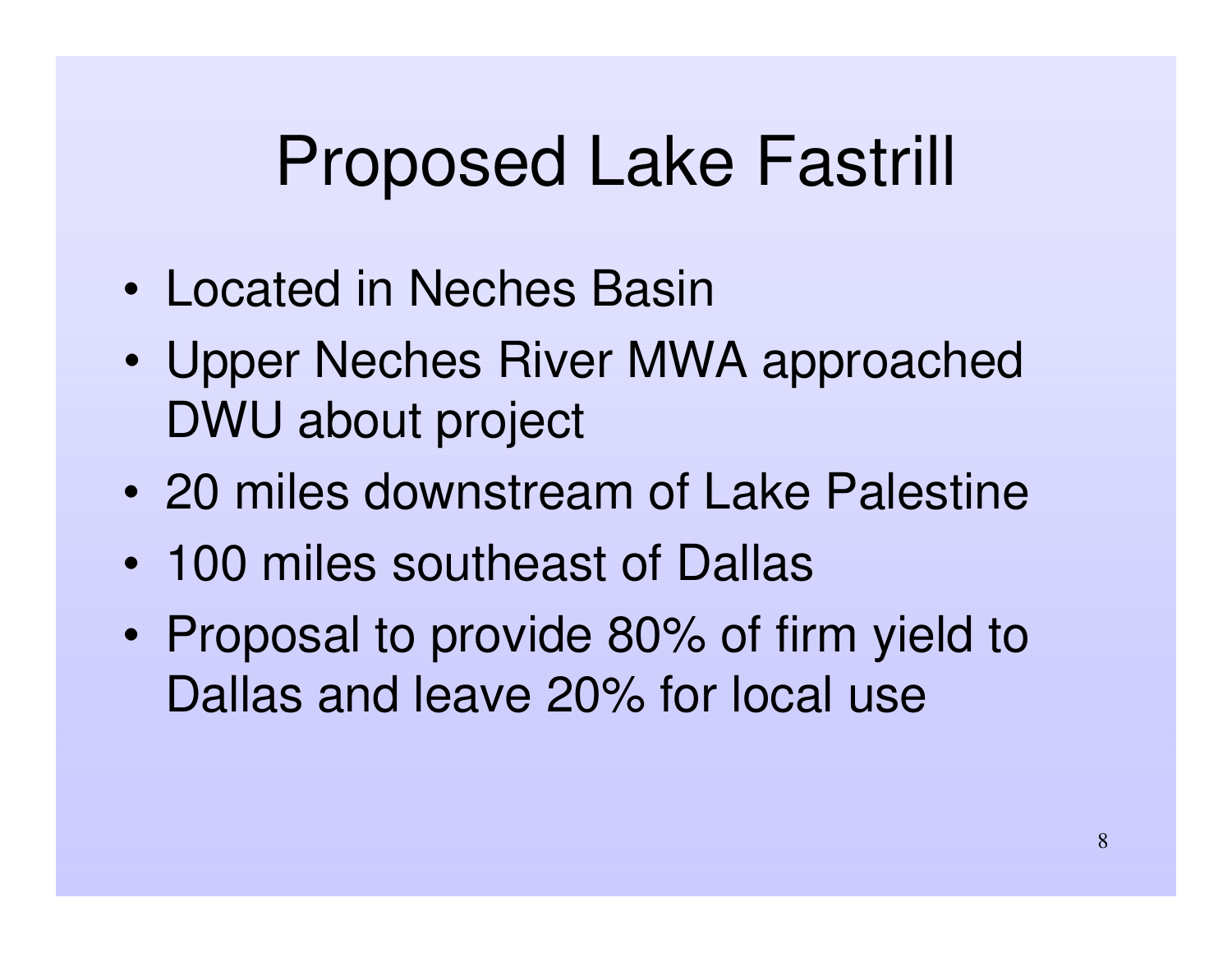# Proposed Lake Fastrill

- Located in Neches Basin
- Upper Neches River MWA approached DWU about project
- 20 miles downstream of Lake Palestine
- 100 miles southeast of Dallas
- Proposal to provide 80% of firm yield to Dallas and leave 20% for local use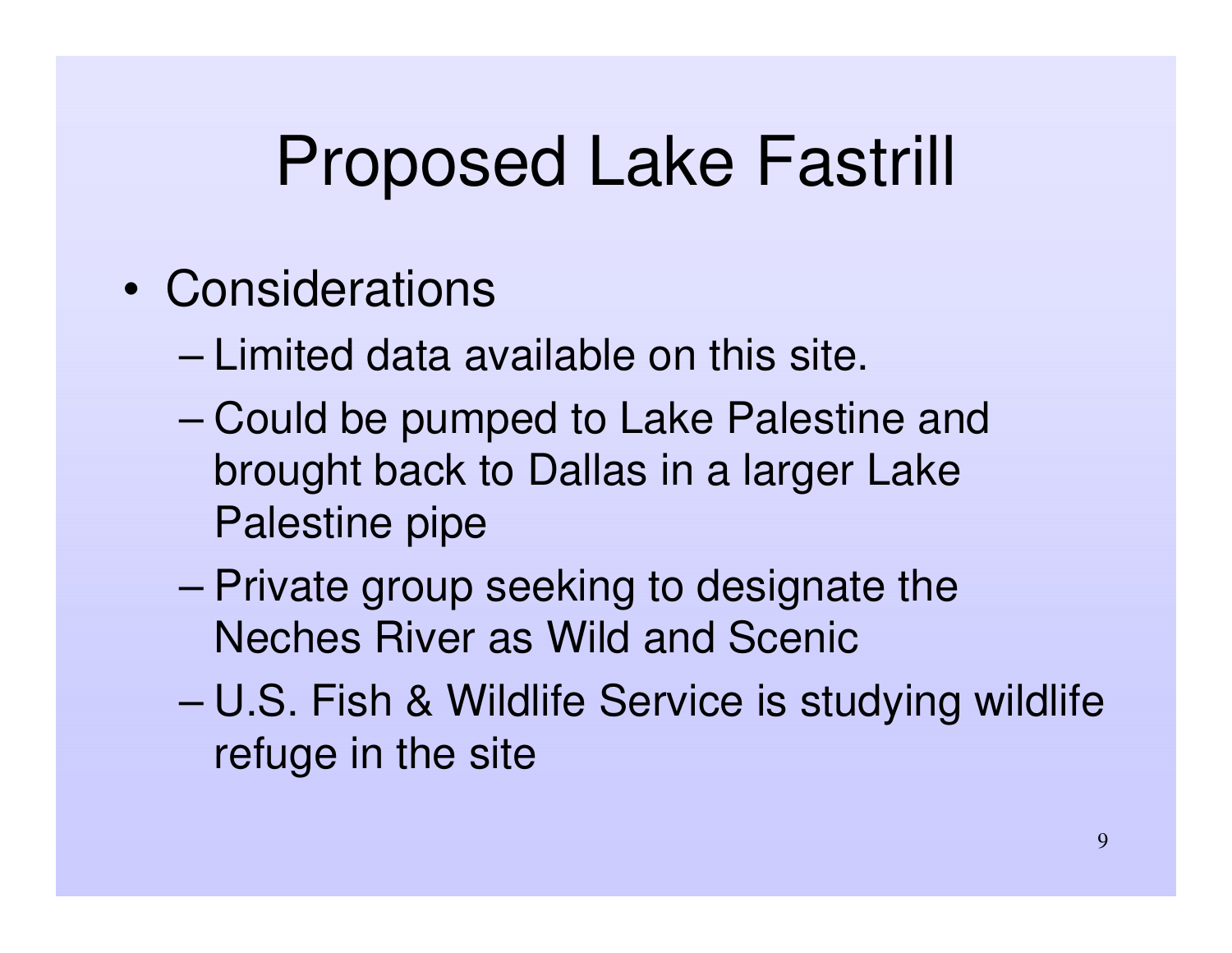# Proposed Lake Fastrill

- Considerations
  - Limited data available on this site.
  - Could be pumped to Lake Palestine and brought back to Dallas in a larger Lake Palestine pipe
  - Private group seeking to designate the Neches River as Wild and Scenic
  - U.S. Fish & Wildlife Service is studying wildlife refuge in the site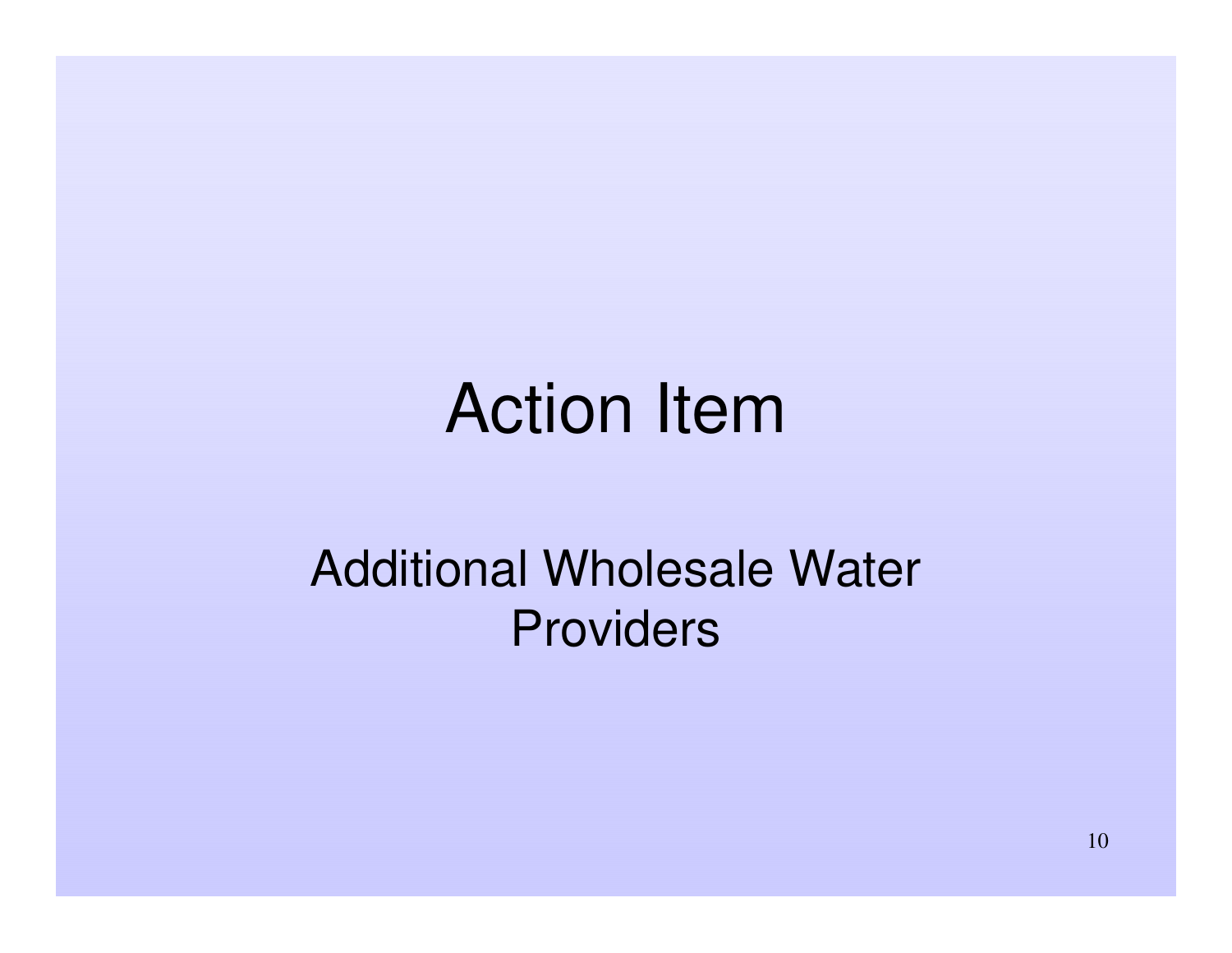# Action Item

Additional Wholesale Water Providers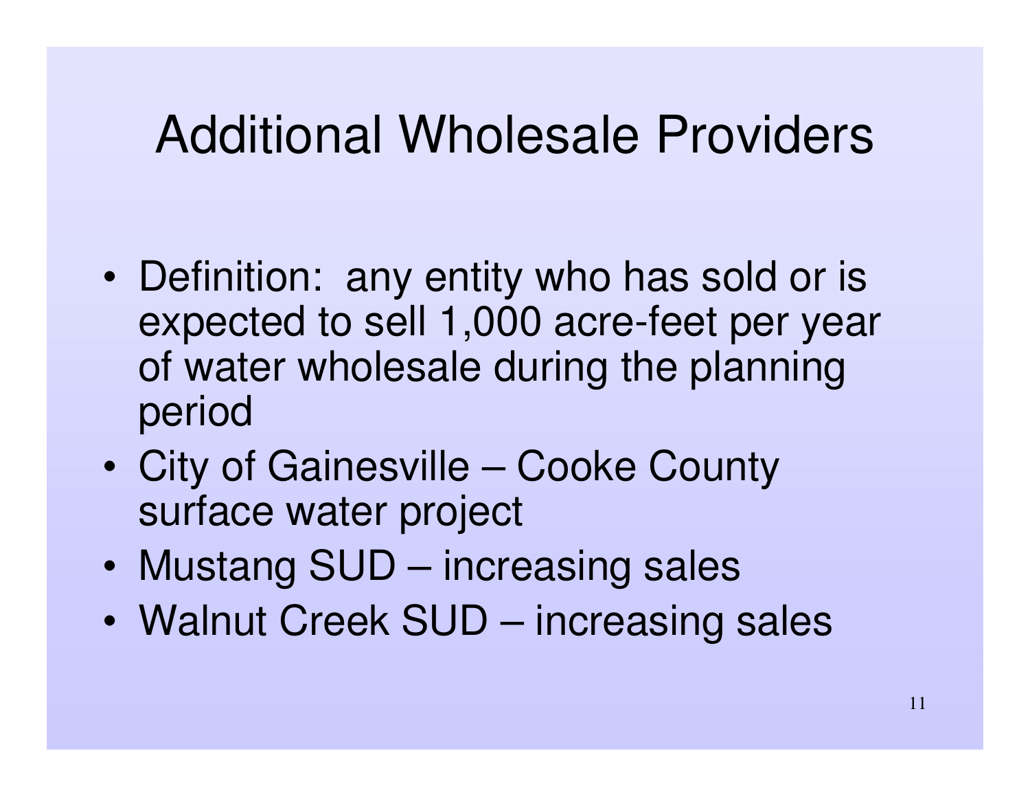# Additional Wholesale Providers

- Definition: any entity who has sold or is expected to sell 1,000 acre-feet per year of water wholesale during the planning period
- City of Gainesville – Cooke County surface water project
- Mustang SUD – increasing sales
- Walnut Creek SUD – increasing sales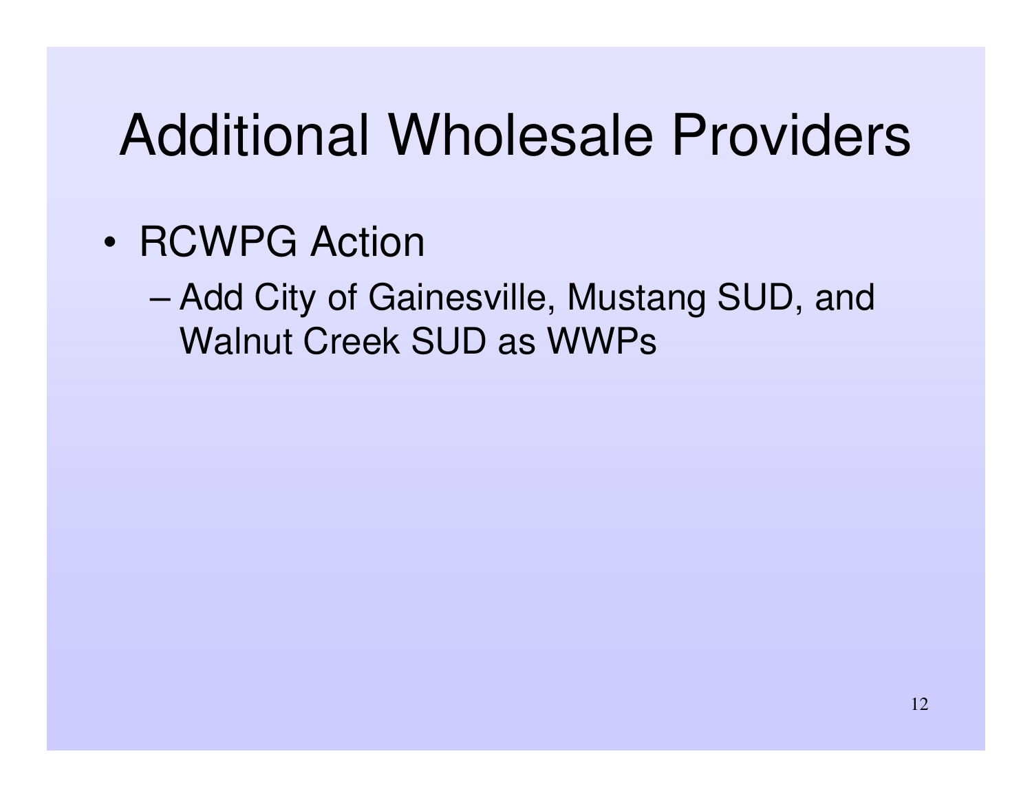# Additional Wholesale Providers

- RCWPG Action
  - Add City of Gainesville, Mustang SUD, and Walnut Creek SUD as WWPs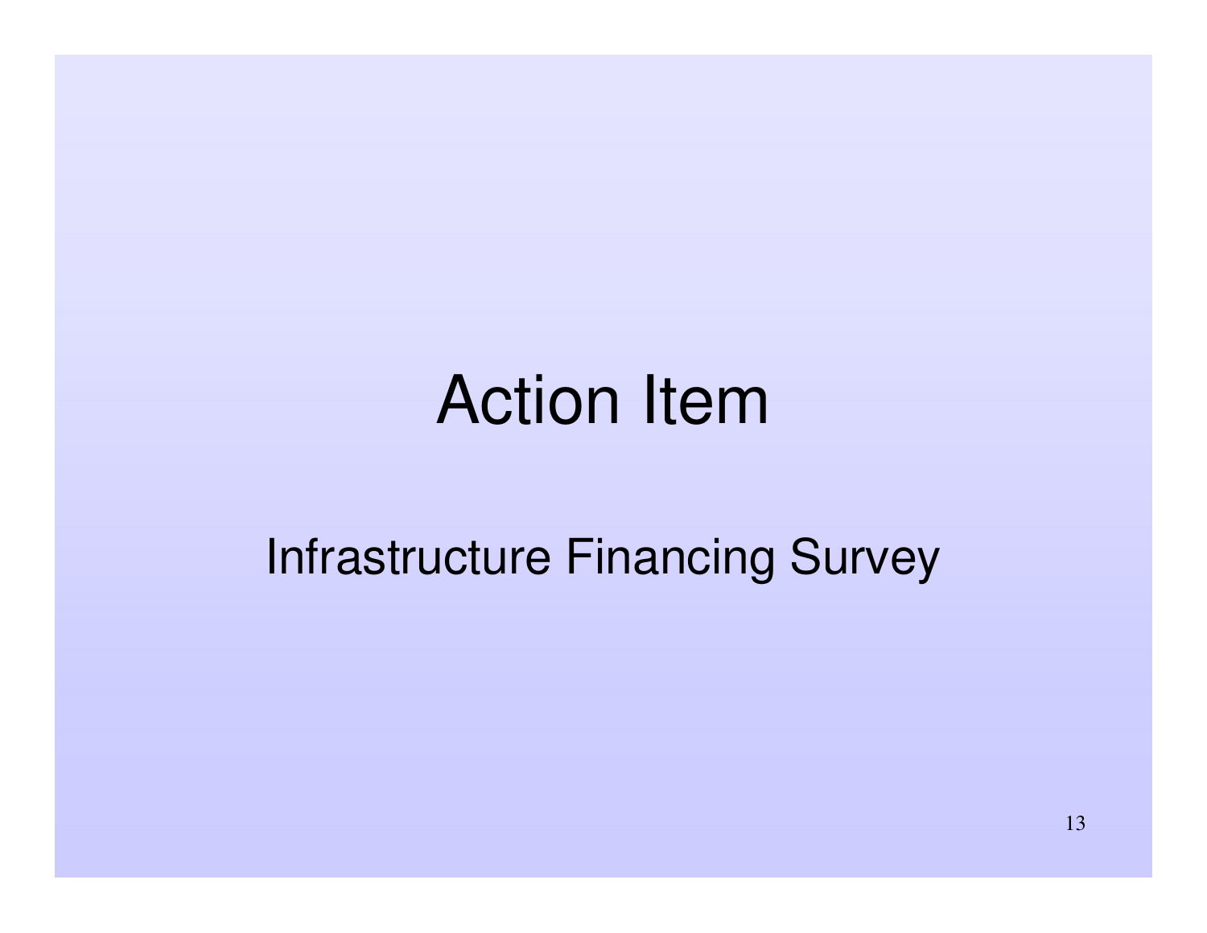# Action Item

## Infrastructure Financing Survey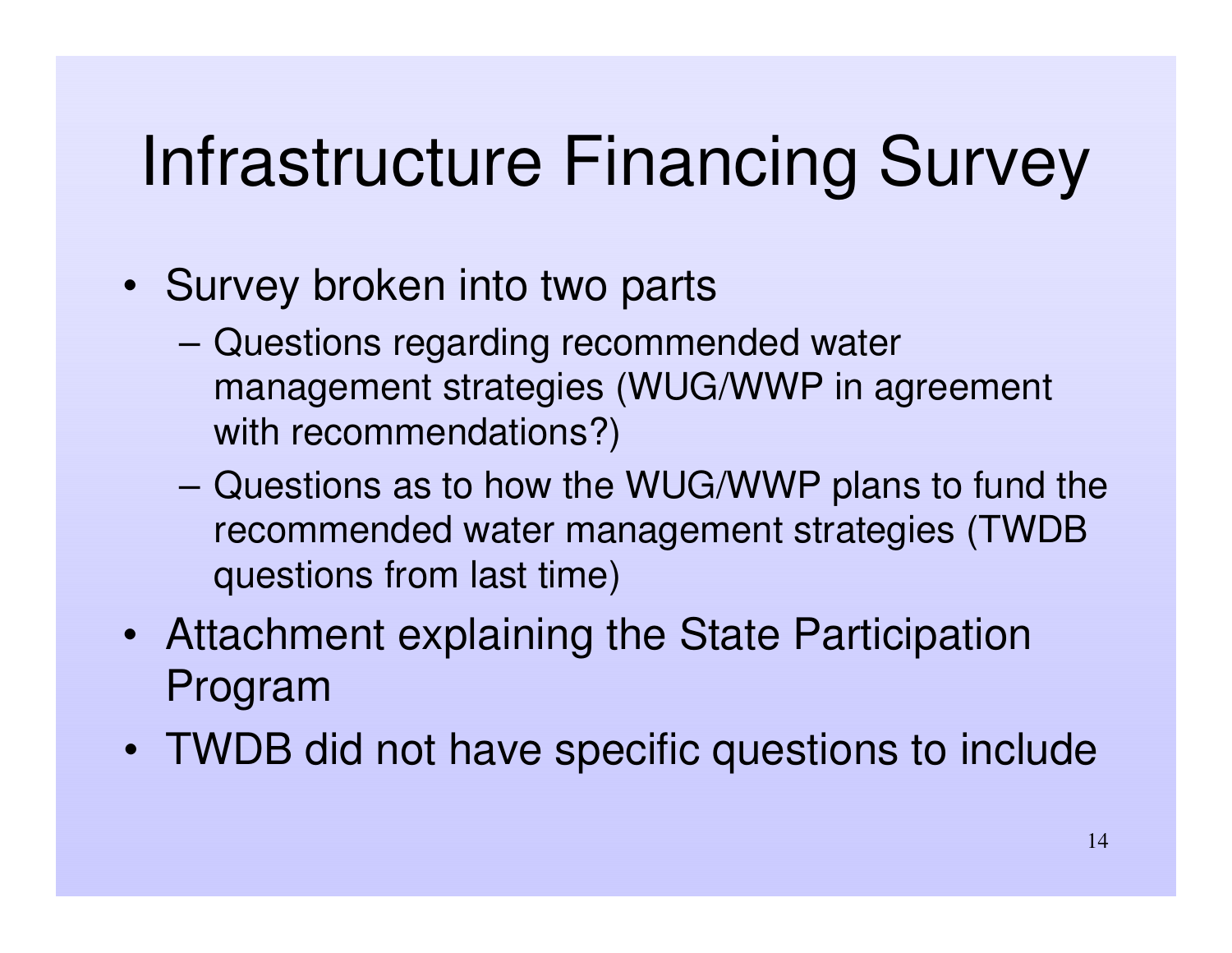# Infrastructure Financing Survey

- Survey broken into two parts
  - Questions regarding recommended water management strategies (WUG/WWP in agreement with recommendations?)
  - Questions as to how the WUG/WWP plans to fund the recommended water management strategies (TWDB questions from last time)
- Attachment explaining the State Participation Program
- TWDB did not have specific questions to include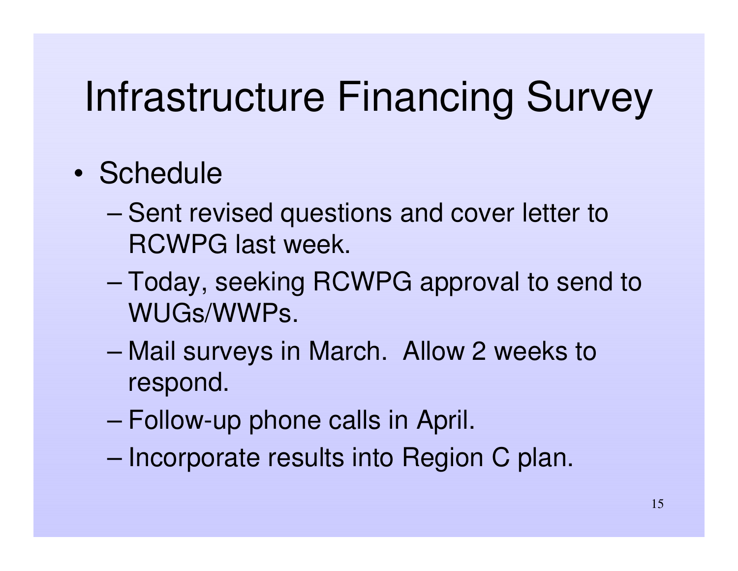# Infrastructure Financing Survey

- Schedule
  - Sent revised questions and cover letter to RCWPG last week.
  - Today, seeking RCWPG approval to send to WUGs/WWPs.
  - Mail surveys in March. Allow 2 weeks to respond.
  - Follow-up phone calls in April.
  - Incorporate results into Region C plan.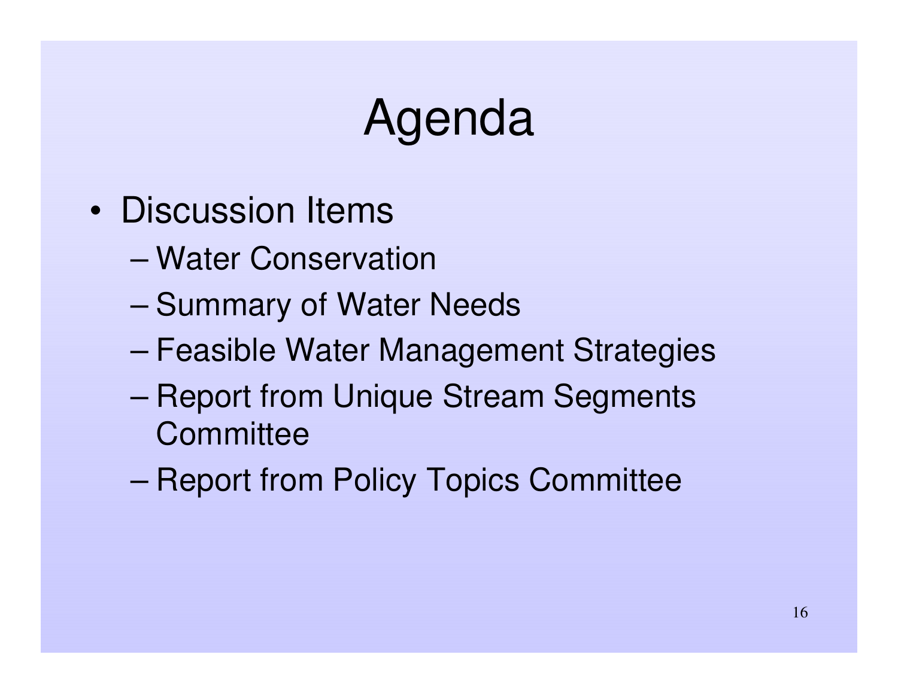# Agenda

- Discussion Items
  - Water Conservation
  - Summary of Water Needs
  - Feasible Water Management Strategies
  - Report from Unique Stream Segments Committee
  - Report from Policy Topics Committee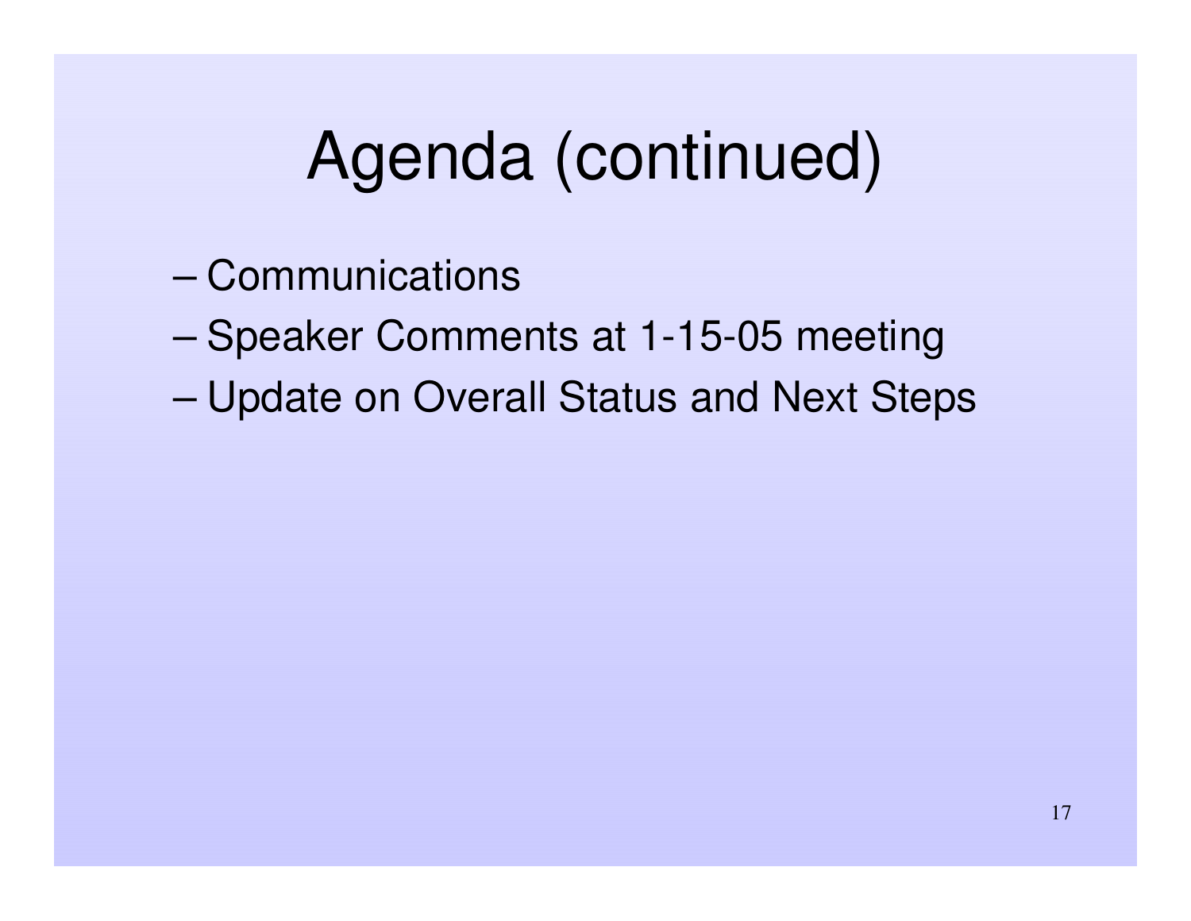# Agenda (continued)

- Communications
- Speaker Comments at 1-15-05 meeting
- Update on Overall Status and Next Steps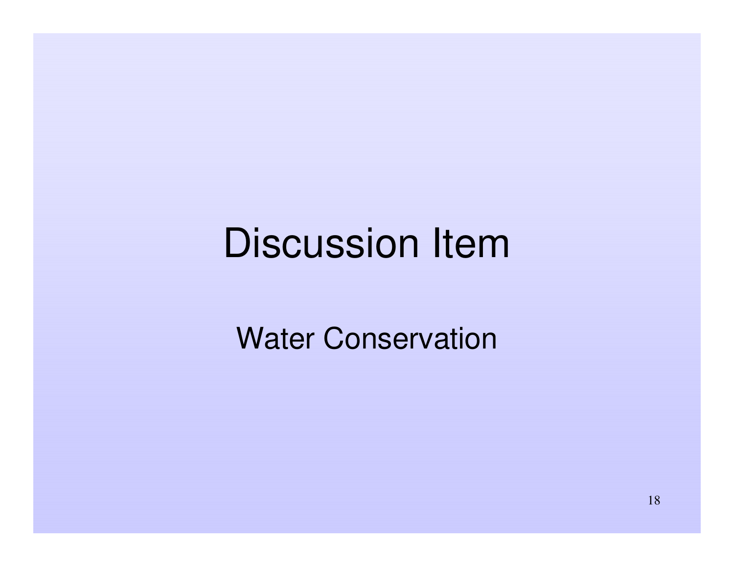# Discussion Item

## Water Conservation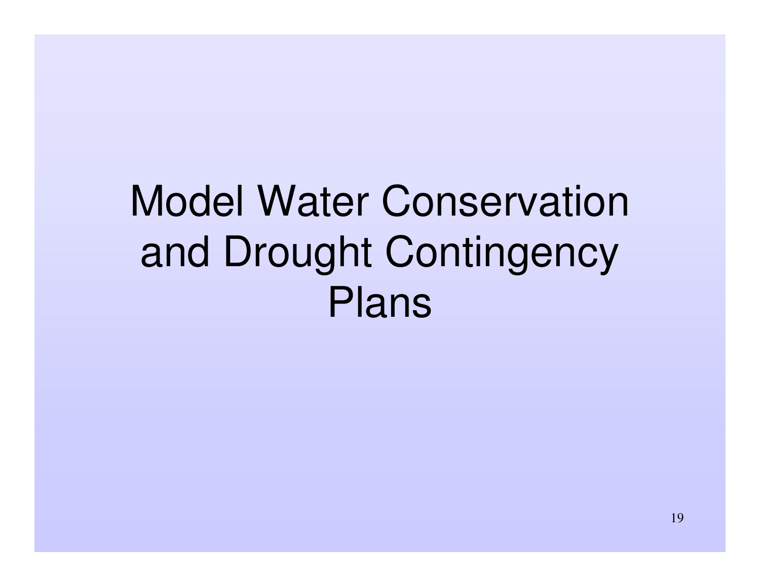# Model Water Conservation and Drought Contingency Plans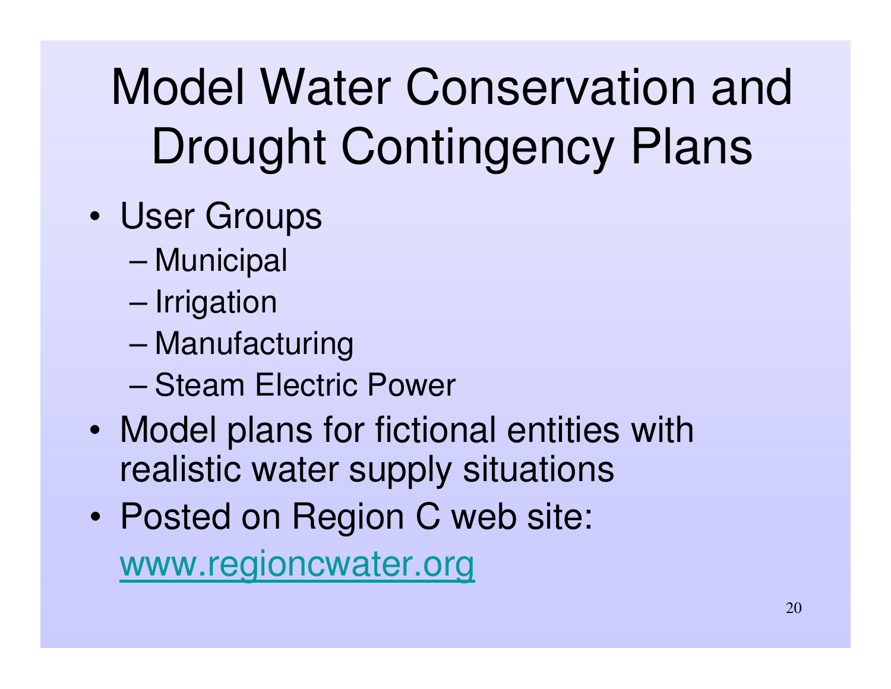# Model Water Conservation and Drought Contingency Plans

- User Groups
  - Municipal
  - Irrigation
  - Manufacturing
  - Steam Electric Power
- Model plans for fictional entities with realistic water supply situations
- Posted on Region C web site: [www.regioncwater.org](http://www.regioncwater.org)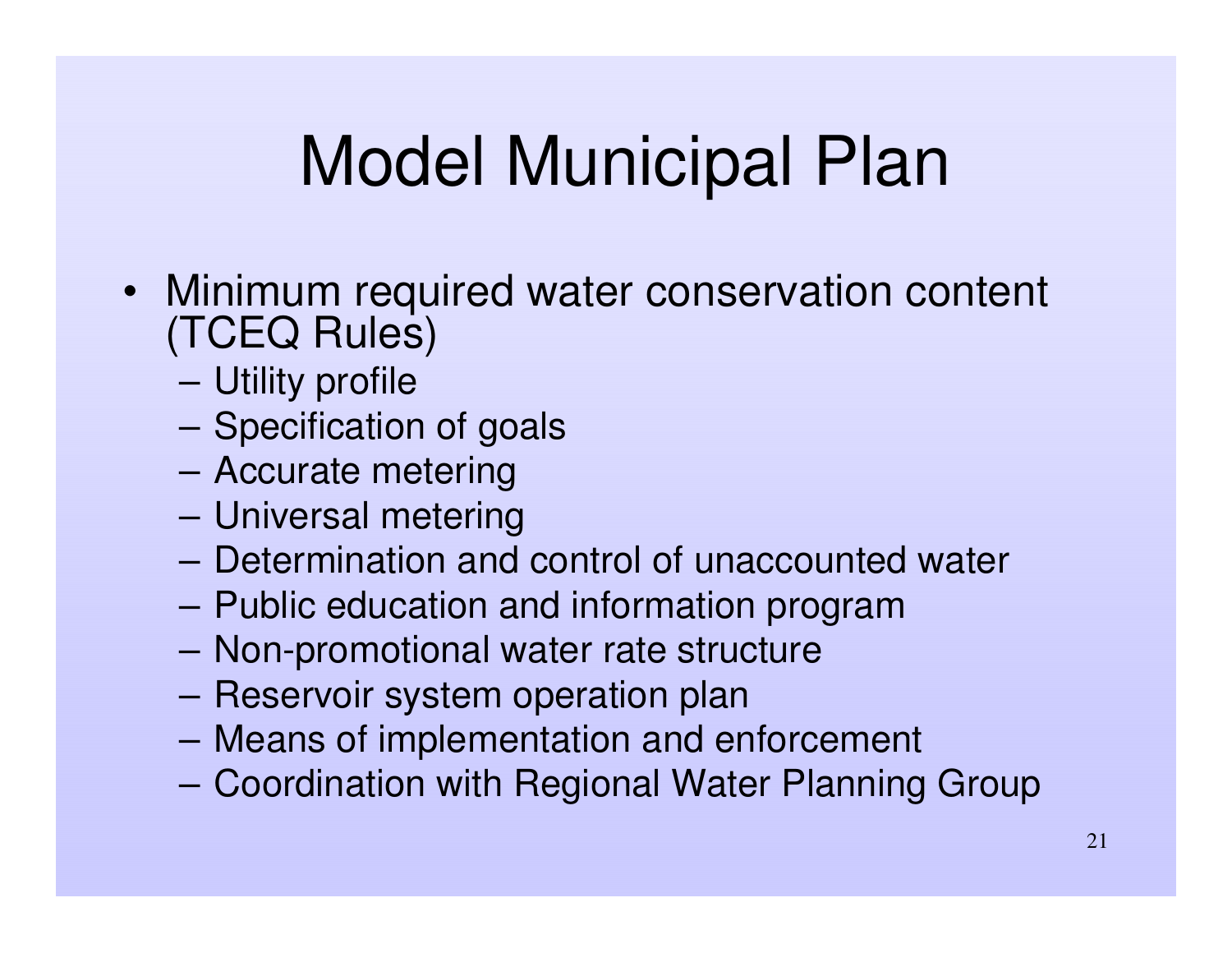# Model Municipal Plan

- Minimum required water conservation content (TCEQ Rules)
  - Utility profile
  - Specification of goals
  - Accurate metering
  - Universal metering
  - Determination and control of unaccounted water
  - Public education and information program
  - Non-promotional water rate structure
  - Reservoir system operation plan
  - Means of implementation and enforcement
  - Coordination with Regional Water Planning Group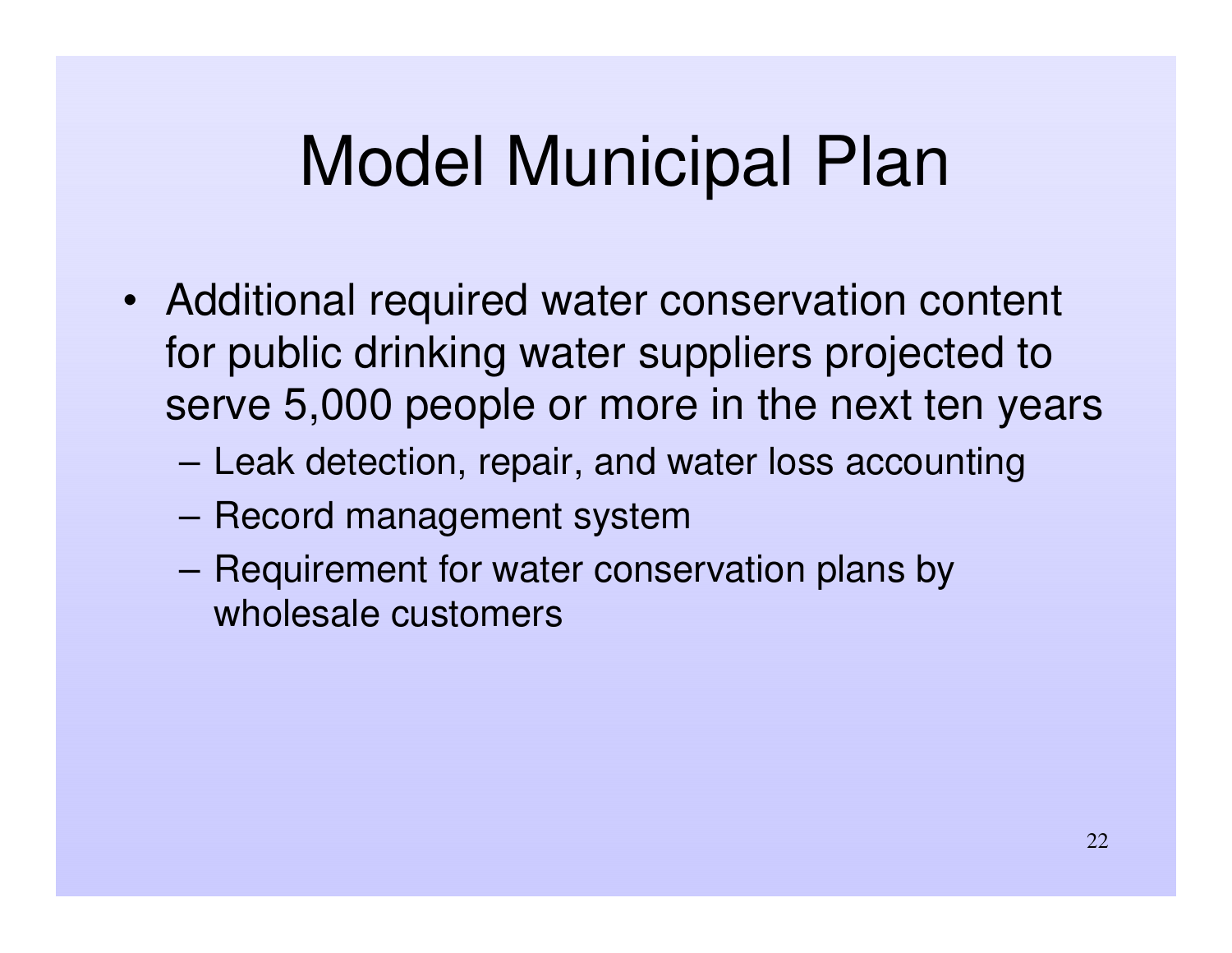# Model Municipal Plan

- Additional required water conservation content for public drinking water suppliers projected to serve 5,000 people or more in the next ten years
  - Leak detection, repair, and water loss accounting
  - Record management system
  - Requirement for water conservation plans by wholesale customers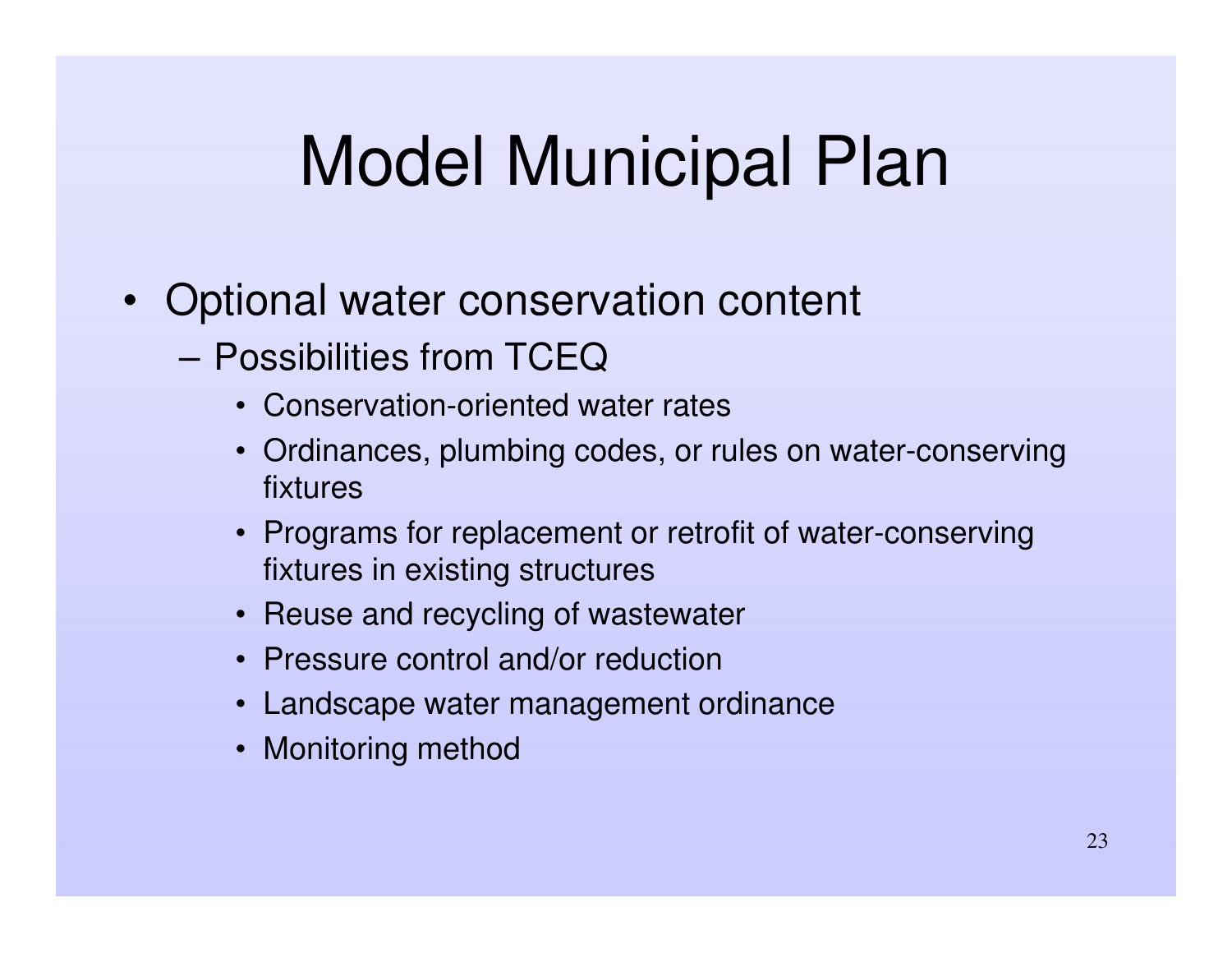# Model Municipal Plan

- Optional water conservation content
  - Possibilities from TCEQ
    - Conservation-oriented water rates
    - Ordinances, plumbing codes, or rules on water-conserving fixtures
    - Programs for replacement or retrofit of water-conserving fixtures in existing structures
    - Reuse and recycling of wastewater
    - Pressure control and/or reduction
    - Landscape water management ordinance
    - Monitoring method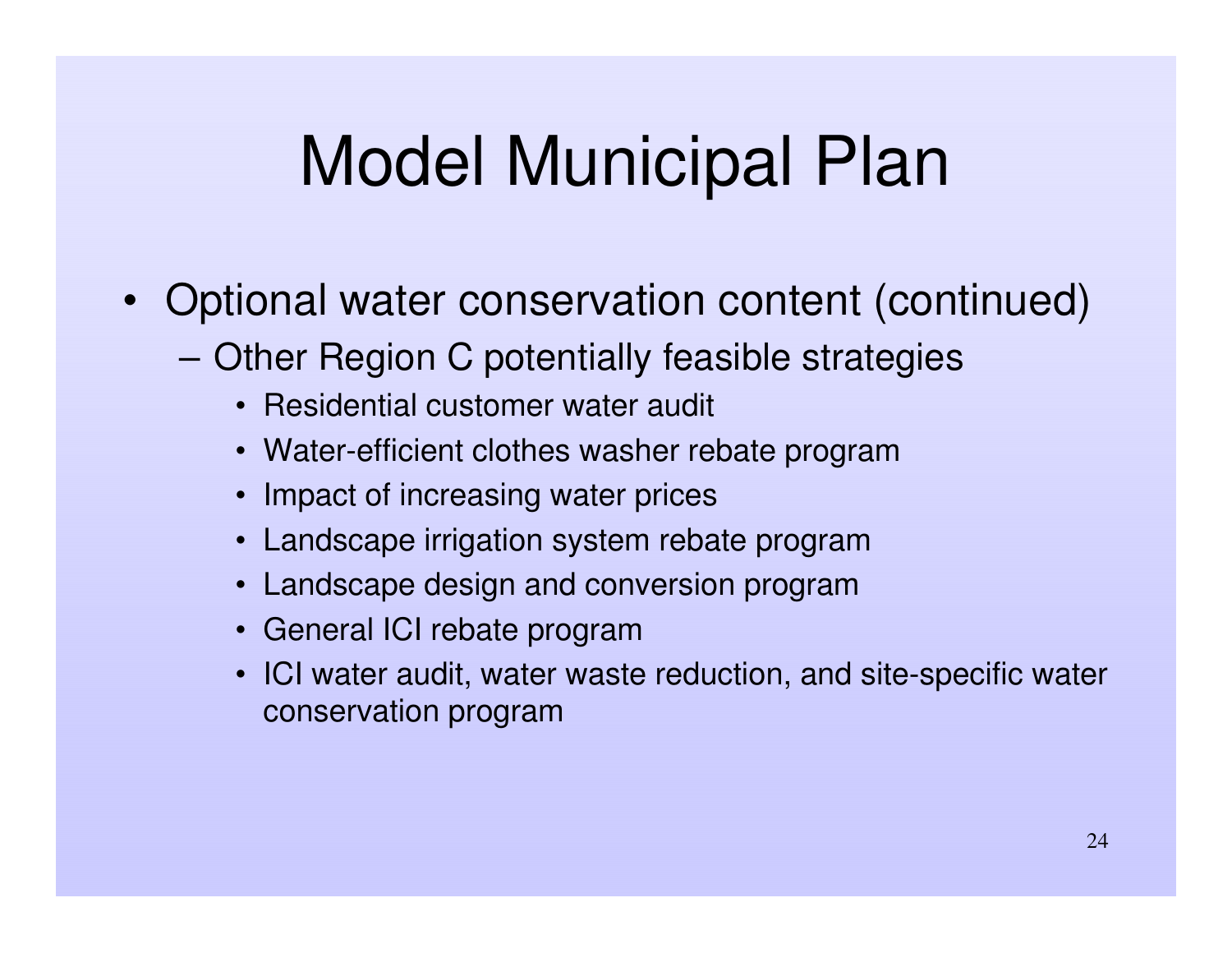# Model Municipal Plan

- Optional water conservation content (continued)
  - Other Region C potentially feasible strategies
    - Residential customer water audit
    - Water-efficient clothes washer rebate program
    - Impact of increasing water prices
    - Landscape irrigation system rebate program
    - Landscape design and conversion program
    - General ICI rebate program
    - ICI water audit, water waste reduction, and site-specific water conservation program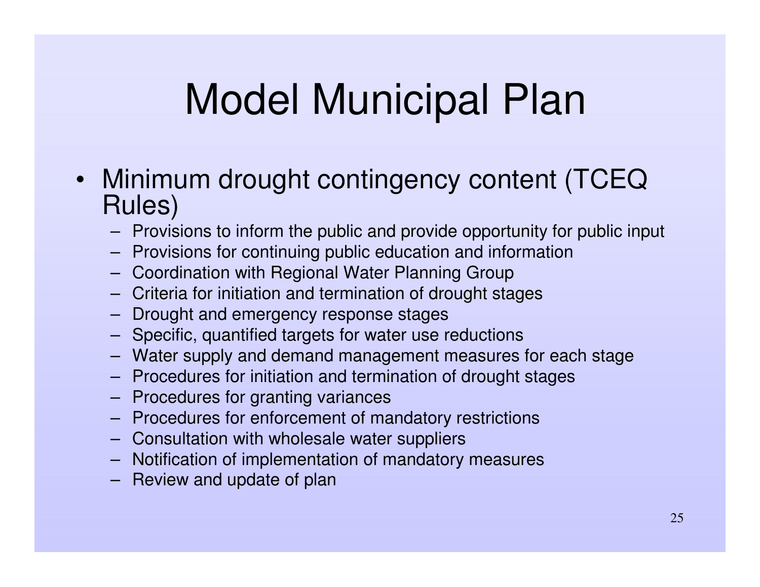# Model Municipal Plan

- Minimum drought contingency content (TCEQ Rules)
  - Provisions to inform the public and provide opportunity for public input
  - Provisions for continuing public education and information
  - Coordination with Regional Water Planning Group
  - Criteria for initiation and termination of drought stages
  - Drought and emergency response stages
  - Specific, quantified targets for water use reductions
  - Water supply and demand management measures for each stage
  - Procedures for initiation and termination of drought stages
  - Procedures for granting variances
  - Procedures for enforcement of mandatory restrictions
  - Consultation with wholesale water suppliers
  - Notification of implementation of mandatory measures
  - Review and update of plan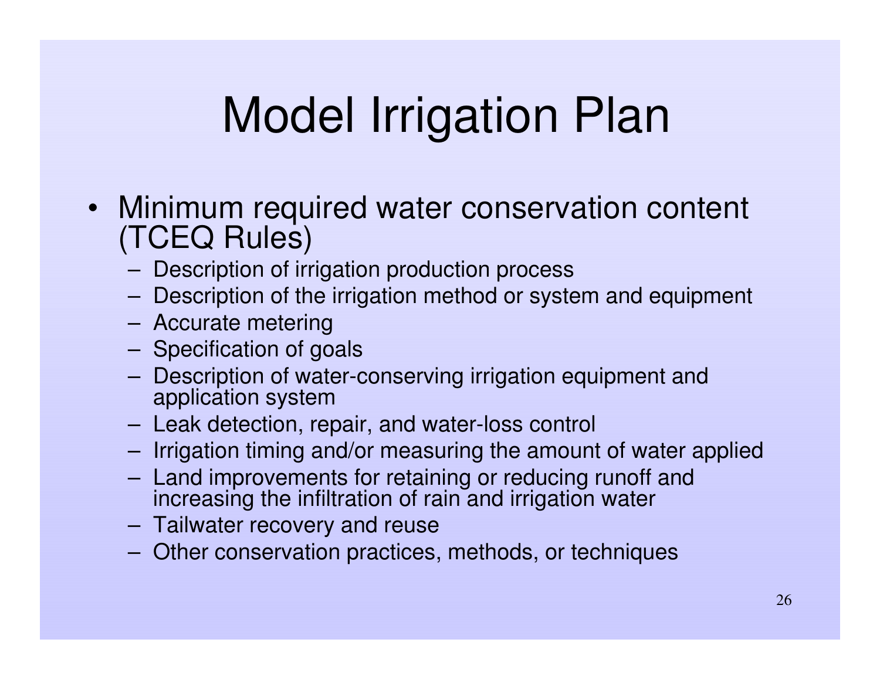# Model Irrigation Plan

- Minimum required water conservation content (TCEQ Rules)
  - Description of irrigation production process
  - Description of the irrigation method or system and equipment
  - Accurate metering
  - Specification of goals
  - Description of water-conserving irrigation equipment and application system
  - Leak detection, repair, and water-loss control
  - Irrigation timing and/or measuring the amount of water applied
  - Land improvements for retaining or reducing runoff and increasing the infiltration of rain and irrigation water
  - Tailwater recovery and reuse
  - Other conservation practices, methods, or techniques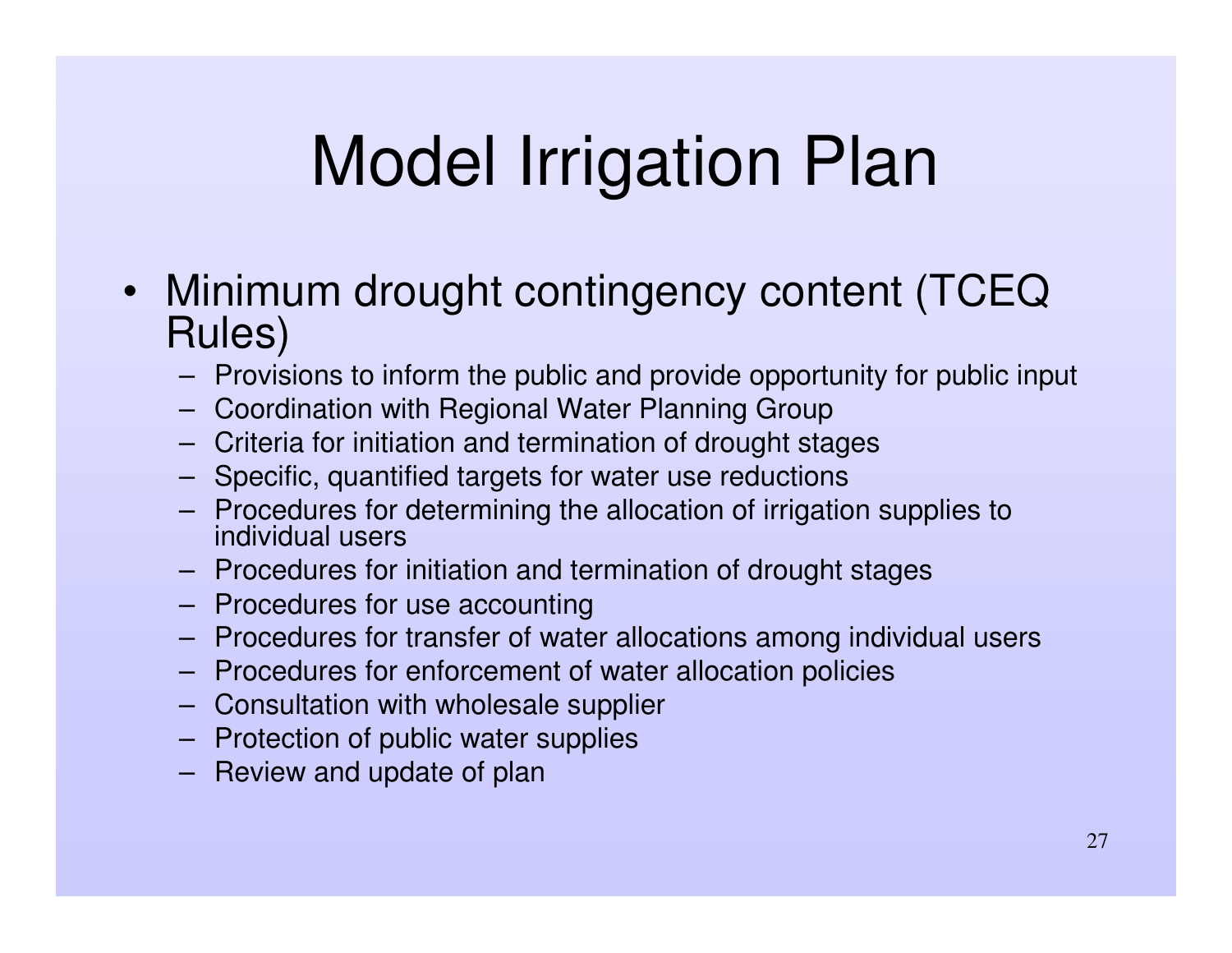# Model Irrigation Plan

- Minimum drought contingency content (TCEQ Rules)
  - Provisions to inform the public and provide opportunity for public input
  - Coordination with Regional Water Planning Group
  - Criteria for initiation and termination of drought stages
  - Specific, quantified targets for water use reductions
  - Procedures for determining the allocation of irrigation supplies to individual users
  - Procedures for initiation and termination of drought stages
  - Procedures for use accounting
  - Procedures for transfer of water allocations among individual users
  - Procedures for enforcement of water allocation policies
  - Consultation with wholesale supplier
  - Protection of public water supplies
  - Review and update of plan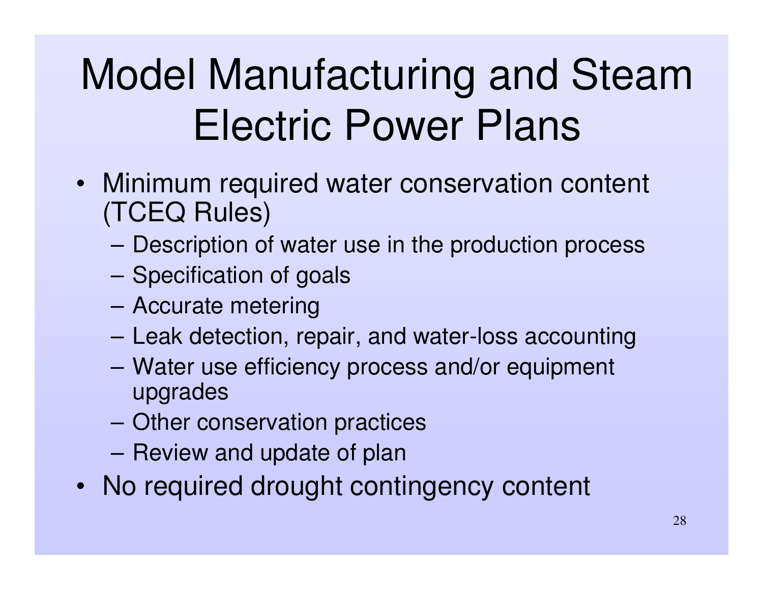# Model Manufacturing and Steam Electric Power Plans

- Minimum required water conservation content (TCEQ Rules)
  - Description of water use in the production process
  - Specification of goals
  - Accurate metering
  - Leak detection, repair, and water-loss accounting
  - Water use efficiency process and/or equipment upgrades
  - Other conservation practices
  - Review and update of plan
- No required drought contingency content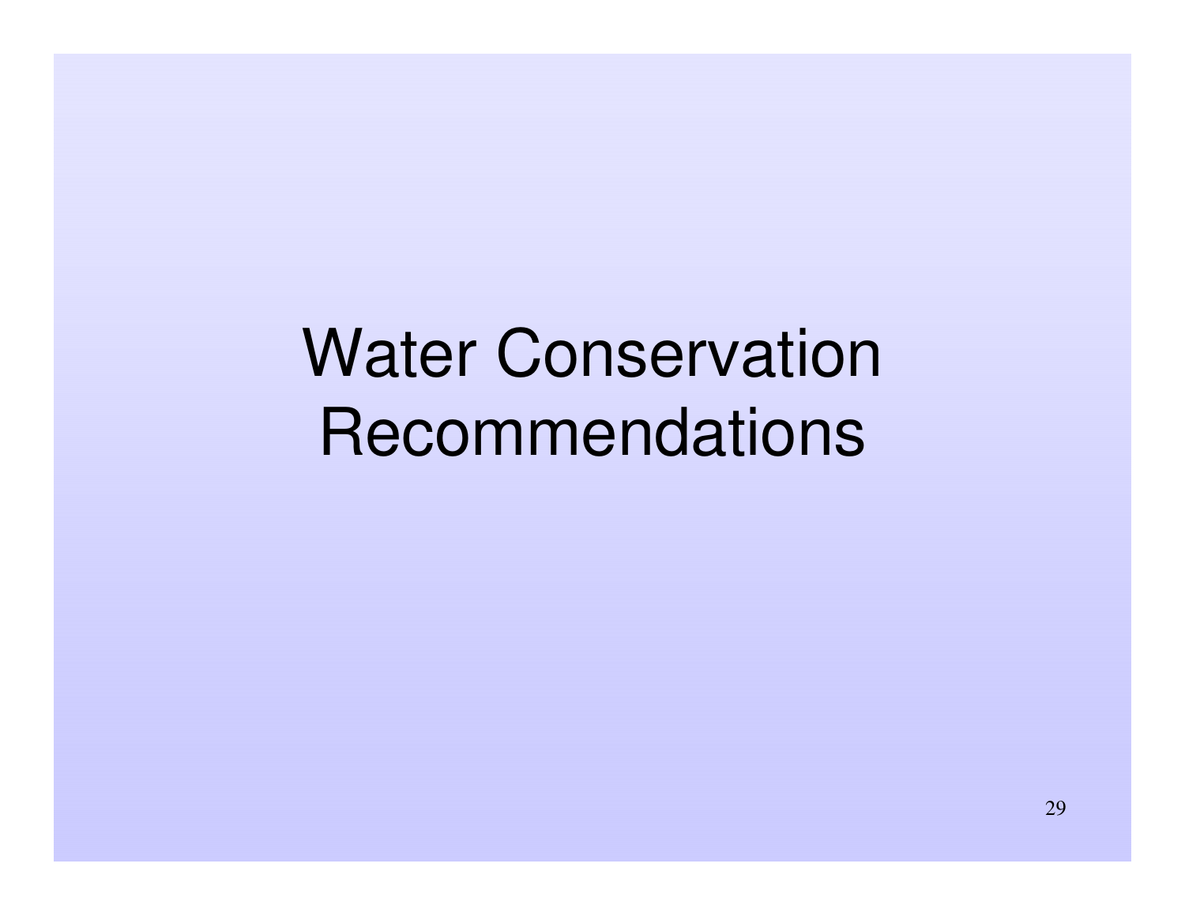# Water Conservation Recommendations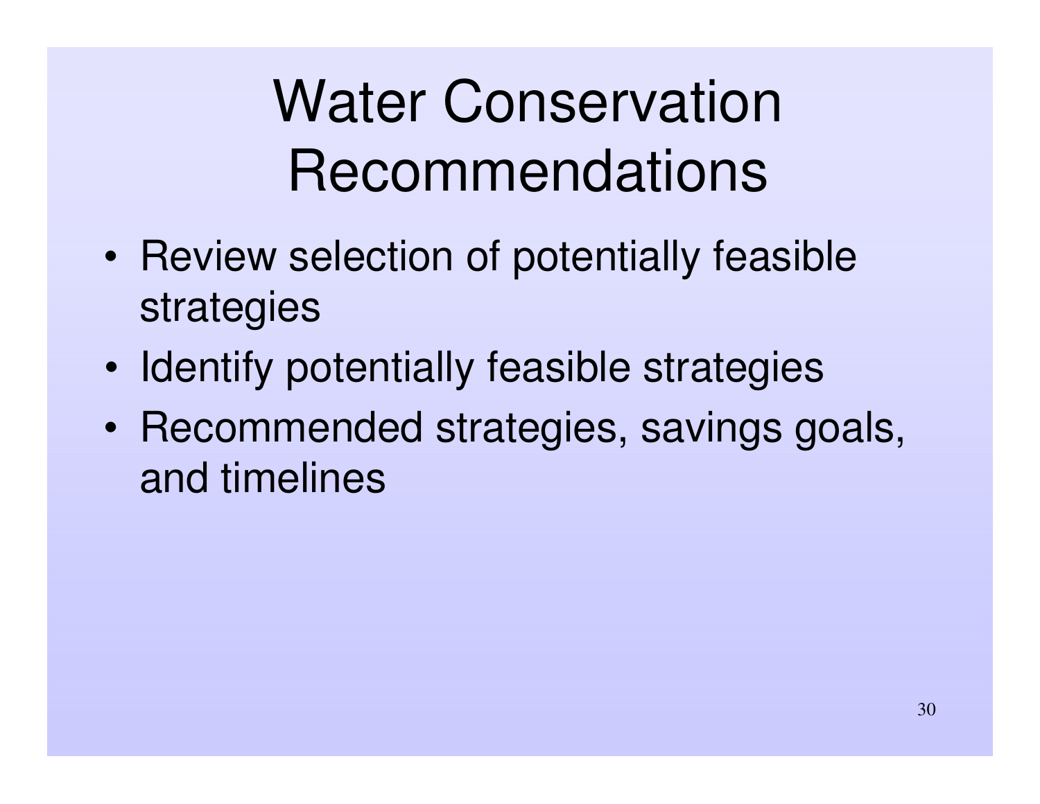# Water Conservation Recommendations

- Review selection of potentially feasible strategies
- Identify potentially feasible strategies
- Recommended strategies, savings goals, and timelines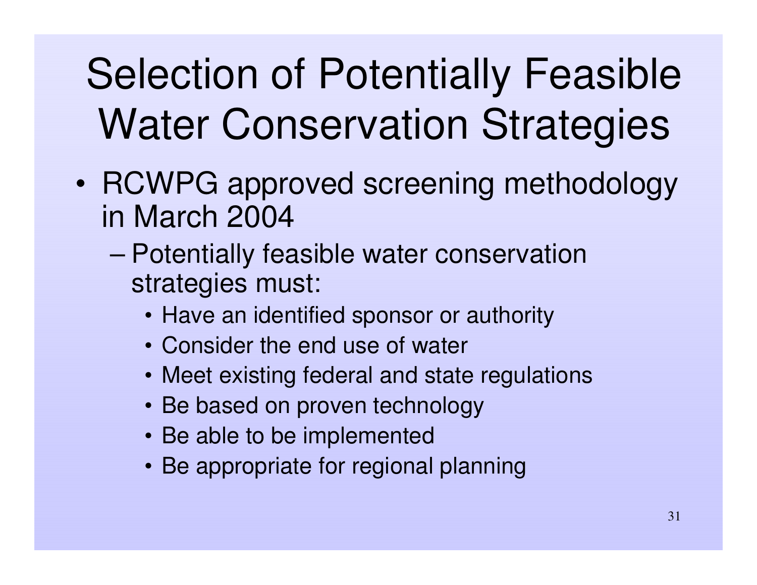# Selection of Potentially Feasible Water Conservation Strategies

- RCWPG approved screening methodology in March 2004
  - Potentially feasible water conservation strategies must:
    - Have an identified sponsor or authority
    - Consider the end use of water
    - Meet existing federal and state regulations
    - Be based on proven technology
    - Be able to be implemented
    - Be appropriate for regional planning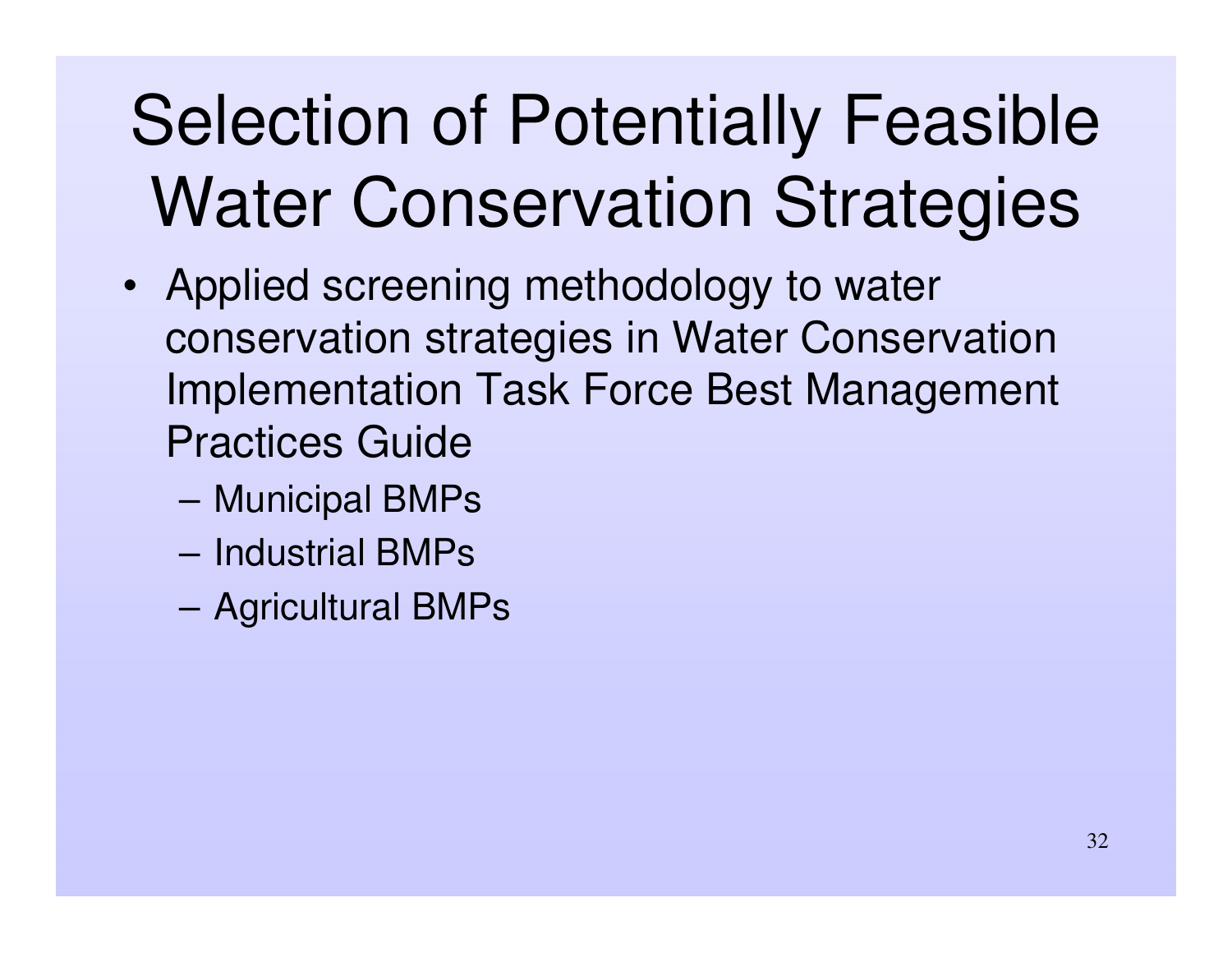# Selection of Potentially Feasible Water Conservation Strategies

- Applied screening methodology to water conservation strategies in Water Conservation Implementation Task Force Best Management Practices Guide
  - Municipal BMPs
  - Industrial BMPs
  - Agricultural BMPs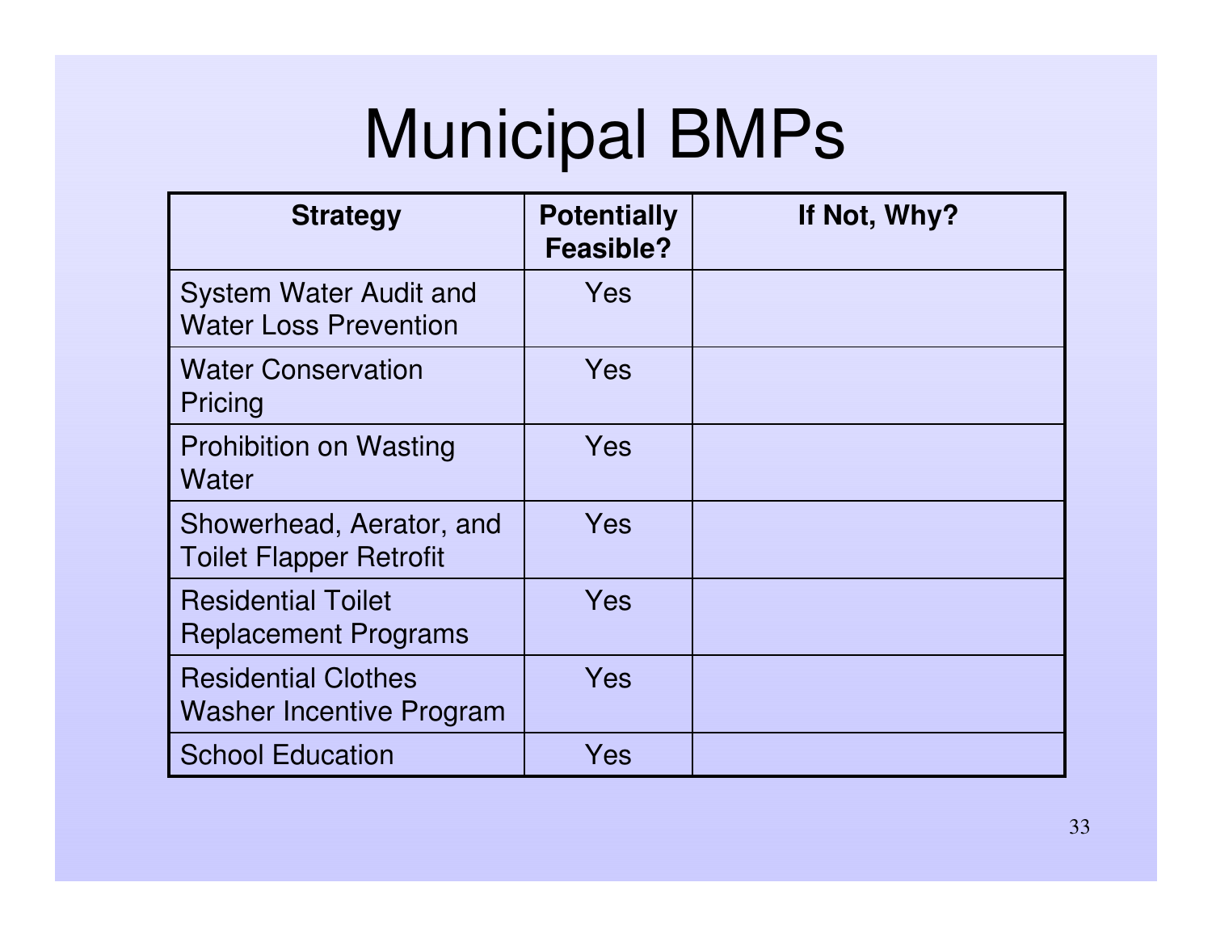# Municipal BMPs

| Strategy | Potentially Feasible? | If Not, Why? |
|---|---|---|
| System Water Audit and Water Loss Prevention | Yes | |
| Water Conservation Pricing | Yes | |
| Prohibition on Wasting Water | Yes | |
| Showerhead, Aerator, and Toilet Flapper Retrofit | Yes | |
| Residential Toilet Replacement Programs | Yes | |
| Residential Clothes Washer Incentive Program | Yes | |
| School Education | Yes | |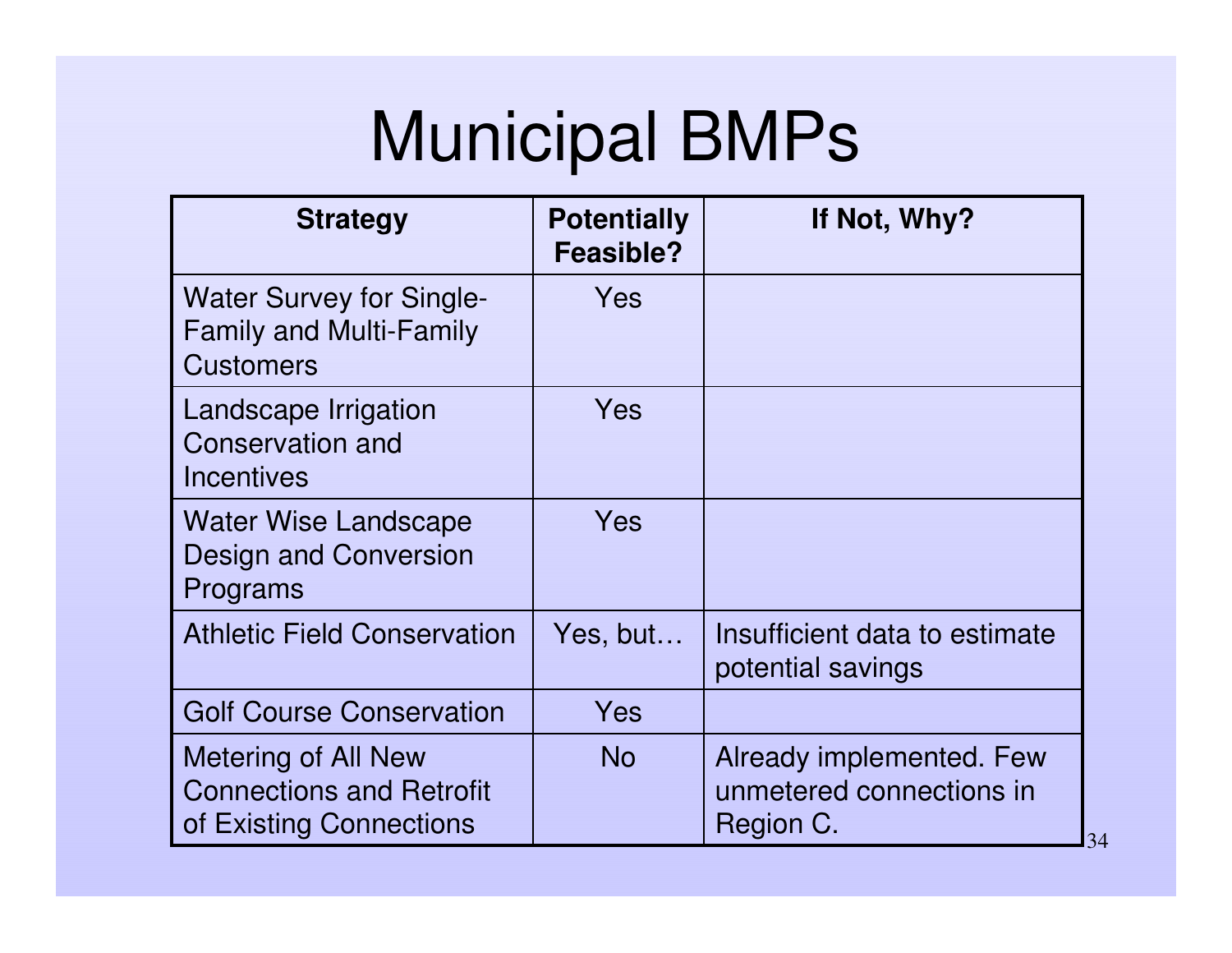# Municipal BMPs

| Strategy | Potentially Feasible? | If Not, Why? |
| --- | --- | --- |
| Water Survey for Single-Family and Multi-Family Customers | Yes | |
| Landscape Irrigation Conservation and Incentives | Yes | |
| Water Wise Landscape Design and Conversion Programs | Yes | |
| Athletic Field Conservation | Yes, but… | Insufficient data to estimate potential savings |
| Golf Course Conservation | Yes | |
| Metering of All New Connections and Retrofit of Existing Connections | No | Already implemented. Few unmetered connections in Region C. |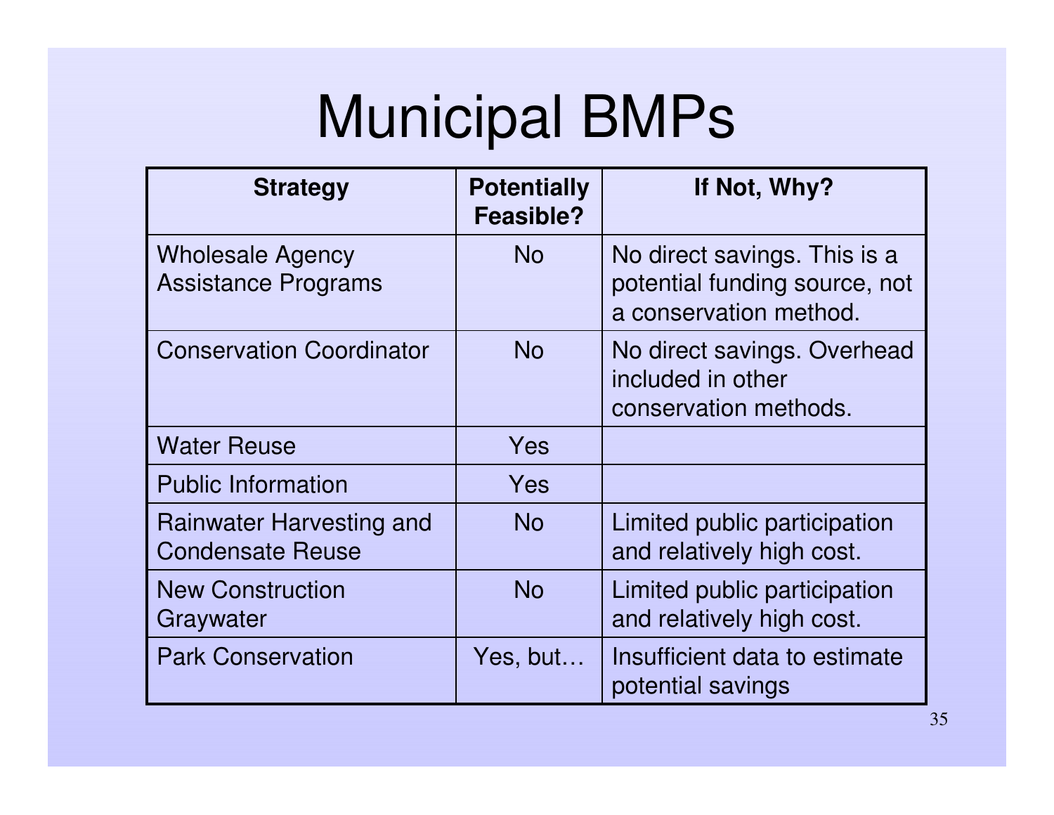# Municipal BMPs

| Strategy | Potentially Feasible? | If Not, Why? |
|---|---|---|
| Wholesale Agency Assistance Programs | No | No direct savings. This is a potential funding source, not a conservation method. |
| Conservation Coordinator | No | No direct savings. Overhead included in other conservation methods. |
| Water Reuse | Yes | |
| Public Information | Yes | |
| Rainwater Harvesting and Condensate Reuse | No | Limited public participation and relatively high cost. |
| New Construction Graywater | No | Limited public participation and relatively high cost. |
| Park Conservation | Yes, but… | Insufficient data to estimate potential savings |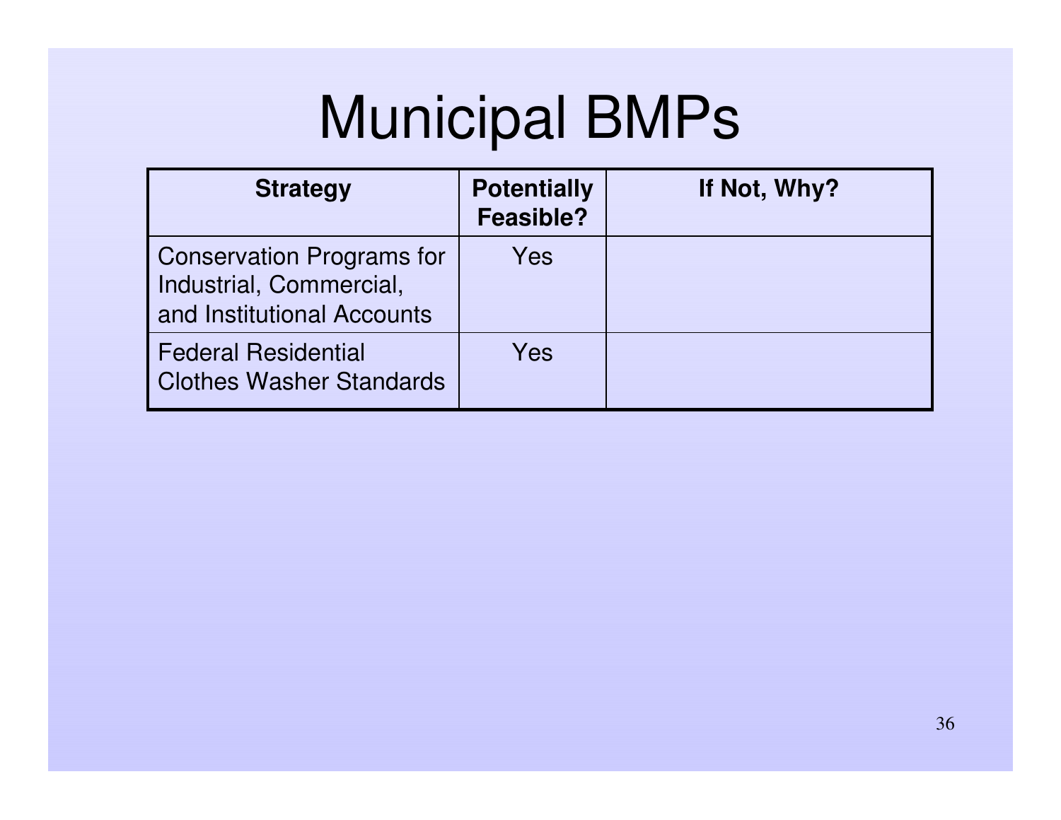# Municipal BMPs

| Strategy | Potentially Feasible? | If Not, Why? |
|---|---|---|
| Conservation Programs for Industrial, Commercial, and Institutional Accounts | Yes | |
| Federal Residential Clothes Washer Standards | Yes | |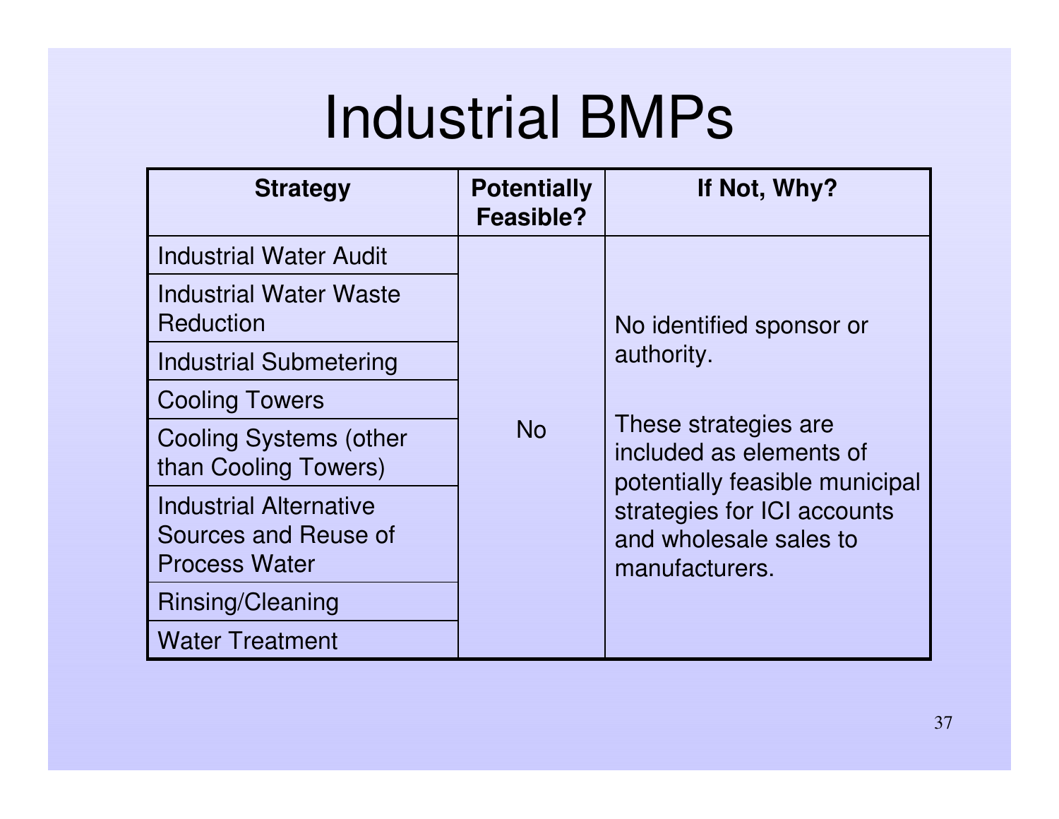# Industrial BMPs

| Strategy | Potentially Feasible? | If Not, Why? |
|---|---|---|
| Industrial Water Audit | No | No identified sponsor or authority. These strategies are included as elements of potentially feasible municipal strategies for ICI accounts and wholesale sales to manufacturers. |
| Industrial Water Waste Reduction | | |
| Industrial Submetering | | |
| Cooling Towers | | |
| Cooling Systems (other than Cooling Towers) | | |
| Industrial Alternative Sources and Reuse of Process Water | | |
| Rinsing/Cleaning | | |
| Water Treatment | | |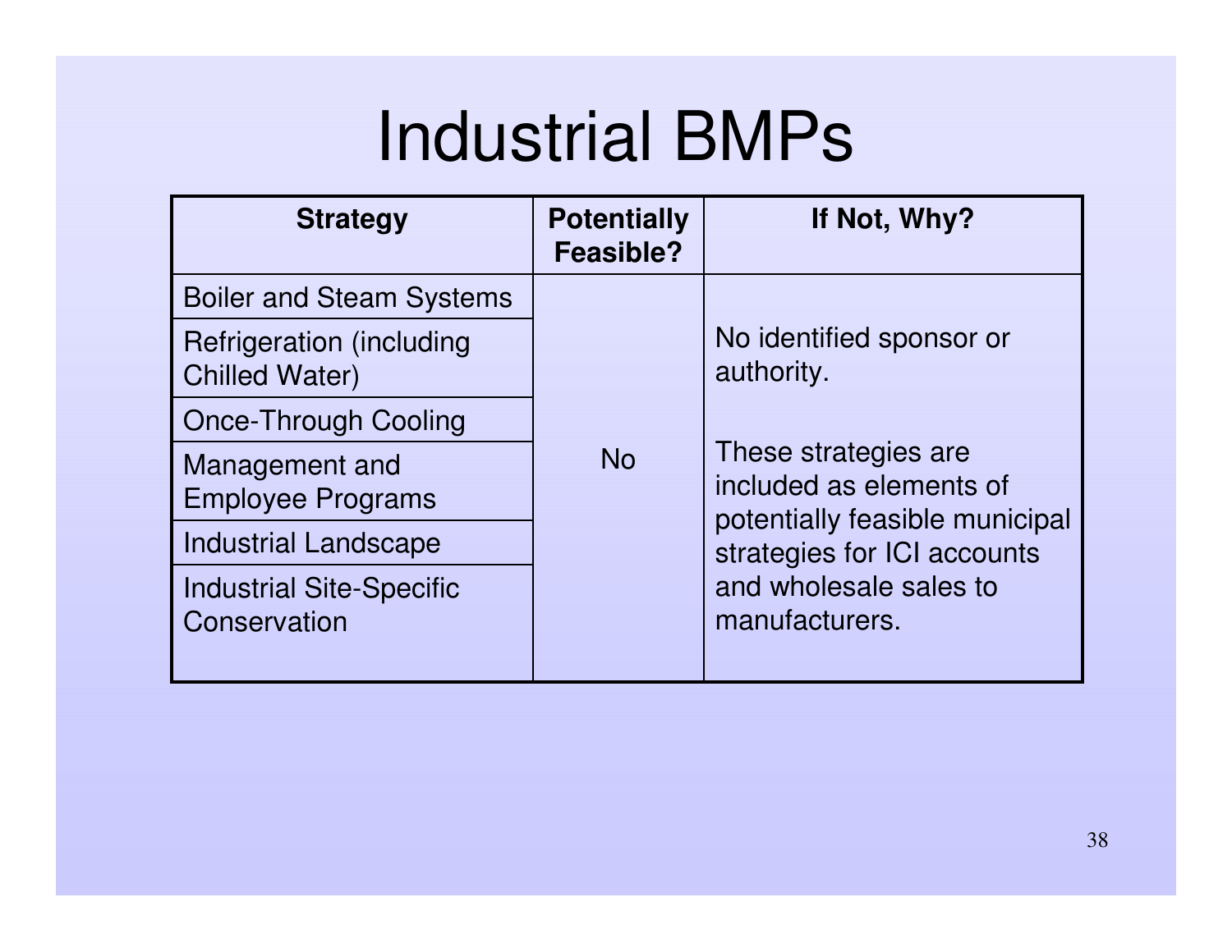# Industrial BMPs

| Strategy | Potentially Feasible? | If Not, Why? |
| --- | --- | --- |
| Boiler and Steam Systems | No | No identified sponsor or authority. These strategies are included as elements of potentially feasible municipal strategies for ICI accounts and wholesale sales to manufacturers. |
| Refrigeration (including Chilled Water) | | |
| Once-Through Cooling | | |
| Management and Employee Programs | | |
| Industrial Landscape | | |
| Industrial Site-Specific Conservation | | |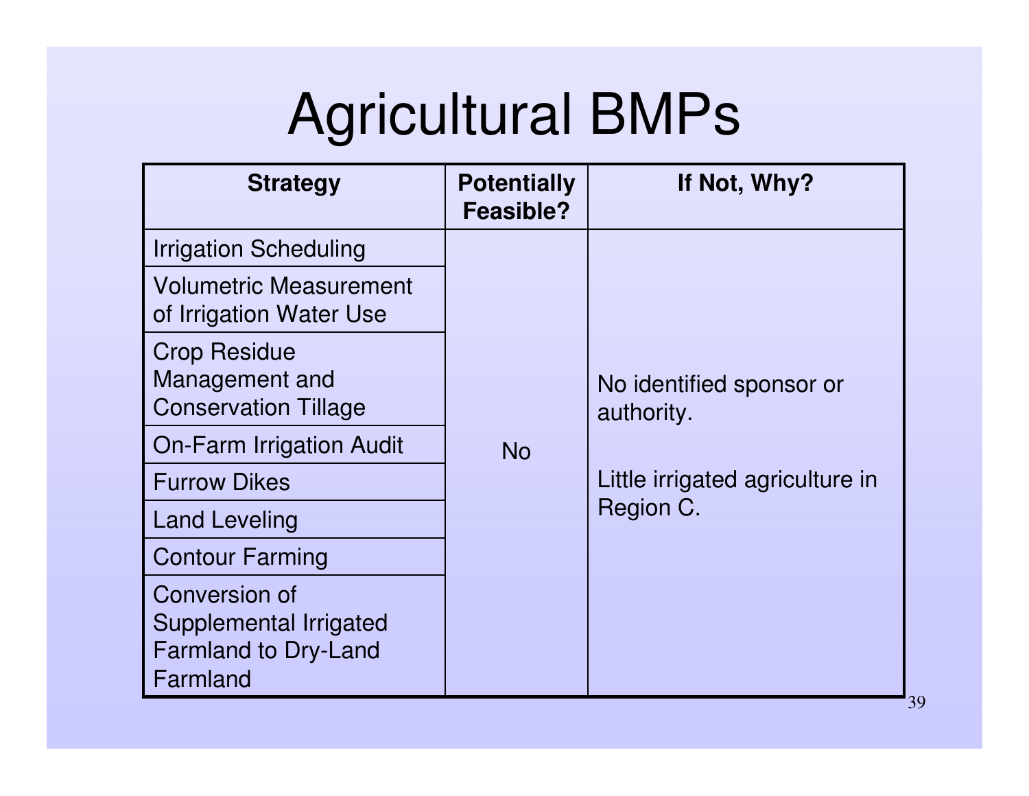# Agricultural BMPs

| Strategy | Potentially Feasible? | If Not, Why? |
| --- | --- | --- |
| Irrigation Scheduling | No | No identified sponsor or authority.<br><br>Little irrigated agriculture in Region C. |
| Volumetric Measurement of Irrigation Water Use | | |
| Crop Residue Management and Conservation Tillage | | |
| On-Farm Irrigation Audit | | |
| Furrow Dikes | | |
| Land Leveling | | |
| Contour Farming | | |
| Conversion of Supplemental Irrigated Farmland to Dry-Land Farmland | | |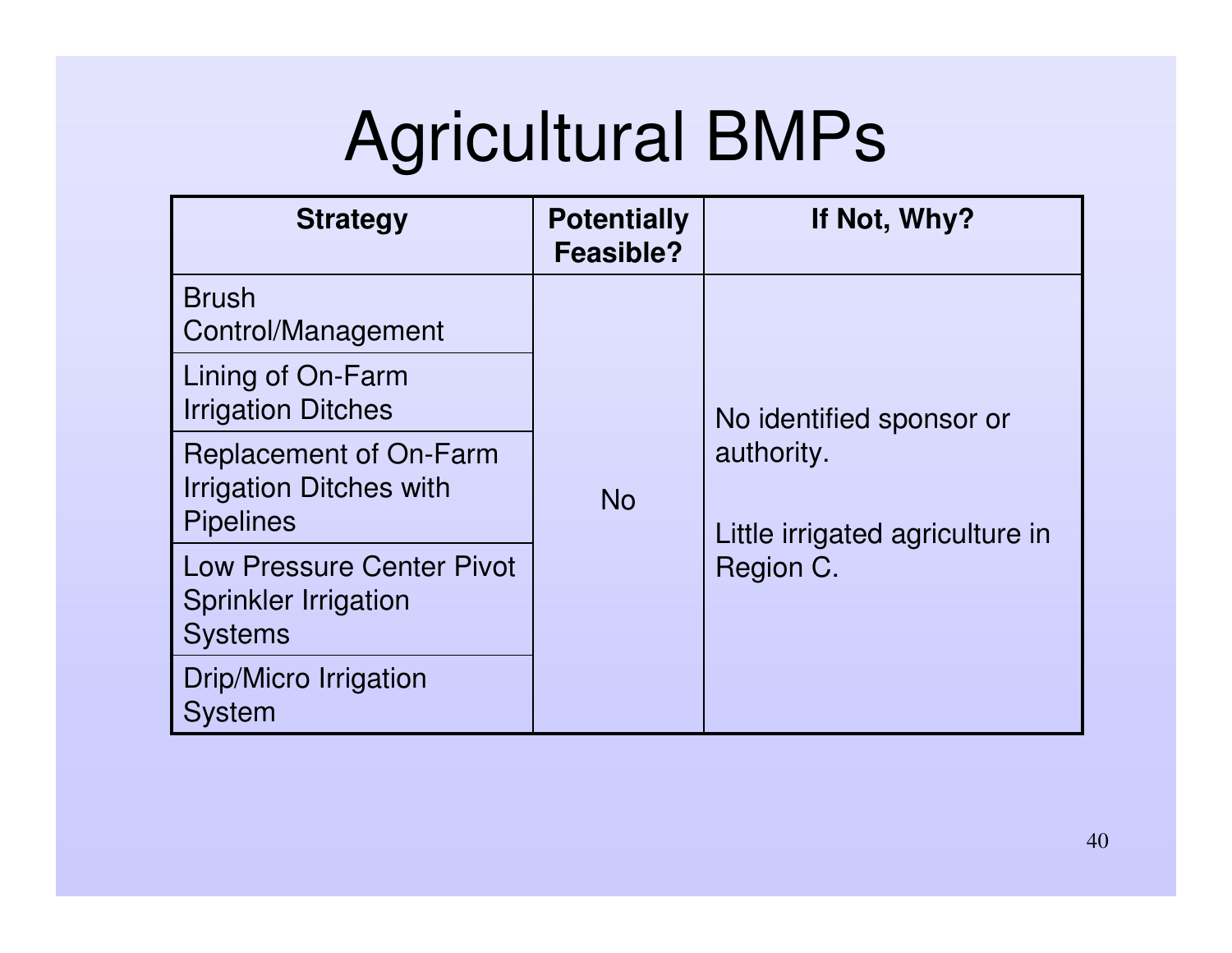# Agricultural BMPs

| Strategy | Potentially Feasible? | If Not, Why? |
|---|---|---|
| Brush Control/Management | No | No identified sponsor or authority. Little irrigated agriculture in Region C. |
| Lining of On-Farm Irrigation Ditches | No | No identified sponsor or authority. Little irrigated agriculture in Region C. |
| Replacement of On-Farm Irrigation Ditches with Pipelines | No | No identified sponsor or authority. Little irrigated agriculture in Region C. |
| Low Pressure Center Pivot Sprinkler Irrigation Systems | No | No identified sponsor or authority. Little irrigated agriculture in Region C. |
| Drip/Micro Irrigation System | No | No identified sponsor or authority. Little irrigated agriculture in Region C. |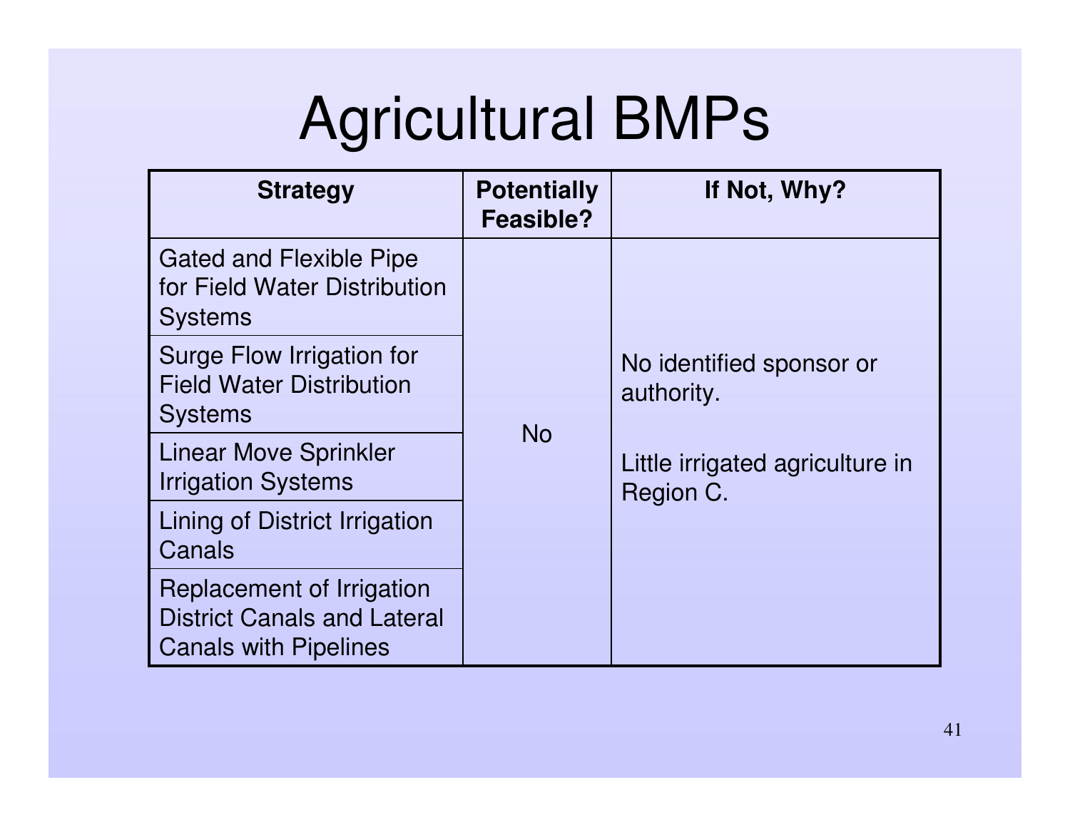# Agricultural BMPs

| Strategy | Potentially Feasible? | If Not, Why? |
|---|---|---|
| Gated and Flexible Pipe for Field Water Distribution Systems | No | No identified sponsor or authority. Little irrigated agriculture in Region C. |
| Surge Flow Irrigation for Field Water Distribution Systems | | |
| Linear Move Sprinkler Irrigation Systems | | |
| Lining of District Irrigation Canals | | |
| Replacement of Irrigation District Canals and Lateral Canals with Pipelines | | |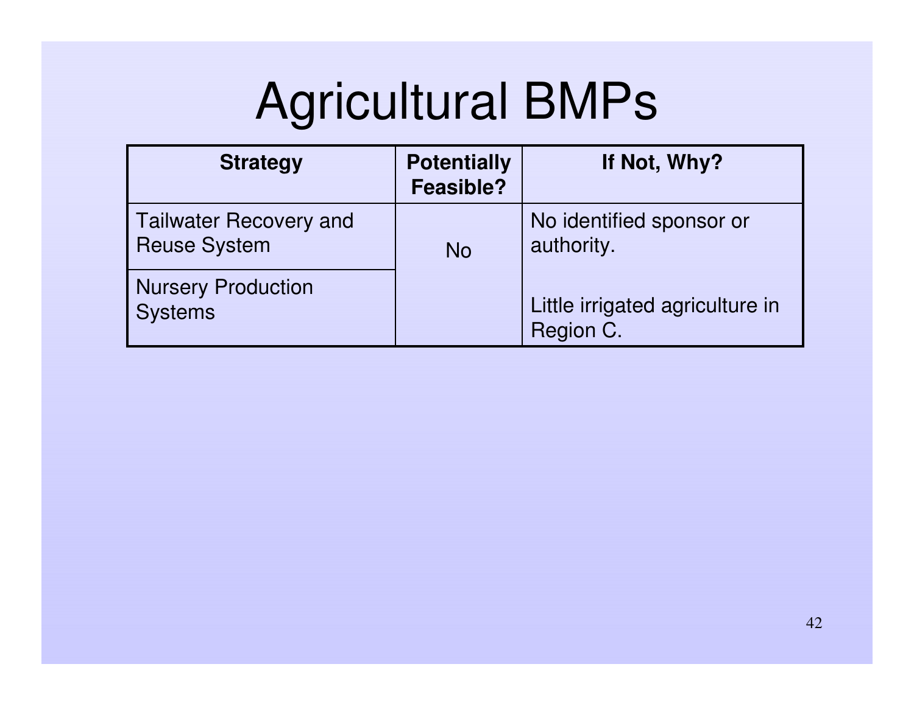# Agricultural BMPs

| Strategy | Potentially Feasible? | If Not, Why? |
|---|---|---|
| Tailwater Recovery and Reuse System | No | No identified sponsor or authority. |
| Nursery Production Systems | | Little irrigated agriculture in Region C. |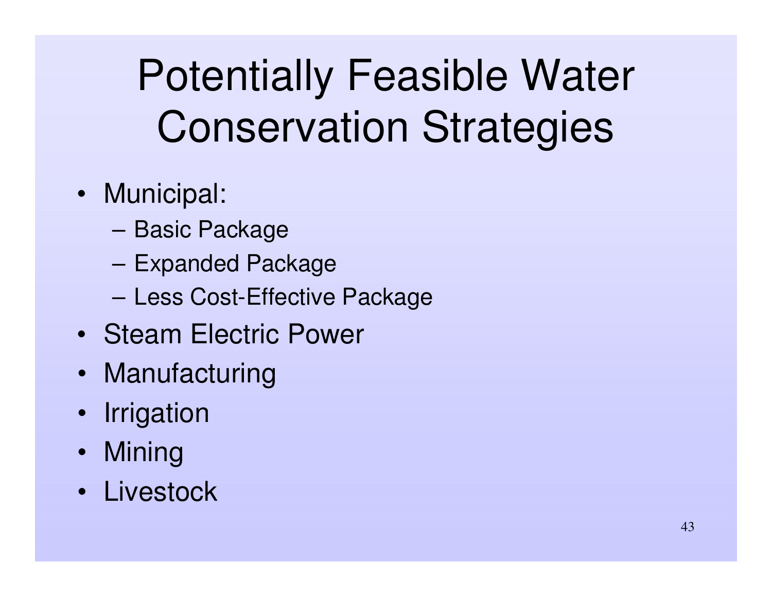# Potentially Feasible Water Conservation Strategies

- Municipal:
  - Basic Package
  - Expanded Package
  - Less Cost-Effective Package
- Steam Electric Power
- Manufacturing
- Irrigation
- Mining
- Livestock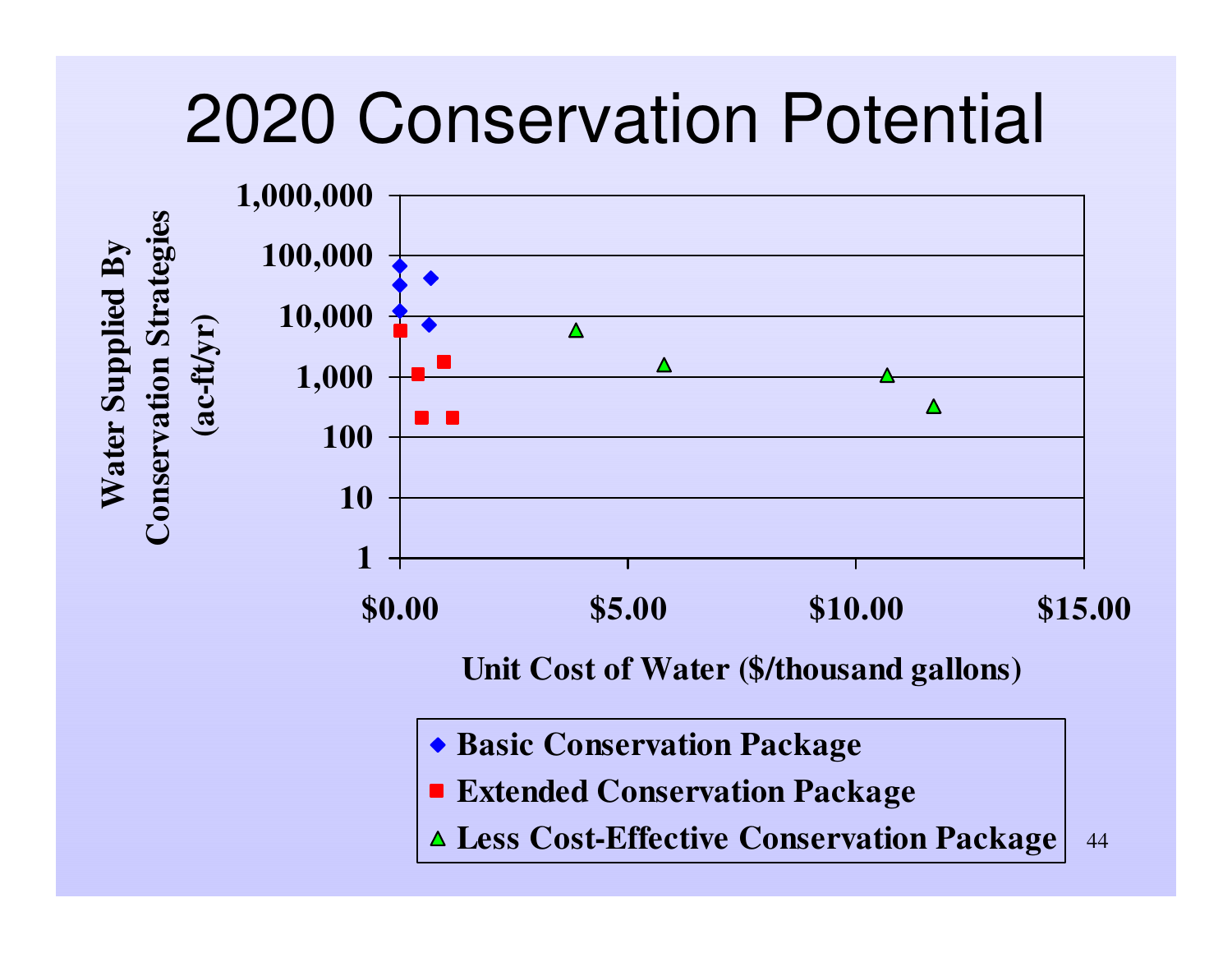# 2020 Conservation Potential

Water Supplied By Conservation Strategies (ac-ft/yr)

1,000,000
100,000
10,000
1,000
100
10
1

$0.00 $5.00 $10.00 $15.00

Unit Cost of Water ($/thousand gallons)

- Basic Conservation Package
- Extended Conservation Package
- Less Cost-Effective Conservation Package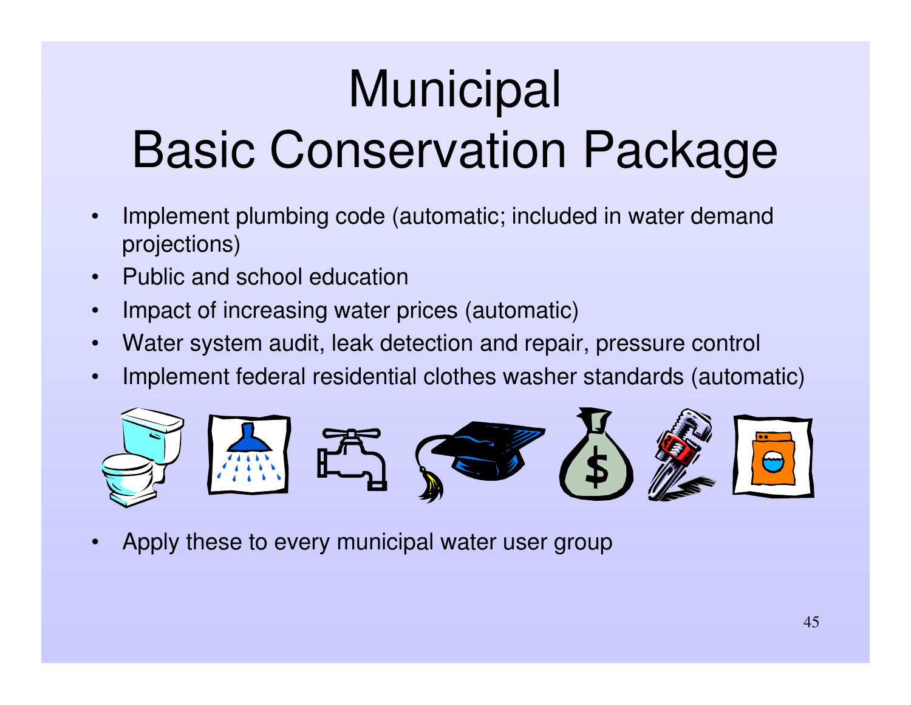# Municipal Basic Conservation Package

- Implement plumbing code (automatic; included in water demand projections)
- Public and school education
- Impact of increasing water prices (automatic)
- Water system audit, leak detection and repair, pressure control
- Implement federal residential clothes washer standards (automatic)

- Apply these to every municipal water user group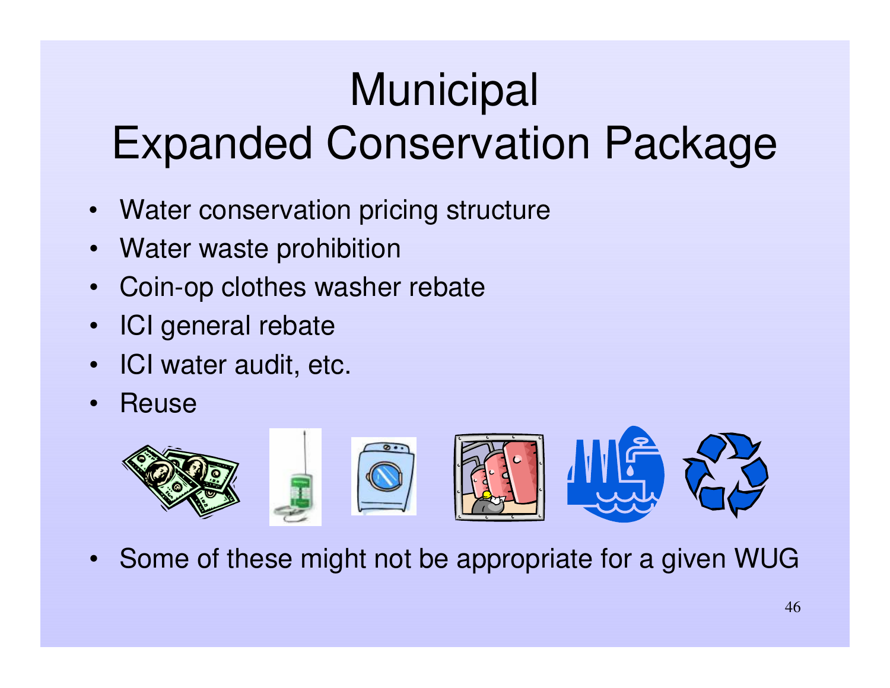# Municipal Expanded Conservation Package

- Water conservation pricing structure
- Water waste prohibition
- Coin-op clothes washer rebate
- ICI general rebate
- ICI water audit, etc.
- Reuse

- Some of these might not be appropriate for a given WUG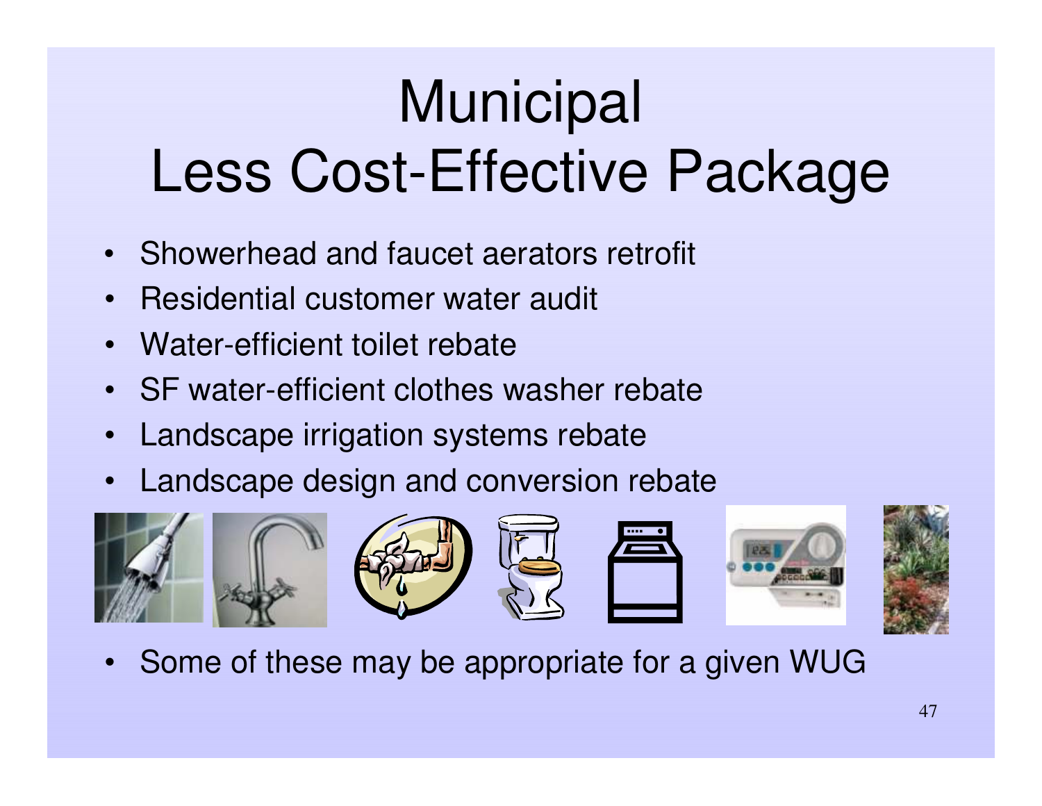# Municipal
# Less Cost-Effective Package

- Showerhead and faucet aerators retrofit
- Residential customer water audit
- Water-efficient toilet rebate
- SF water-efficient clothes washer rebate
- Landscape irrigation systems rebate
- Landscape design and conversion rebate

- Some of these may be appropriate for a given WUG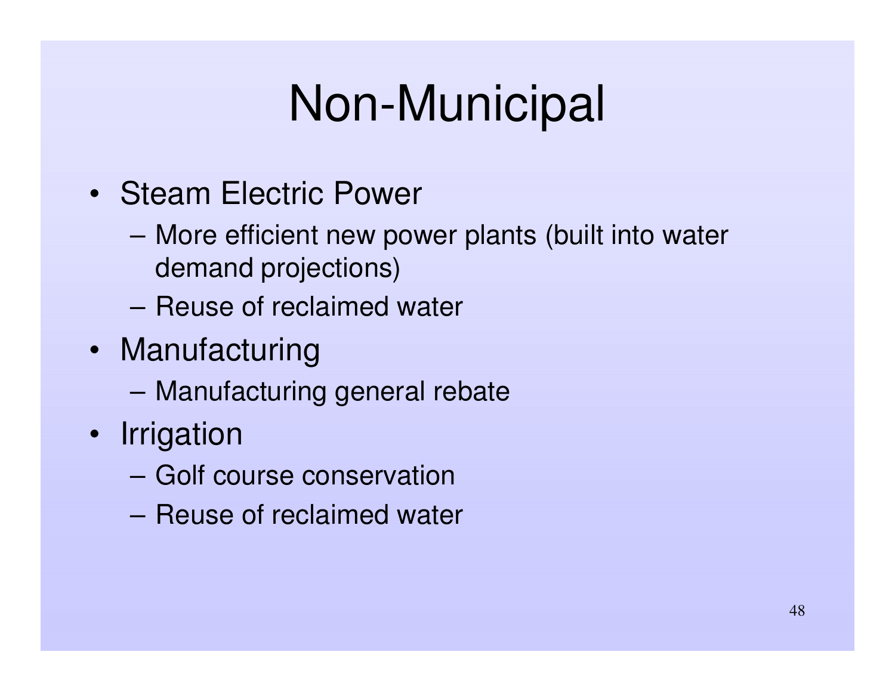# Non-Municipal

- Steam Electric Power
  - More efficient new power plants (built into water demand projections)
  - Reuse of reclaimed water
- Manufacturing
  - Manufacturing general rebate
- Irrigation
  - Golf course conservation
  - Reuse of reclaimed water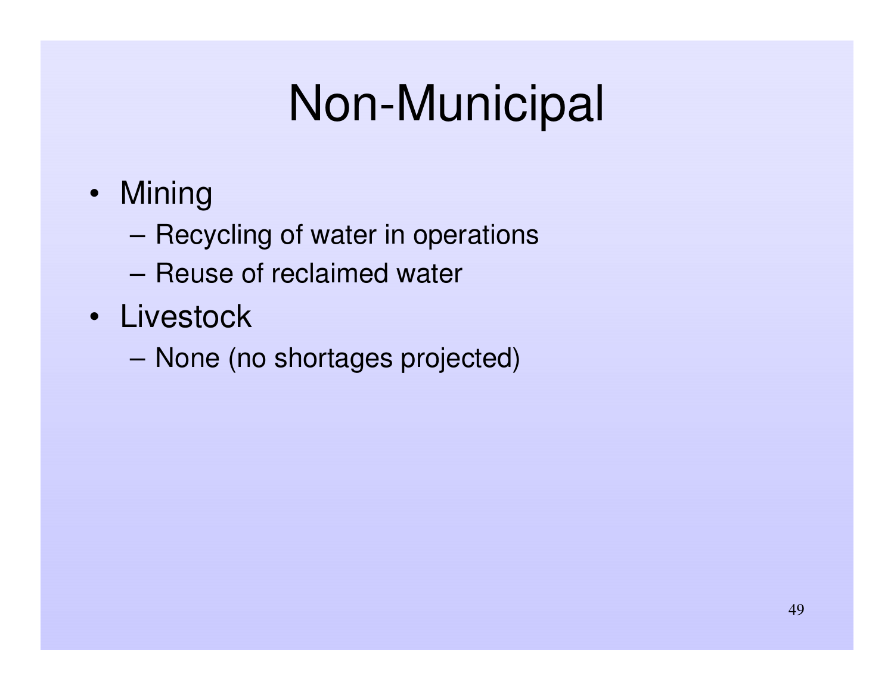# Non-Municipal

- Mining
  - Recycling of water in operations
  - Reuse of reclaimed water
- Livestock
  - None (no shortages projected)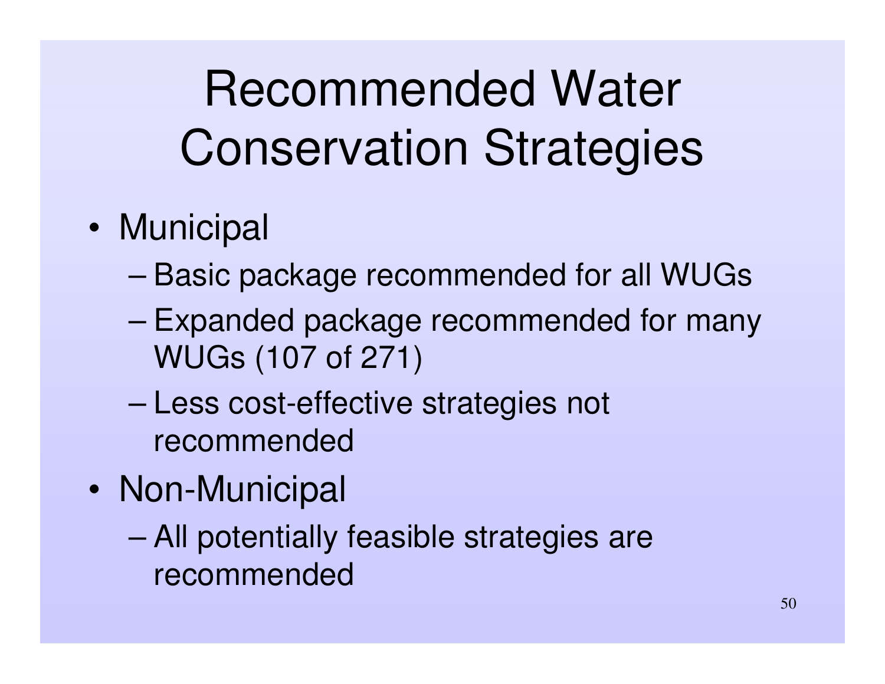# Recommended Water Conservation Strategies

- Municipal
  - Basic package recommended for all WUGs
  - Expanded package recommended for many WUGs (107 of 271)
  - Less cost-effective strategies not recommended
- Non-Municipal
  - All potentially feasible strategies are recommended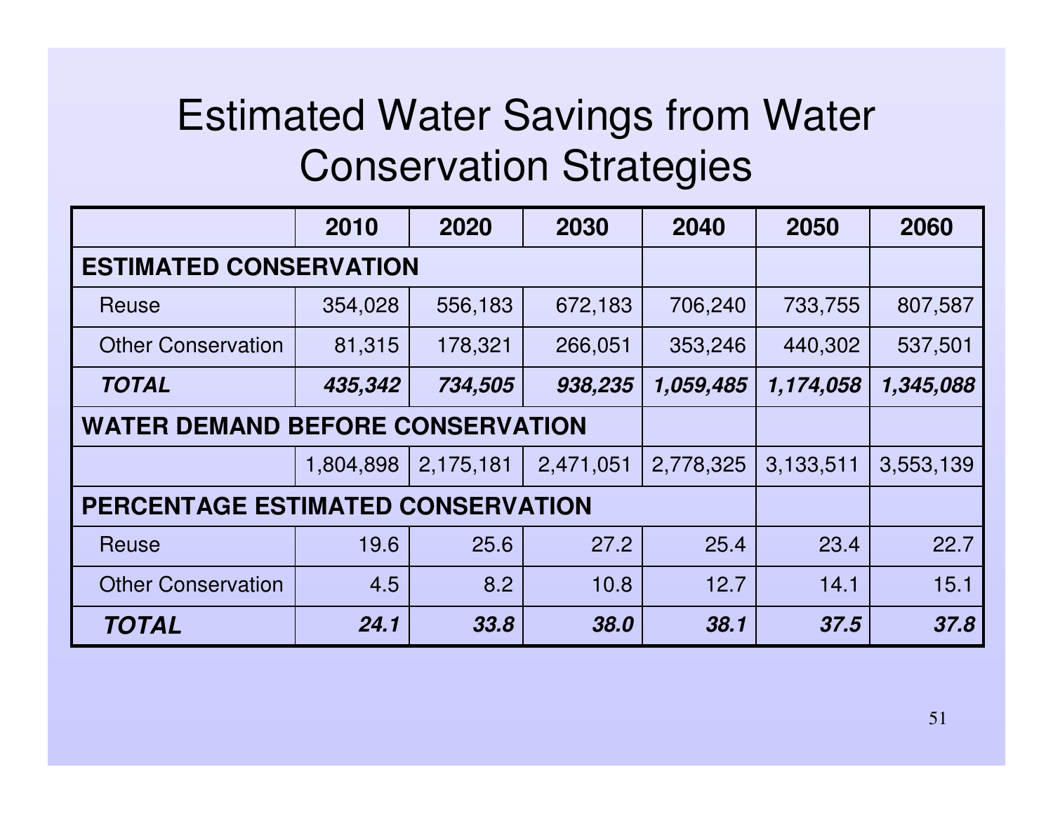# Estimated Water Savings from Water Conservation Strategies

| | 2010 | 2020 | 2030 | 2040 | 2050 | 2060 |
|---|---|---|---|---|---|---|
| **ESTIMATED CONSERVATION** | | | | | | |
| Reuse | 354,028 | 556,183 | 672,183 | 706,240 | 733,755 | 807,587 |
| Other Conservation | 81,315 | 178,321 | 266,051 | 353,246 | 440,302 | 537,501 |
| ***TOTAL*** | ***435,342*** | ***734,505*** | ***938,235*** | ***1,059,485*** | ***1,174,058*** | ***1,345,088*** |
| **WATER DEMAND BEFORE CONSERVATION** | | | | | | |
| | 1,804,898 | 2,175,181 | 2,471,051 | 2,778,325 | 3,133,511 | 3,553,139 |
| **PERCENTAGE ESTIMATED CONSERVATION** | | | | | | |
| Reuse | 19.6 | 25.6 | 27.2 | 25.4 | 23.4 | 22.7 |
| Other Conservation | 4.5 | 8.2 | 10.8 | 12.7 | 14.1 | 15.1 |
| ***TOTAL*** | ***24.1*** | ***33.8*** | ***38.0*** | ***38.1*** | ***37.5*** | ***37.8*** |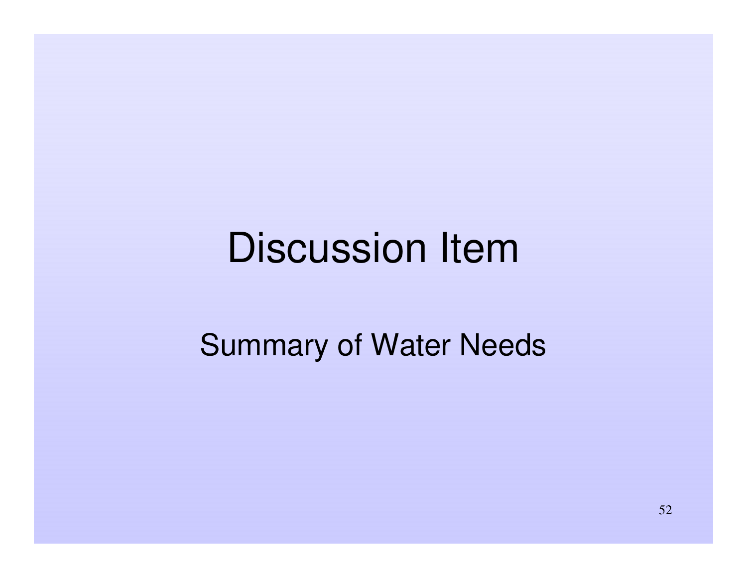# Discussion Item

## Summary of Water Needs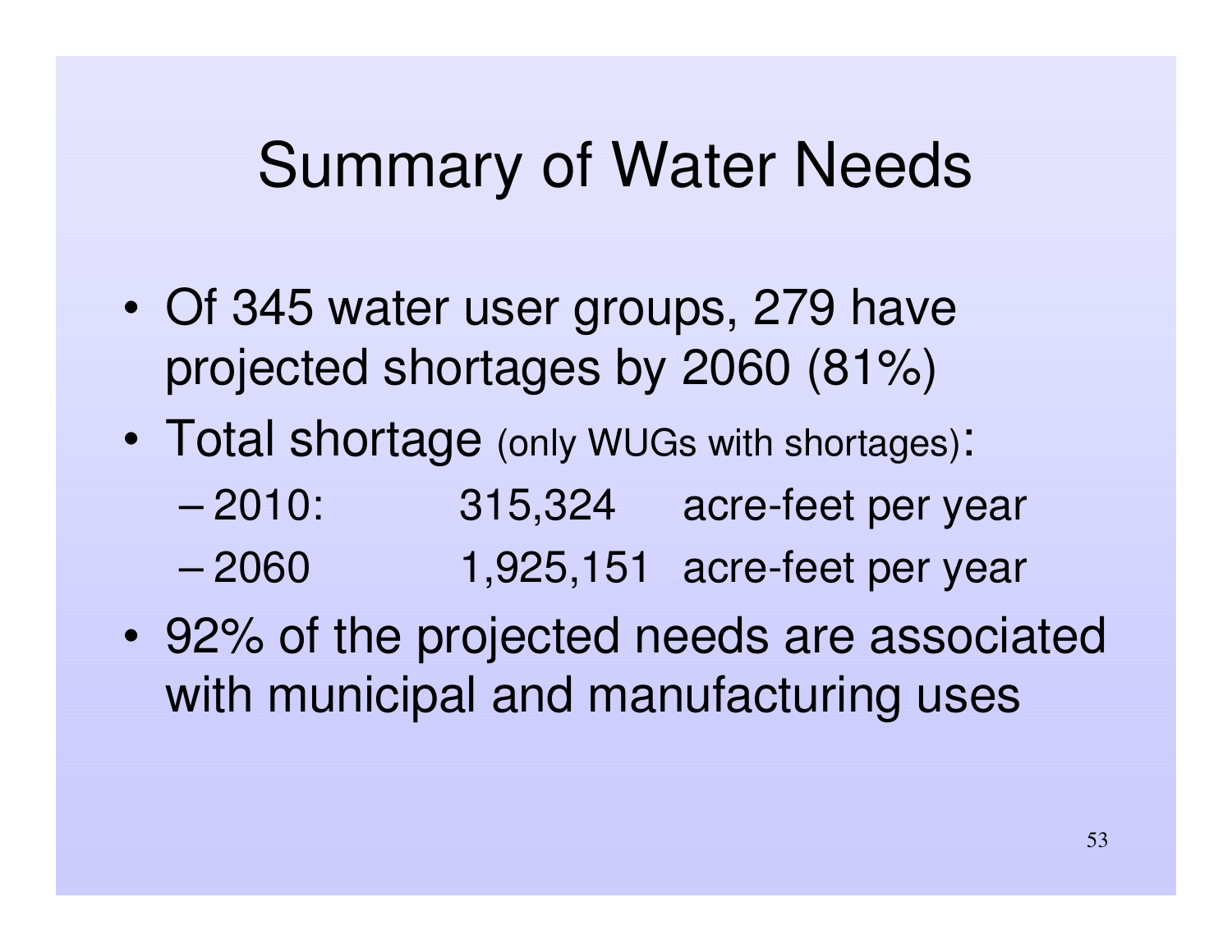# Summary of Water Needs

- Of 345 water user groups, 279 have projected shortages by 2060 (81%)
- Total shortage (only WUGs with shortages):
  - 2010: 315,324 acre-feet per year
  - 2060 1,925,151 acre-feet per year
- 92% of the projected needs are associated with municipal and manufacturing uses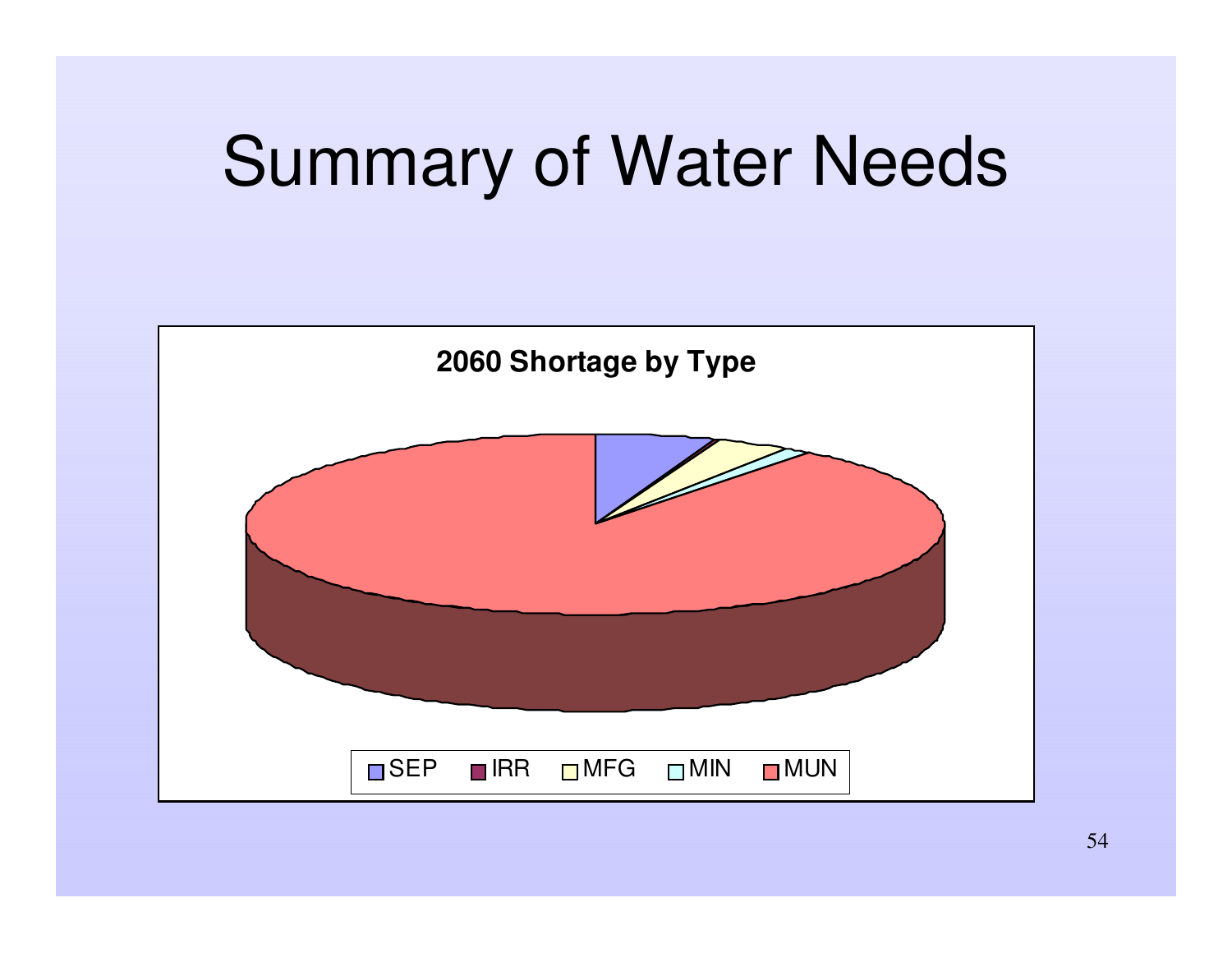# Summary of Water Needs

**2060 Shortage by Type**

SEP IRR MFG MIN MUN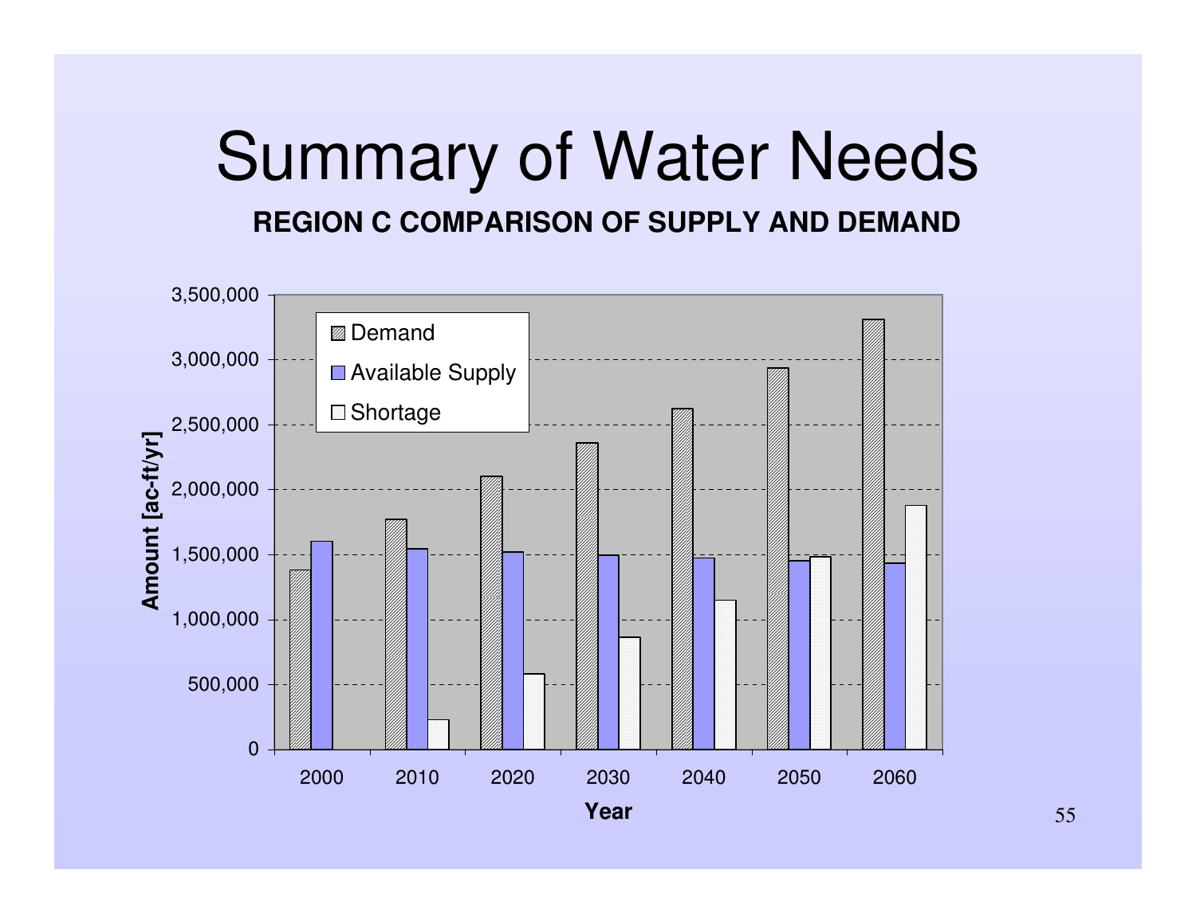# Summary of Water Needs

**REGION C COMPARISON OF SUPPLY AND DEMAND**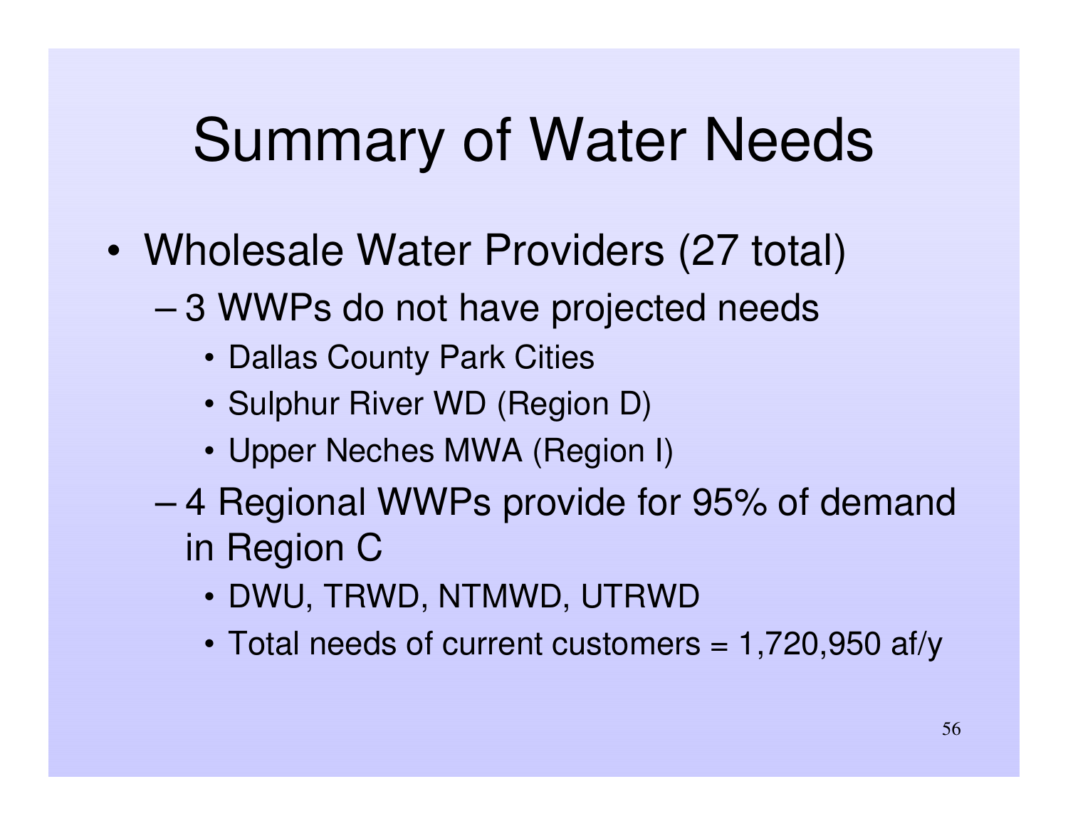# Summary of Water Needs

- Wholesale Water Providers (27 total)
  - 3 WWPs do not have projected needs
    - Dallas County Park Cities
    - Sulphur River WD (Region D)
    - Upper Neches MWA (Region I)
  - 4 Regional WWPs provide for 95% of demand in Region C
    - DWU, TRWD, NTMWD, UTRWD
    - Total needs of current customers = 1,720,950 af/y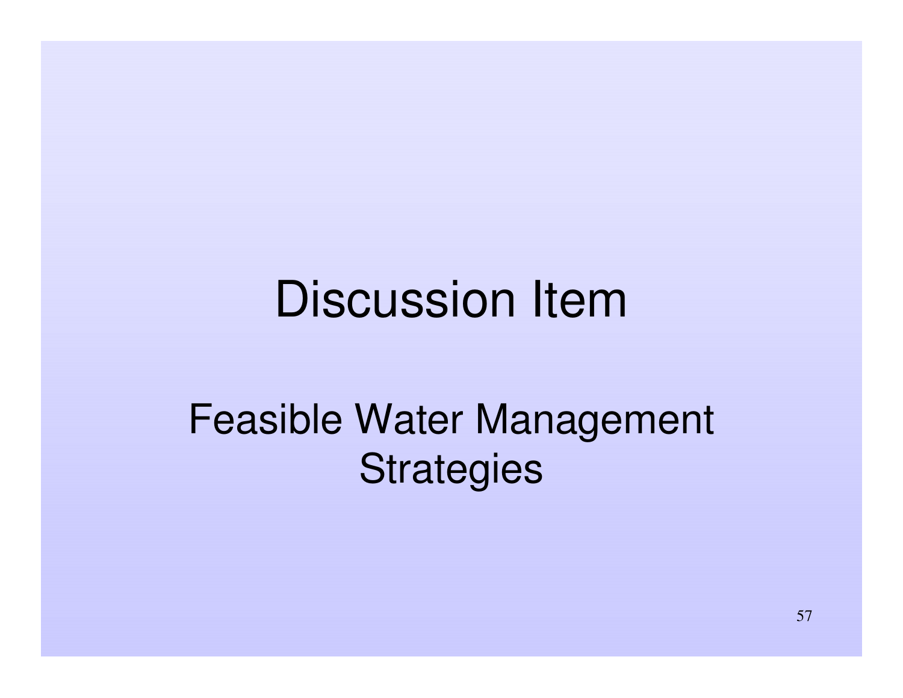# Discussion Item

## Feasible Water Management Strategies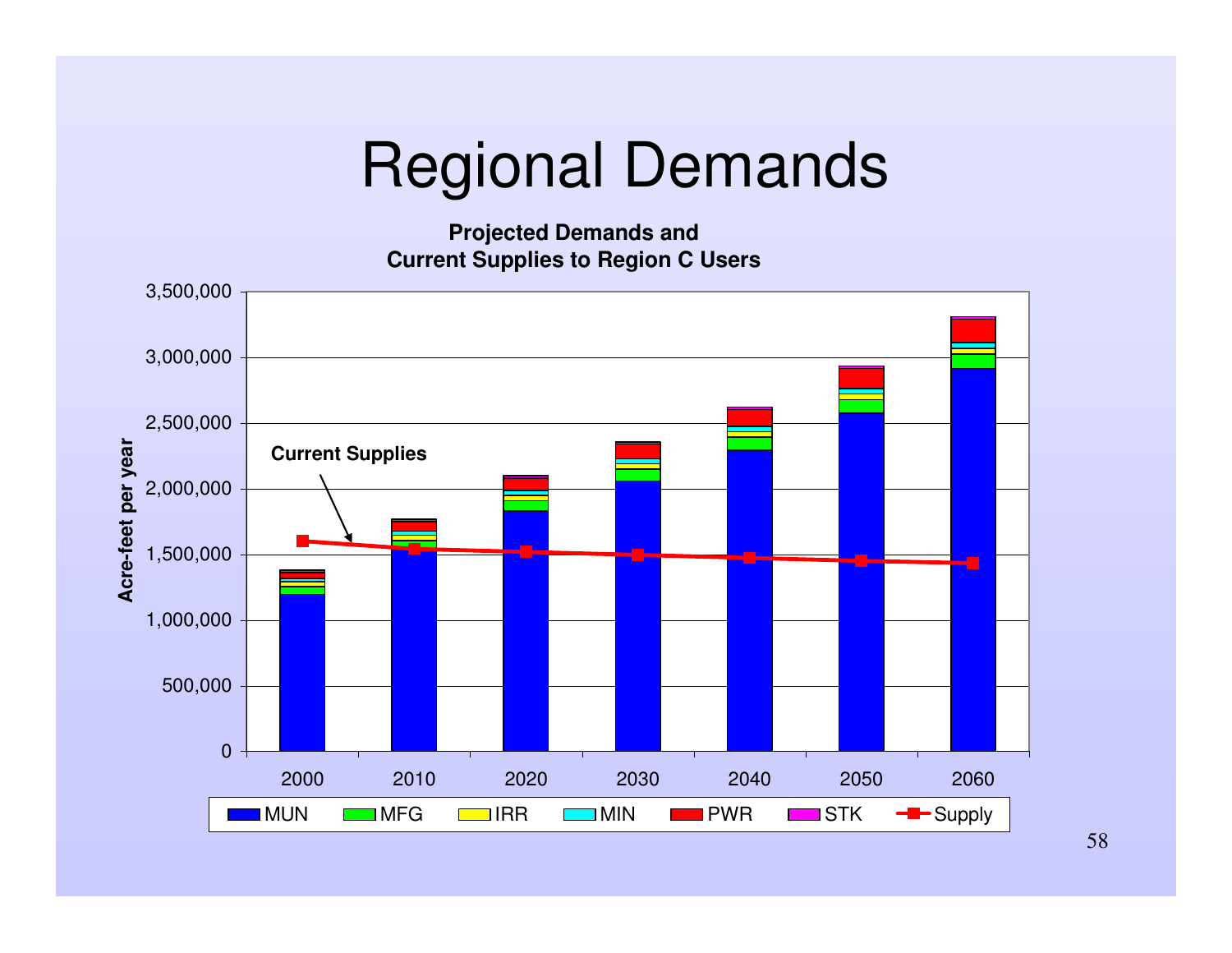# Regional Demands

**Projected Demands and Current Supplies to Region C Users**

Acre-feet per year

Current Supplies

MUN | MFG | IRR | MIN | PWR | STK | Supply

2000 | 2010 | 2020 | 2030 | 2040 | 2050 | 2060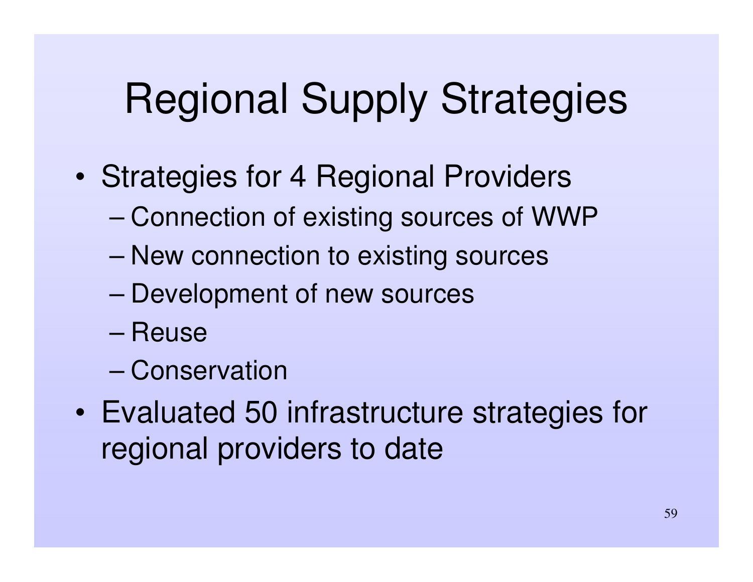# Regional Supply Strategies

- Strategies for 4 Regional Providers
  - Connection of existing sources of WWP
  - New connection to existing sources
  - Development of new sources
  - Reuse
  - Conservation
- Evaluated 50 infrastructure strategies for regional providers to date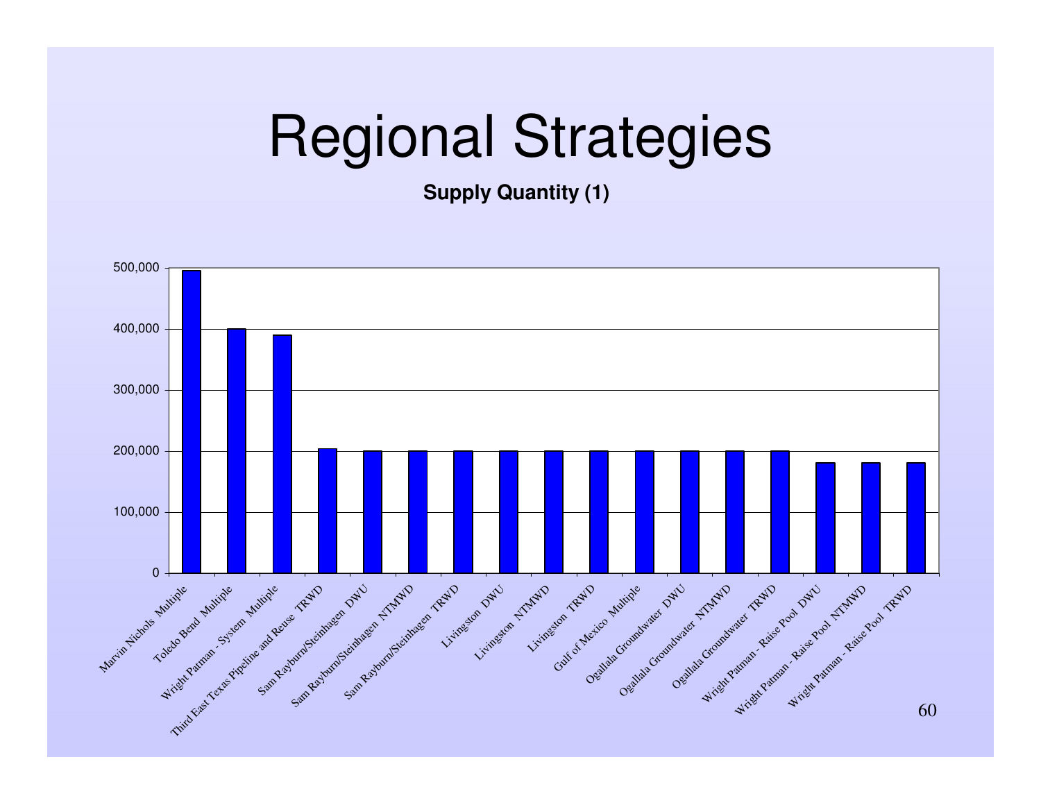# Regional Strategies

**Supply Quantity (1)**

| Strategy | Supply Quantity |
|---|---|
| Marvin Nichols Multiple | ~495,000 |
| Toledo Bend Multiple | ~400,000 |
| Wright Patman - System Multiple | ~390,000 |
| Third East Texas Pipeline and Reuse TRWD | ~205,000 |
| Sam Rayburn/Steinhagen DWU | ~200,000 |
| Sam Rayburn/Steinhagen NTMWD | ~200,000 |
| Sam Rayburn/Steinhagen TRWD | ~200,000 |
| Livingston DWU | ~200,000 |
| Livingston NTMWD | ~200,000 |
| Livingston TRWD | ~200,000 |
| Gulf of Mexico Multiple | ~200,000 |
| Ogallala Groundwater DWU | ~200,000 |
| Ogallala Groundwater NTMWD | ~200,000 |
| Ogallala Groundwater TRWD | ~200,000 |
| Wright Patman - Raise Pool DWU | ~180,000 |
| Wright Patman - Raise Pool NTMWD | ~180,000 |
| Wright Patman - Raise Pool TRWD | ~180,000 |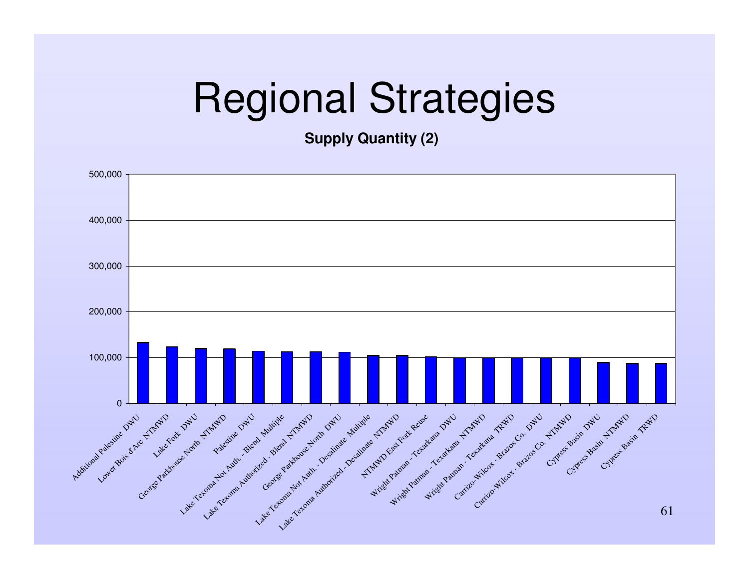# Regional Strategies

**Supply Quantity (2)**

| Strategy |
|---|
| Additional Palestine DWU |
| Lower Bois d'Arc NTMWD |
| Lake Fork DWU |
| George Parkhouse North NTMWD |
| Palestine DWU |
| Lake Texoma Not Auth. - Blend Multiple |
| Lake Texoma Authorized - Blend NTMWD |
| George Parkhouse North DWU |
| Lake Texoma Not Auth. - Desalinate Multiple |
| Lake Texoma Authorized - Desalinate NTMWD |
| NTMWD East Fork Reuse |
| Wright Patman - Texarkana DWU |
| Wright Patman - Texarkana NTMWD |
| Wright Patman - Texarkana TRWD |
| Carrizo-Wilcox - Brazos Co. DWU |
| Carrizo-Wilcox - Brazos Co. NTMWD |
| Cypress Basin DWU |
| Cypress Basin NTMWD |
| Cypress Basin TRWD |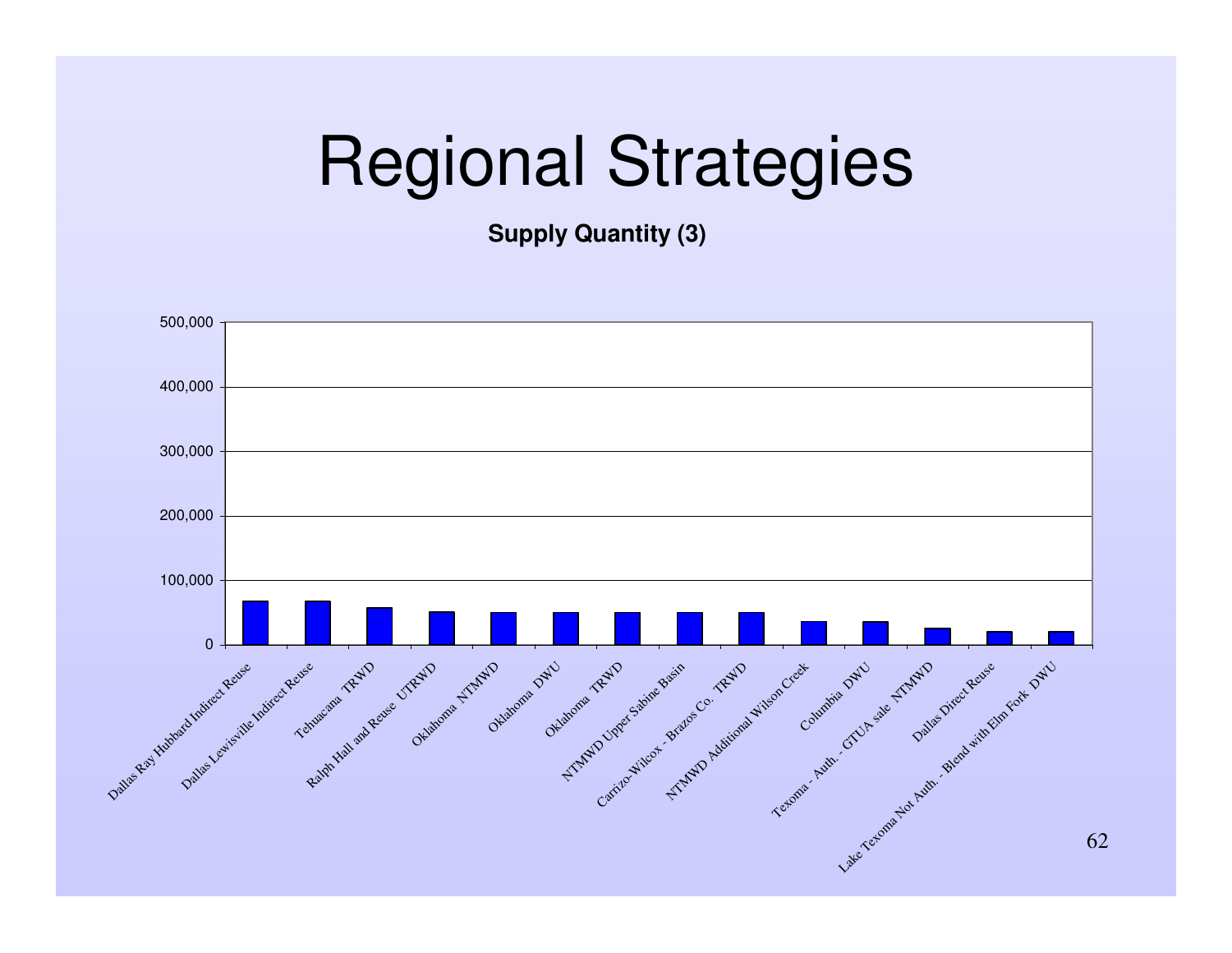# Regional Strategies

**Supply Quantity (3)**

| Strategy | Supply Quantity |
|---|---|
| Dallas Ray Hubbard Indirect Reuse | |
| Dallas Lewisville Indirect Reuse | |
| Tehuacana TRWD | |
| Ralph Hall and Reuse UTRWD | |
| Oklahoma NTMWD | |
| Oklahoma DWU | |
| Oklahoma TRWD | |
| NTMWD Upper Sabine Basin | |
| Carrizo-Wilcox - Brazos Co. TRWD | |
| NTMWD Additional Wilson Creek | |
| Columbia DWU | |
| Texoma - Auth. - GTUA sale NTMWD | |
| Dallas Direct Reuse | |
| Lake Texoma Not Auth. - Blend with Elm Fork DWU | |

Y-axis: 0, 100,000, 200,000, 300,000, 400,000, 500,000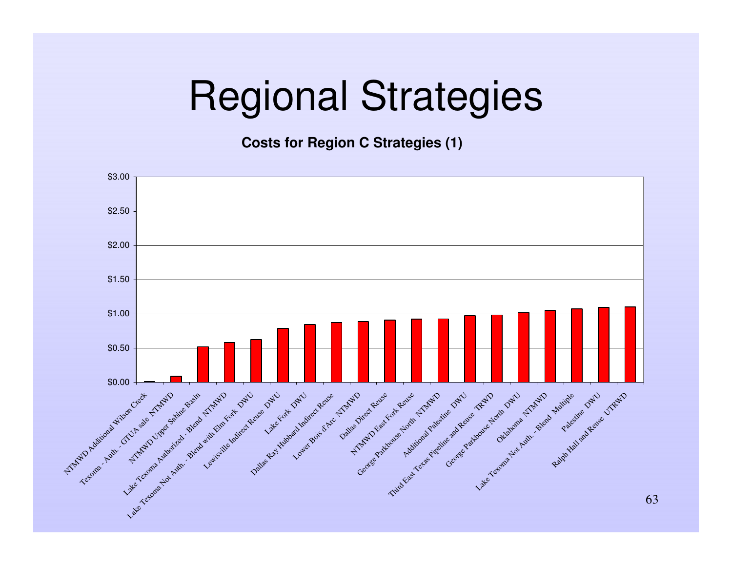# Regional Strategies

**Costs for Region C Strategies (1)**

| Strategy | Cost |
|---|---|
| NTMWD Additional Wilson Creek | $0.01 |
| Texoma - Auth. - GTUA sale NTMWD | $0.09 |
| NTMWD Upper Sabine Basin | $0.52 |
| Lake Texoma Authorized - Blend NTMWD | $0.58 |
| Lake Texoma Not Auth. - Blend with Elm Fork DWU | $0.62 |
| Lewisville Indirect Reuse DWU | $0.79 |
| Lake Fork DWU | $0.85 |
| Dallas Ray Hubbard Indirect Reuse | $0.87 |
| Lower Bois d'Arc NTMWD | $0.89 |
| Dallas Direct Reuse | $0.91 |
| NTMWD East Fork Reuse | $0.92 |
| George Parkhouse North NTMWD | $0.93 |
| Additional Palestine DWU | $0.97 |
| Third East Texas Pipeline and Reuse TRWD | $0.98 |
| George Parkhouse North DWU | $1.02 |
| Oklahoma NTMWD | $1.05 |
| Lake Texoma Not Auth. - Blend Multiple | $1.07 |
| Palestine DWU | $1.09 |
| Ralph Hall and Reuse UTRWD | $1.10 |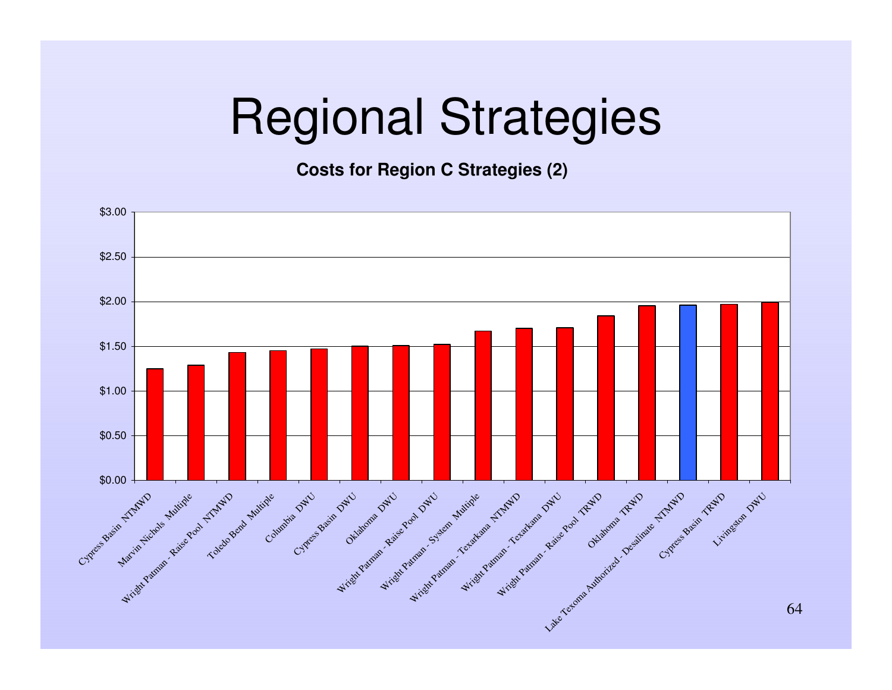# Regional Strategies

**Costs for Region C Strategies (2)**

| Strategy | Cost |
|---|---|
| Cypress Basin NTMWD | $1.25 |
| Marvin Nichols Multiple | $1.29 |
| Wright Patman - Raise Pool NTMWD | $1.43 |
| Toledo Bend Multiple | $1.45 |
| Columbia DWU | $1.47 |
| Cypress Basin DWU | $1.50 |
| Oklahoma DWU | $1.51 |
| Wright Patman - Raise Pool DWU | $1.52 |
| Wright Patman - System Multiple | $1.67 |
| Wright Patman - Texarkana NTMWD | $1.70 |
| Wright Patman - Texarkana DWU | $1.71 |
| Wright Patman - Raise Pool TRWD | $1.84 |
| Oklahoma TRWD | $1.96 |
| Lake Texoma Authorized - Desalinate NTMWD | $1.96 |
| Cypress Basin TRWD | $1.97 |
| Livingston DWU | $1.99 |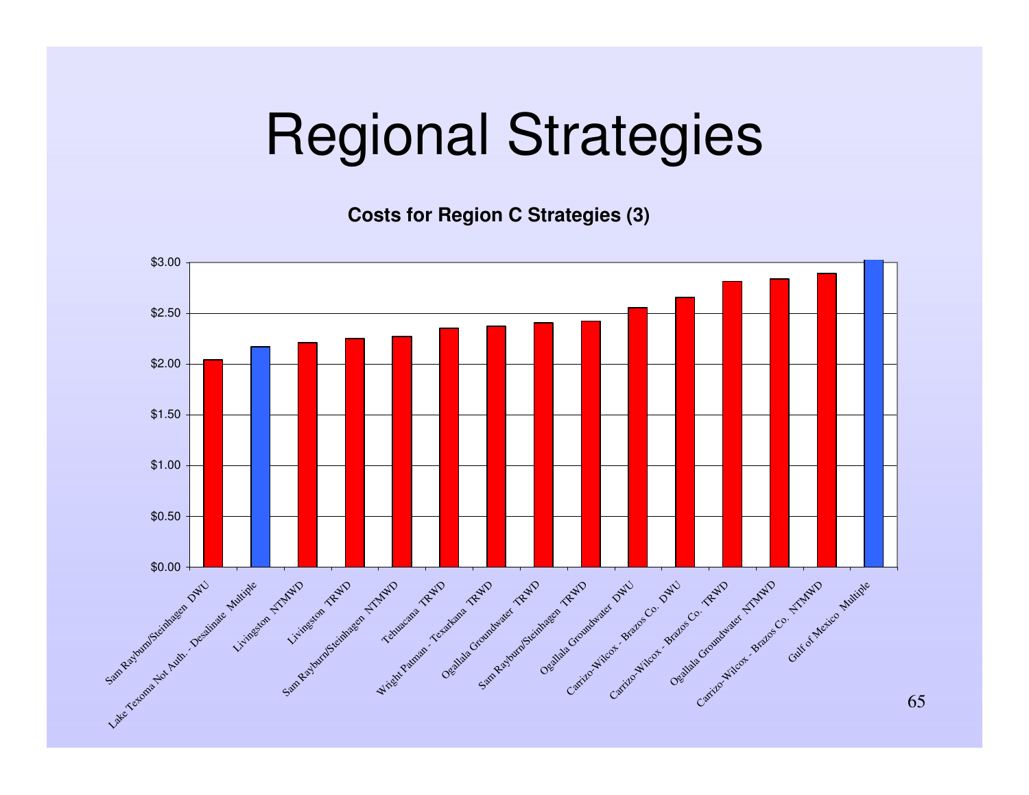# Regional Strategies

**Costs for Region C Strategies (3)**

| Strategy | Cost |
| --- | --- |
| Sam Rayburn/Steinhagen DWU | $2.04 |
| Lake Texoma Not Auth. - Desalinate Multiple | $2.17 |
| Livingston NTMWD | $2.21 |
| Livingston TRWD | $2.25 |
| Sam Rayburn/Steinhagen NTMWD | $2.27 |
| Tehuacana TRWD | $2.35 |
| Wright Patman - Texarkana TRWD | $2.37 |
| Ogallala Groundwater TRWD | $2.41 |
| Sam Rayburn/Steinhagen TRWD | $2.42 |
| Ogallala Groundwater DWU | $2.56 |
| Carrizo-Wilcox - Brazos Co. DWU | $2.66 |
| Carrizo-Wilcox - Brazos Co. TRWD | $2.81 |
| Ogallala Groundwater NTMWD | $2.84 |
| Carrizo-Wilcox - Brazos Co. NTMWD | $2.89 |
| Gulf of Mexico Multiple | >$3.00 |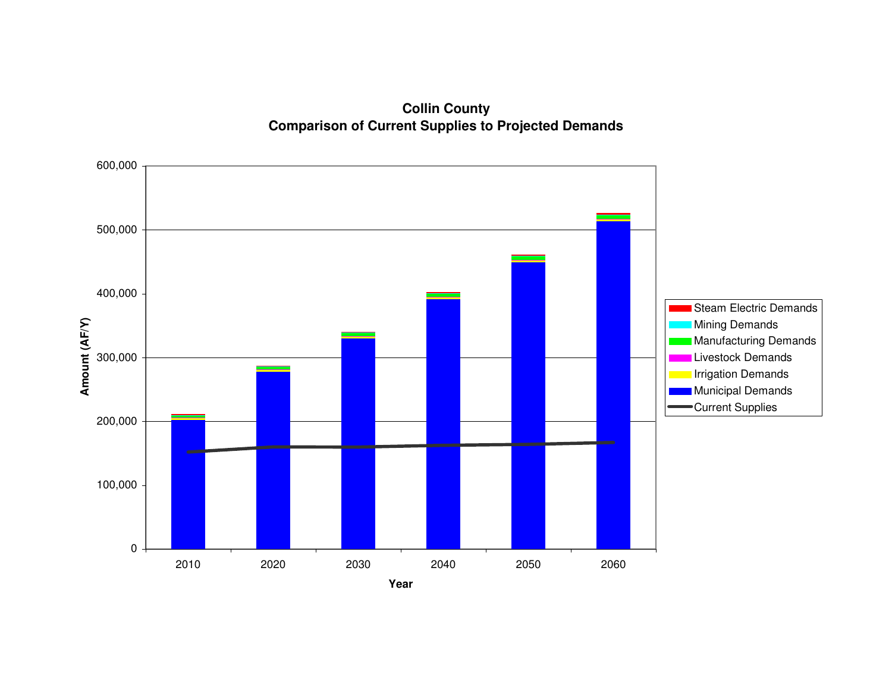**Collin County**
**Comparison of Current Supplies to Projected Demands**

Amount (AF/Y)

600,000
500,000
400,000
300,000
200,000
100,000
0

2010 2020 2030 2040 2050 2060

Year

Steam Electric Demands
Mining Demands
Manufacturing Demands
Livestock Demands
Irrigation Demands
Municipal Demands
Current Supplies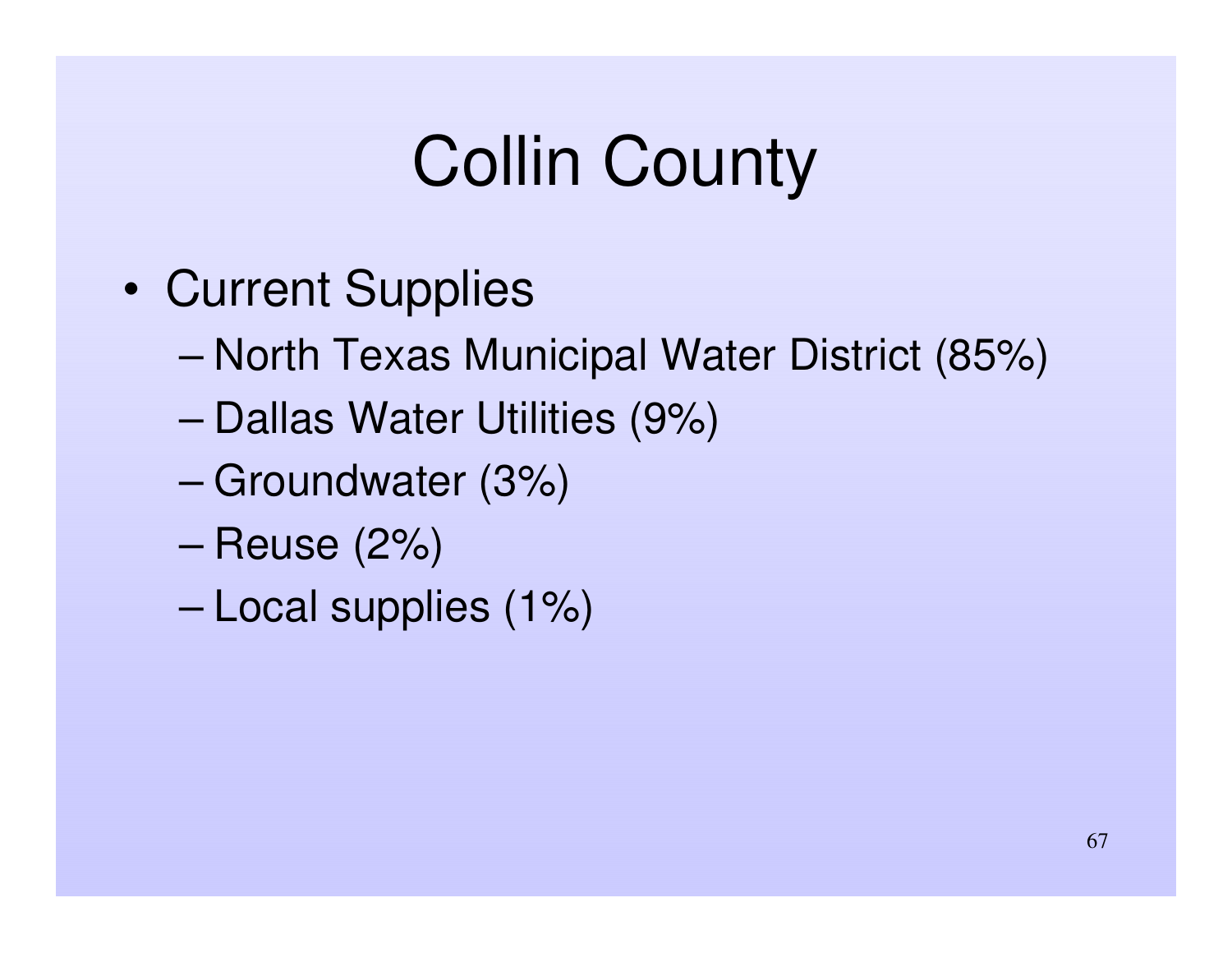# Collin County

- Current Supplies
  - North Texas Municipal Water District (85%)
  - Dallas Water Utilities (9%)
  - Groundwater (3%)
  - Reuse (2%)
  - Local supplies (1%)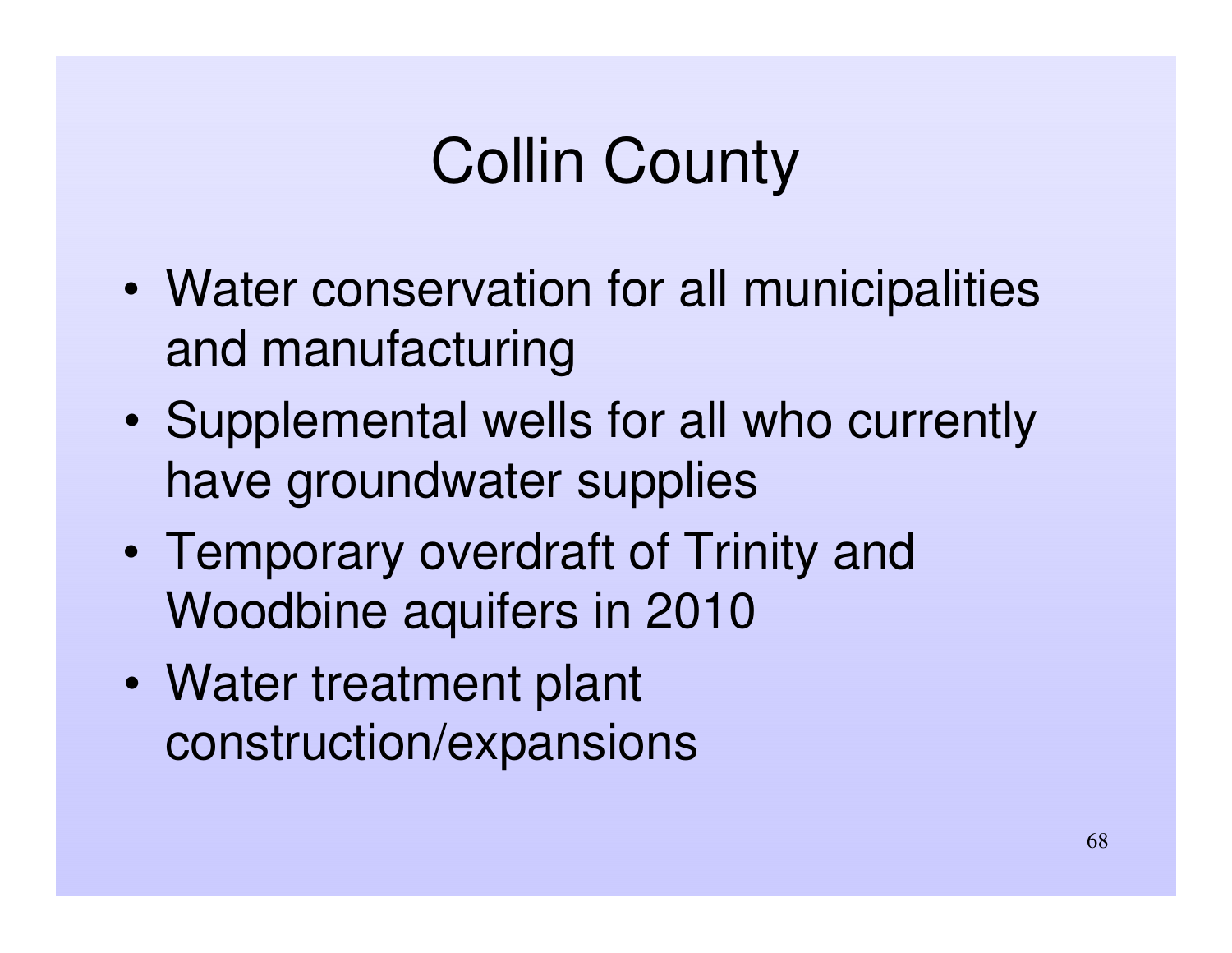# Collin County

- Water conservation for all municipalities and manufacturing
- Supplemental wells for all who currently have groundwater supplies
- Temporary overdraft of Trinity and Woodbine aquifers in 2010
- Water treatment plant construction/expansions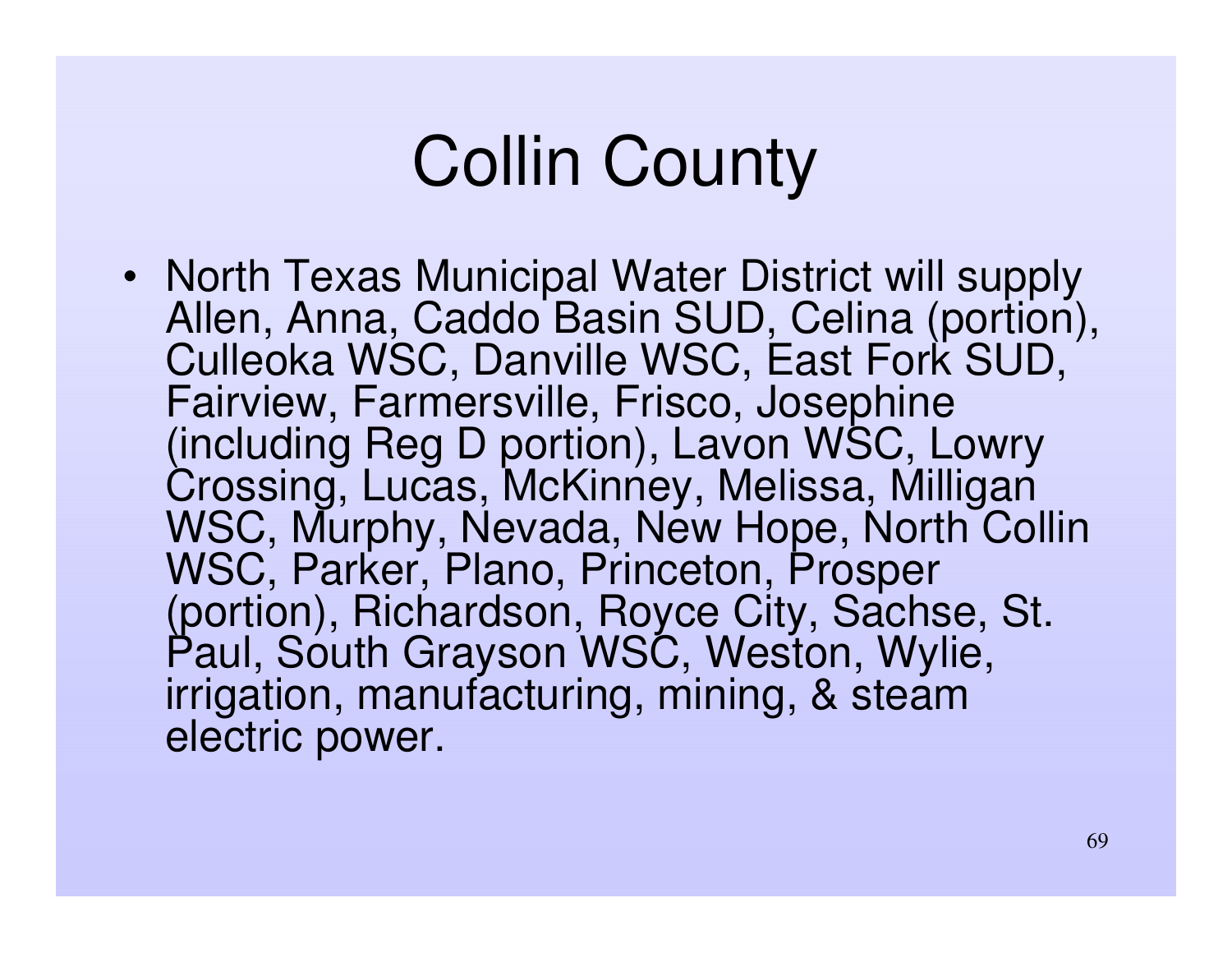# Collin County

- North Texas Municipal Water District will supply Allen, Anna, Caddo Basin SUD, Celina (portion), Culleoka WSC, Danville WSC, East Fork SUD, Fairview, Farmersville, Frisco, Josephine (including Reg D portion), Lavon WSC, Lowry Crossing, Lucas, McKinney, Melissa, Milligan WSC, Murphy, Nevada, New Hope, North Collin WSC, Parker, Plano, Princeton, Prosper (portion), Richardson, Royce City, Sachse, St. Paul, South Grayson WSC, Weston, Wylie, irrigation, manufacturing, mining, & steam electric power.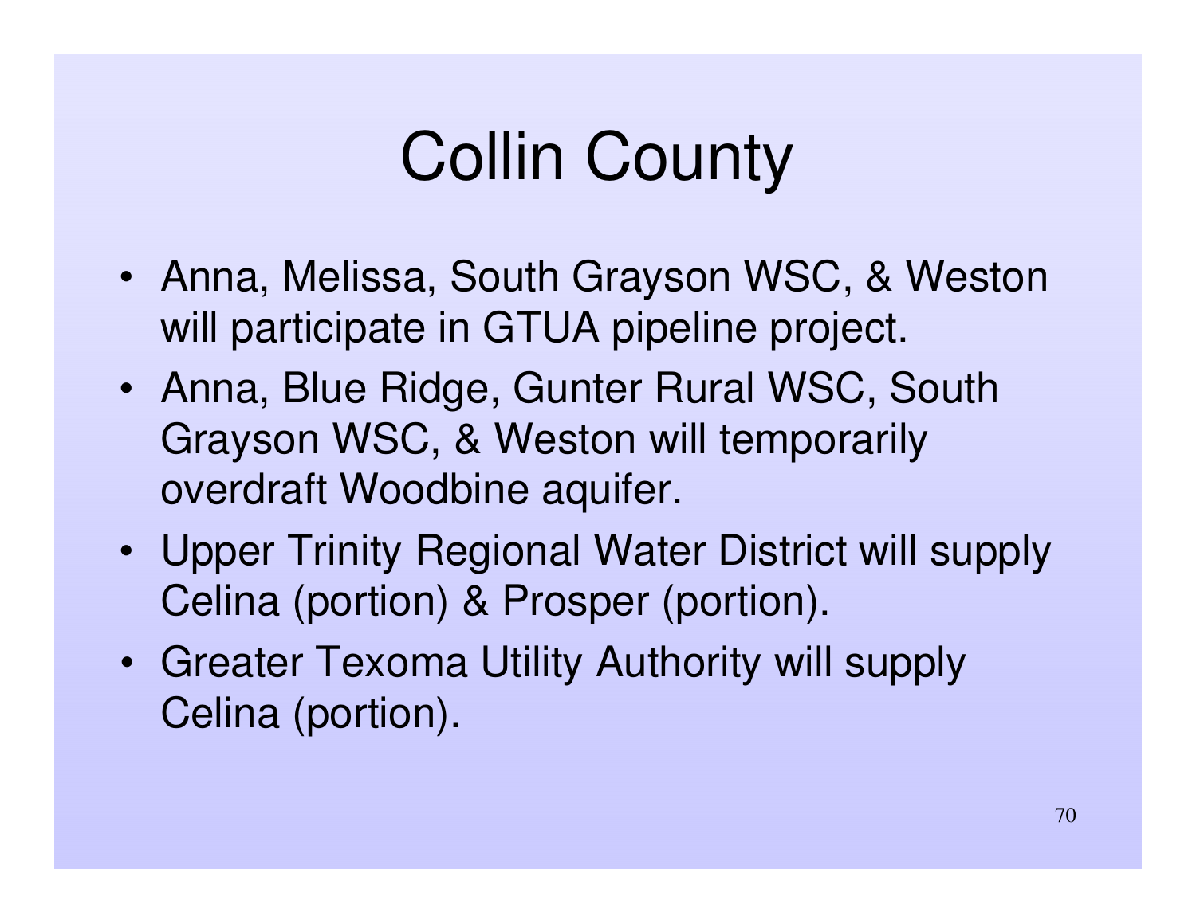# Collin County

- Anna, Melissa, South Grayson WSC, & Weston will participate in GTUA pipeline project.
- Anna, Blue Ridge, Gunter Rural WSC, South Grayson WSC, & Weston will temporarily overdraft Woodbine aquifer.
- Upper Trinity Regional Water District will supply Celina (portion) & Prosper (portion).
- Greater Texoma Utility Authority will supply Celina (portion).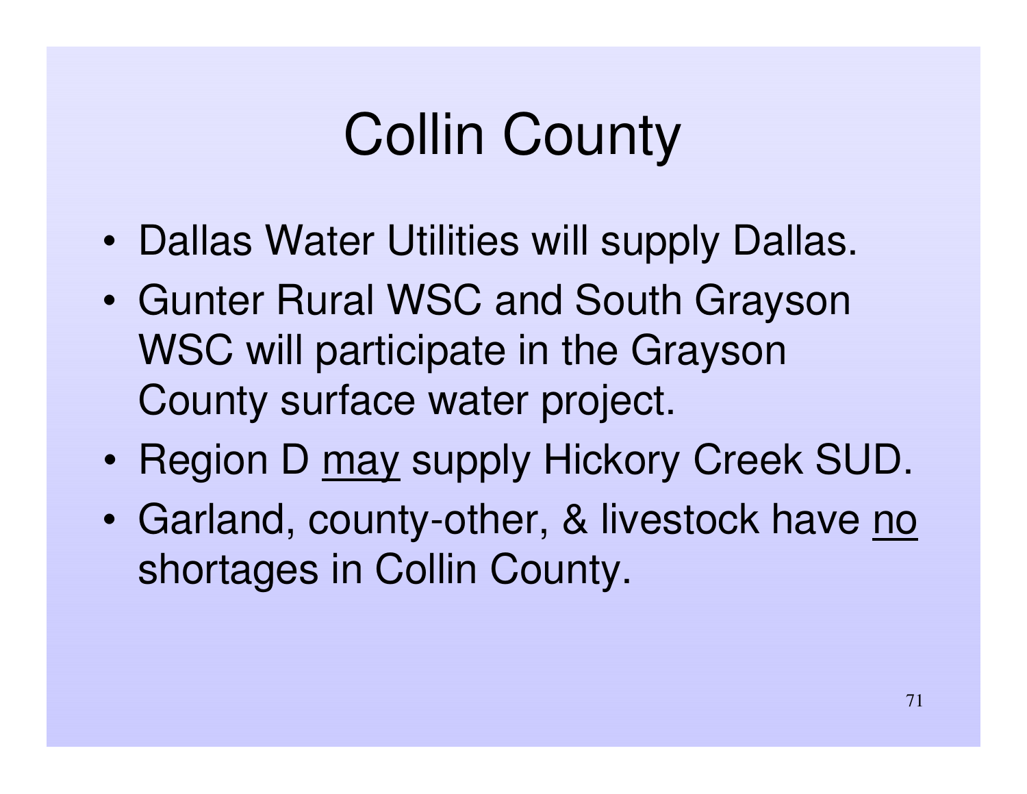# Collin County

- Dallas Water Utilities will supply Dallas.
- Gunter Rural WSC and South Grayson WSC will participate in the Grayson County surface water project.
- Region D <u>may</u> supply Hickory Creek SUD.
- Garland, county-other, & livestock have <u>no</u> shortages in Collin County.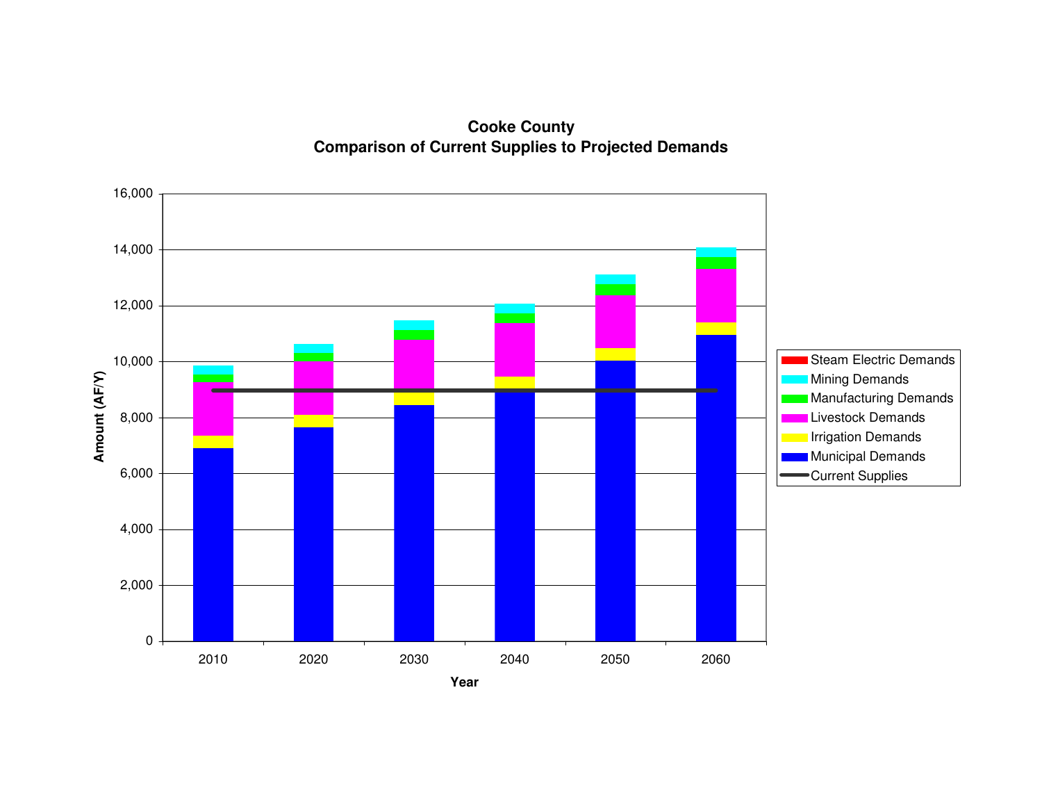**Cooke County**
**Comparison of Current Supplies to Projected Demands**

Amount (AF/Y)

16,000
14,000
12,000
10,000
8,000
6,000
4,000
2,000
0

2010 2020 2030 2040 2050 2060

Year

- Steam Electric Demands
- Mining Demands
- Manufacturing Demands
- Livestock Demands
- Irrigation Demands
- Municipal Demands
- Current Supplies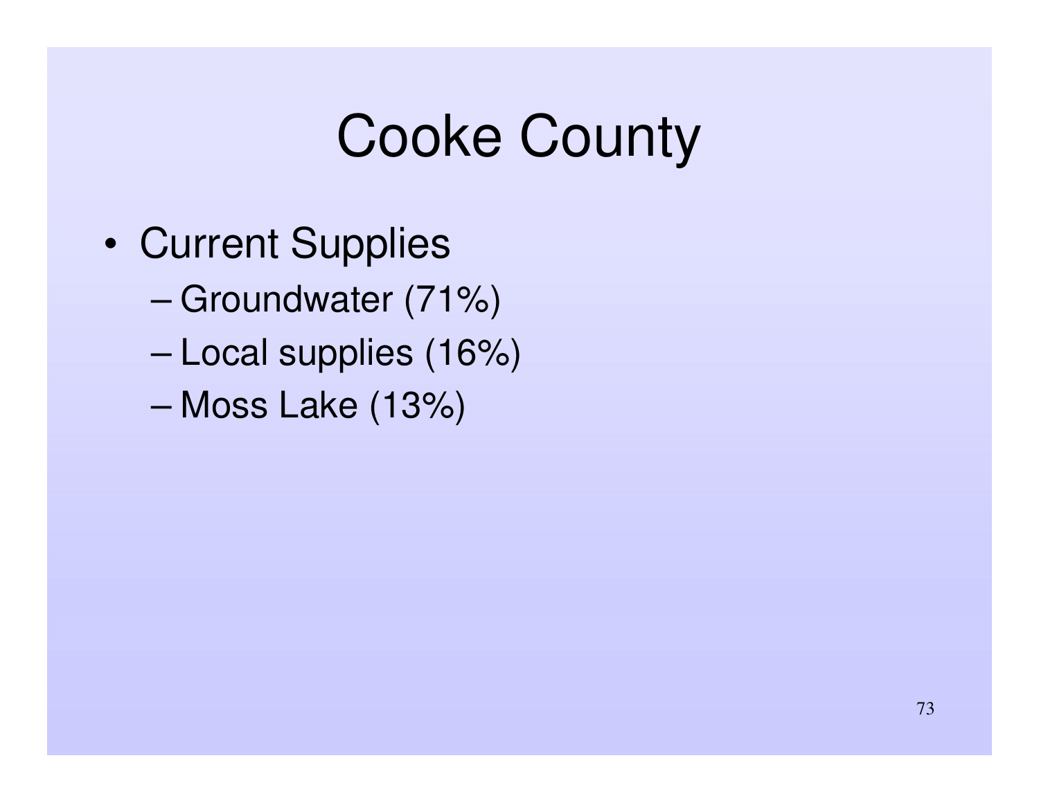# Cooke County

- Current Supplies
  - Groundwater (71%)
  - Local supplies (16%)
  - Moss Lake (13%)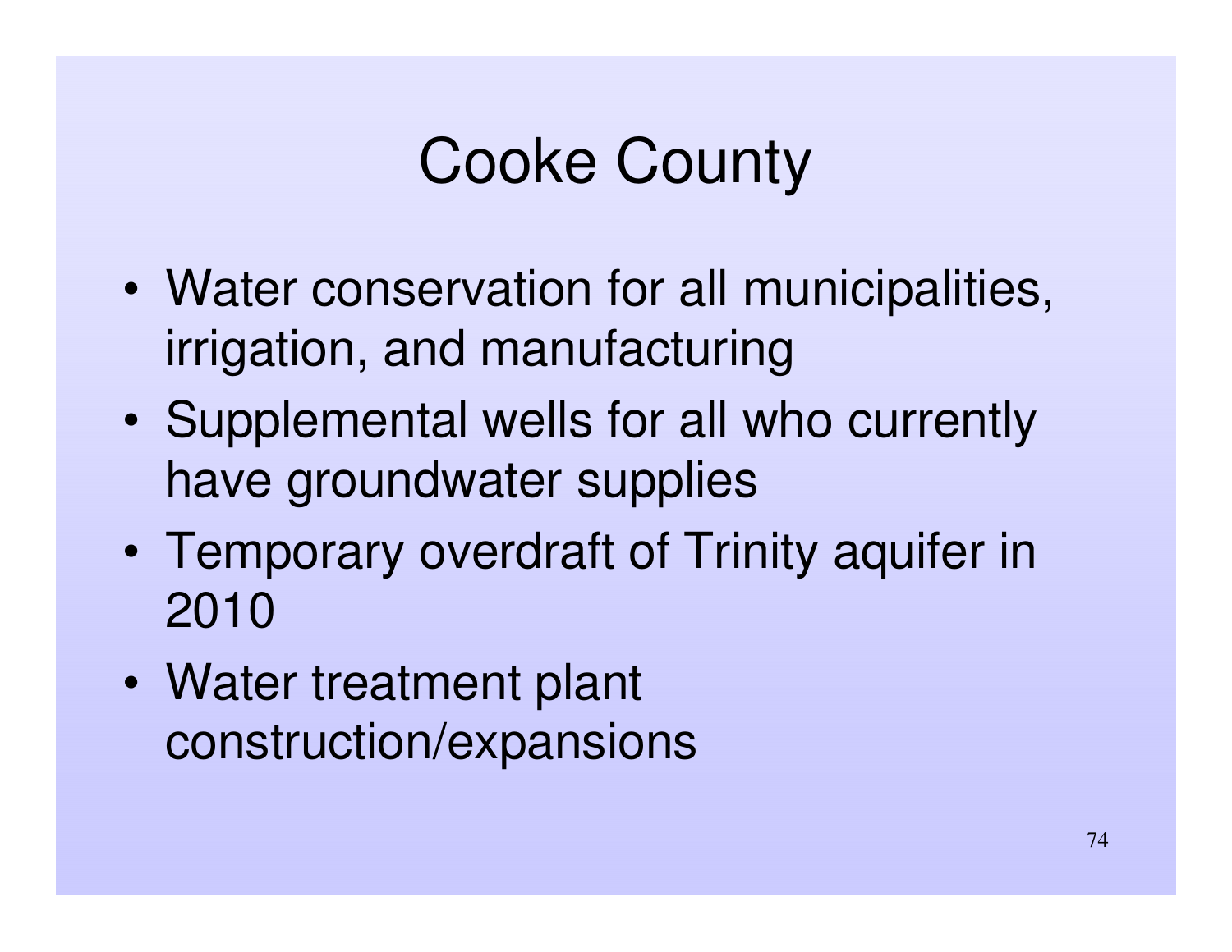# Cooke County

- Water conservation for all municipalities, irrigation, and manufacturing
- Supplemental wells for all who currently have groundwater supplies
- Temporary overdraft of Trinity aquifer in 2010
- Water treatment plant construction/expansions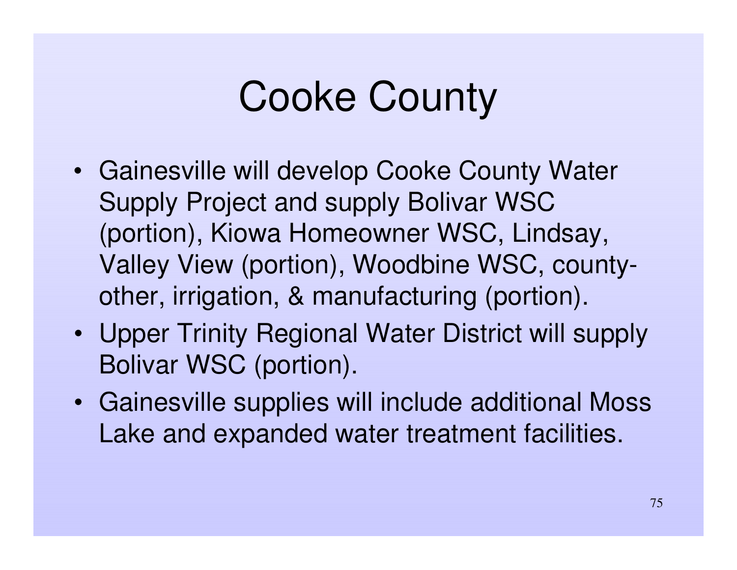# Cooke County

- Gainesville will develop Cooke County Water Supply Project and supply Bolivar WSC (portion), Kiowa Homeowner WSC, Lindsay, Valley View (portion), Woodbine WSC, county-other, irrigation, & manufacturing (portion).
- Upper Trinity Regional Water District will supply Bolivar WSC (portion).
- Gainesville supplies will include additional Moss Lake and expanded water treatment facilities.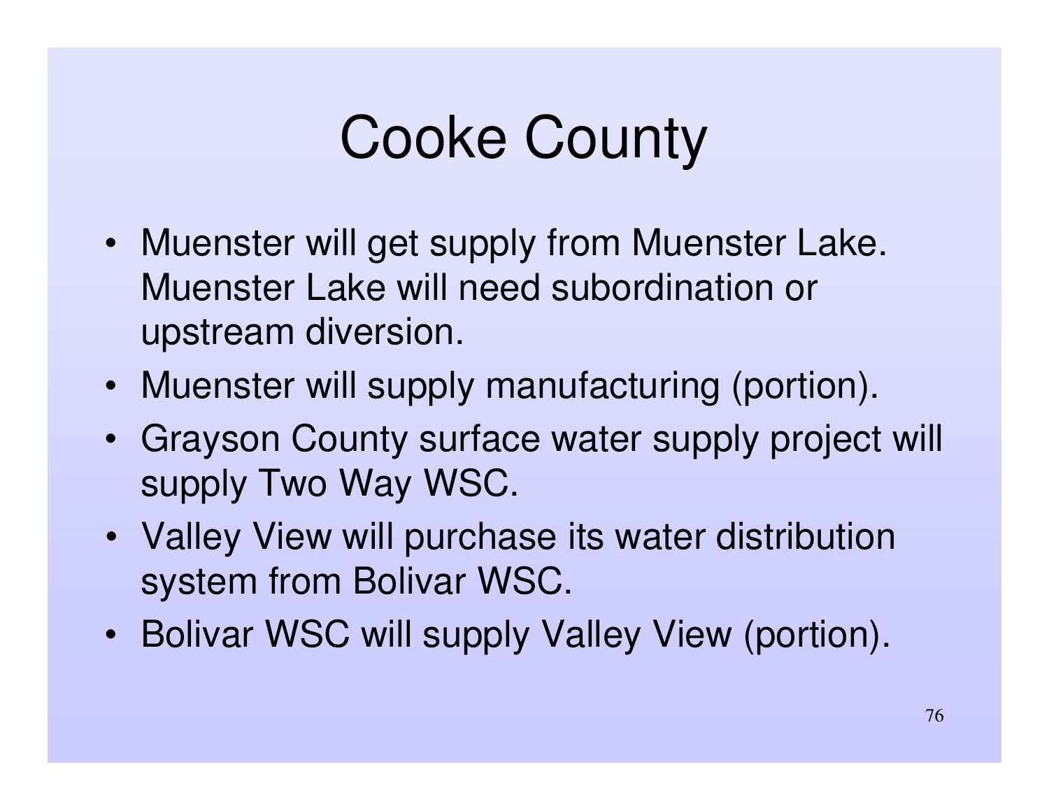# Cooke County

- Muenster will get supply from Muenster Lake. Muenster Lake will need subordination or upstream diversion.
- Muenster will supply manufacturing (portion).
- Grayson County surface water supply project will supply Two Way WSC.
- Valley View will purchase its water distribution system from Bolivar WSC.
- Bolivar WSC will supply Valley View (portion).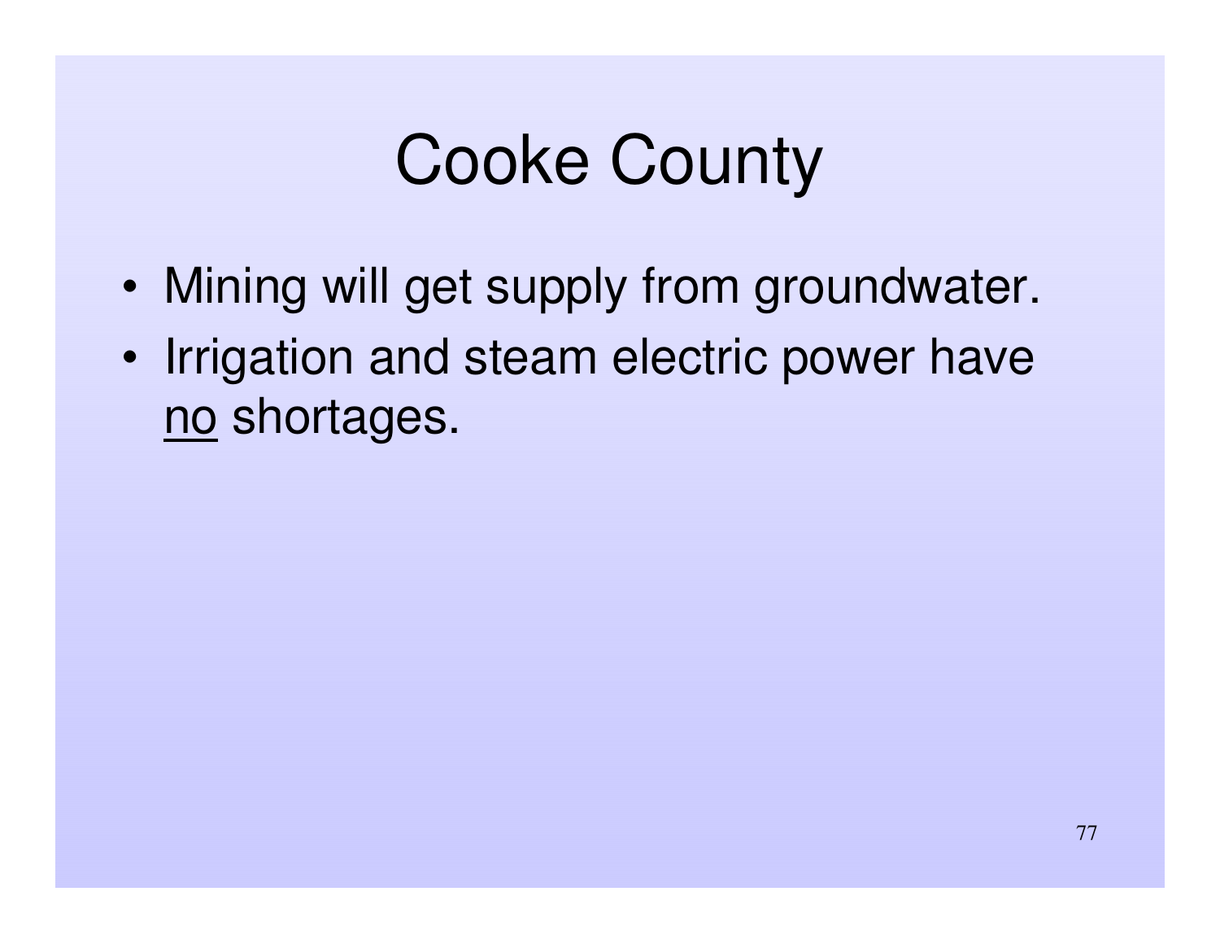# Cooke County

- Mining will get supply from groundwater.
- Irrigation and steam electric power have <u>no</u> shortages.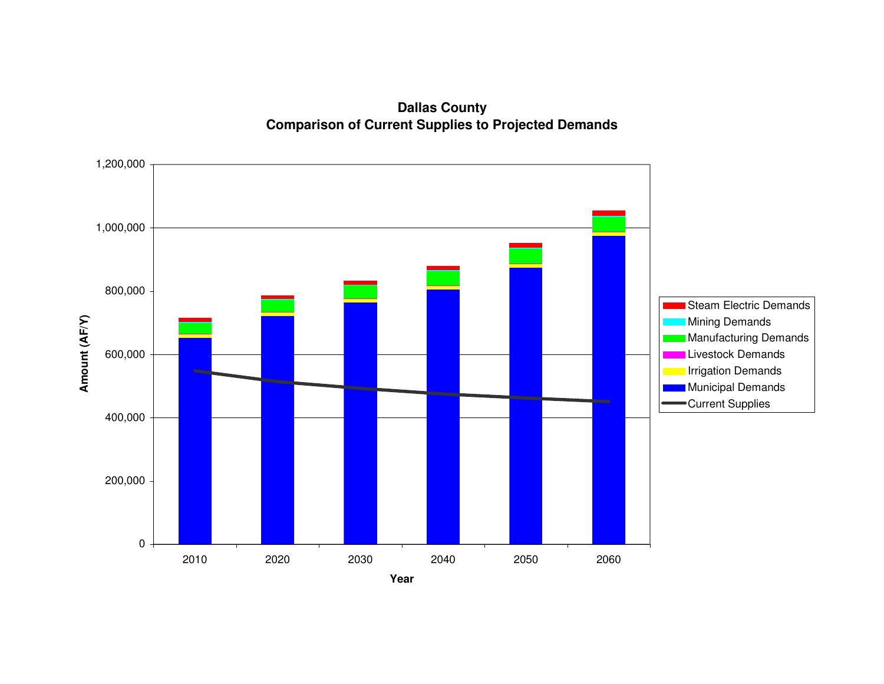## Dallas County
## Comparison of Current Supplies to Projected Demands

Amount (AF/Y)

1,200,000

1,000,000

800,000

600,000

400,000

200,000

0

2010 2020 2030 2040 2050 2060

Year

- Steam Electric Demands
- Mining Demands
- Manufacturing Demands
- Livestock Demands
- Irrigation Demands
- Municipal Demands
- Current Supplies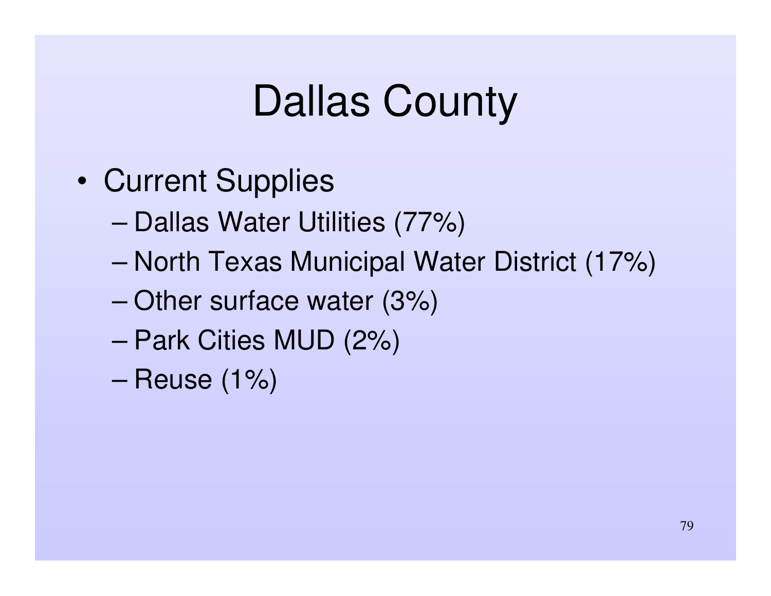# Dallas County

- Current Supplies
  - Dallas Water Utilities (77%)
  - North Texas Municipal Water District (17%)
  - Other surface water (3%)
  - Park Cities MUD (2%)
  - Reuse (1%)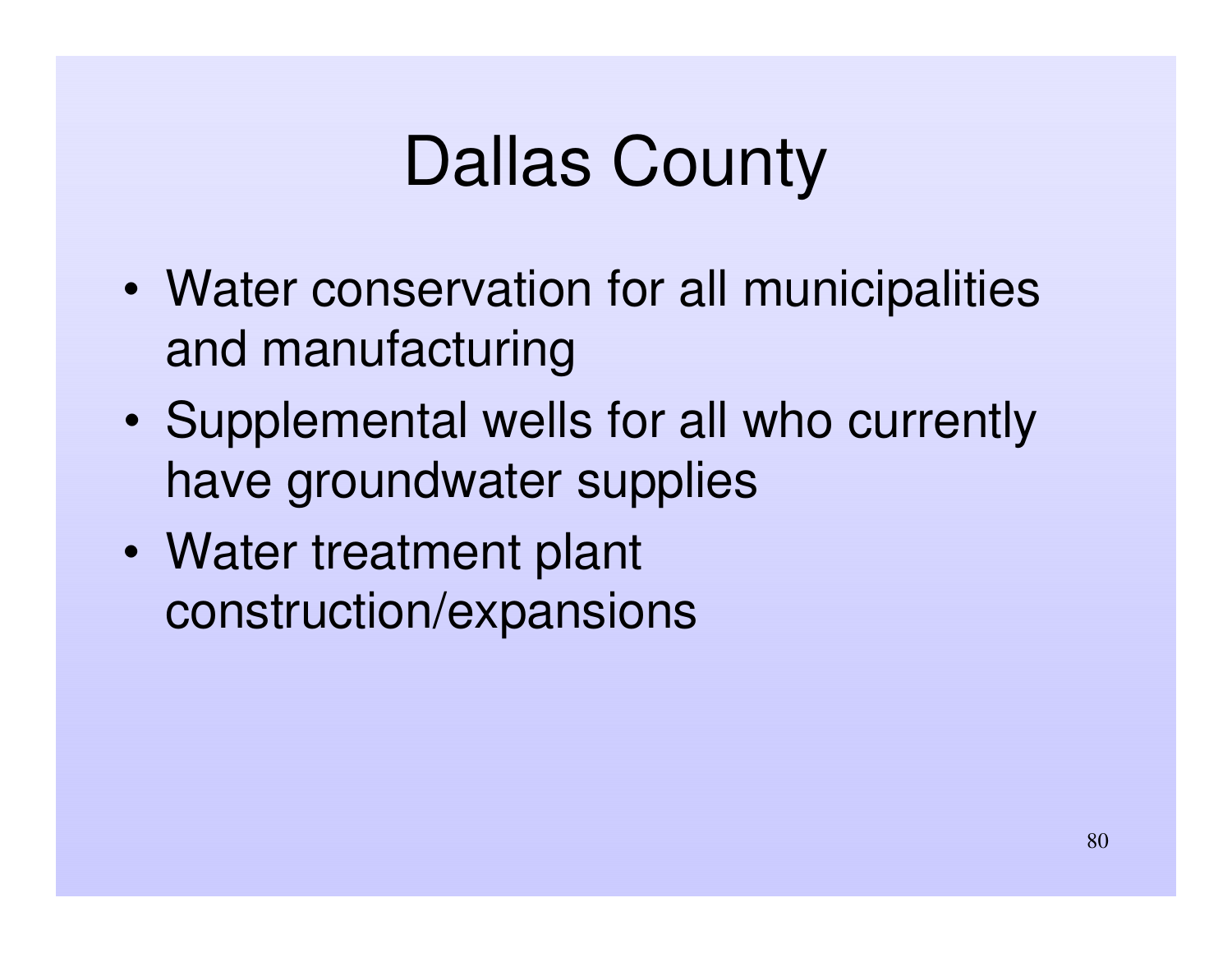# Dallas County

- Water conservation for all municipalities and manufacturing
- Supplemental wells for all who currently have groundwater supplies
- Water treatment plant construction/expansions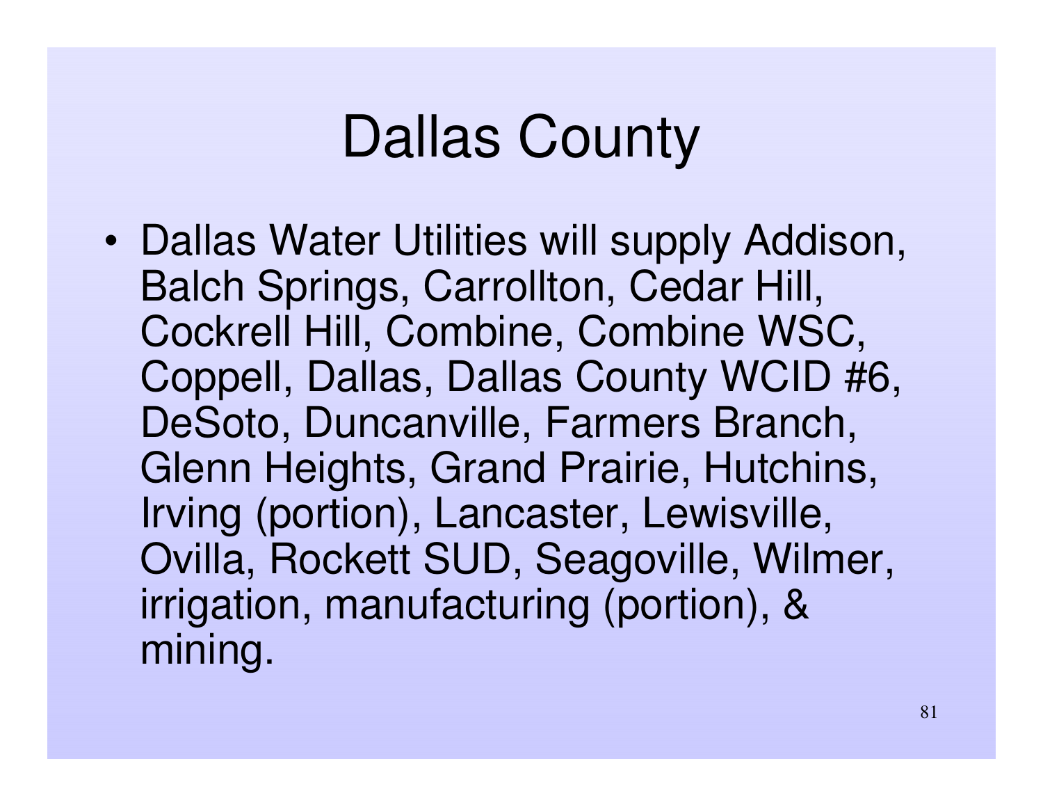# Dallas County

- Dallas Water Utilities will supply Addison, Balch Springs, Carrollton, Cedar Hill, Cockrell Hill, Combine, Combine WSC, Coppell, Dallas, Dallas County WCID #6, DeSoto, Duncanville, Farmers Branch, Glenn Heights, Grand Prairie, Hutchins, Irving (portion), Lancaster, Lewisville, Ovilla, Rockett SUD, Seagoville, Wilmer, irrigation, manufacturing (portion), & mining.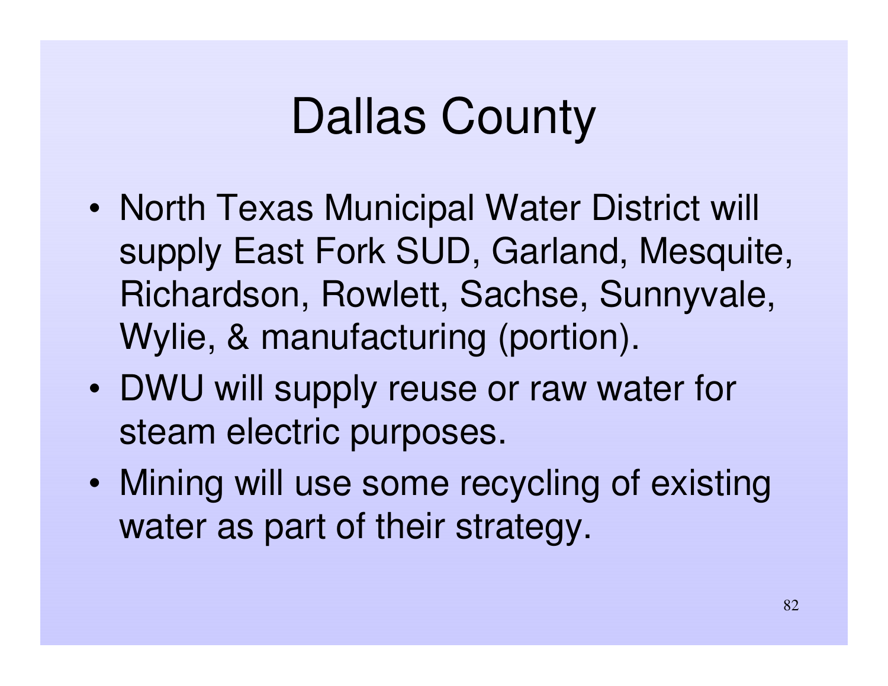# Dallas County

- North Texas Municipal Water District will supply East Fork SUD, Garland, Mesquite, Richardson, Rowlett, Sachse, Sunnyvale, Wylie, & manufacturing (portion).
- DWU will supply reuse or raw water for steam electric purposes.
- Mining will use some recycling of existing water as part of their strategy.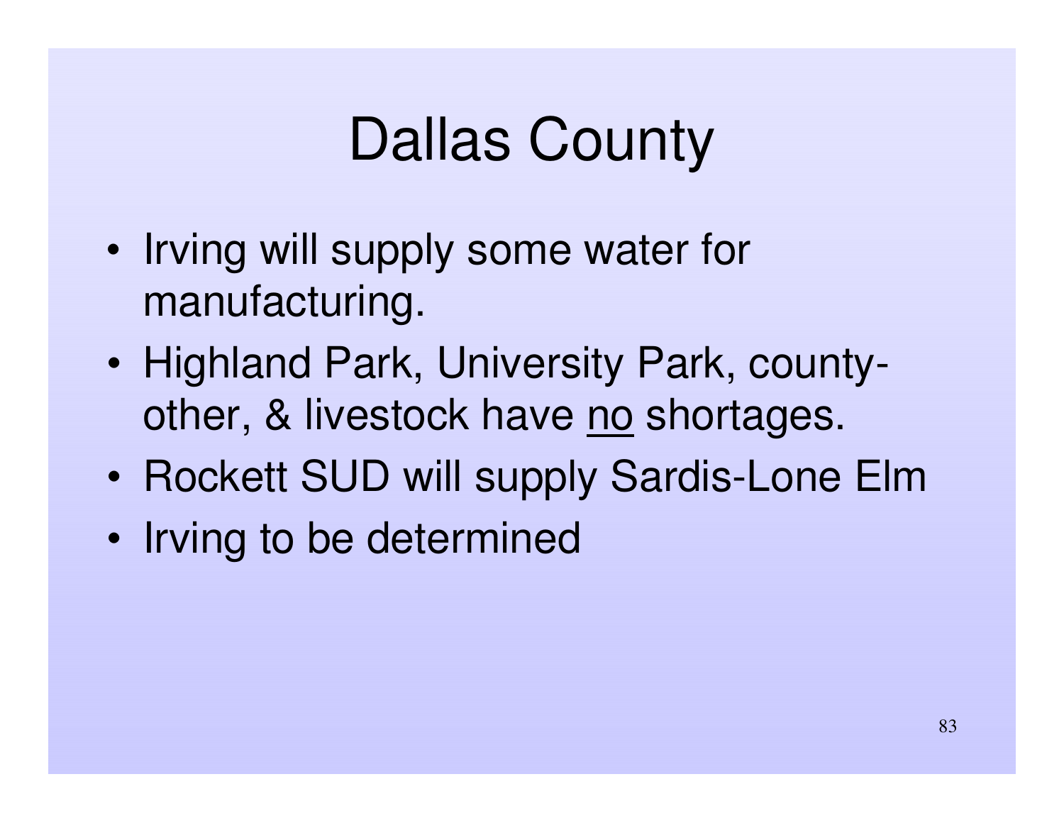# Dallas County

- Irving will supply some water for manufacturing.
- Highland Park, University Park, county-other, & livestock have <u>no</u> shortages.
- Rockett SUD will supply Sardis-Lone Elm
- Irving to be determined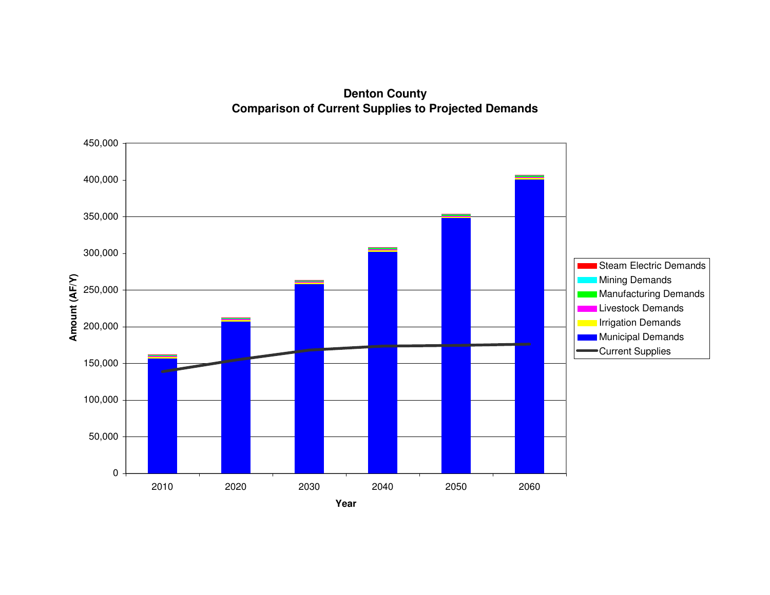**Denton County**
**Comparison of Current Supplies to Projected Demands**

Amount (AF/Y)

450,000
400,000
350,000
300,000
250,000
200,000
150,000
100,000
50,000
0

2010 2020 2030 2040 2050 2060

Year

- Steam Electric Demands
- Mining Demands
- Manufacturing Demands
- Livestock Demands
- Irrigation Demands
- Municipal Demands
- Current Supplies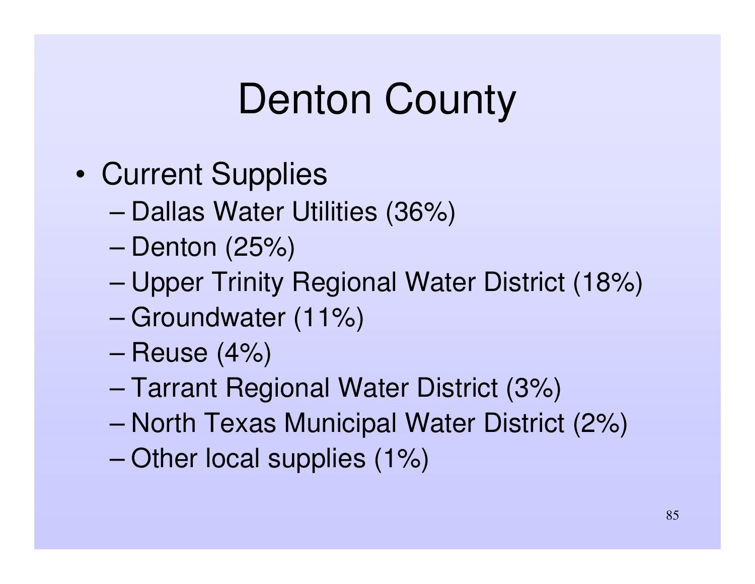# Denton County

- Current Supplies
  - Dallas Water Utilities (36%)
  - Denton (25%)
  - Upper Trinity Regional Water District (18%)
  - Groundwater (11%)
  - Reuse (4%)
  - Tarrant Regional Water District (3%)
  - North Texas Municipal Water District (2%)
  - Other local supplies (1%)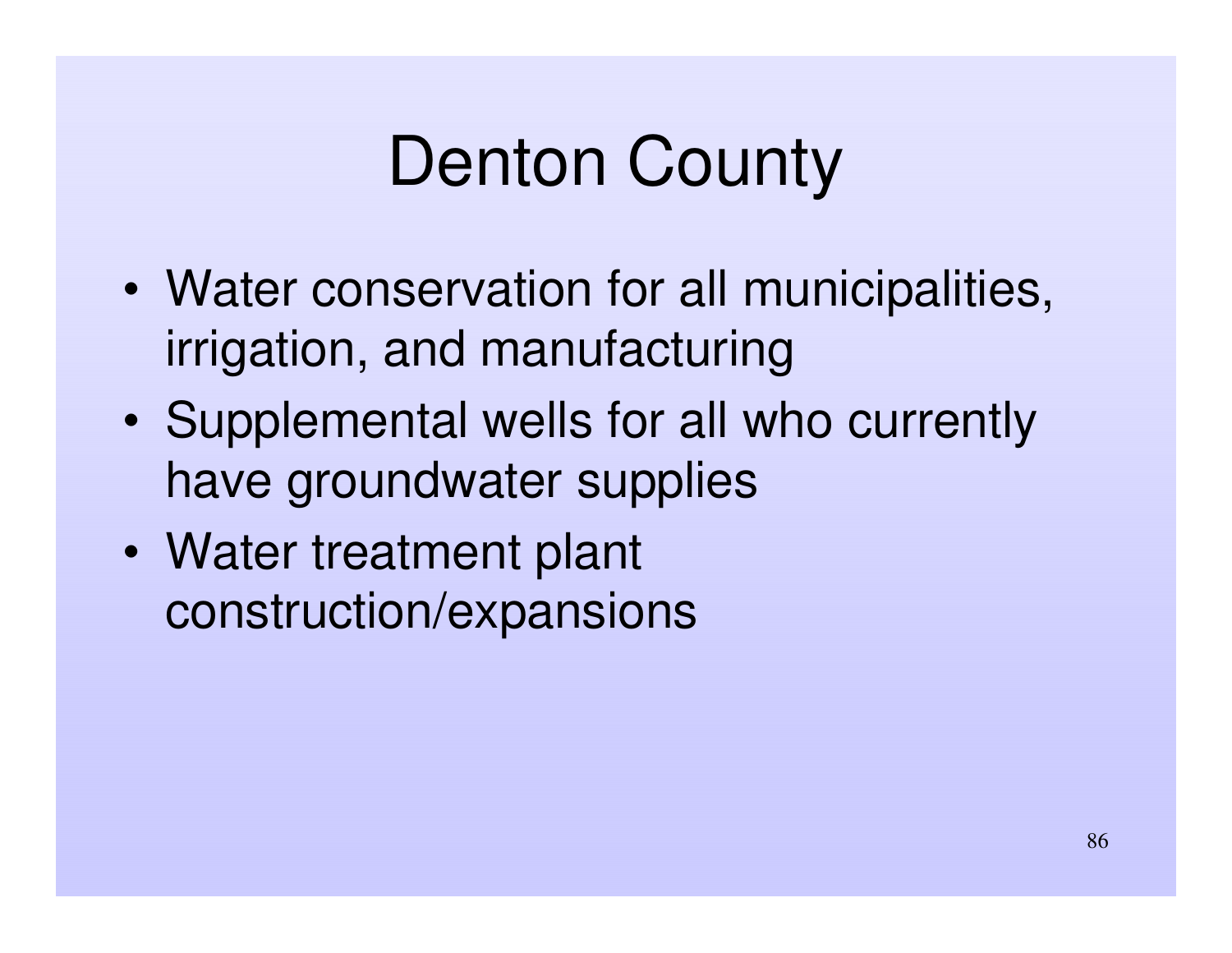# Denton County

- Water conservation for all municipalities, irrigation, and manufacturing
- Supplemental wells for all who currently have groundwater supplies
- Water treatment plant construction/expansions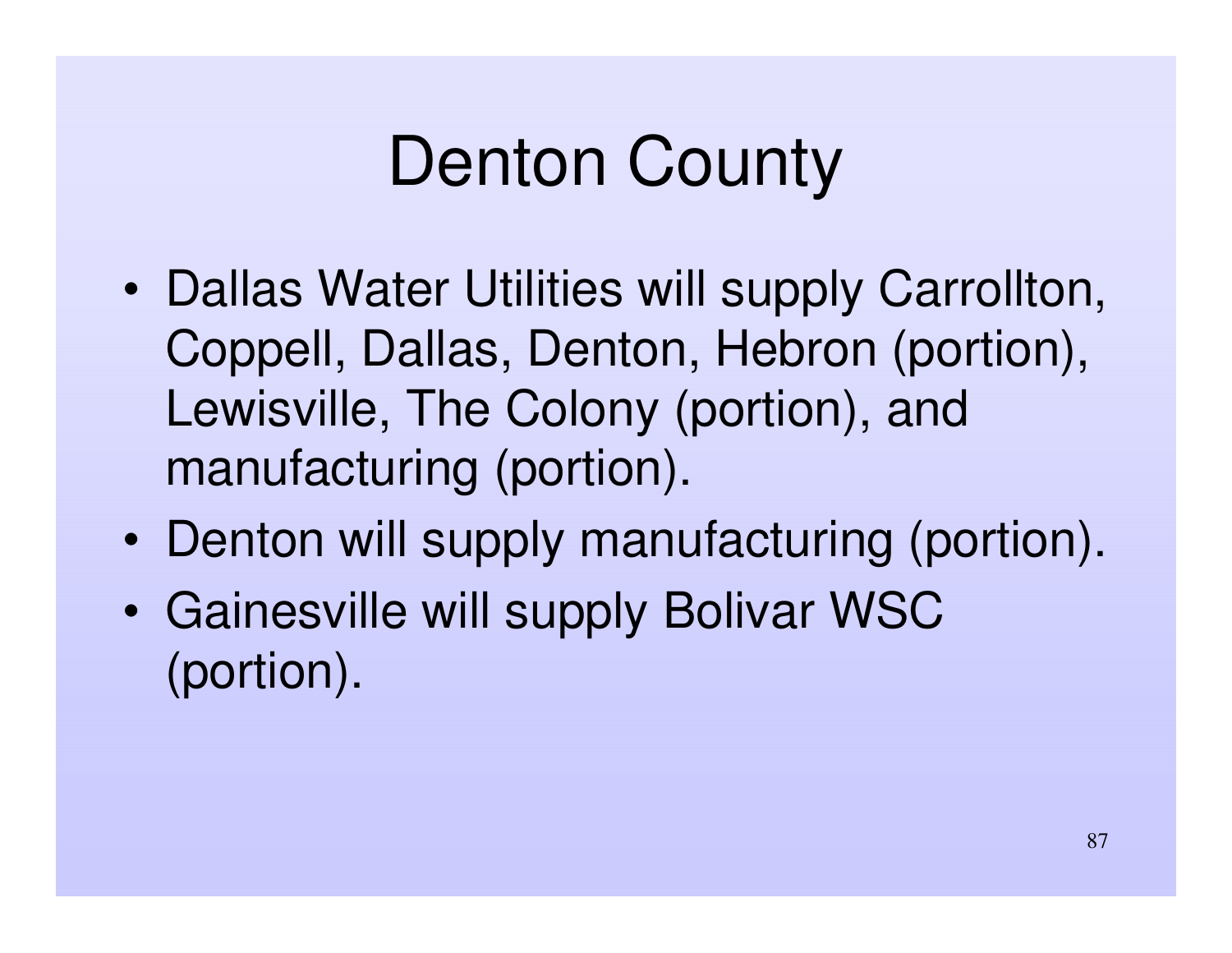# Denton County

- Dallas Water Utilities will supply Carrollton, Coppell, Dallas, Denton, Hebron (portion), Lewisville, The Colony (portion), and manufacturing (portion).
- Denton will supply manufacturing (portion).
- Gainesville will supply Bolivar WSC (portion).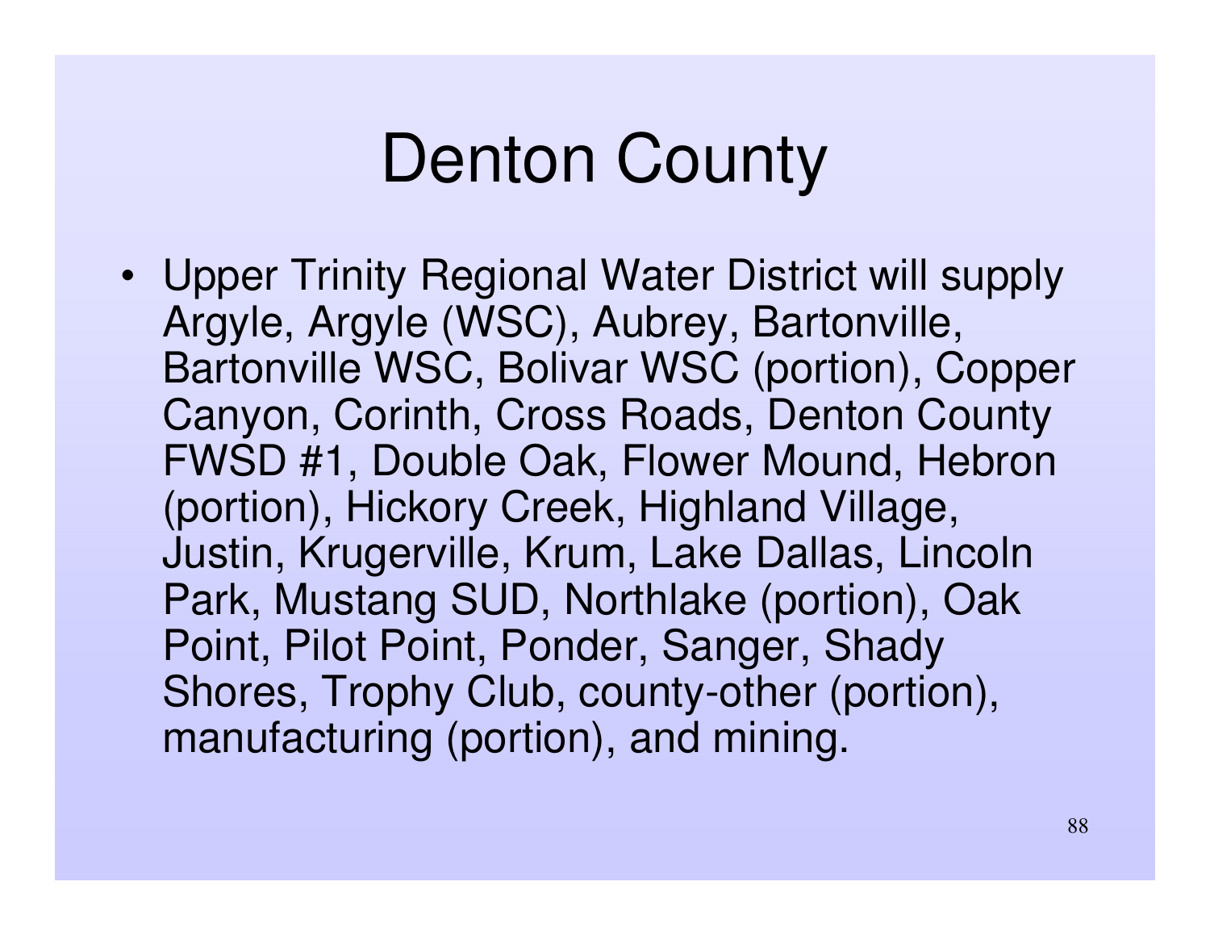# Denton County

- Upper Trinity Regional Water District will supply Argyle, Argyle (WSC), Aubrey, Bartonville, Bartonville WSC, Bolivar WSC (portion), Copper Canyon, Corinth, Cross Roads, Denton County FWSD #1, Double Oak, Flower Mound, Hebron (portion), Hickory Creek, Highland Village, Justin, Krugerville, Krum, Lake Dallas, Lincoln Park, Mustang SUD, Northlake (portion), Oak Point, Pilot Point, Ponder, Sanger, Shady Shores, Trophy Club, county-other (portion), manufacturing (portion), and mining.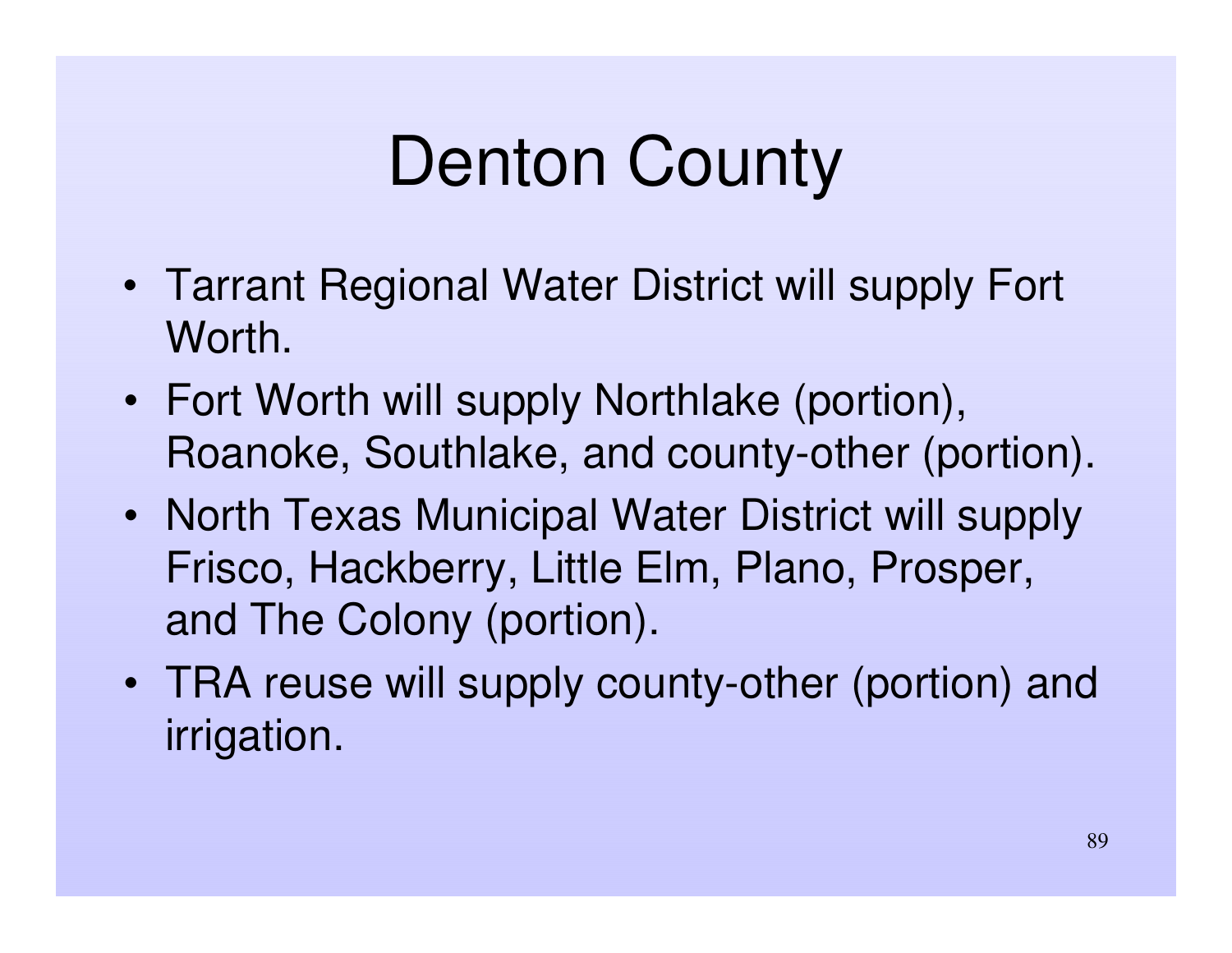# Denton County

- Tarrant Regional Water District will supply Fort Worth.
- Fort Worth will supply Northlake (portion), Roanoke, Southlake, and county-other (portion).
- North Texas Municipal Water District will supply Frisco, Hackberry, Little Elm, Plano, Prosper, and The Colony (portion).
- TRA reuse will supply county-other (portion) and irrigation.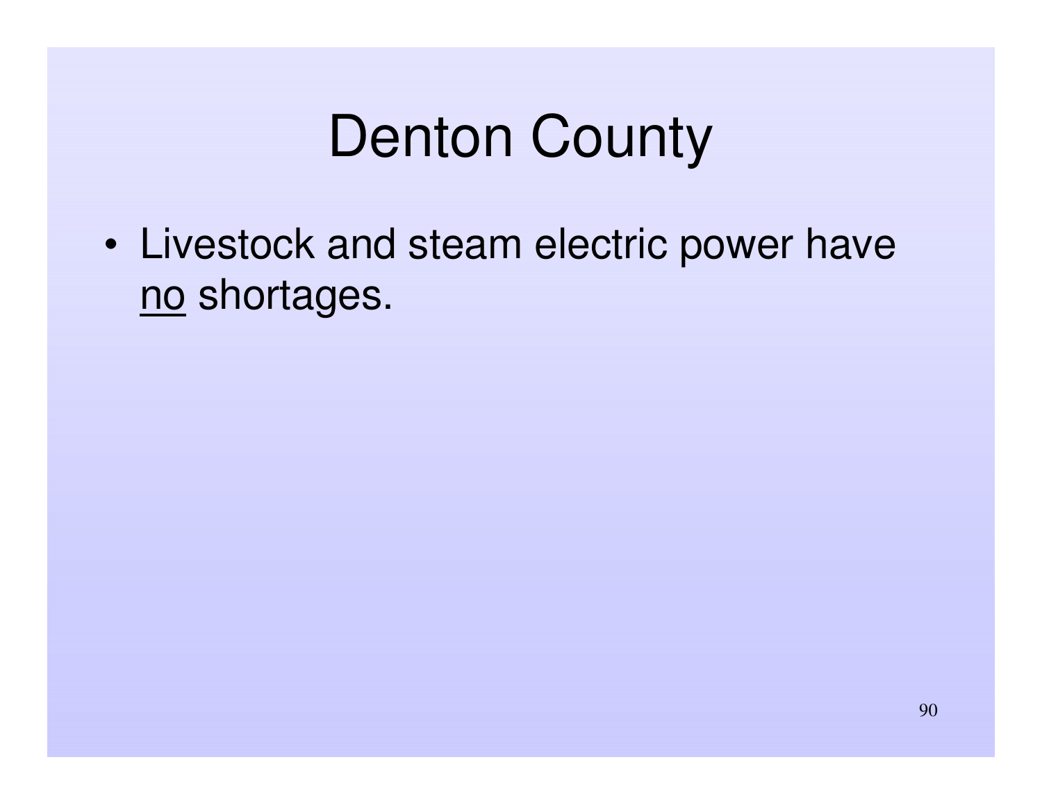# Denton County

- Livestock and steam electric power have <u>no</u> shortages.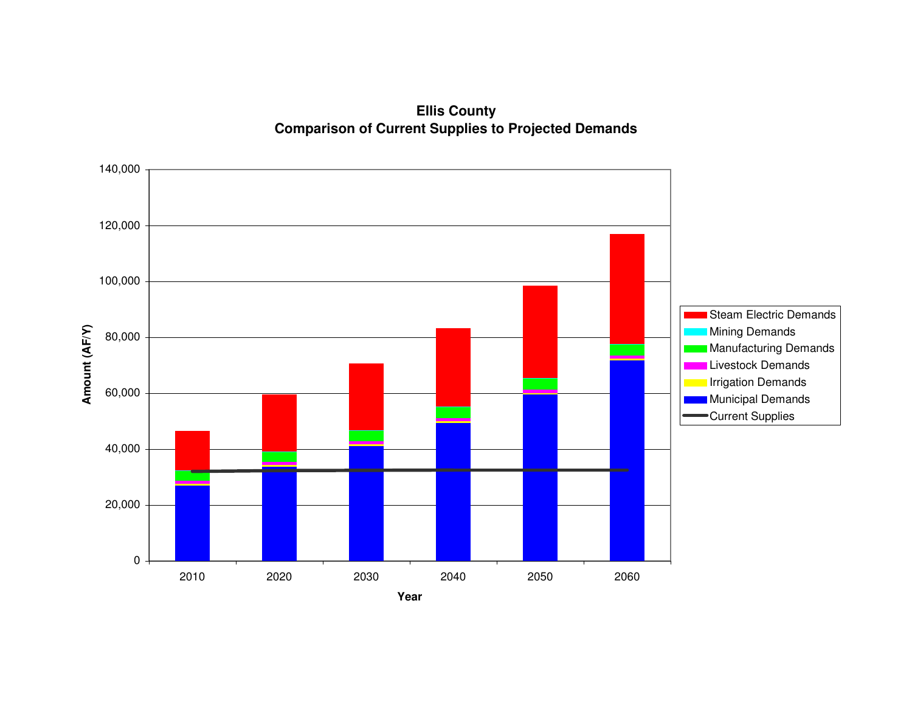## Ellis County
## Comparison of Current Supplies to Projected Demands

Amount (AF/Y)

140,000
120,000
100,000
80,000
60,000
40,000
20,000
0

Year: 2010, 2020, 2030, 2040, 2050, 2060

- Steam Electric Demands
- Mining Demands
- Manufacturing Demands
- Livestock Demands
- Irrigation Demands
- Municipal Demands
- Current Supplies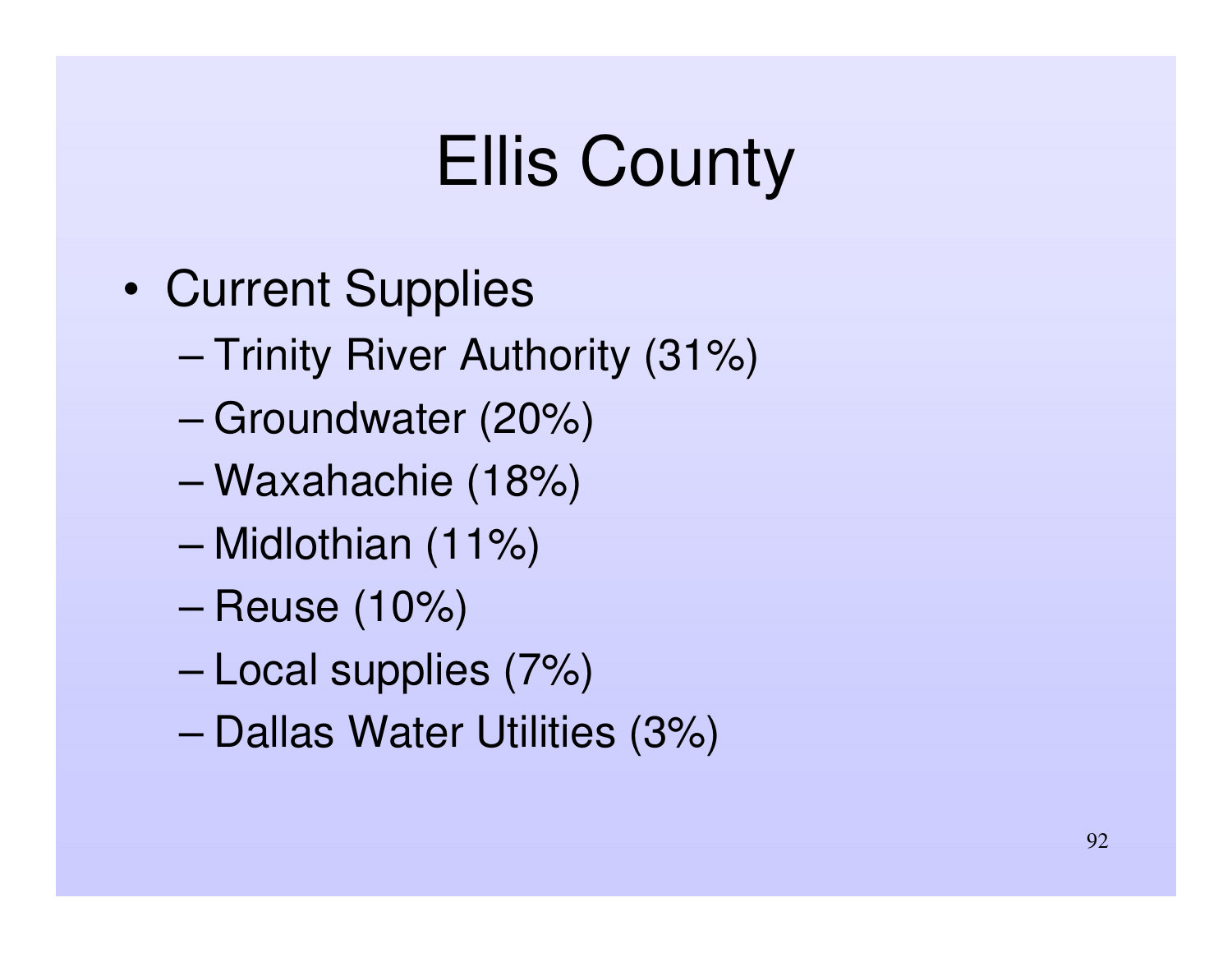# Ellis County

- Current Supplies
  - Trinity River Authority (31%)
  - Groundwater (20%)
  - Waxahachie (18%)
  - Midlothian (11%)
  - Reuse (10%)
  - Local supplies (7%)
  - Dallas Water Utilities (3%)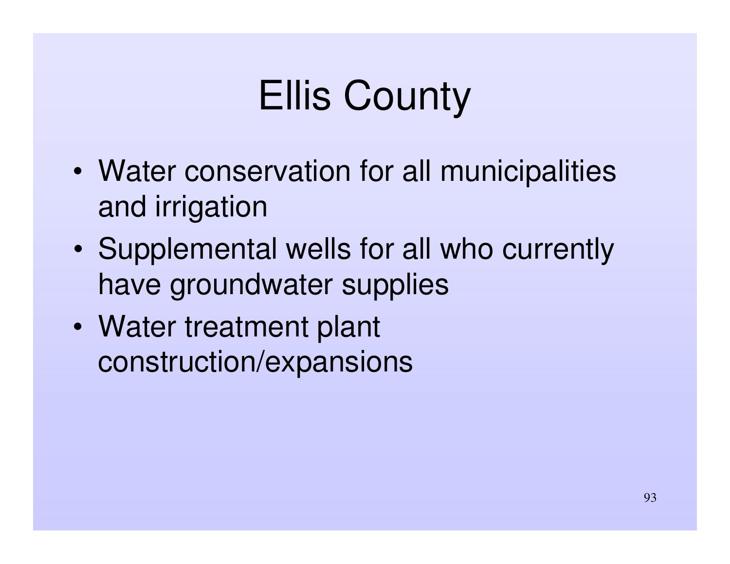# Ellis County

- Water conservation for all municipalities and irrigation
- Supplemental wells for all who currently have groundwater supplies
- Water treatment plant construction/expansions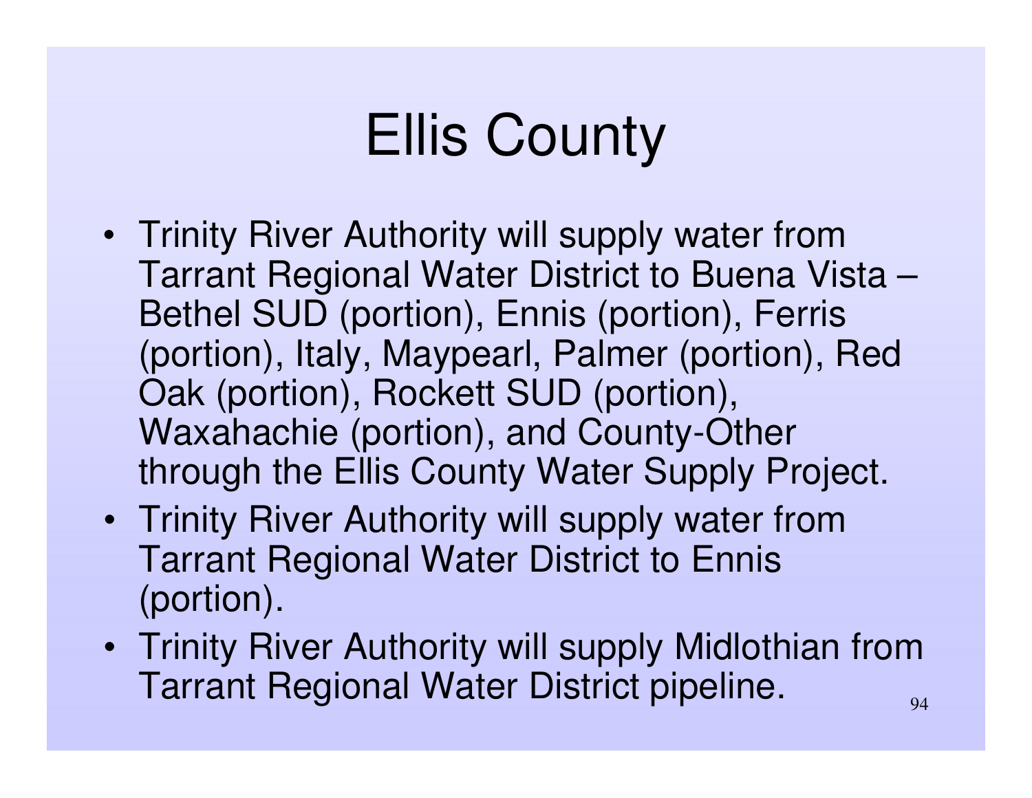# Ellis County

- Trinity River Authority will supply water from Tarrant Regional Water District to Buena Vista – Bethel SUD (portion), Ennis (portion), Ferris (portion), Italy, Maypearl, Palmer (portion), Red Oak (portion), Rockett SUD (portion), Waxahachie (portion), and County-Other through the Ellis County Water Supply Project.
- Trinity River Authority will supply water from Tarrant Regional Water District to Ennis (portion).
- Trinity River Authority will supply Midlothian from Tarrant Regional Water District pipeline.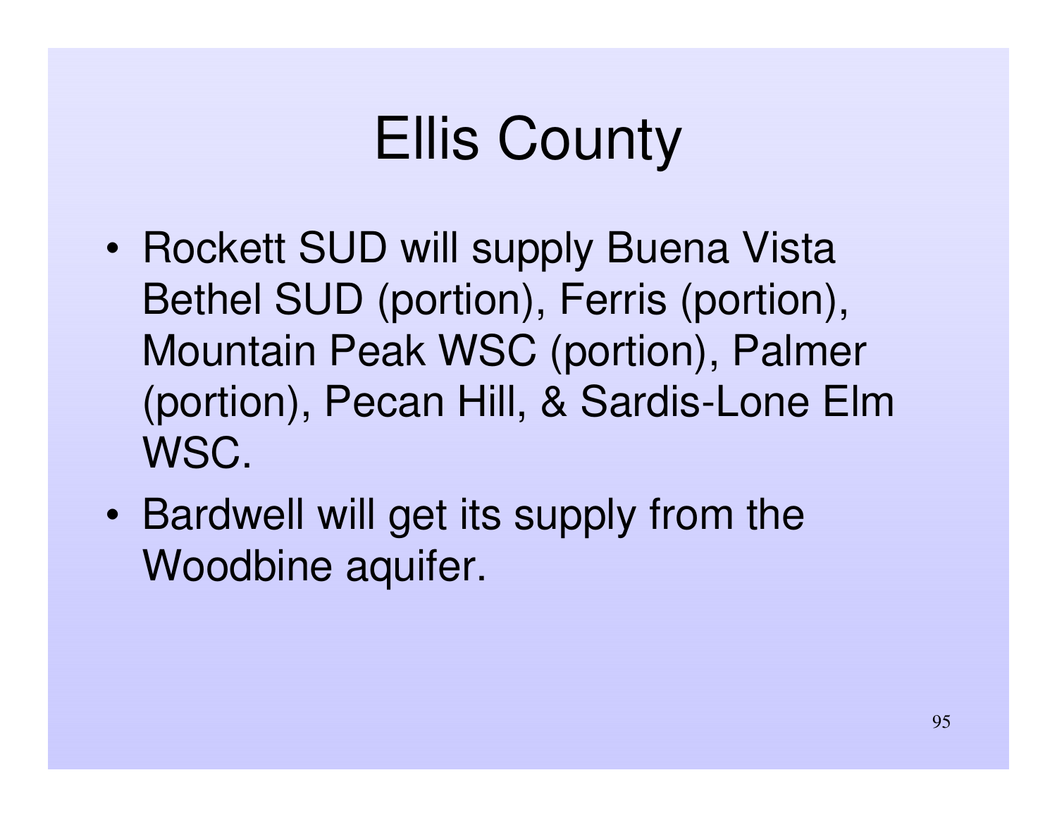# Ellis County

- Rockett SUD will supply Buena Vista Bethel SUD (portion), Ferris (portion), Mountain Peak WSC (portion), Palmer (portion), Pecan Hill, & Sardis-Lone Elm WSC.
- Bardwell will get its supply from the Woodbine aquifer.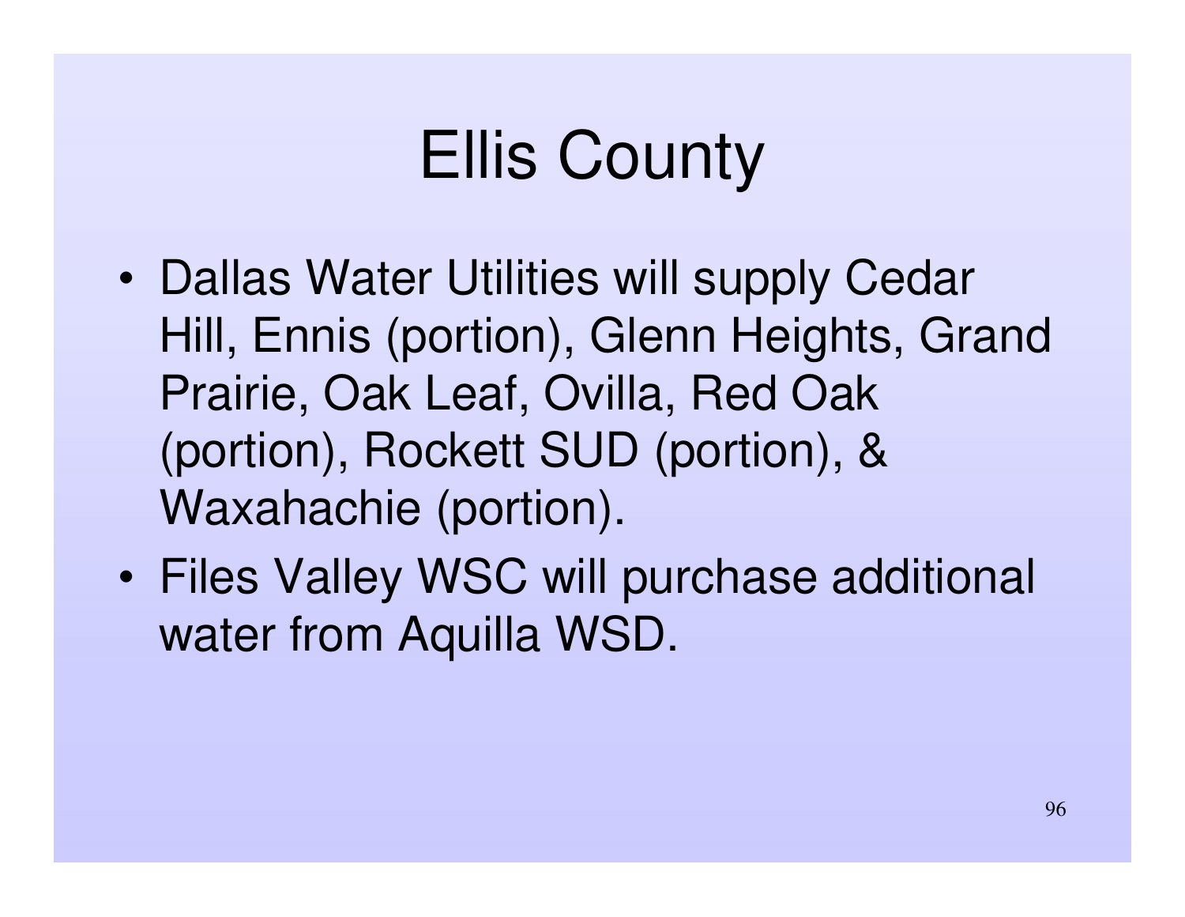# Ellis County

- Dallas Water Utilities will supply Cedar Hill, Ennis (portion), Glenn Heights, Grand Prairie, Oak Leaf, Ovilla, Red Oak (portion), Rockett SUD (portion), & Waxahachie (portion).
- Files Valley WSC will purchase additional water from Aquilla WSD.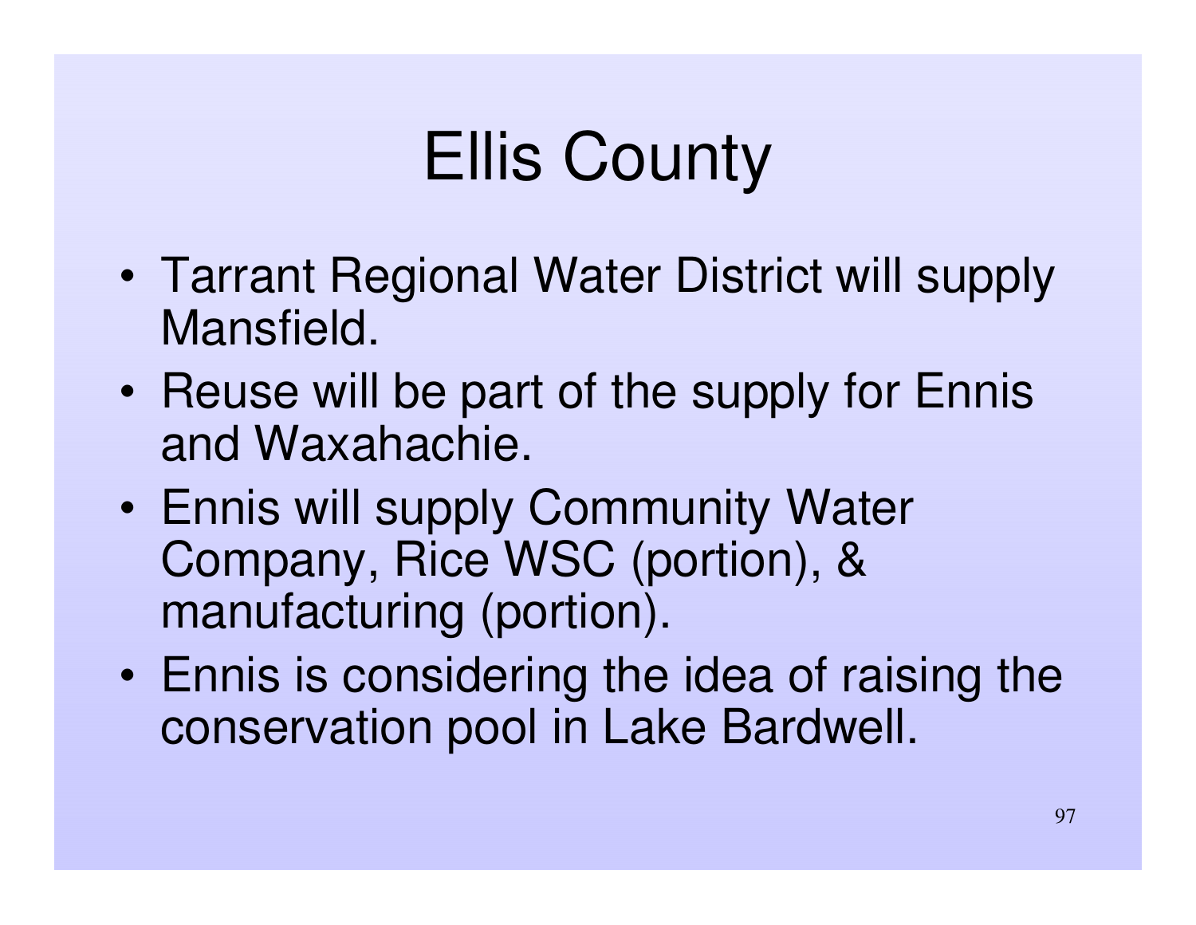# Ellis County

- Tarrant Regional Water District will supply Mansfield.
- Reuse will be part of the supply for Ennis and Waxahachie.
- Ennis will supply Community Water Company, Rice WSC (portion), & manufacturing (portion).
- Ennis is considering the idea of raising the conservation pool in Lake Bardwell.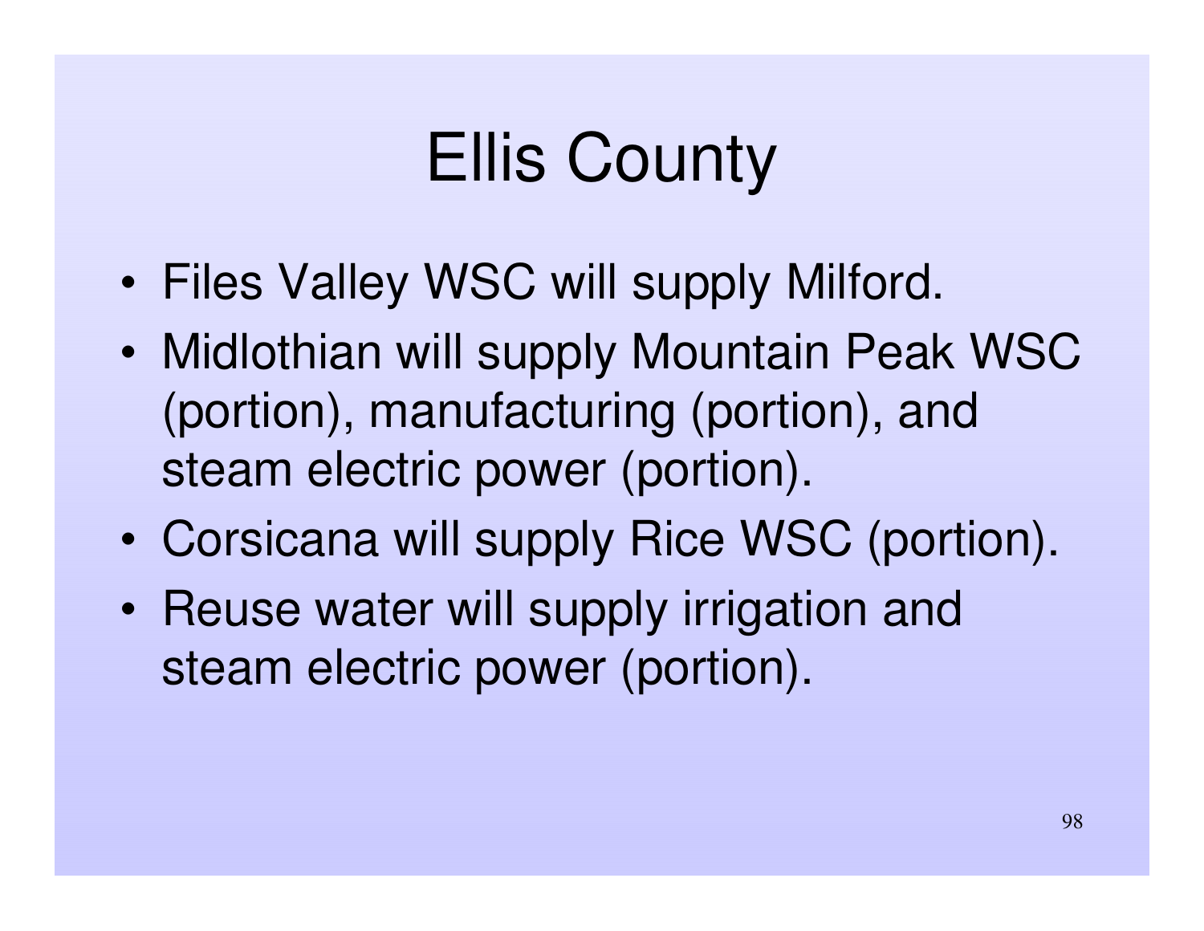# Ellis County

- Files Valley WSC will supply Milford.
- Midlothian will supply Mountain Peak WSC (portion), manufacturing (portion), and steam electric power (portion).
- Corsicana will supply Rice WSC (portion).
- Reuse water will supply irrigation and steam electric power (portion).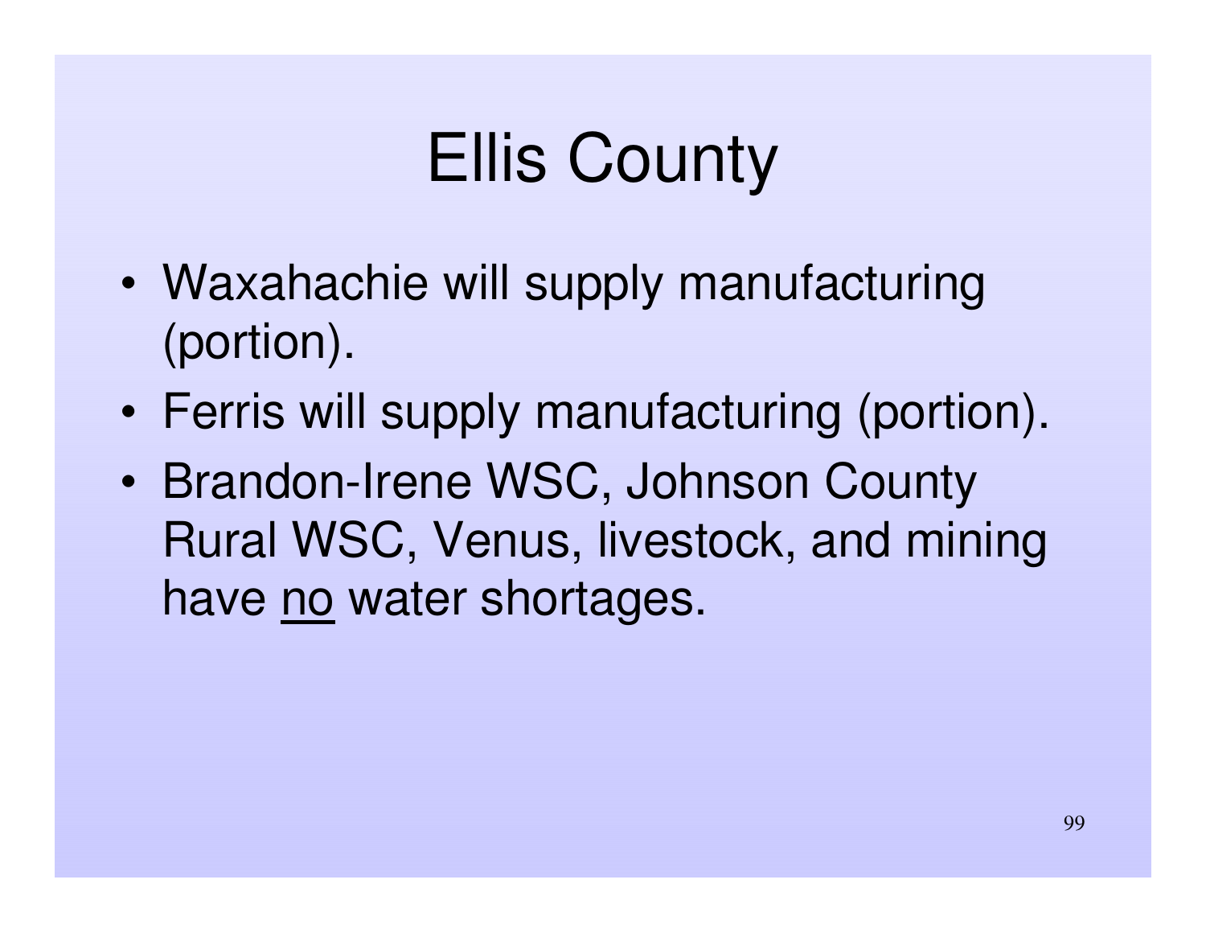# Ellis County

- Waxahachie will supply manufacturing (portion).
- Ferris will supply manufacturing (portion).
- Brandon-Irene WSC, Johnson County Rural WSC, Venus, livestock, and mining have <u>no</u> water shortages.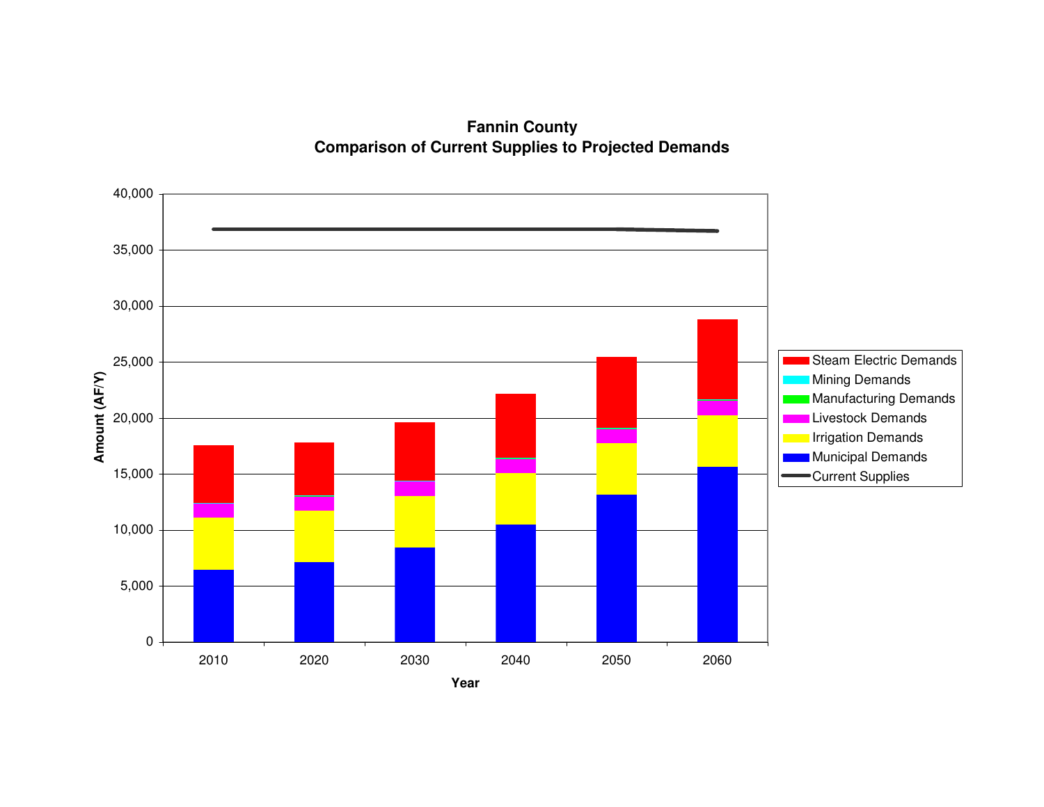**Fannin County**
**Comparison of Current Supplies to Projected Demands**

Amount (AF/Y)

40,000
35,000
30,000
25,000
20,000
15,000
10,000
5,000
0

2010 2020 2030 2040 2050 2060

Year

- Steam Electric Demands
- Mining Demands
- Manufacturing Demands
- Livestock Demands
- Irrigation Demands
- Municipal Demands
- Current Supplies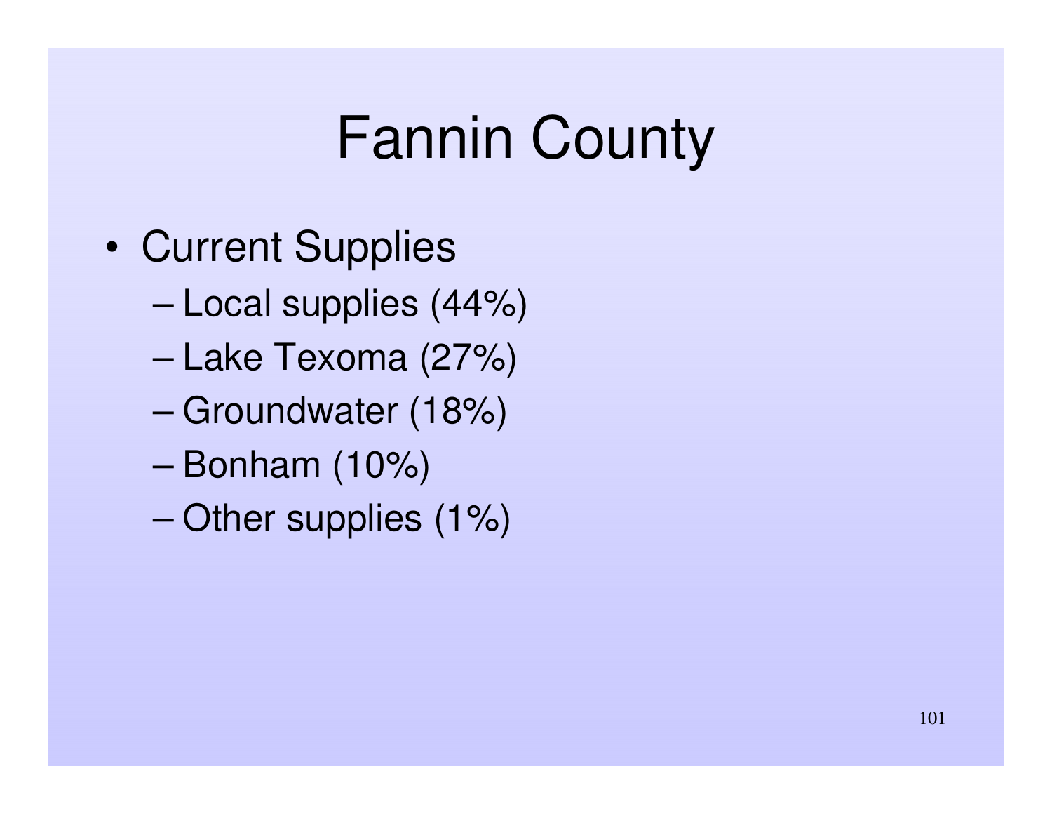# Fannin County

- Current Supplies
  - Local supplies (44%)
  - Lake Texoma (27%)
  - Groundwater (18%)
  - Bonham (10%)
  - Other supplies (1%)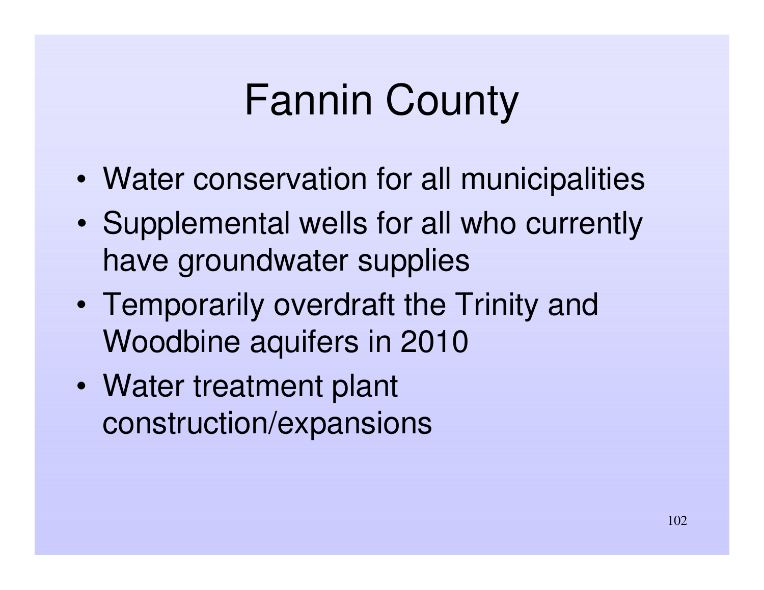# Fannin County

- Water conservation for all municipalities
- Supplemental wells for all who currently have groundwater supplies
- Temporarily overdraft the Trinity and Woodbine aquifers in 2010
- Water treatment plant construction/expansions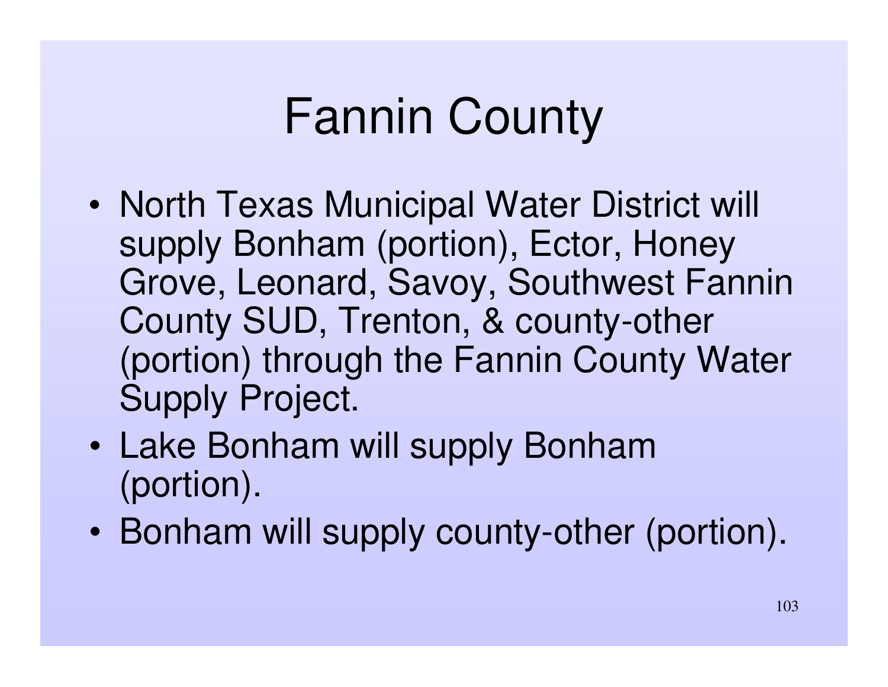# Fannin County

- North Texas Municipal Water District will supply Bonham (portion), Ector, Honey Grove, Leonard, Savoy, Southwest Fannin County SUD, Trenton, & county-other (portion) through the Fannin County Water Supply Project.
- Lake Bonham will supply Bonham (portion).
- Bonham will supply county-other (portion).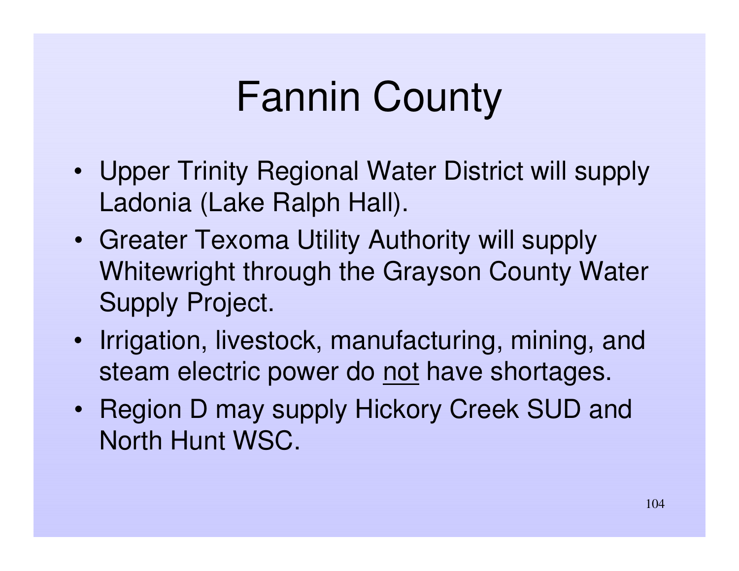# Fannin County

- Upper Trinity Regional Water District will supply Ladonia (Lake Ralph Hall).
- Greater Texoma Utility Authority will supply Whitewright through the Grayson County Water Supply Project.
- Irrigation, livestock, manufacturing, mining, and steam electric power do <u>not</u> have shortages.
- Region D may supply Hickory Creek SUD and North Hunt WSC.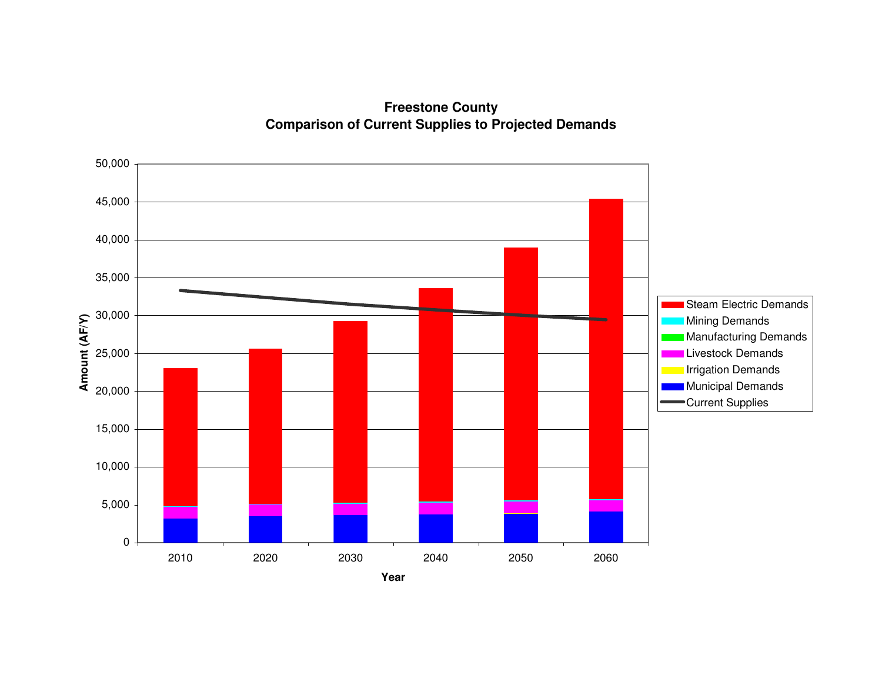**Freestone County**
**Comparison of Current Supplies to Projected Demands**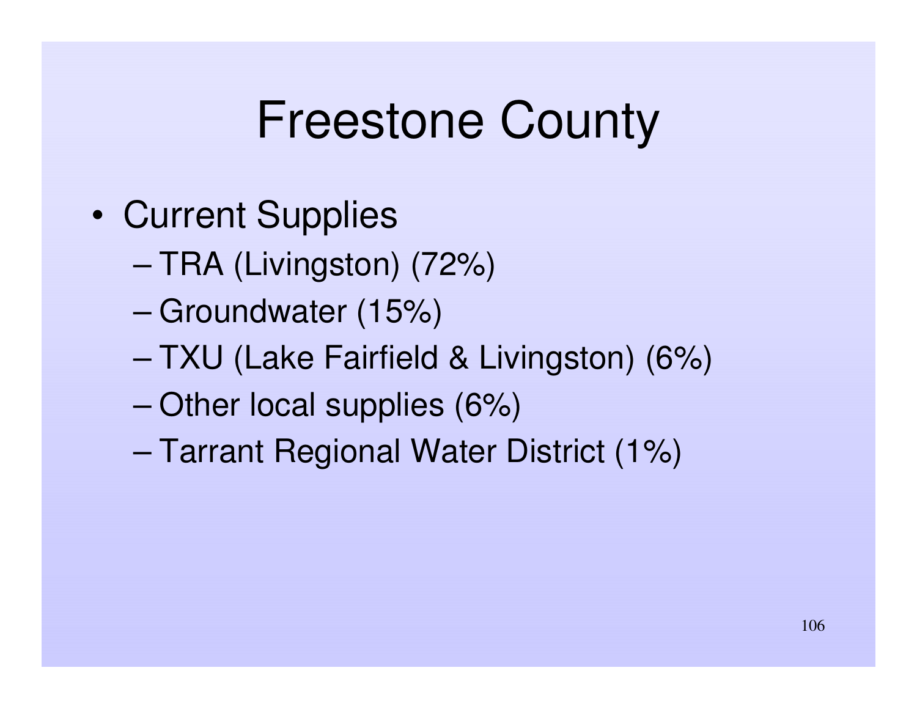# Freestone County

- Current Supplies
  - TRA (Livingston) (72%)
  - Groundwater (15%)
  - TXU (Lake Fairfield & Livingston) (6%)
  - Other local supplies (6%)
  - Tarrant Regional Water District (1%)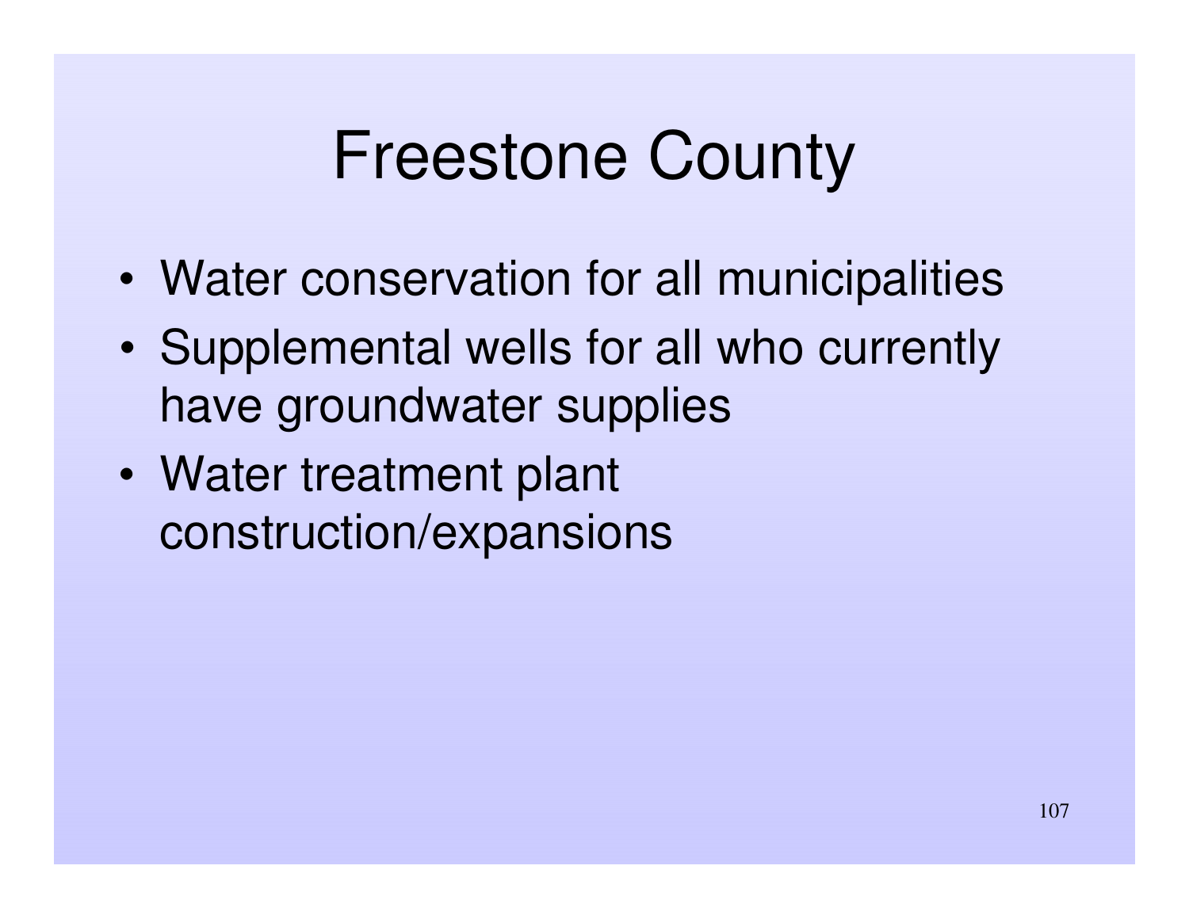# Freestone County

- Water conservation for all municipalities
- Supplemental wells for all who currently have groundwater supplies
- Water treatment plant construction/expansions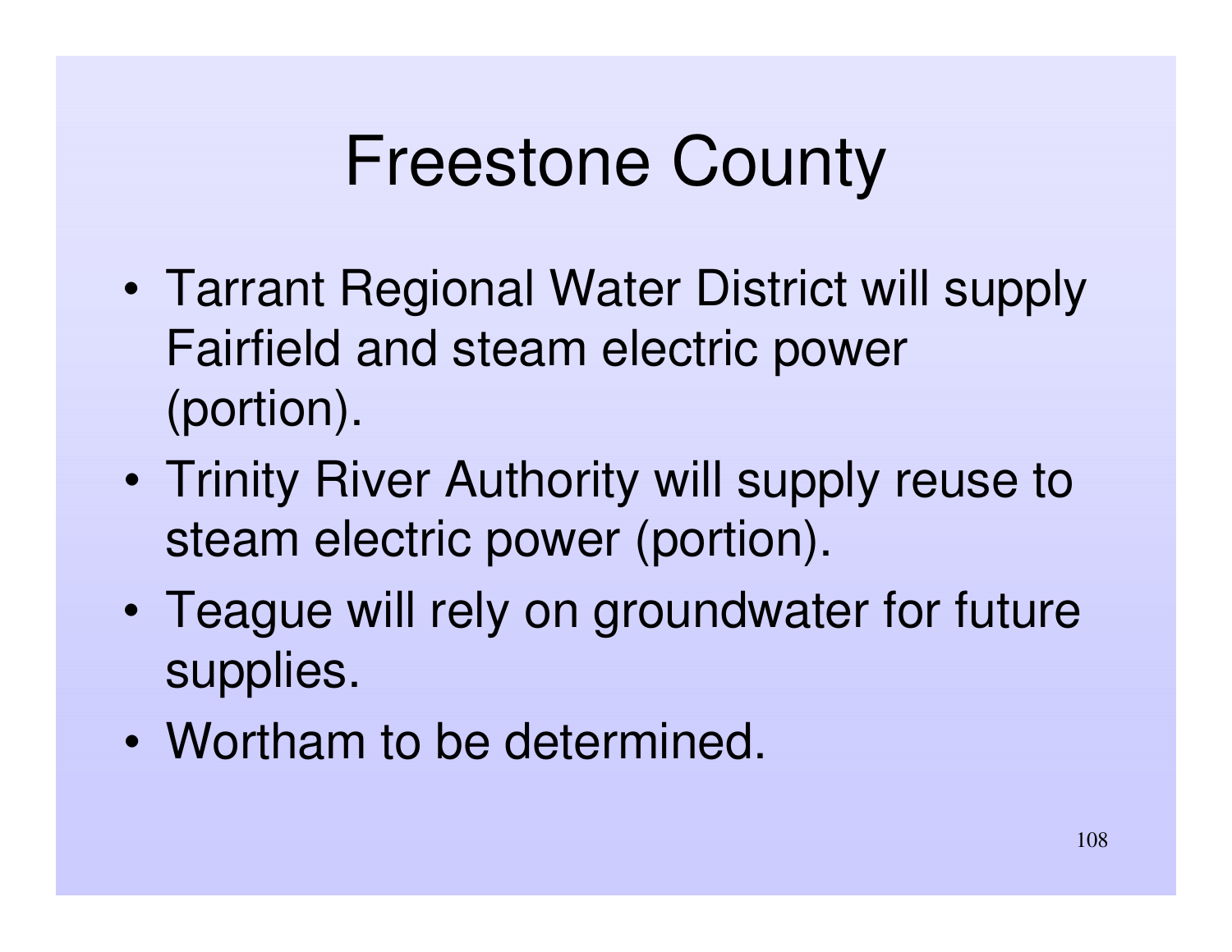# Freestone County

- Tarrant Regional Water District will supply Fairfield and steam electric power (portion).
- Trinity River Authority will supply reuse to steam electric power (portion).
- Teague will rely on groundwater for future supplies.
- Wortham to be determined.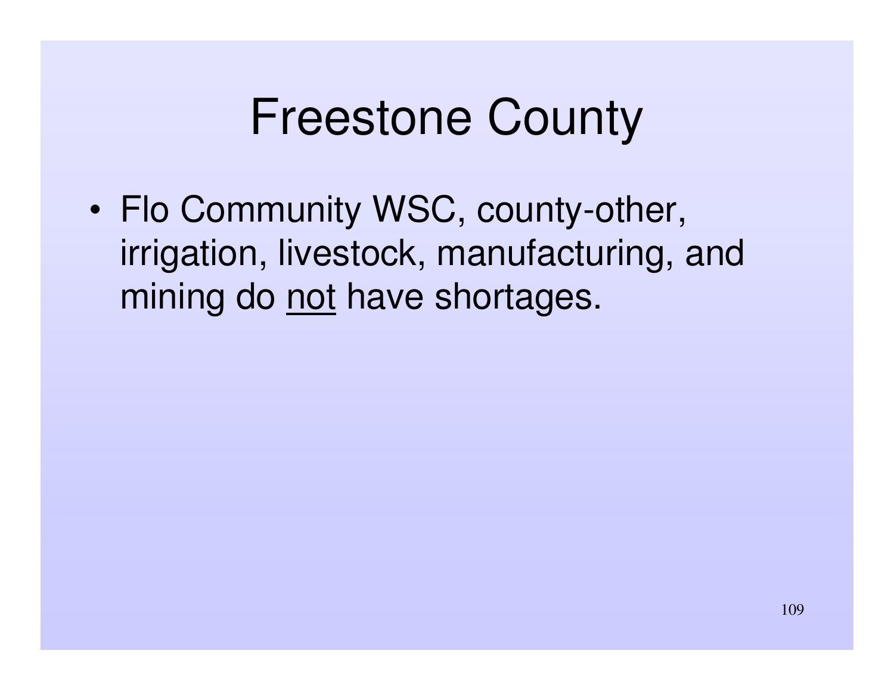# Freestone County

- Flo Community WSC, county-other, irrigation, livestock, manufacturing, and mining do <u>not</u> have shortages.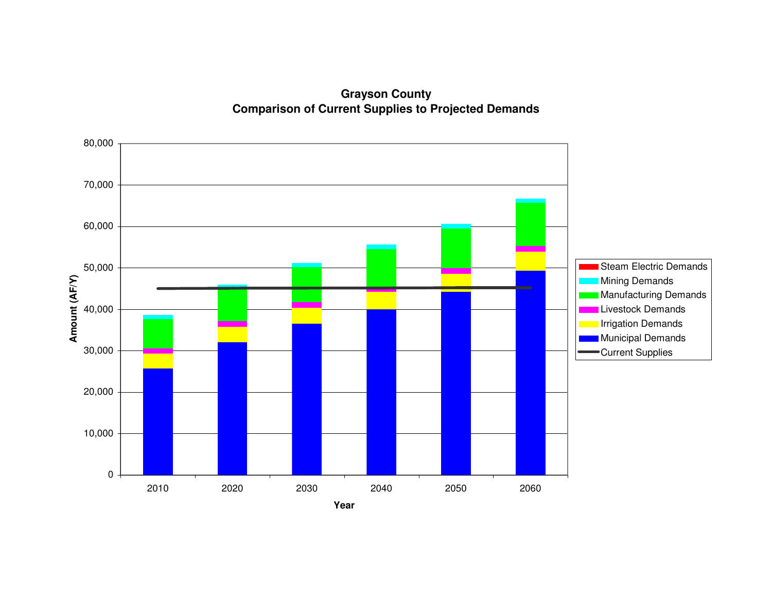# Grayson County
## Comparison of Current Supplies to Projected Demands

Amount (AF/Y): 0; 10,000; 20,000; 30,000; 40,000; 50,000; 60,000; 70,000; 80,000

Year: 2010; 2020; 2030; 2040; 2050; 2060

- Steam Electric Demands
- Mining Demands
- Manufacturing Demands
- Livestock Demands
- Irrigation Demands
- Municipal Demands
- Current Supplies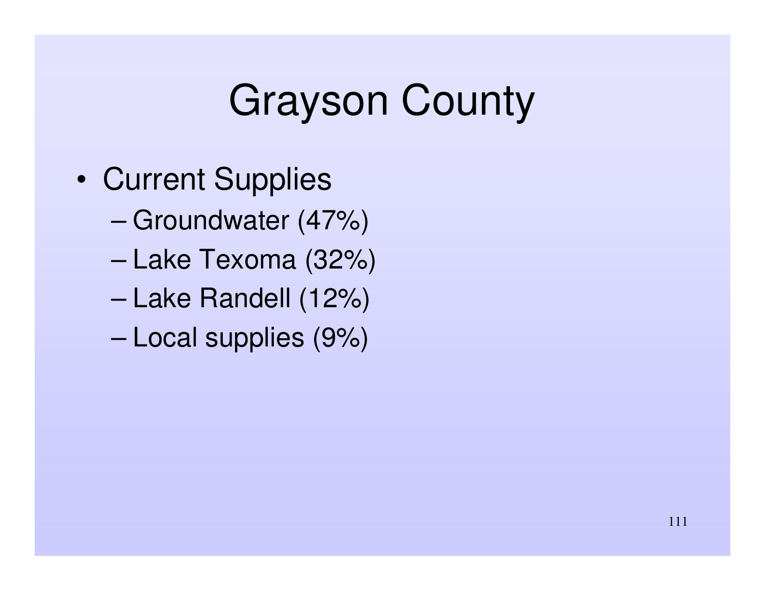# Grayson County

- Current Supplies
  - Groundwater (47%)
  - Lake Texoma (32%)
  - Lake Randell (12%)
  - Local supplies (9%)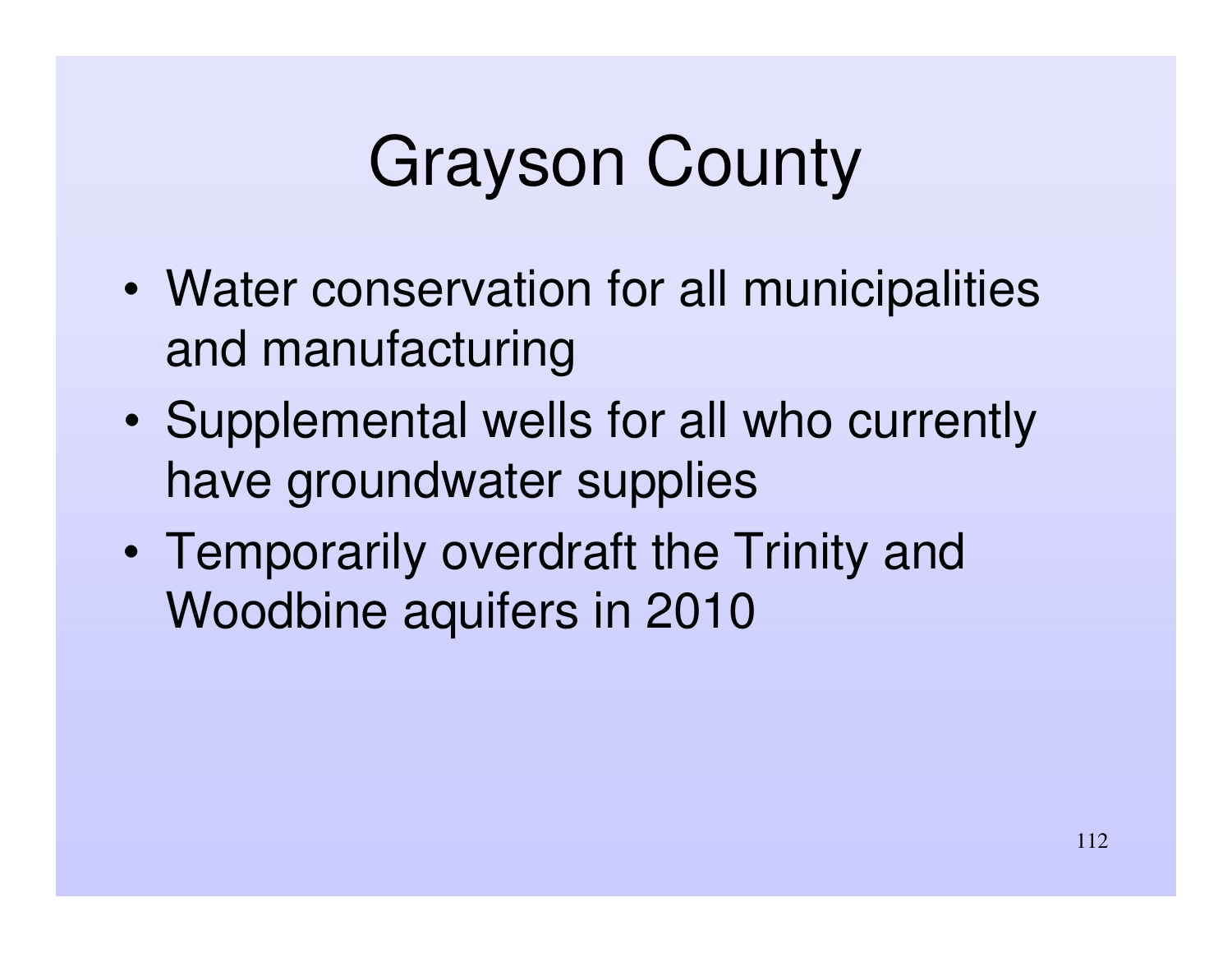# Grayson County

- Water conservation for all municipalities and manufacturing
- Supplemental wells for all who currently have groundwater supplies
- Temporarily overdraft the Trinity and Woodbine aquifers in 2010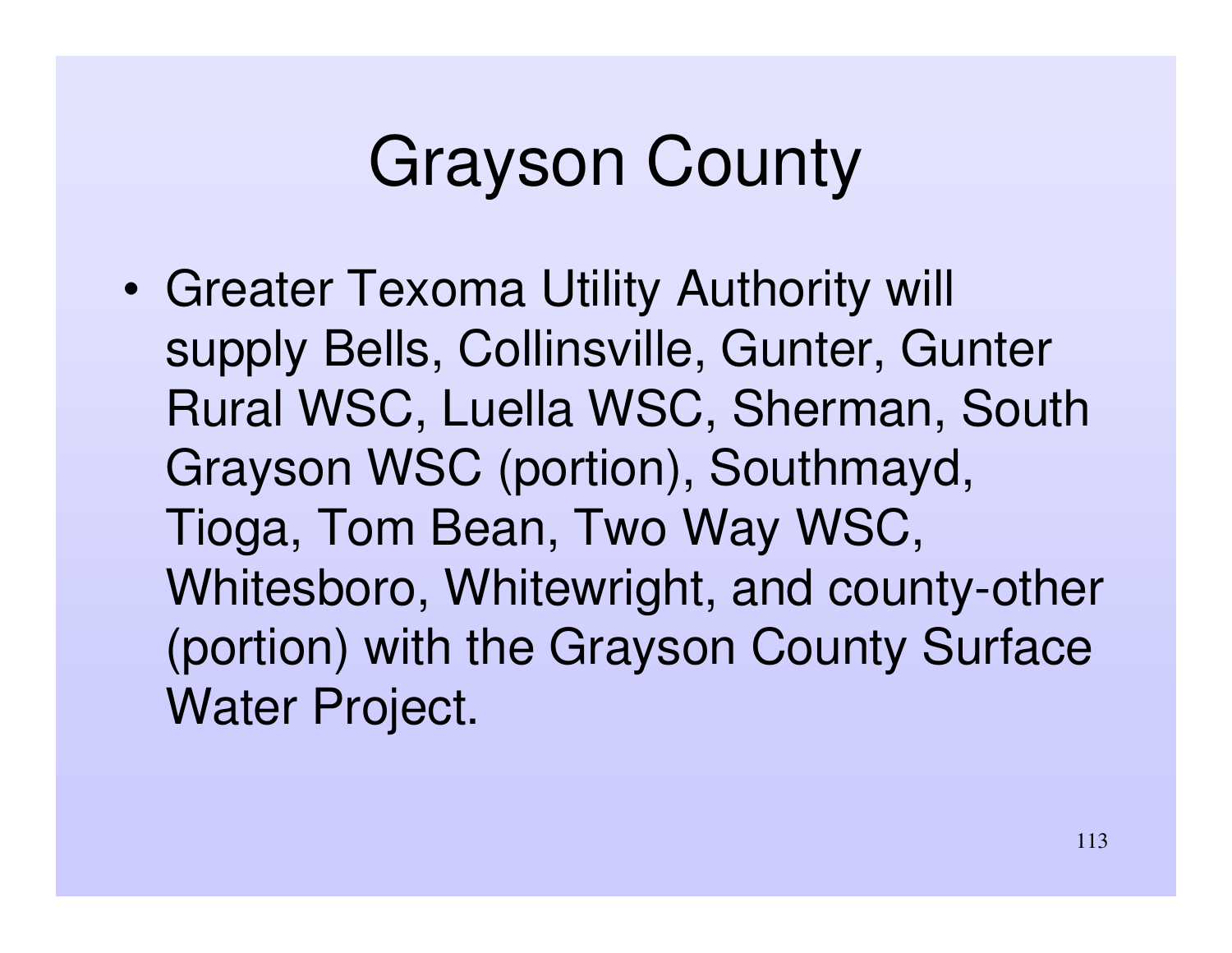# Grayson County

- Greater Texoma Utility Authority will supply Bells, Collinsville, Gunter, Gunter Rural WSC, Luella WSC, Sherman, South Grayson WSC (portion), Southmayd, Tioga, Tom Bean, Two Way WSC, Whitesboro, Whitewright, and county-other (portion) with the Grayson County Surface Water Project.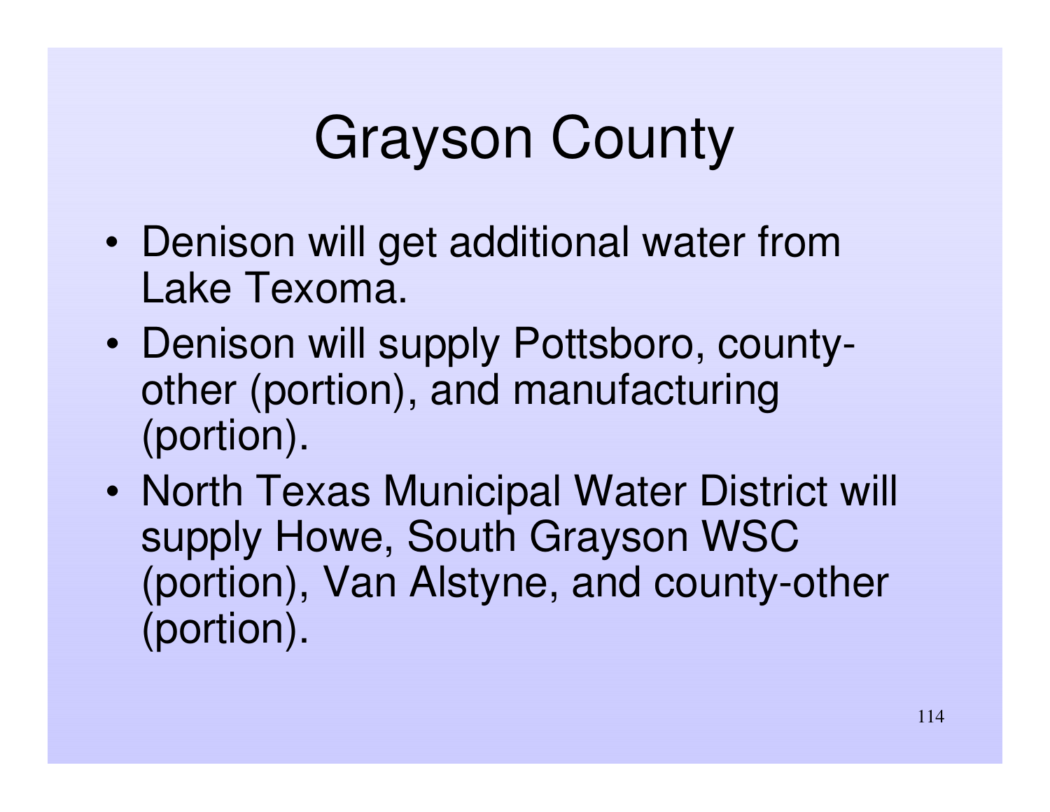# Grayson County

- Denison will get additional water from Lake Texoma.
- Denison will supply Pottsboro, county-other (portion), and manufacturing (portion).
- North Texas Municipal Water District will supply Howe, South Grayson WSC (portion), Van Alstyne, and county-other (portion).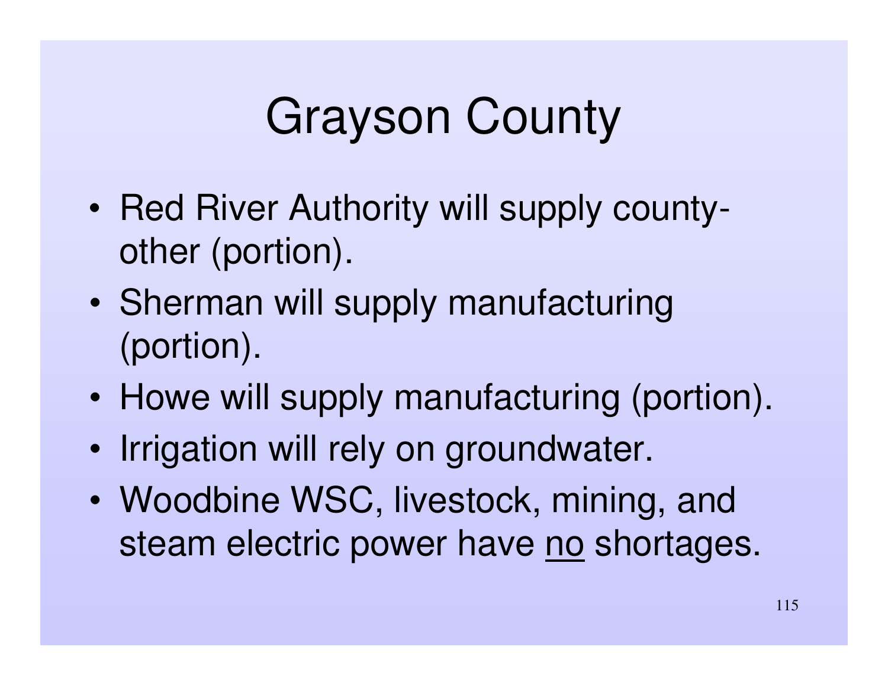# Grayson County

- Red River Authority will supply county-other (portion).
- Sherman will supply manufacturing (portion).
- Howe will supply manufacturing (portion).
- Irrigation will rely on groundwater.
- Woodbine WSC, livestock, mining, and steam electric power have <u>no</u> shortages.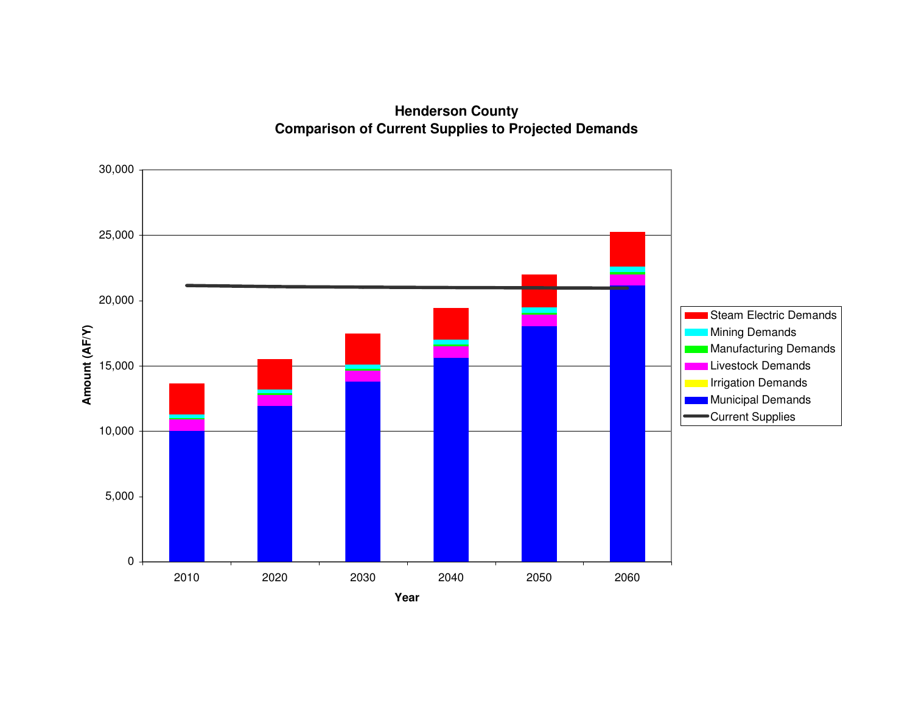## Henderson County
## Comparison of Current Supplies to Projected Demands

Amount (AF/Y)

30,000
25,000
20,000
15,000
10,000
5,000
0

2010 2020 2030 2040 2050 2060

Year

- Steam Electric Demands
- Mining Demands
- Manufacturing Demands
- Livestock Demands
- Irrigation Demands
- Municipal Demands
- Current Supplies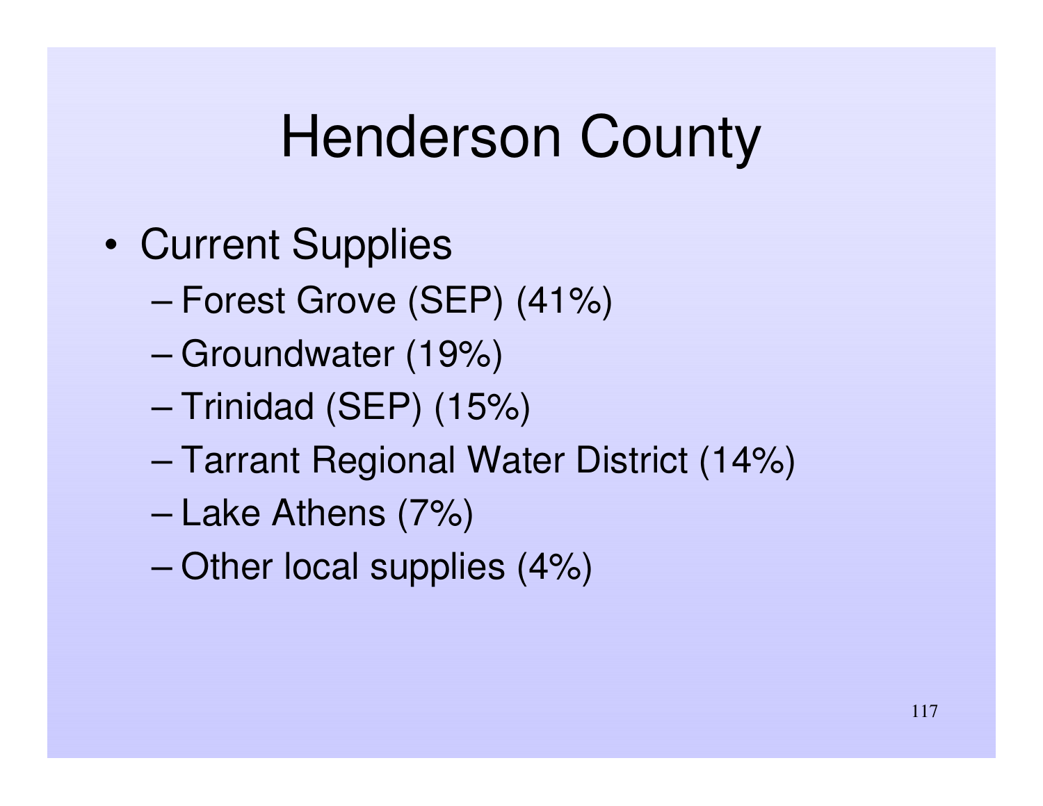# Henderson County

- Current Supplies
  - Forest Grove (SEP) (41%)
  - Groundwater (19%)
  - Trinidad (SEP) (15%)
  - Tarrant Regional Water District (14%)
  - Lake Athens (7%)
  - Other local supplies (4%)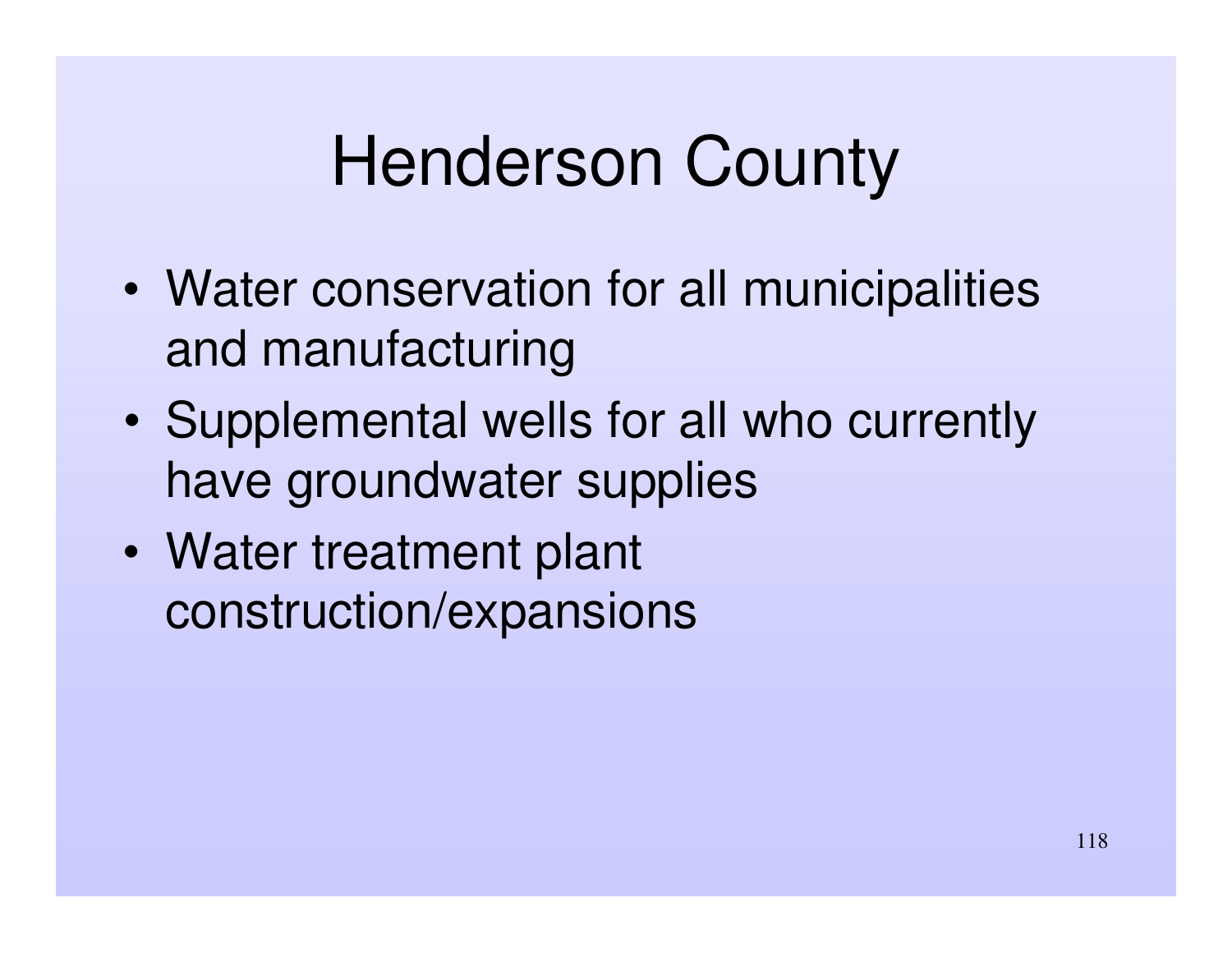# Henderson County

- Water conservation for all municipalities and manufacturing
- Supplemental wells for all who currently have groundwater supplies
- Water treatment plant construction/expansions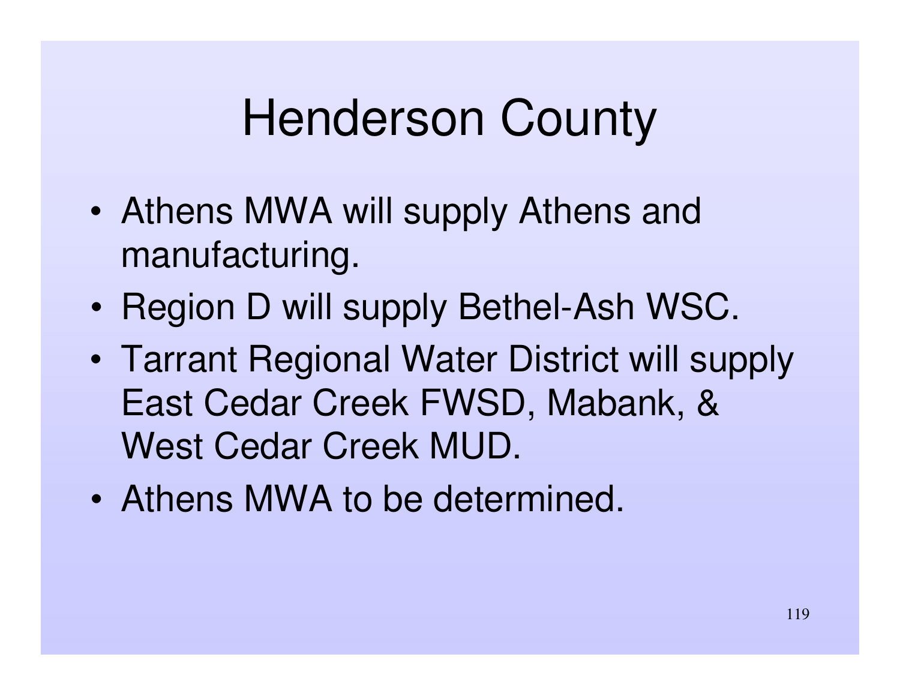# Henderson County

- Athens MWA will supply Athens and manufacturing.
- Region D will supply Bethel-Ash WSC.
- Tarrant Regional Water District will supply East Cedar Creek FWSD, Mabank, & West Cedar Creek MUD.
- Athens MWA to be determined.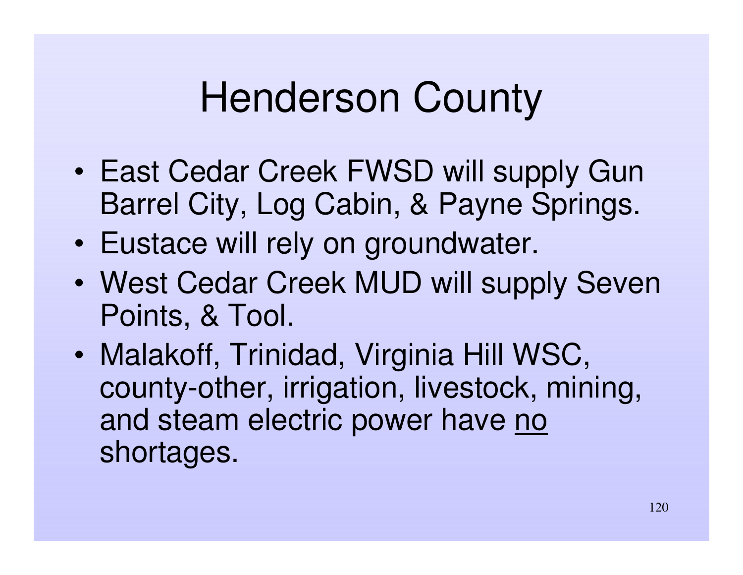# Henderson County

- East Cedar Creek FWSD will supply Gun Barrel City, Log Cabin, & Payne Springs.
- Eustace will rely on groundwater.
- West Cedar Creek MUD will supply Seven Points, & Tool.
- Malakoff, Trinidad, Virginia Hill WSC, county-other, irrigation, livestock, mining, and steam electric power have <u>no</u> shortages.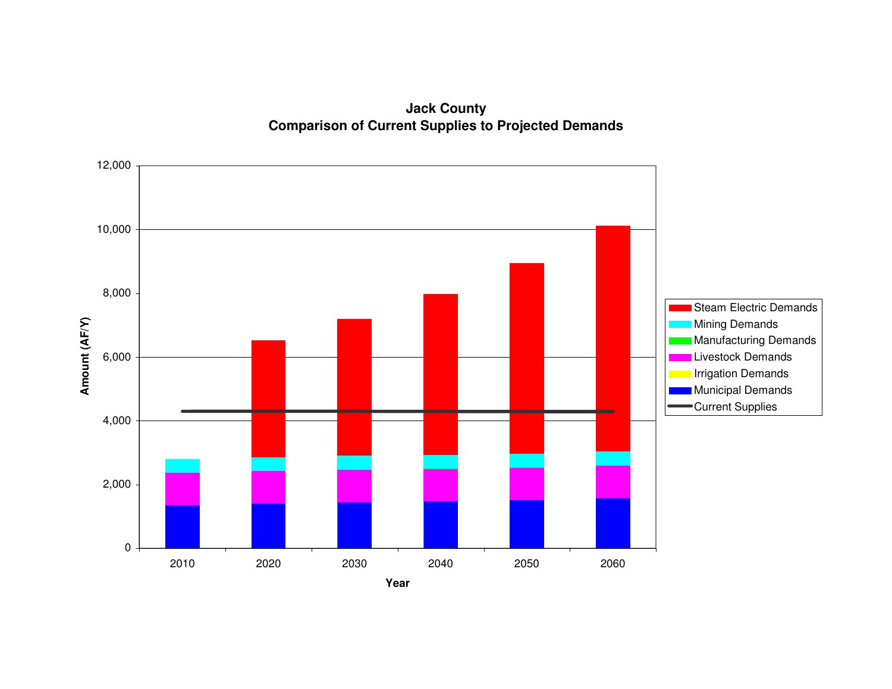## Jack County
## Comparison of Current Supplies to Projected Demands

Amount (AF/Y)

Year: 2010, 2020, 2030, 2040, 2050, 2060

Legend:
- Steam Electric Demands
- Mining Demands
- Manufacturing Demands
- Livestock Demands
- Irrigation Demands
- Municipal Demands
- Current Supplies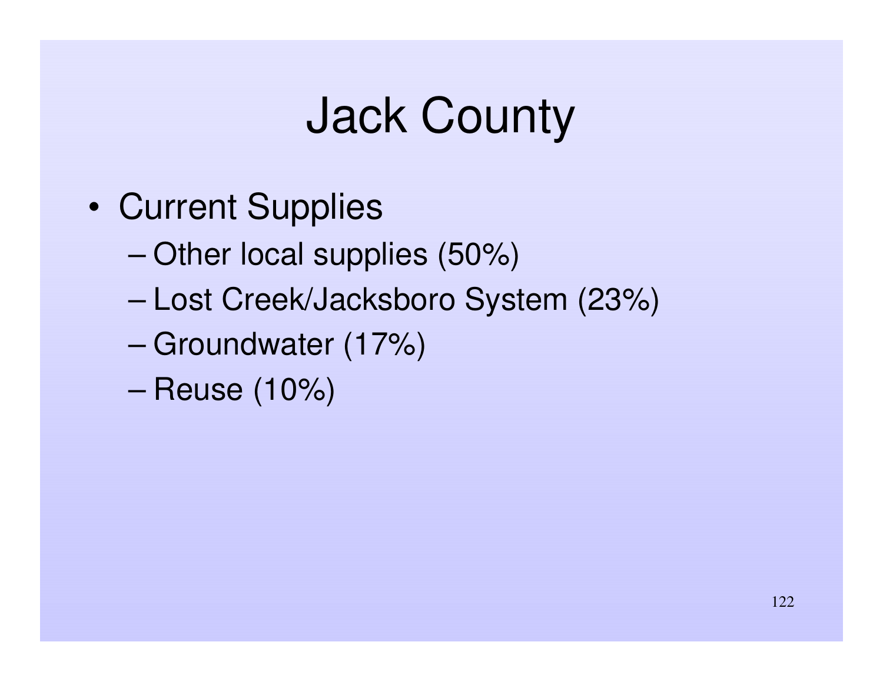# Jack County

- Current Supplies
  - Other local supplies (50%)
  - Lost Creek/Jacksboro System (23%)
  - Groundwater (17%)
  - Reuse (10%)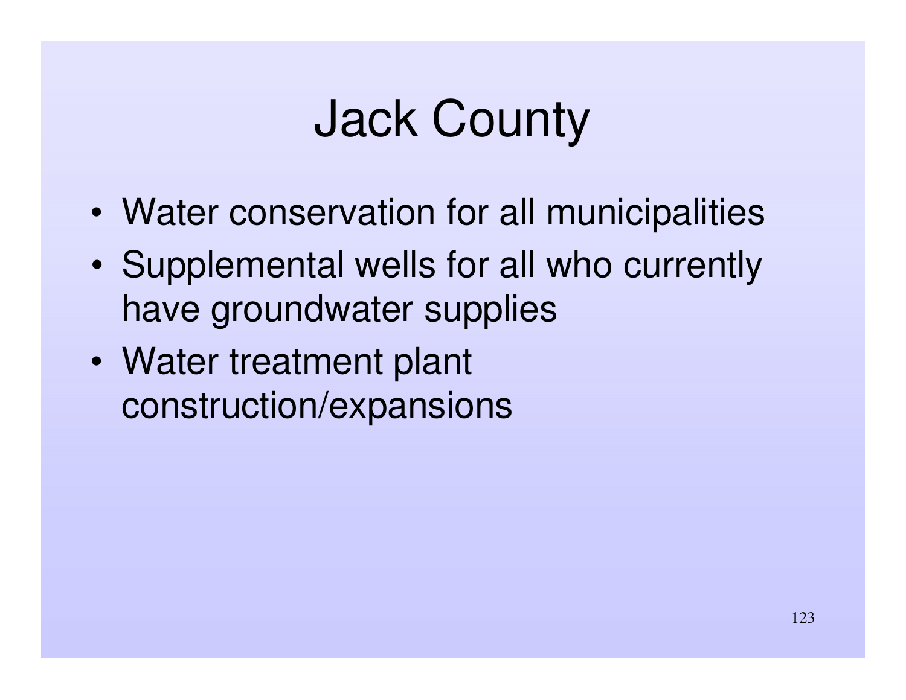# Jack County

- Water conservation for all municipalities
- Supplemental wells for all who currently have groundwater supplies
- Water treatment plant construction/expansions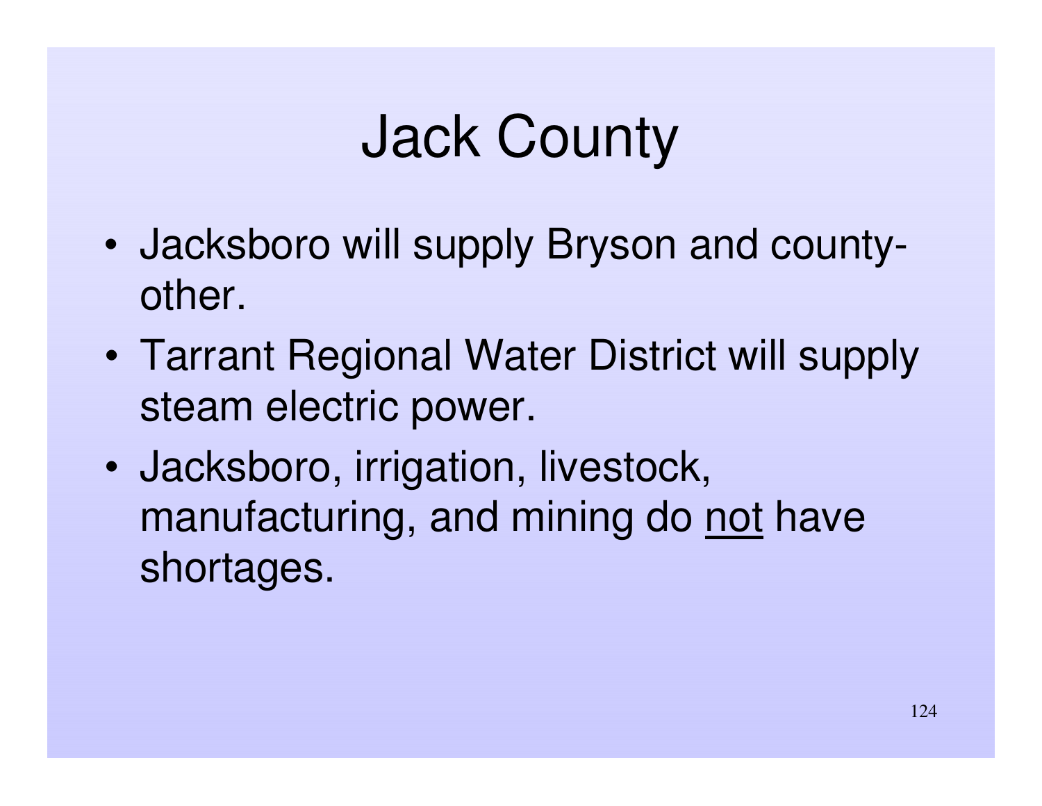# Jack County

- Jacksboro will supply Bryson and county-other.
- Tarrant Regional Water District will supply steam electric power.
- Jacksboro, irrigation, livestock, manufacturing, and mining do <u>not</u> have shortages.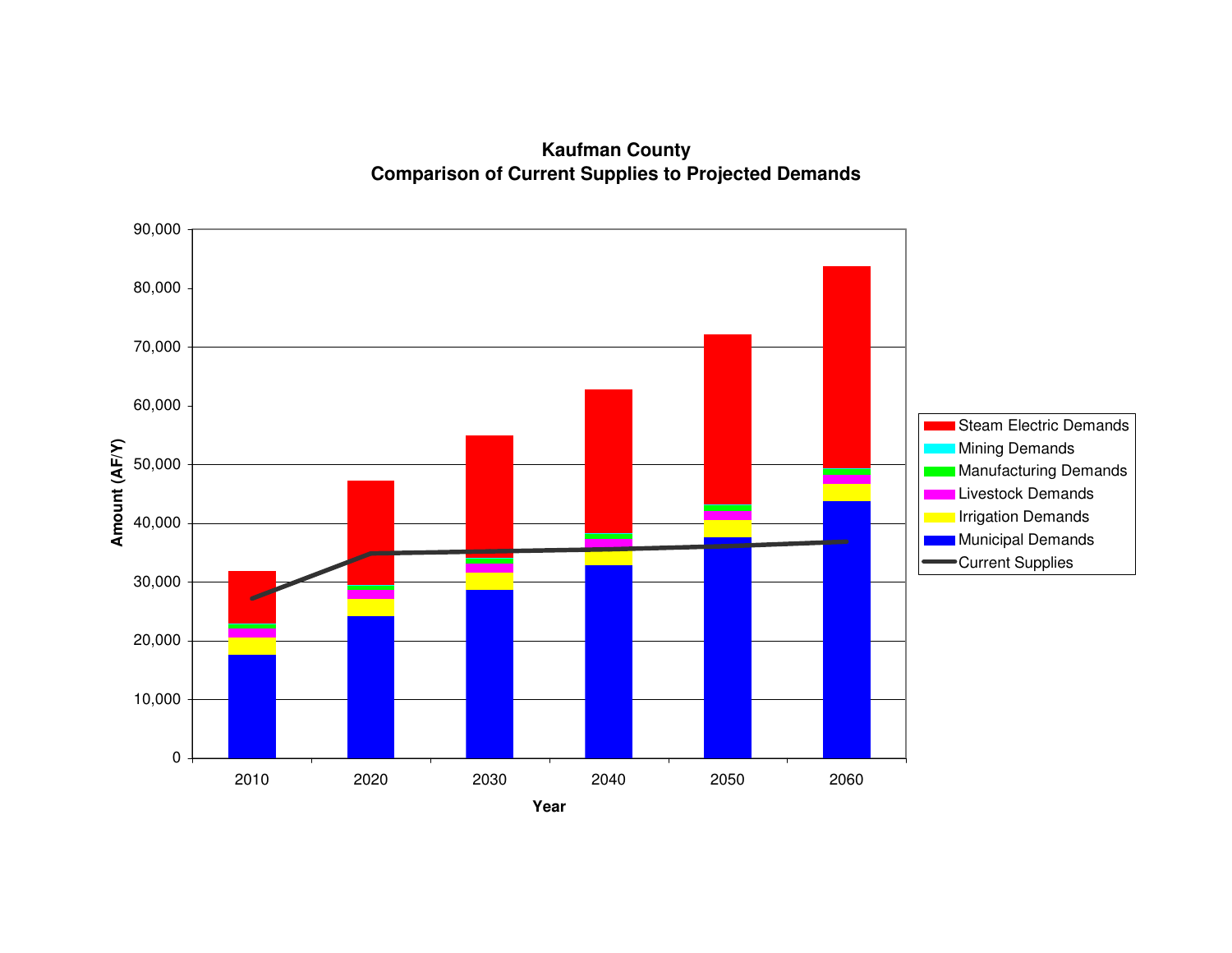**Kaufman County**
**Comparison of Current Supplies to Projected Demands**

Amount (AF/Y): 0, 10,000, 20,000, 30,000, 40,000, 50,000, 60,000, 70,000, 80,000, 90,000

Year: 2010, 2020, 2030, 2040, 2050, 2060

Legend: Steam Electric Demands, Mining Demands, Manufacturing Demands, Livestock Demands, Irrigation Demands, Municipal Demands, Current Supplies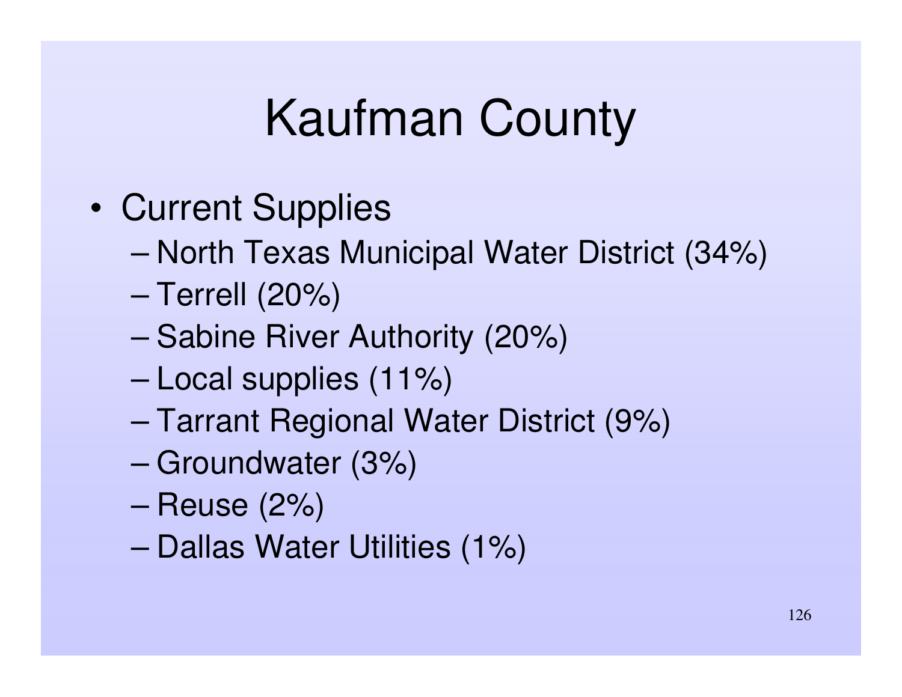# Kaufman County

- Current Supplies
  - North Texas Municipal Water District (34%)
  - Terrell (20%)
  - Sabine River Authority (20%)
  - Local supplies (11%)
  - Tarrant Regional Water District (9%)
  - Groundwater (3%)
  - Reuse (2%)
  - Dallas Water Utilities (1%)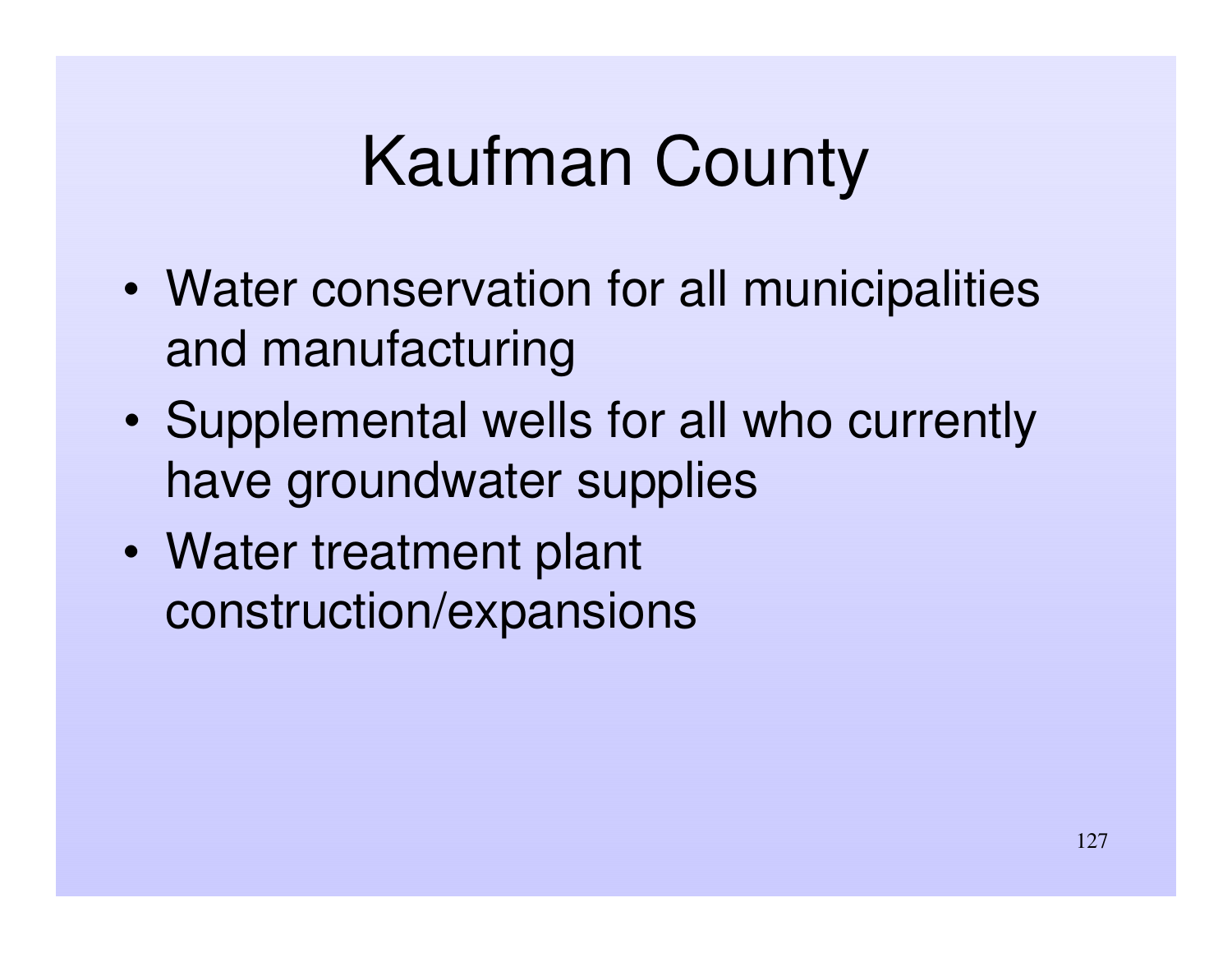# Kaufman County

- Water conservation for all municipalities and manufacturing
- Supplemental wells for all who currently have groundwater supplies
- Water treatment plant construction/expansions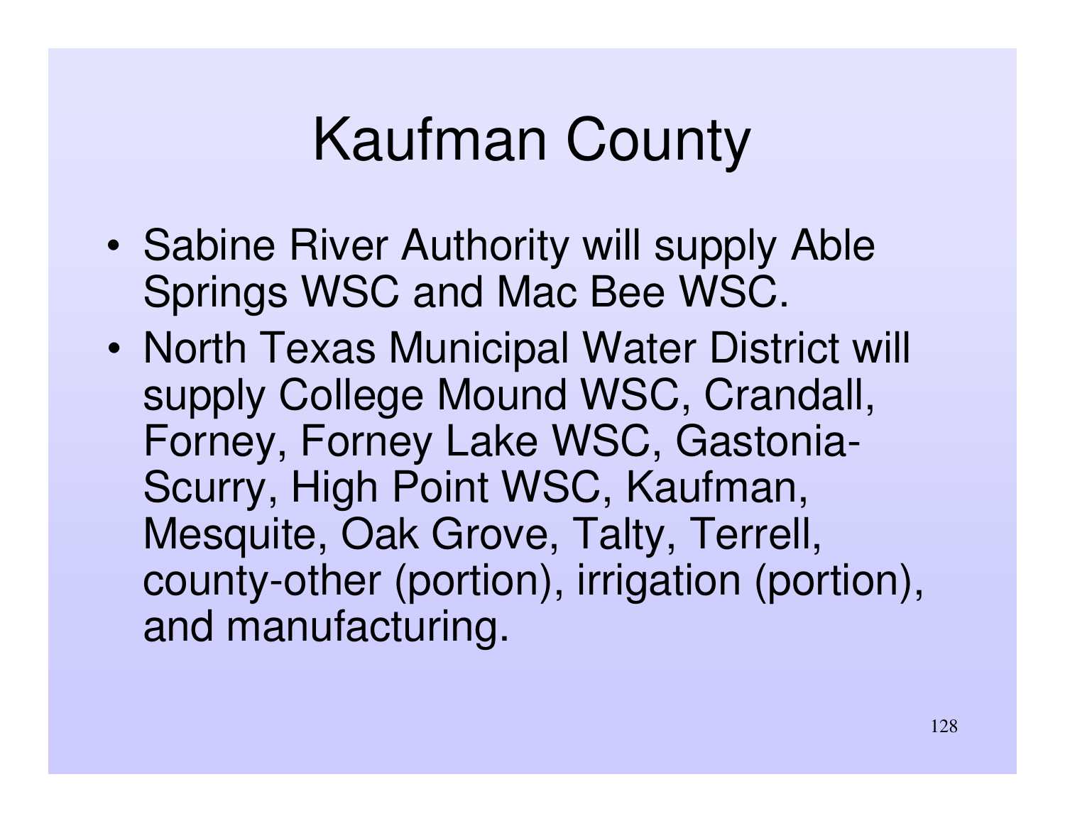# Kaufman County

- Sabine River Authority will supply Able Springs WSC and Mac Bee WSC.
- North Texas Municipal Water District will supply College Mound WSC, Crandall, Forney, Forney Lake WSC, Gastonia-Scurry, High Point WSC, Kaufman, Mesquite, Oak Grove, Talty, Terrell, county-other (portion), irrigation (portion), and manufacturing.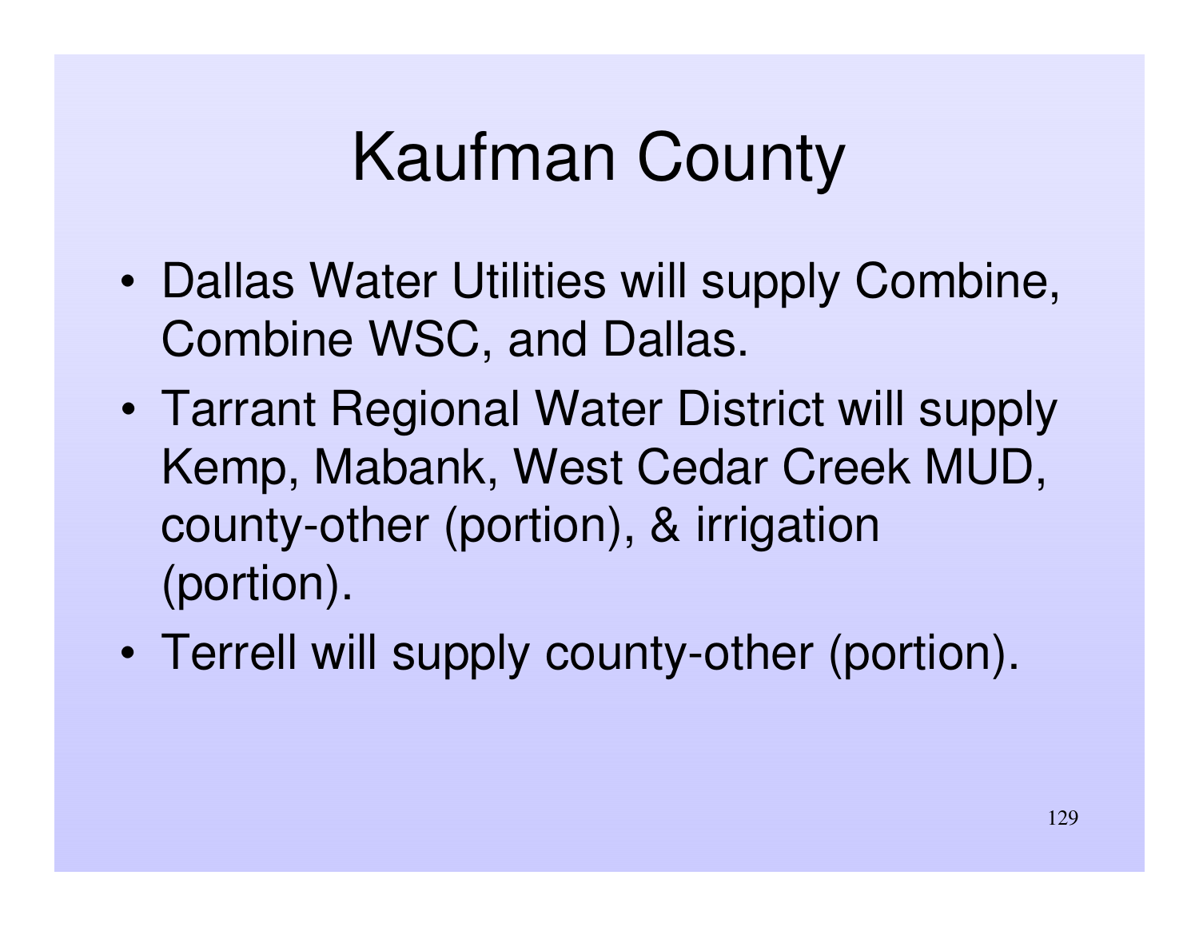# Kaufman County

- Dallas Water Utilities will supply Combine, Combine WSC, and Dallas.
- Tarrant Regional Water District will supply Kemp, Mabank, West Cedar Creek MUD, county-other (portion), & irrigation (portion).
- Terrell will supply county-other (portion).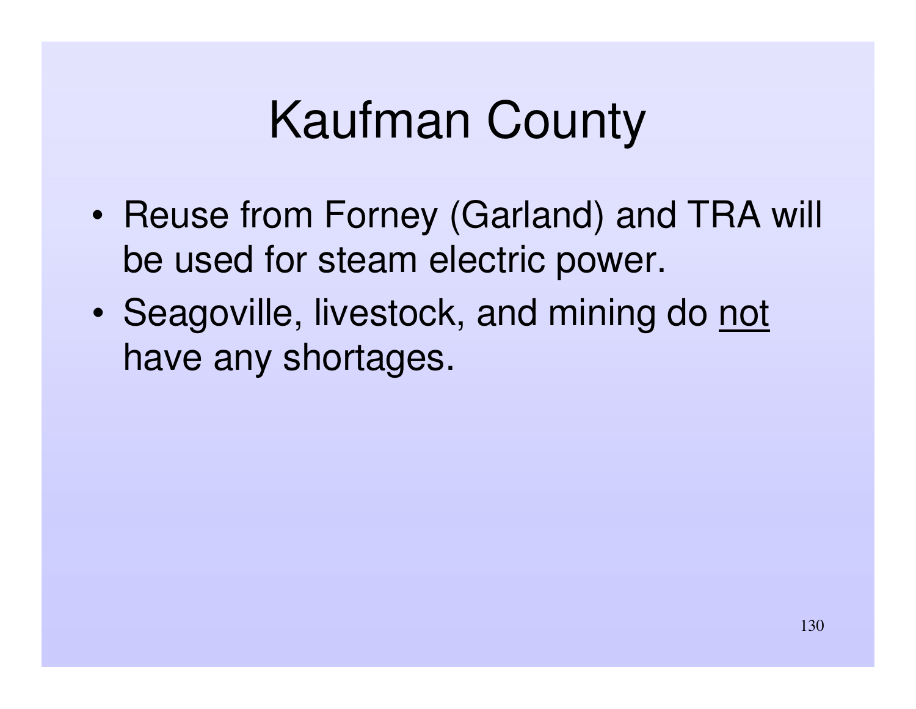# Kaufman County

- Reuse from Forney (Garland) and TRA will be used for steam electric power.
- Seagoville, livestock, and mining do <u>not</u> have any shortages.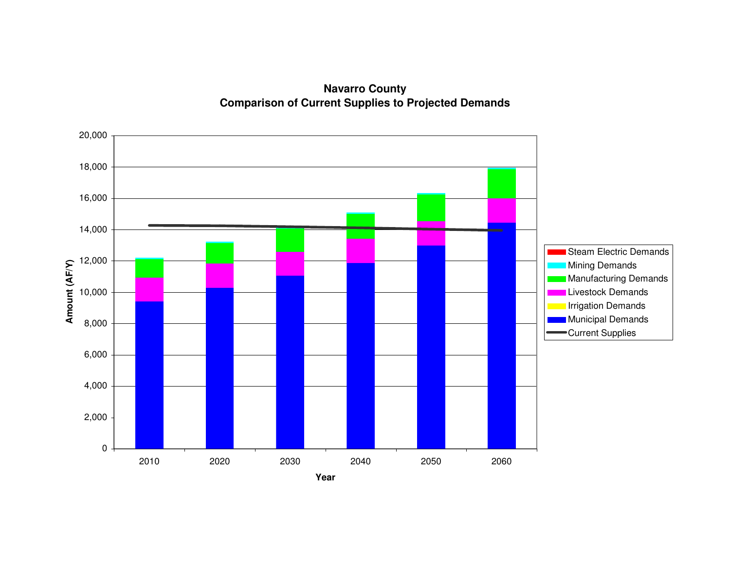# Navarro County
## Comparison of Current Supplies to Projected Demands

Amount (AF/Y)

20,000
18,000
16,000
14,000
12,000
10,000
8,000
6,000
4,000
2,000
0

2010 2020 2030 2040 2050 2060

Year

- Steam Electric Demands
- Mining Demands
- Manufacturing Demands
- Livestock Demands
- Irrigation Demands
- Municipal Demands
- Current Supplies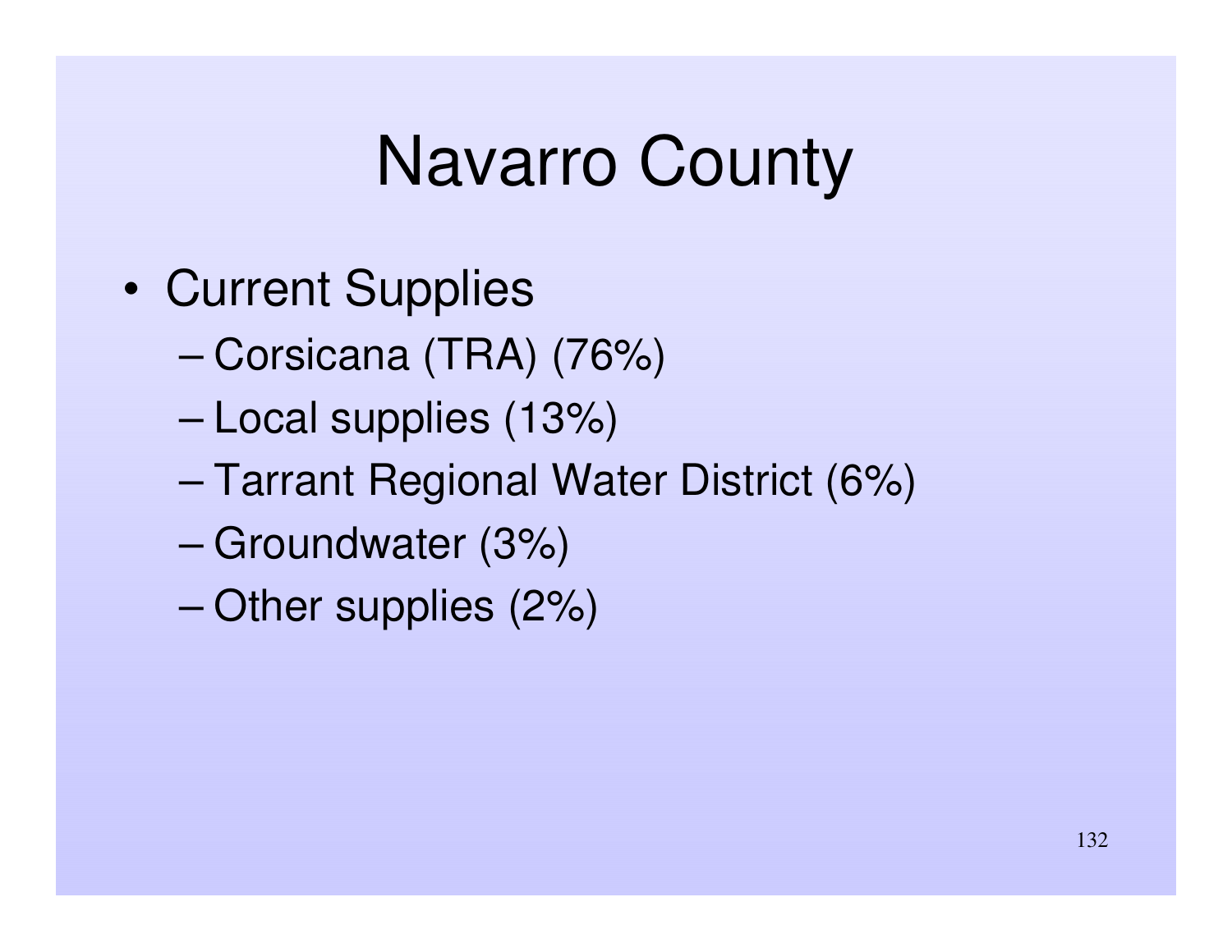# Navarro County

- Current Supplies
  - Corsicana (TRA) (76%)
  - Local supplies (13%)
  - Tarrant Regional Water District (6%)
  - Groundwater (3%)
  - Other supplies (2%)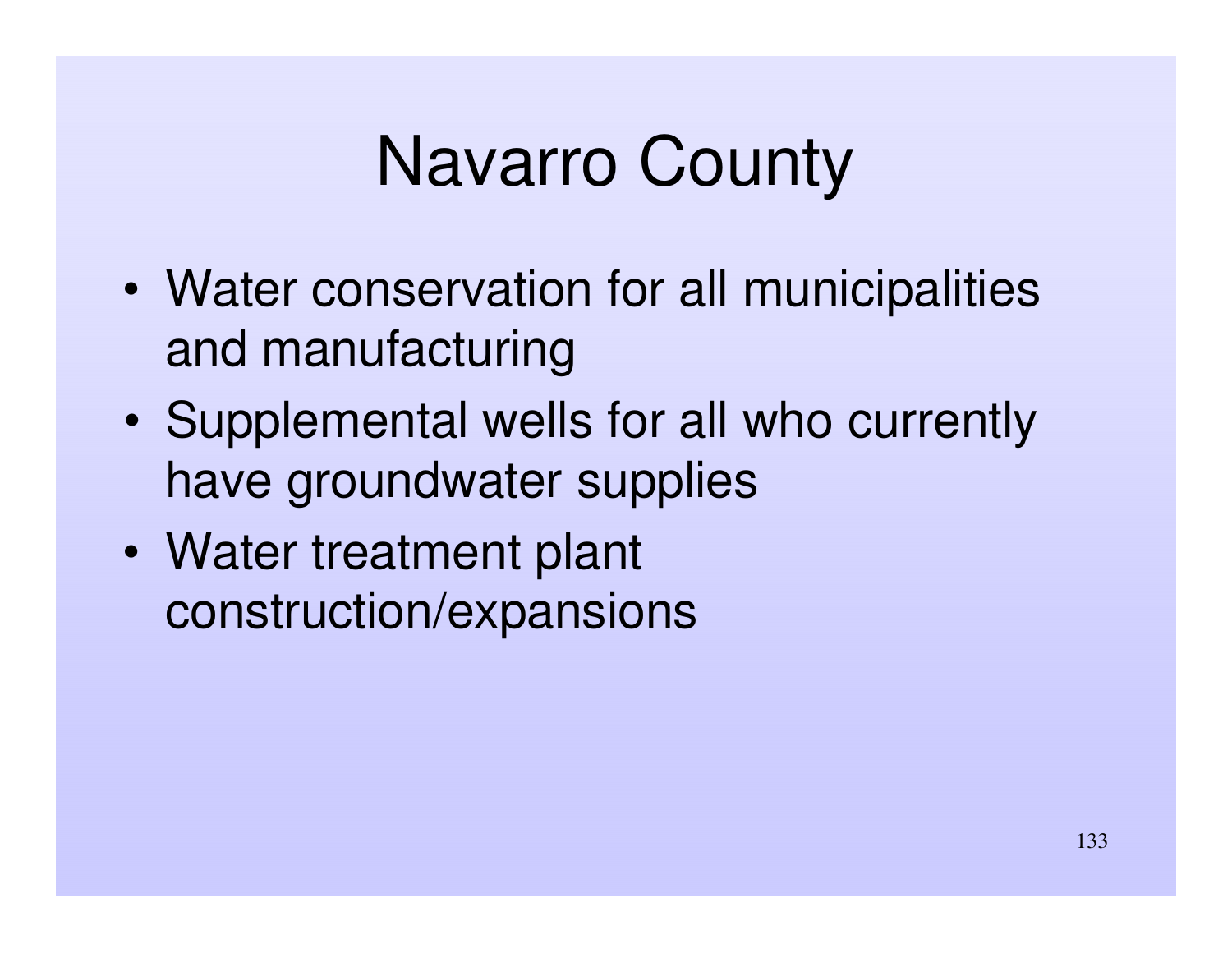# Navarro County

- Water conservation for all municipalities and manufacturing
- Supplemental wells for all who currently have groundwater supplies
- Water treatment plant construction/expansions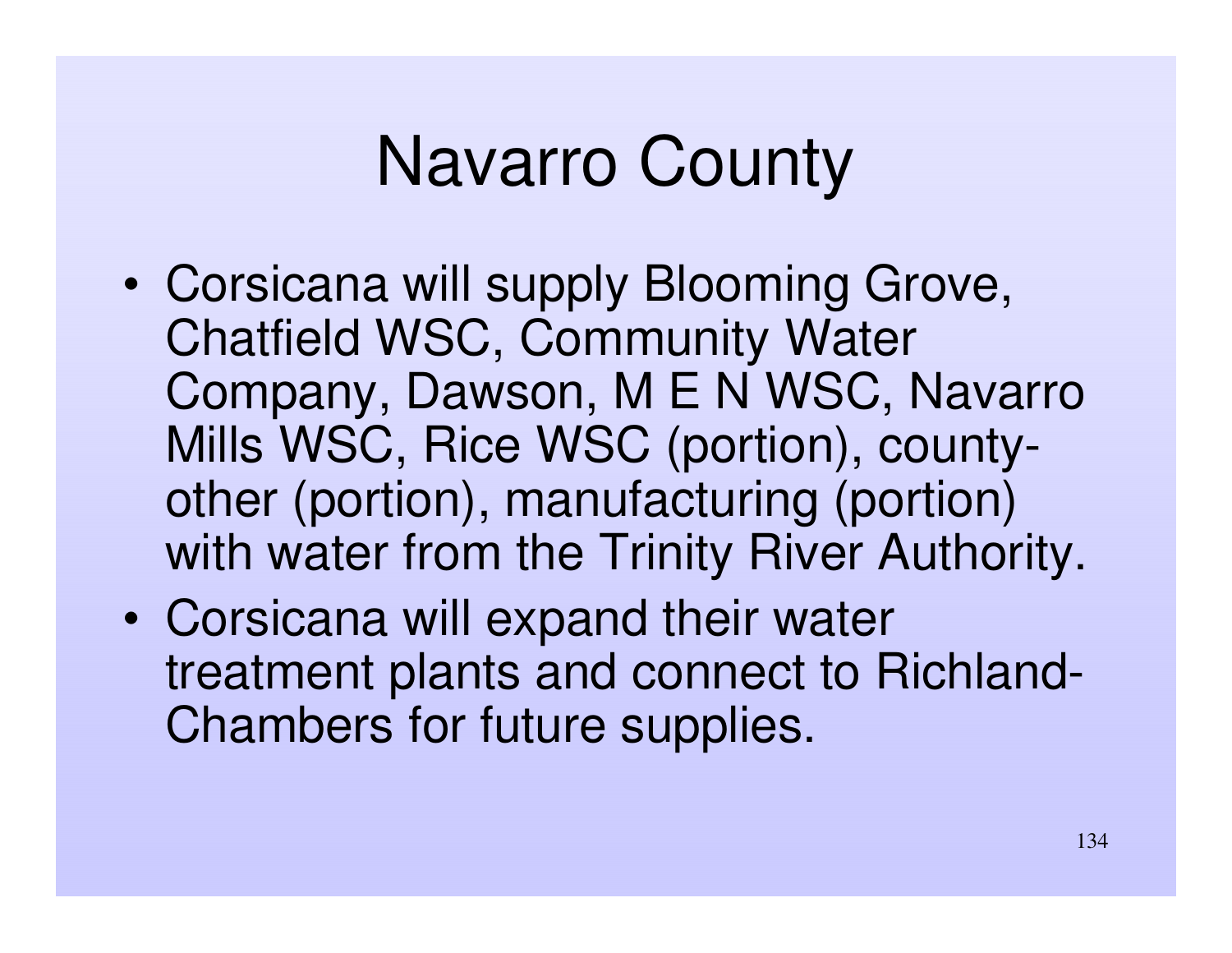# Navarro County

- Corsicana will supply Blooming Grove, Chatfield WSC, Community Water Company, Dawson, M E N WSC, Navarro Mills WSC, Rice WSC (portion), county-other (portion), manufacturing (portion) with water from the Trinity River Authority.
- Corsicana will expand their water treatment plants and connect to Richland-Chambers for future supplies.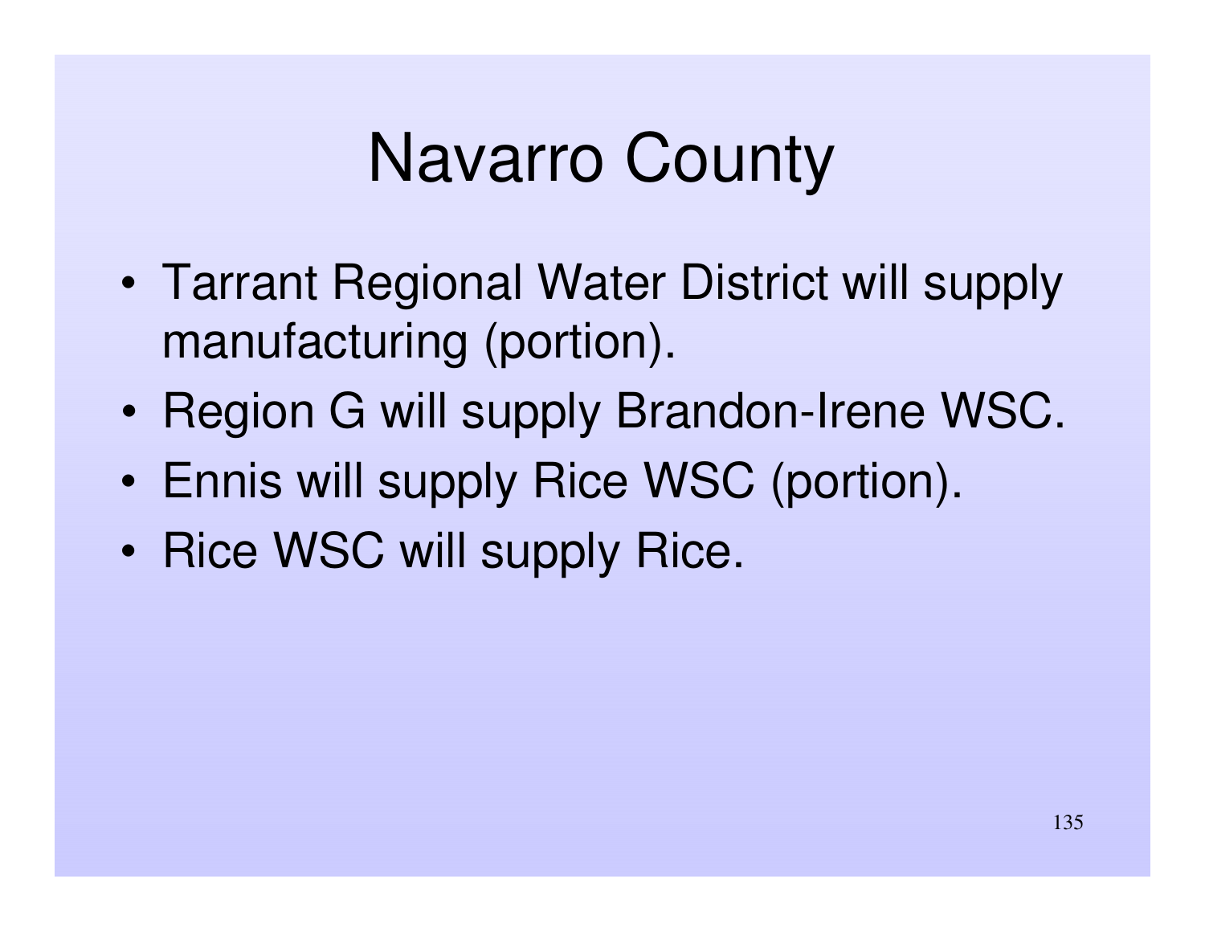# Navarro County

- Tarrant Regional Water District will supply manufacturing (portion).
- Region G will supply Brandon-Irene WSC.
- Ennis will supply Rice WSC (portion).
- Rice WSC will supply Rice.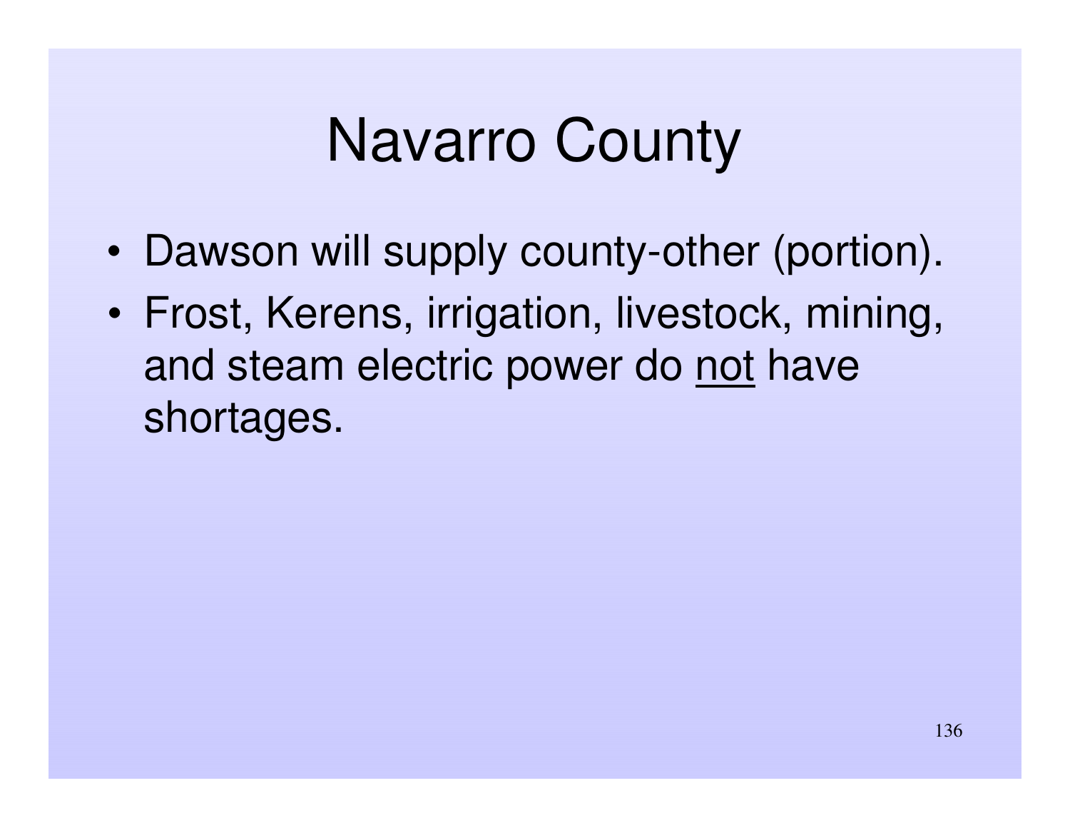# Navarro County

- Dawson will supply county-other (portion).
- Frost, Kerens, irrigation, livestock, mining, and steam electric power do <u>not</u> have shortages.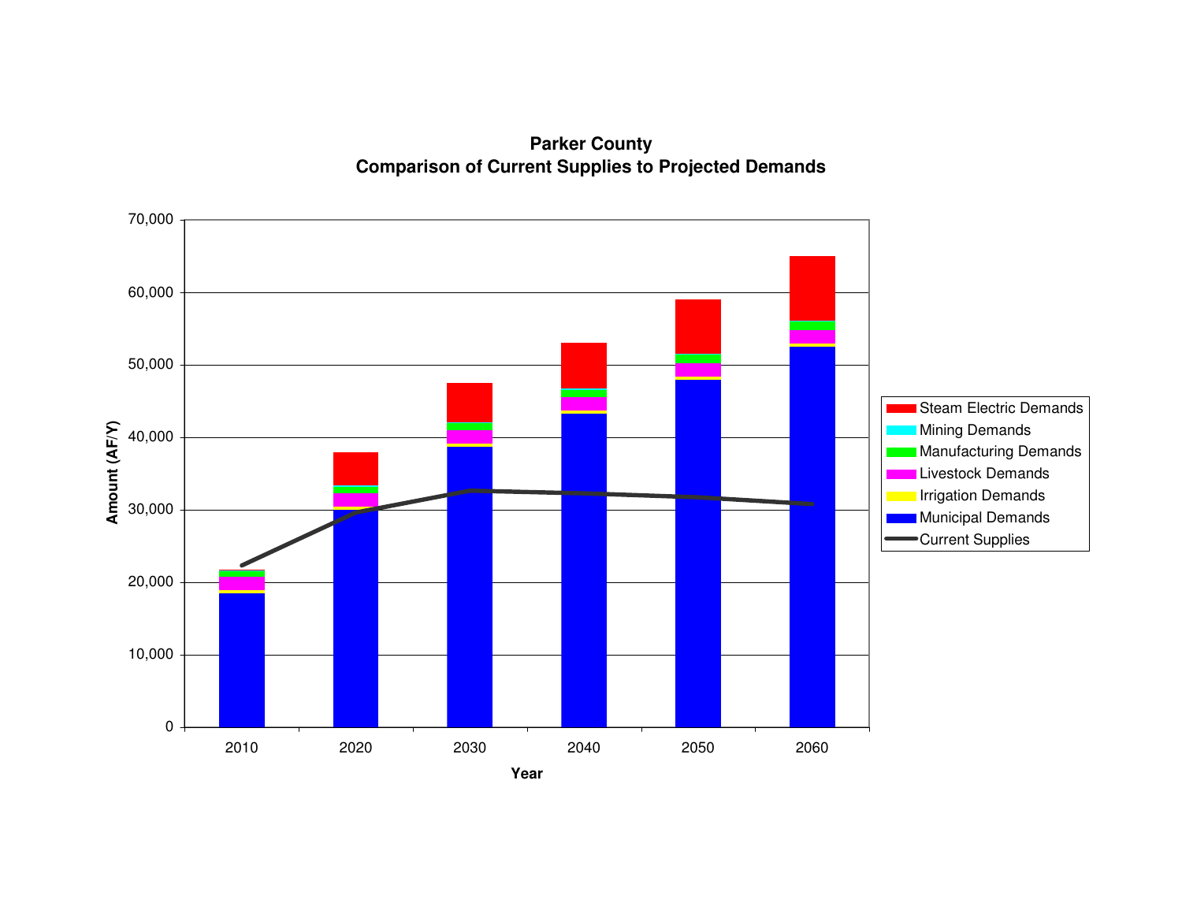**Parker County**
**Comparison of Current Supplies to Projected Demands**

Amount (AF/Y): 0, 10,000, 20,000, 30,000, 40,000, 50,000, 60,000, 70,000

Year: 2010, 2020, 2030, 2040, 2050, 2060

- Steam Electric Demands
- Mining Demands
- Manufacturing Demands
- Livestock Demands
- Irrigation Demands
- Municipal Demands
- Current Supplies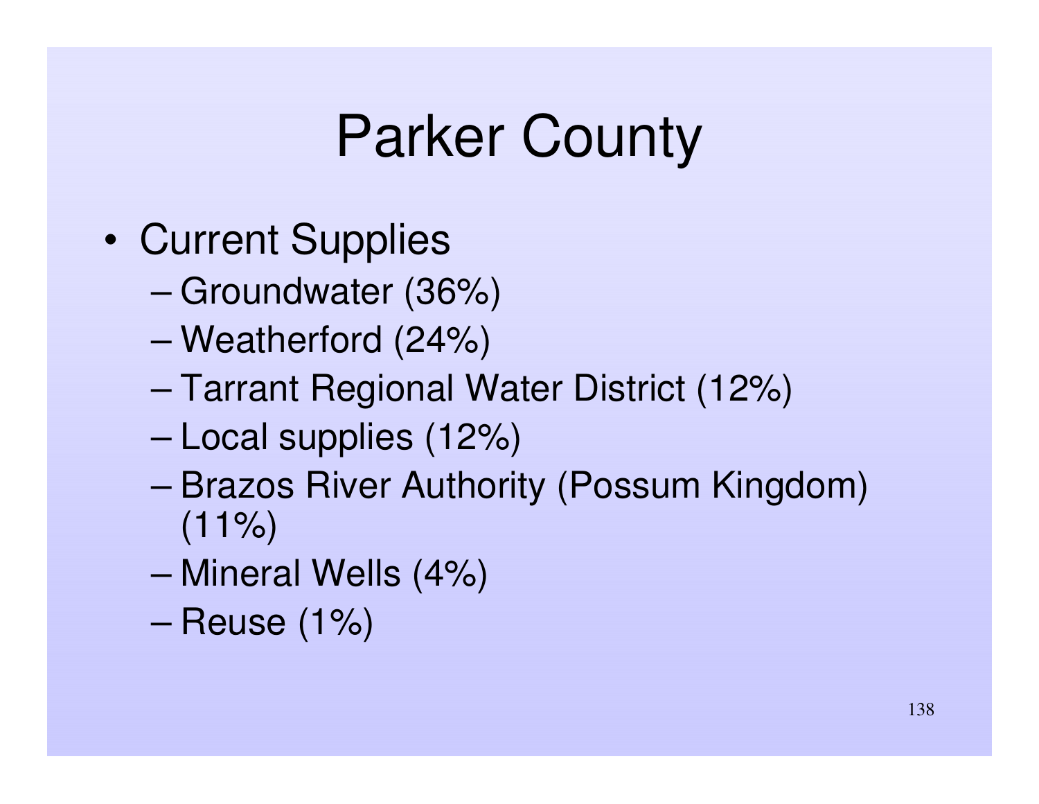# Parker County

- Current Supplies
  - Groundwater (36%)
  - Weatherford (24%)
  - Tarrant Regional Water District (12%)
  - Local supplies (12%)
  - Brazos River Authority (Possum Kingdom) (11%)
  - Mineral Wells (4%)
  - Reuse (1%)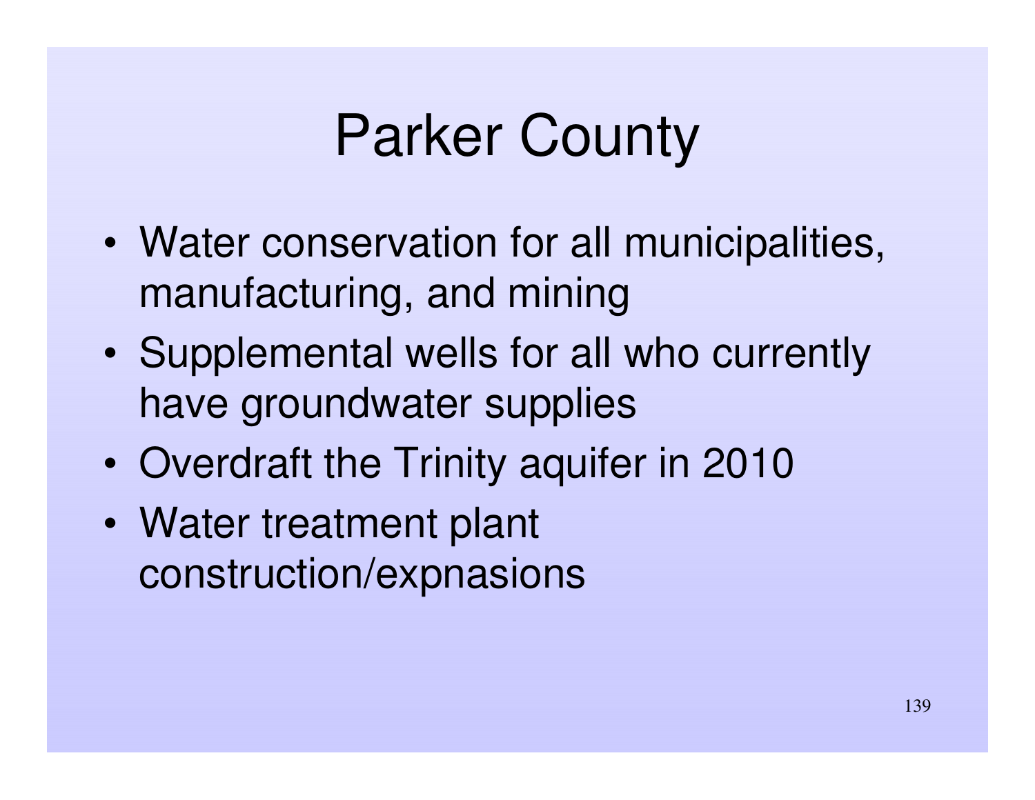# Parker County

- Water conservation for all municipalities, manufacturing, and mining
- Supplemental wells for all who currently have groundwater supplies
- Overdraft the Trinity aquifer in 2010
- Water treatment plant construction/expnasions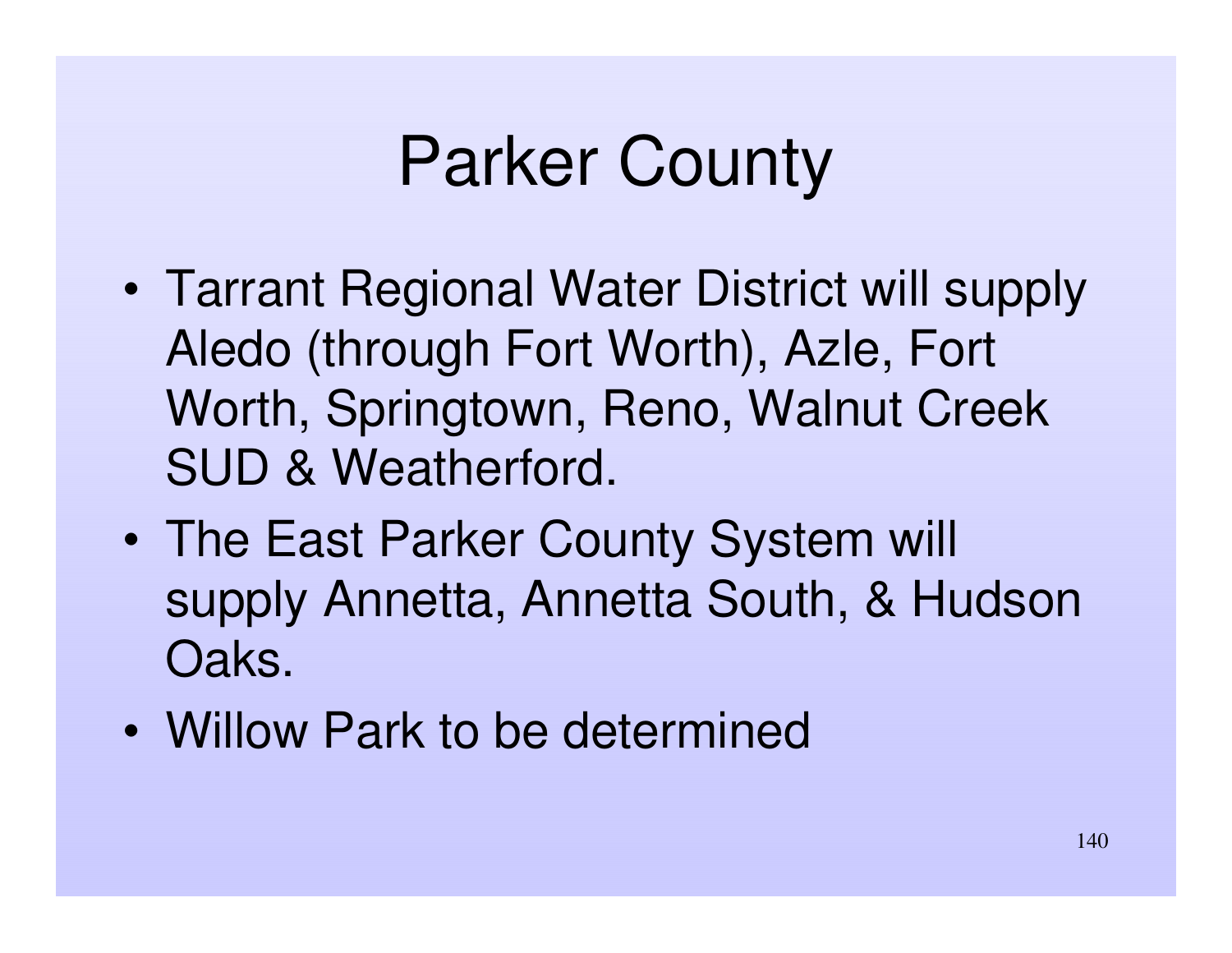# Parker County

- Tarrant Regional Water District will supply Aledo (through Fort Worth), Azle, Fort Worth, Springtown, Reno, Walnut Creek SUD & Weatherford.
- The East Parker County System will supply Annetta, Annetta South, & Hudson Oaks.
- Willow Park to be determined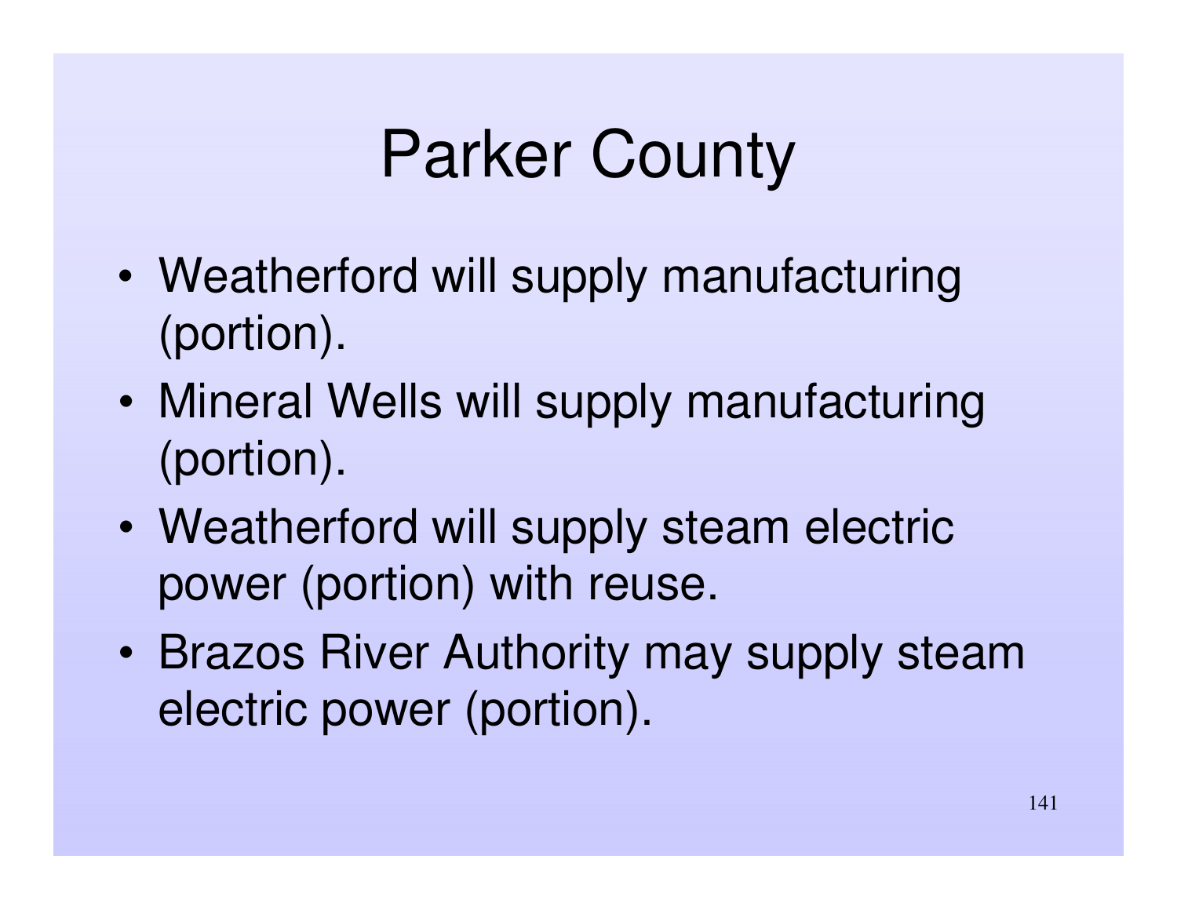# Parker County

- Weatherford will supply manufacturing (portion).
- Mineral Wells will supply manufacturing (portion).
- Weatherford will supply steam electric power (portion) with reuse.
- Brazos River Authority may supply steam electric power (portion).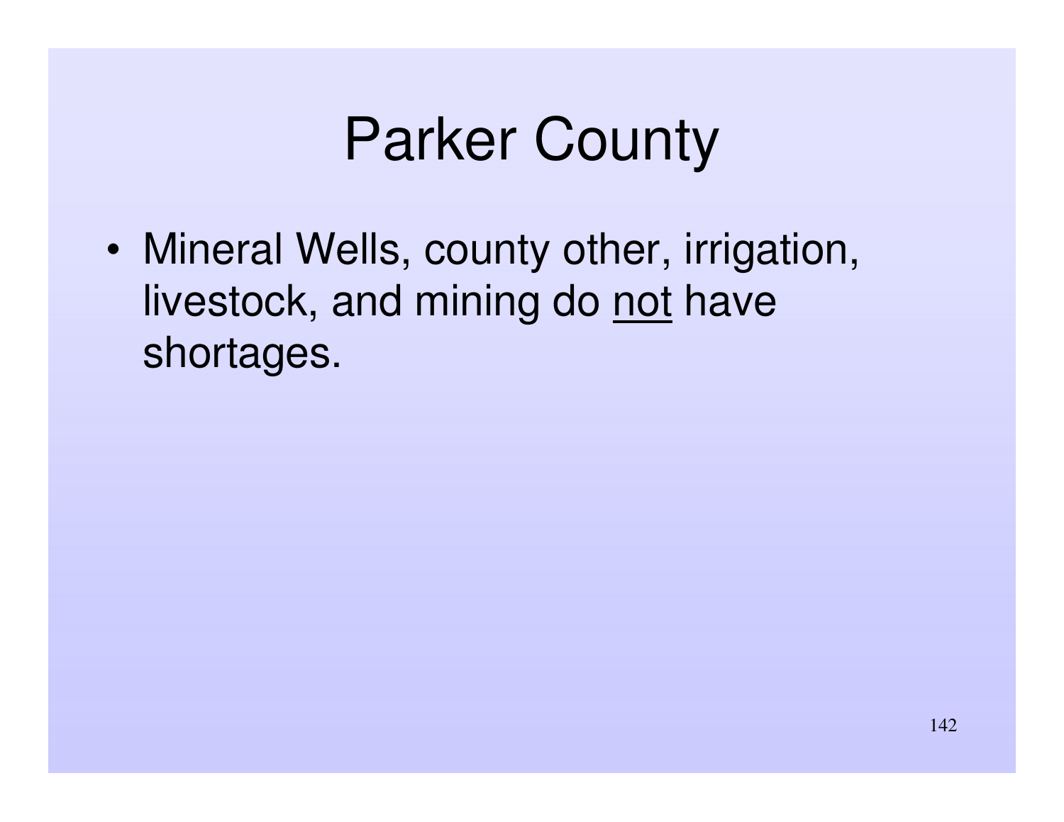# Parker County

- Mineral Wells, county other, irrigation, livestock, and mining do <u>not</u> have shortages.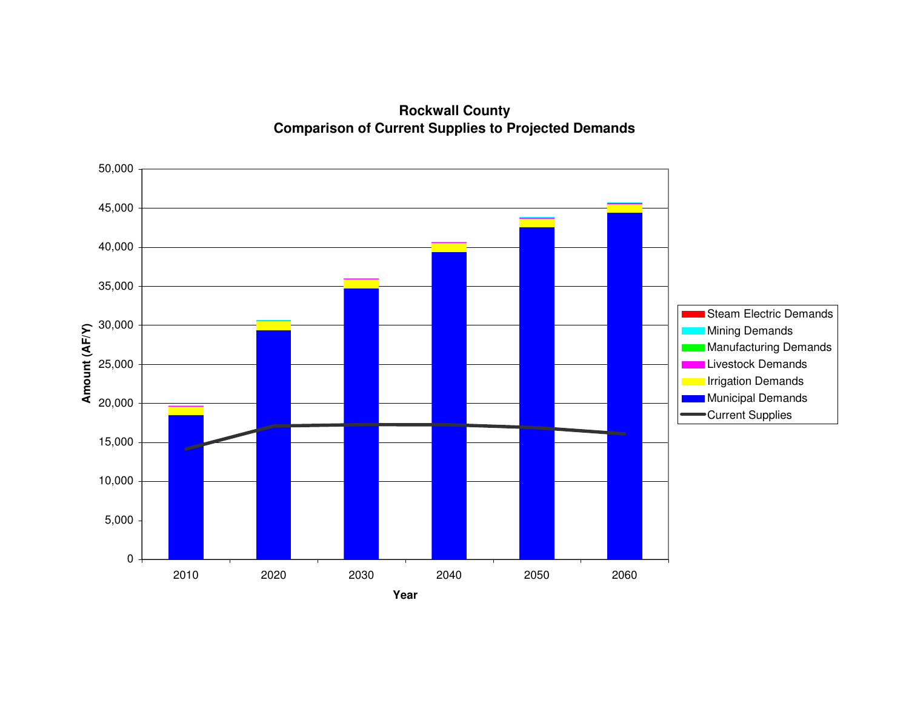## Rockwall County
## Comparison of Current Supplies to Projected Demands

Amount (AF/Y)

50,000
45,000
40,000
35,000
30,000
25,000
20,000
15,000
10,000
5,000
0

2010 2020 2030 2040 2050 2060

Year

- Steam Electric Demands
- Mining Demands
- Manufacturing Demands
- Livestock Demands
- Irrigation Demands
- Municipal Demands
- Current Supplies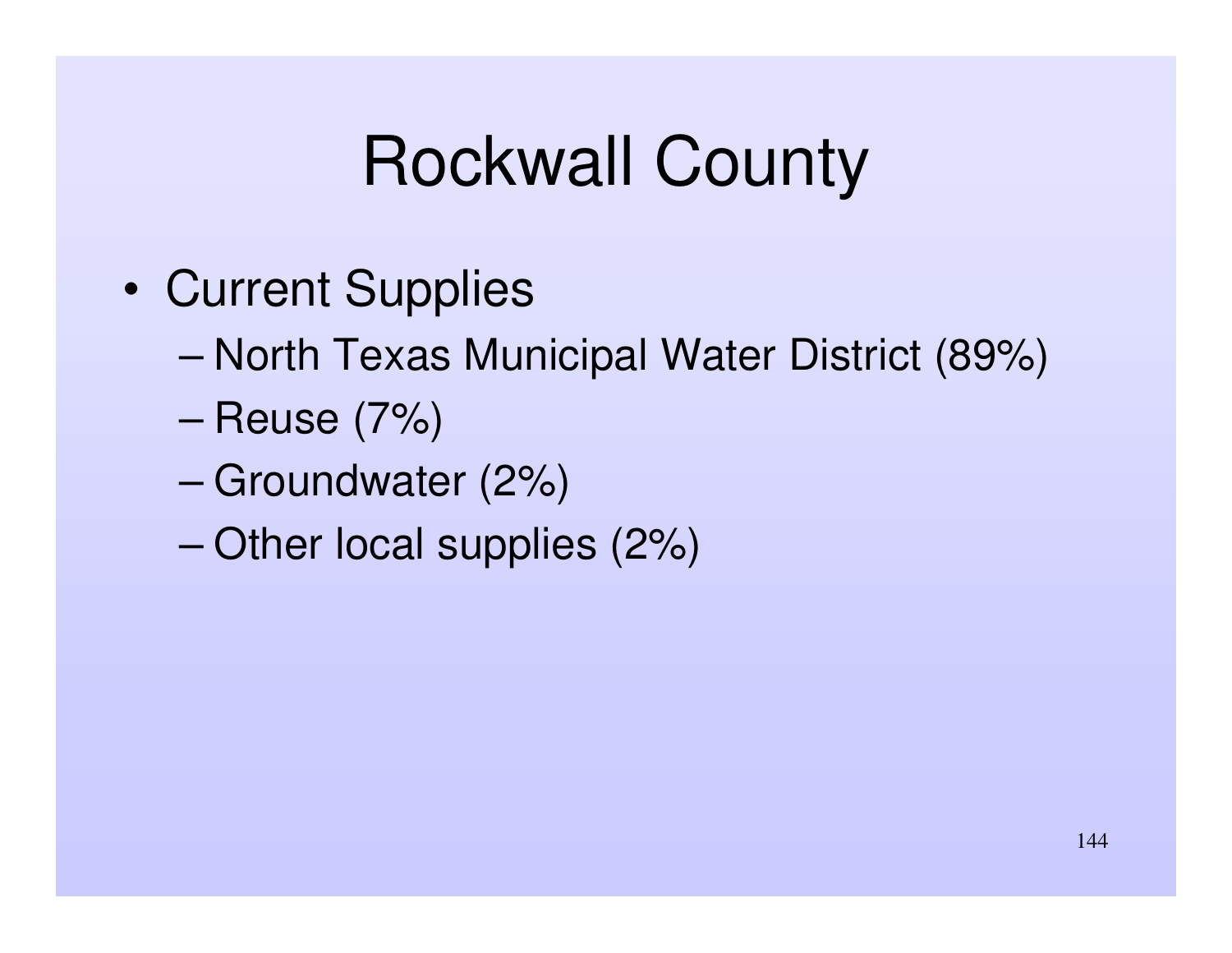# Rockwall County

- Current Supplies
  - North Texas Municipal Water District (89%)
  - Reuse (7%)
  - Groundwater (2%)
  - Other local supplies (2%)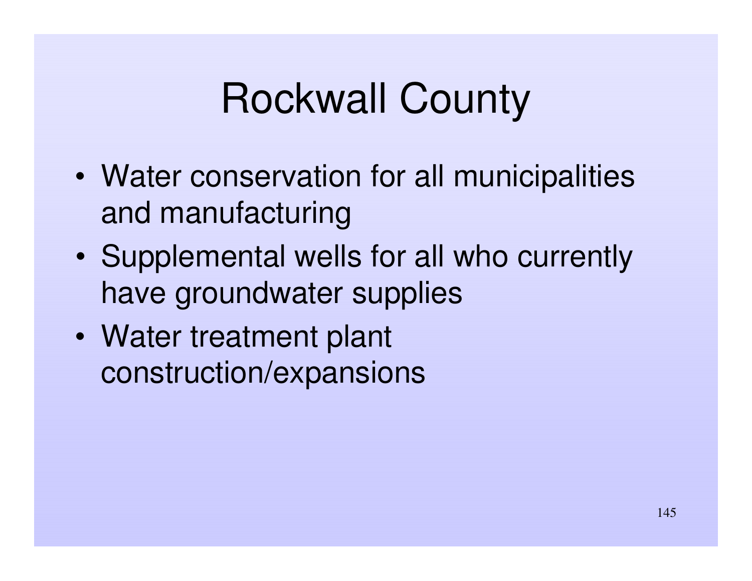# Rockwall County

- Water conservation for all municipalities and manufacturing
- Supplemental wells for all who currently have groundwater supplies
- Water treatment plant construction/expansions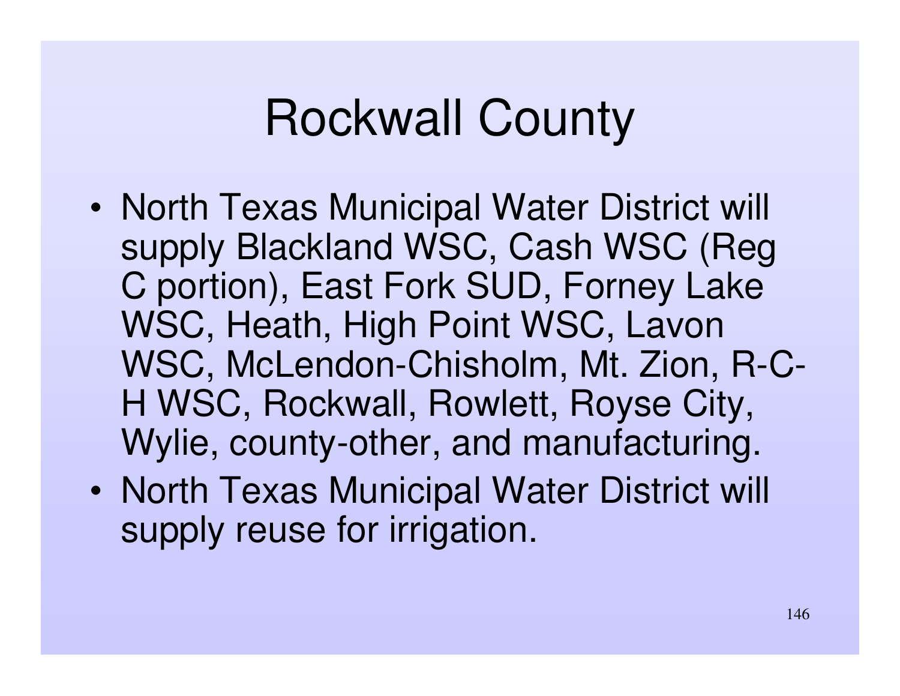# Rockwall County

- North Texas Municipal Water District will supply Blackland WSC, Cash WSC (Reg C portion), East Fork SUD, Forney Lake WSC, Heath, High Point WSC, Lavon WSC, McLendon-Chisholm, Mt. Zion, R-C-H WSC, Rockwall, Rowlett, Royse City, Wylie, county-other, and manufacturing.
- North Texas Municipal Water District will supply reuse for irrigation.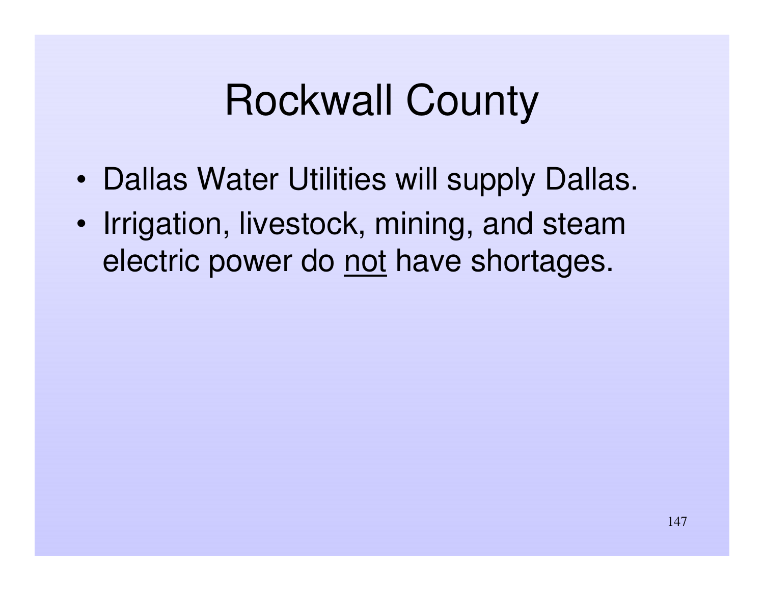# Rockwall County

- Dallas Water Utilities will supply Dallas.
- Irrigation, livestock, mining, and steam electric power do <u>not</u> have shortages.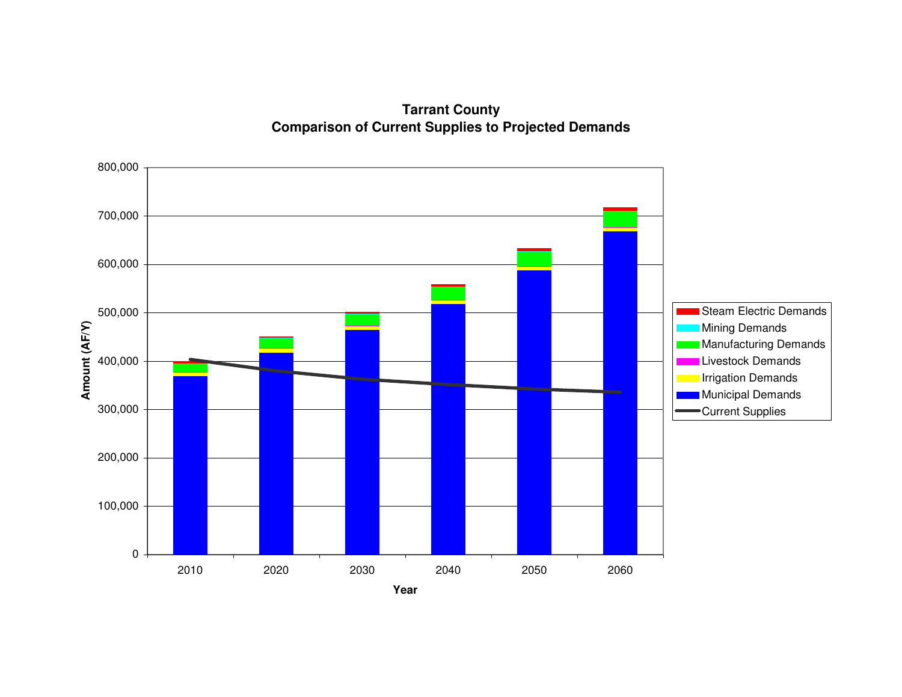## Tarrant County
## Comparison of Current Supplies to Projected Demands

Amount (AF/Y): 0, 100,000, 200,000, 300,000, 400,000, 500,000, 600,000, 700,000, 800,000

Year: 2010, 2020, 2030, 2040, 2050, 2060

- Steam Electric Demands
- Mining Demands
- Manufacturing Demands
- Livestock Demands
- Irrigation Demands
- Municipal Demands
- Current Supplies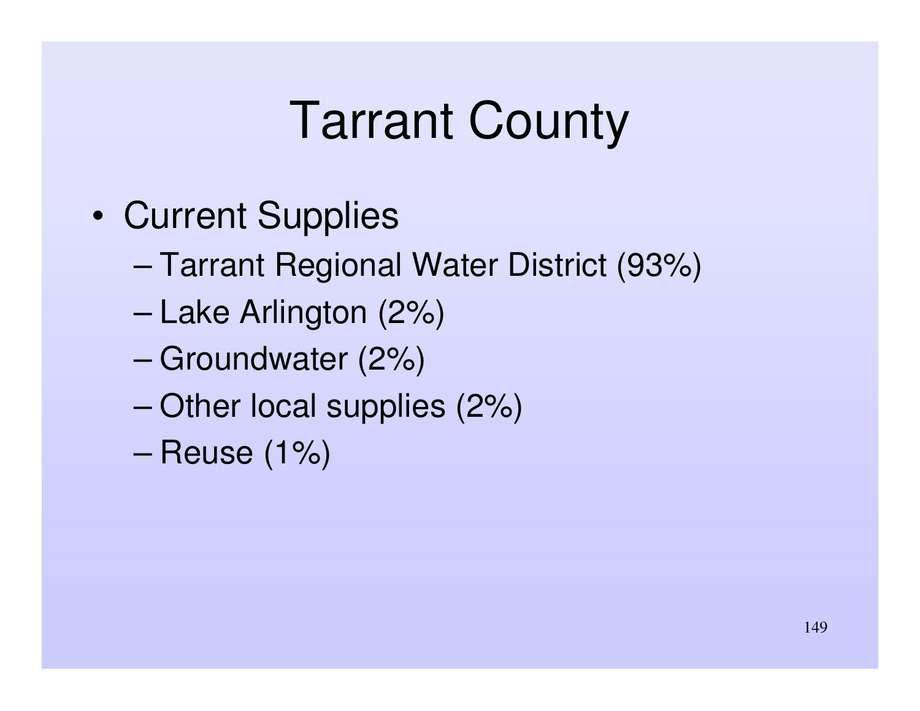# Tarrant County

- Current Supplies
  - Tarrant Regional Water District (93%)
  - Lake Arlington (2%)
  - Groundwater (2%)
  - Other local supplies (2%)
  - Reuse (1%)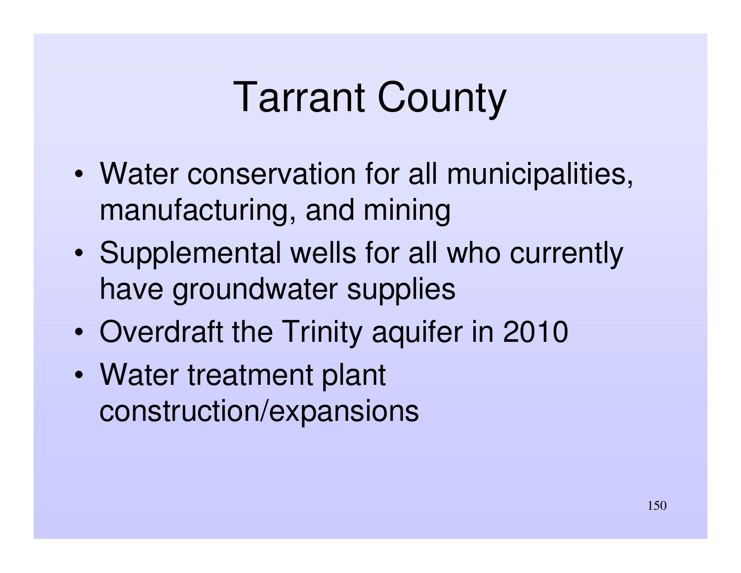# Tarrant County

- Water conservation for all municipalities, manufacturing, and mining
- Supplemental wells for all who currently have groundwater supplies
- Overdraft the Trinity aquifer in 2010
- Water treatment plant construction/expansions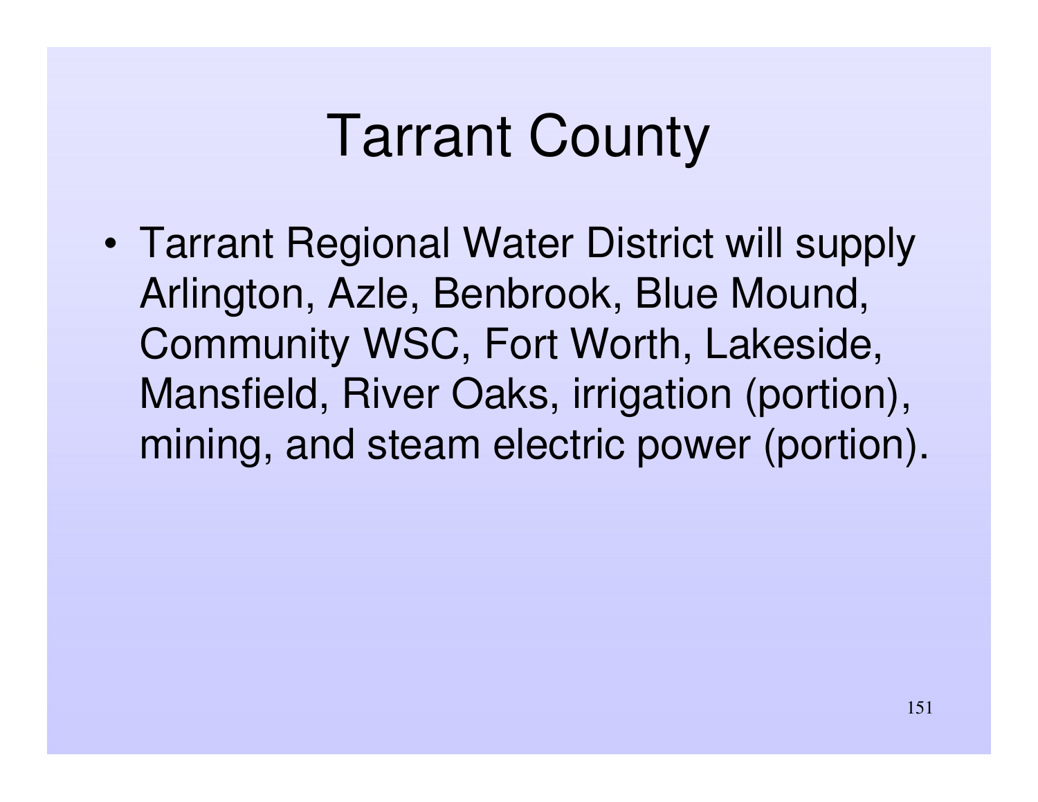# Tarrant County

- Tarrant Regional Water District will supply Arlington, Azle, Benbrook, Blue Mound, Community WSC, Fort Worth, Lakeside, Mansfield, River Oaks, irrigation (portion), mining, and steam electric power (portion).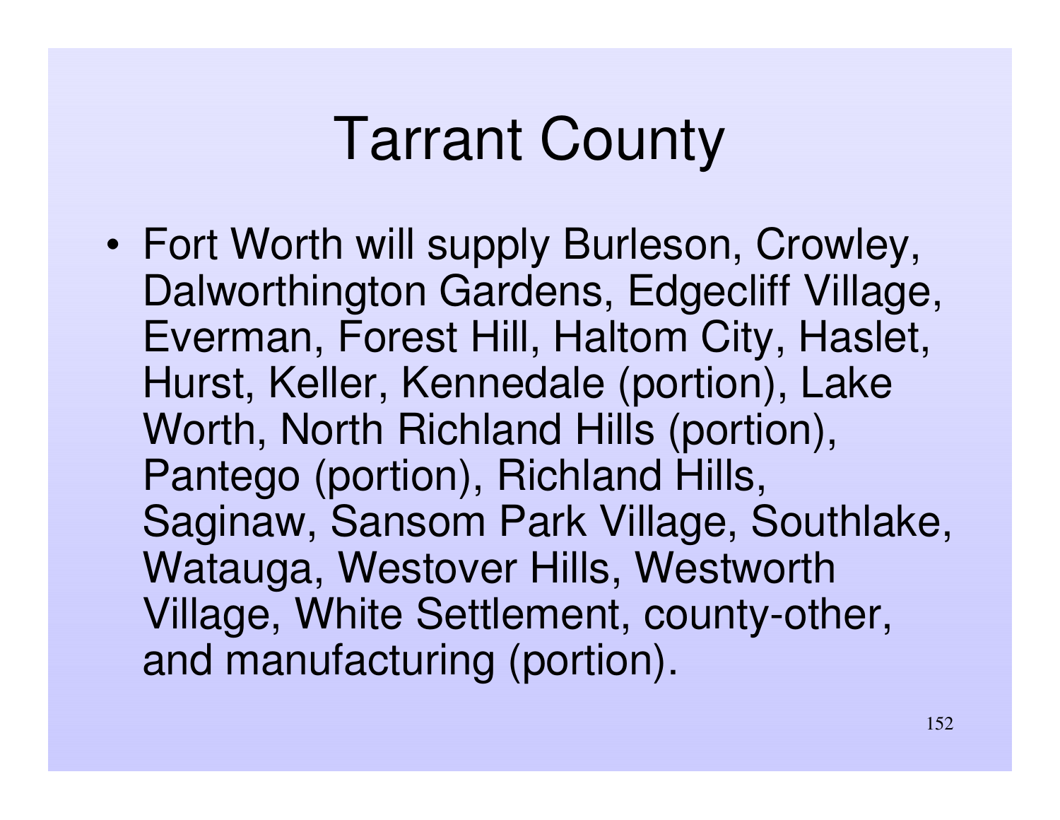# Tarrant County

- Fort Worth will supply Burleson, Crowley, Dalworthington Gardens, Edgecliff Village, Everman, Forest Hill, Haltom City, Haslet, Hurst, Keller, Kennedale (portion), Lake Worth, North Richland Hills (portion), Pantego (portion), Richland Hills, Saginaw, Sansom Park Village, Southlake, Watauga, Westover Hills, Westworth Village, White Settlement, county-other, and manufacturing (portion).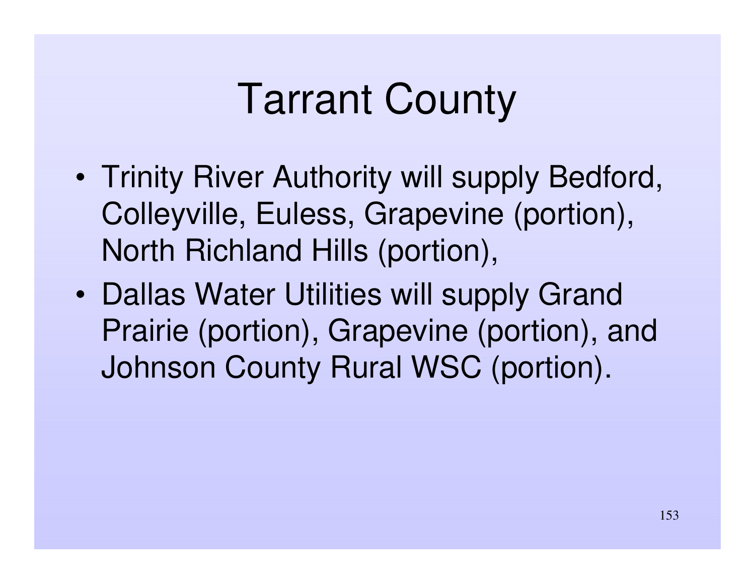# Tarrant County

- Trinity River Authority will supply Bedford, Colleyville, Euless, Grapevine (portion), North Richland Hills (portion),
- Dallas Water Utilities will supply Grand Prairie (portion), Grapevine (portion), and Johnson County Rural WSC (portion).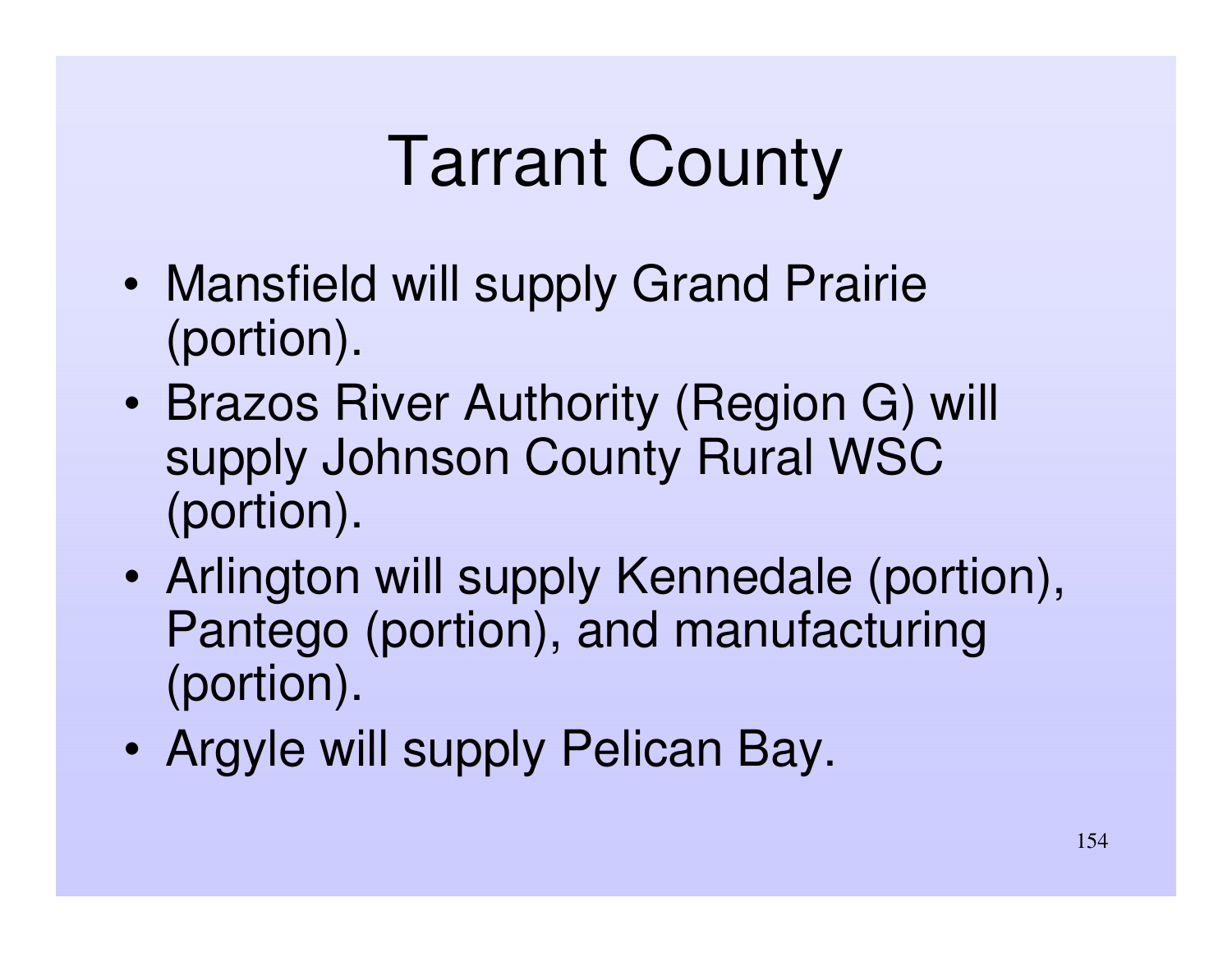# Tarrant County

- Mansfield will supply Grand Prairie (portion).
- Brazos River Authority (Region G) will supply Johnson County Rural WSC (portion).
- Arlington will supply Kennedale (portion), Pantego (portion), and manufacturing (portion).
- Argyle will supply Pelican Bay.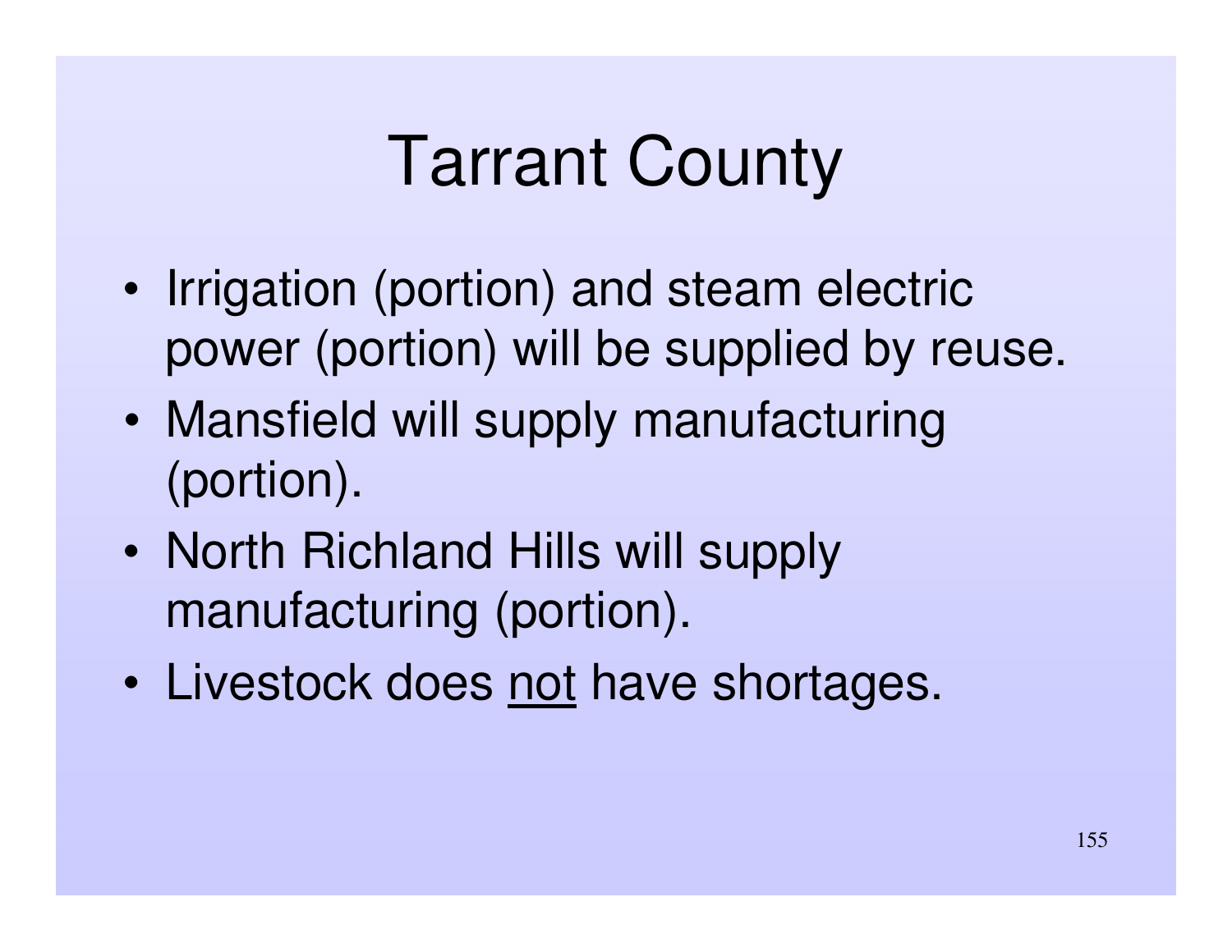# Tarrant County

- Irrigation (portion) and steam electric power (portion) will be supplied by reuse.
- Mansfield will supply manufacturing (portion).
- North Richland Hills will supply manufacturing (portion).
- Livestock does <u>not</u> have shortages.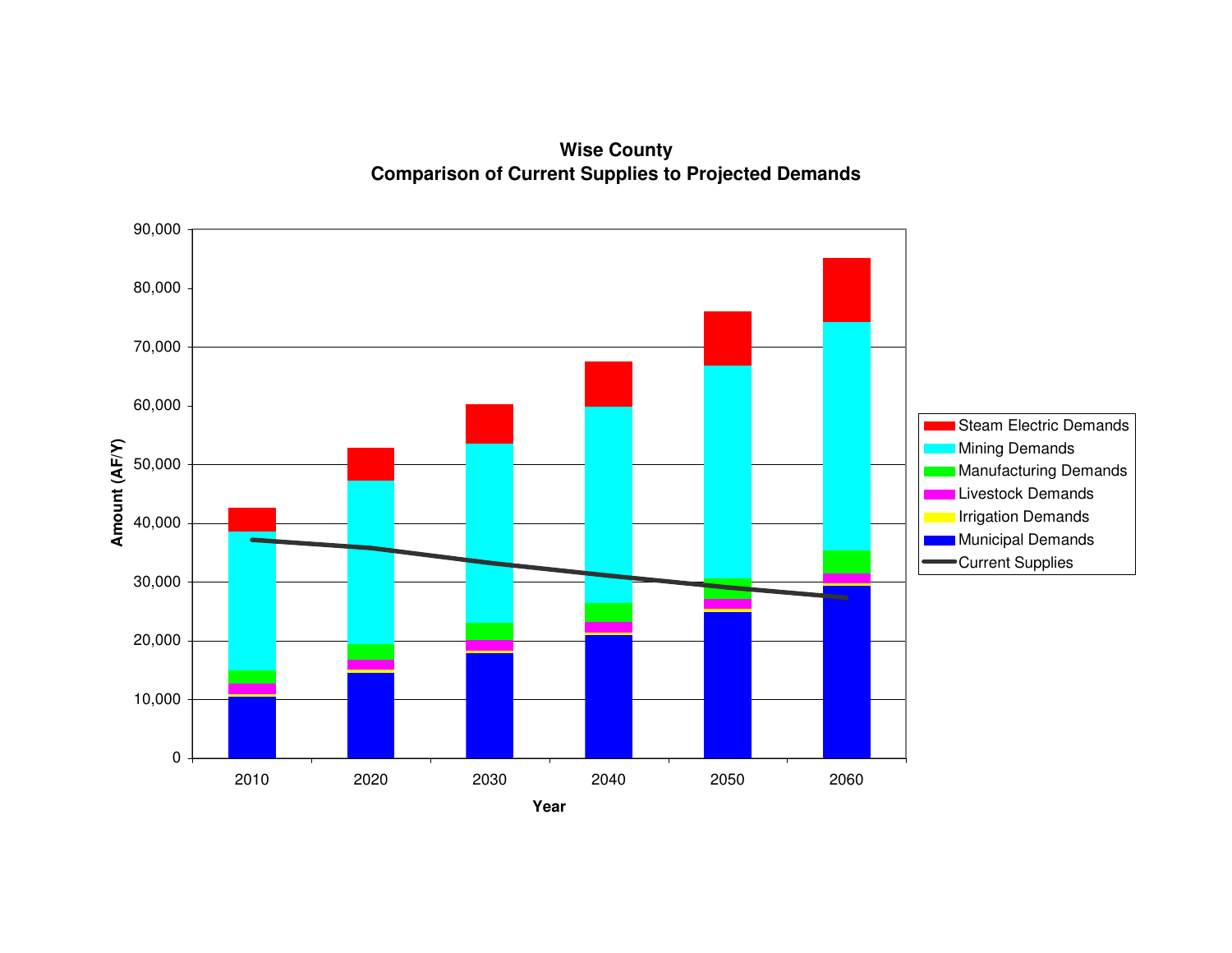## Wise County
## Comparison of Current Supplies to Projected Demands

Amount (AF/Y)

90,000
80,000
70,000
60,000
50,000
40,000
30,000
20,000
10,000
0

2010 2020 2030 2040 2050 2060

Year

- Steam Electric Demands
- Mining Demands
- Manufacturing Demands
- Livestock Demands
- Irrigation Demands
- Municipal Demands
- Current Supplies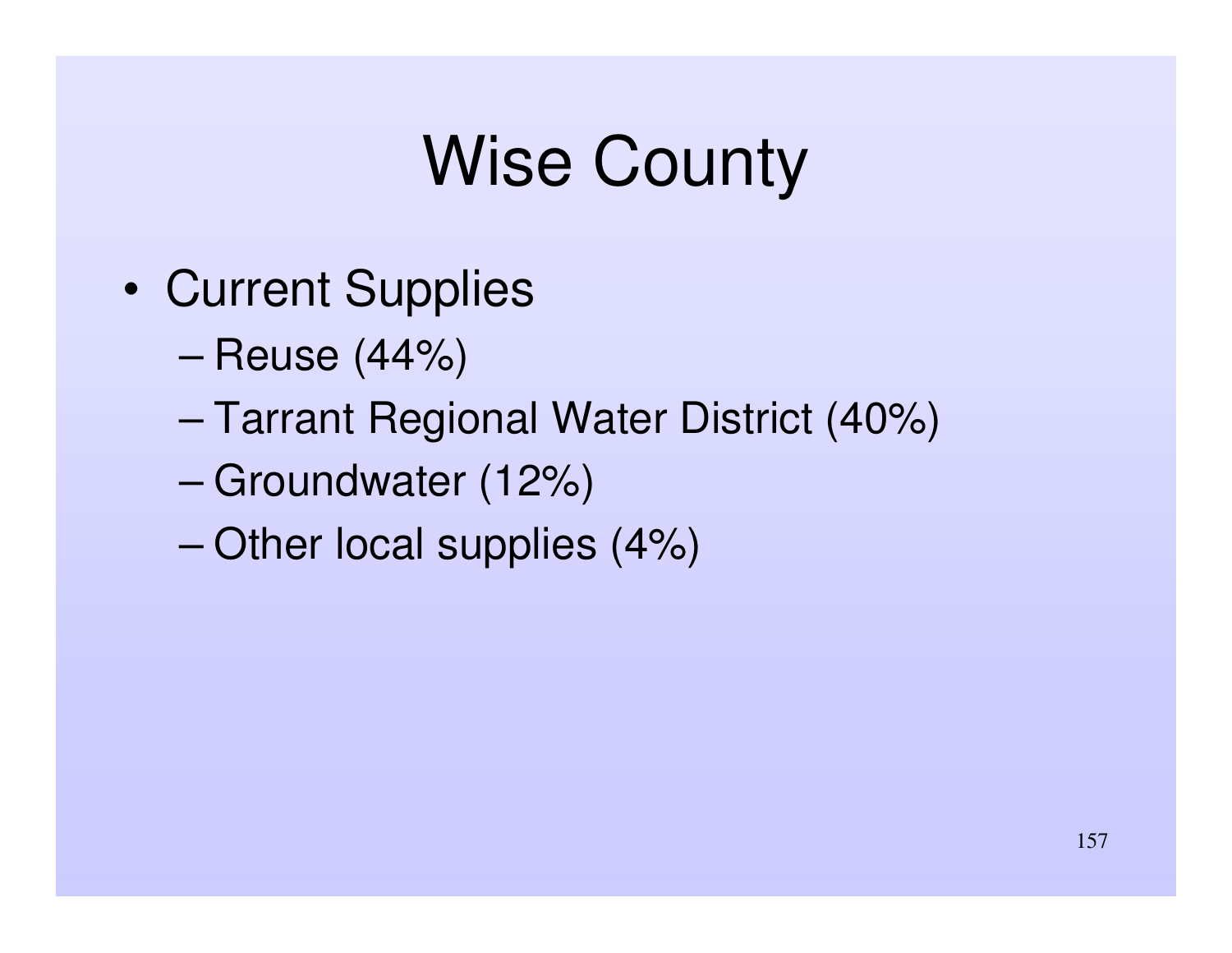# Wise County

- Current Supplies
  - Reuse (44%)
  - Tarrant Regional Water District (40%)
  - Groundwater (12%)
  - Other local supplies (4%)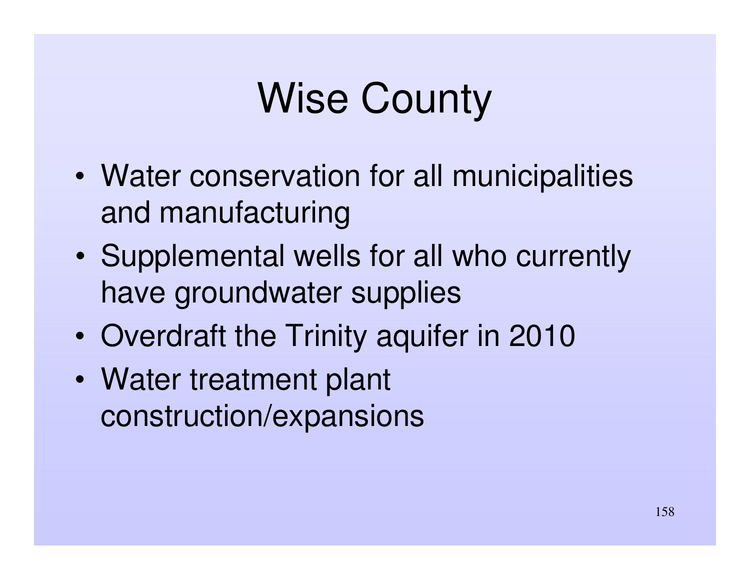# Wise County

- Water conservation for all municipalities and manufacturing
- Supplemental wells for all who currently have groundwater supplies
- Overdraft the Trinity aquifer in 2010
- Water treatment plant construction/expansions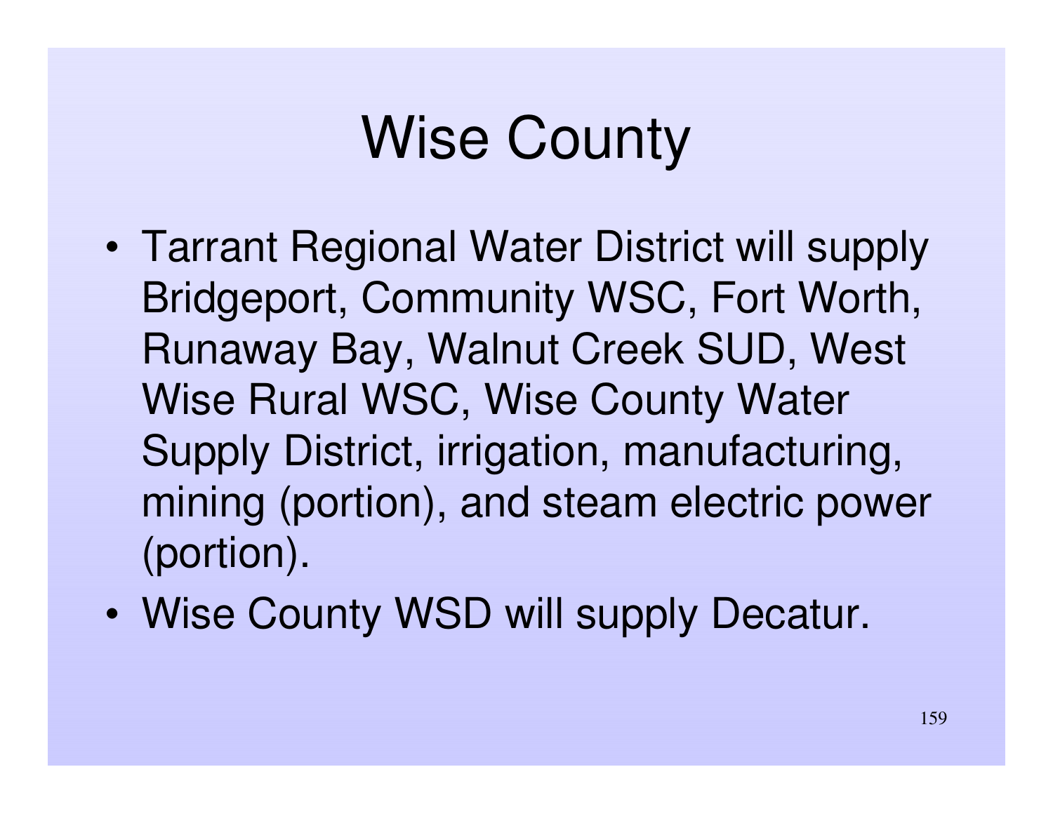# Wise County

- Tarrant Regional Water District will supply Bridgeport, Community WSC, Fort Worth, Runaway Bay, Walnut Creek SUD, West Wise Rural WSC, Wise County Water Supply District, irrigation, manufacturing, mining (portion), and steam electric power (portion).
- Wise County WSD will supply Decatur.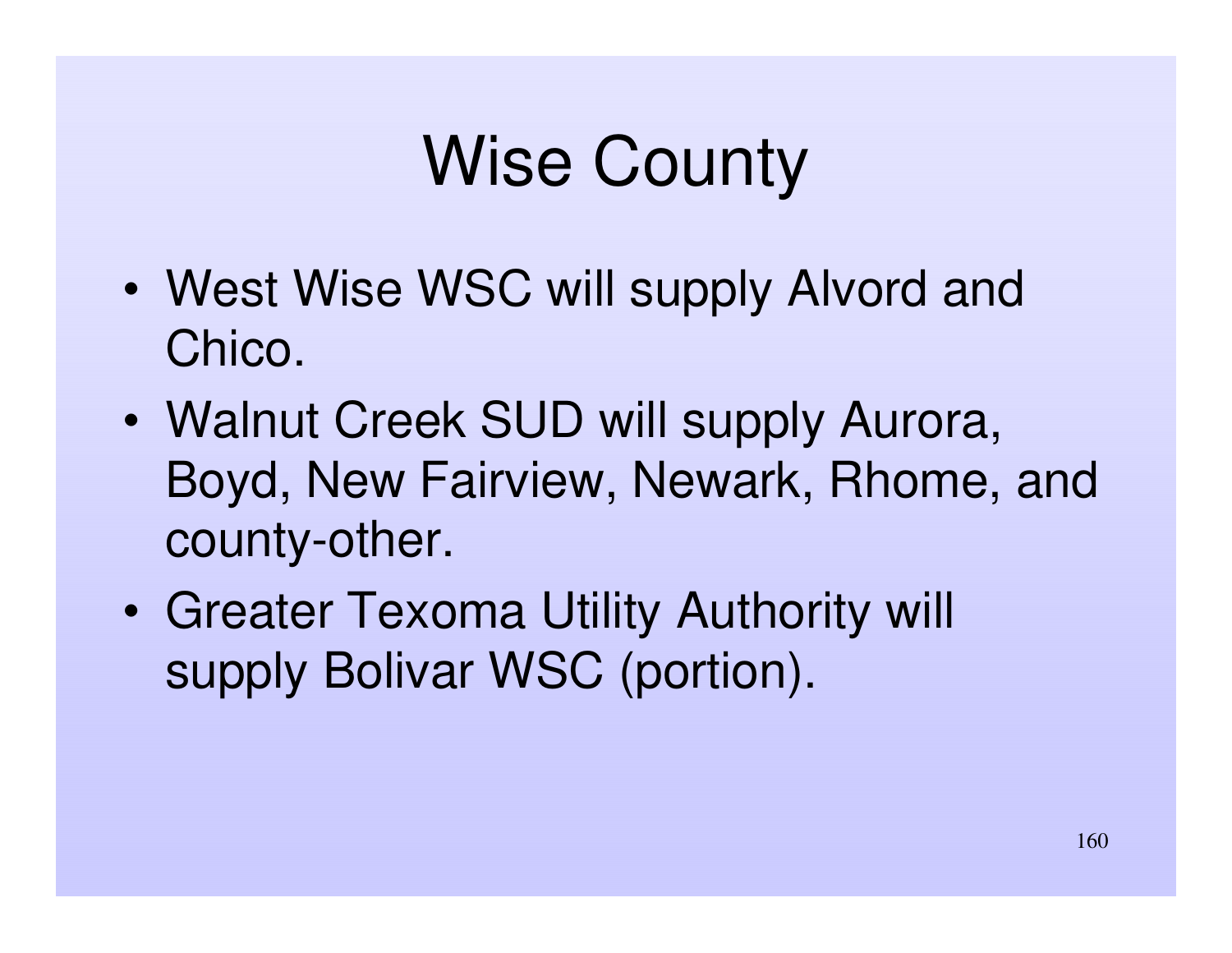# Wise County

- West Wise WSC will supply Alvord and Chico.
- Walnut Creek SUD will supply Aurora, Boyd, New Fairview, Newark, Rhome, and county-other.
- Greater Texoma Utility Authority will supply Bolivar WSC (portion).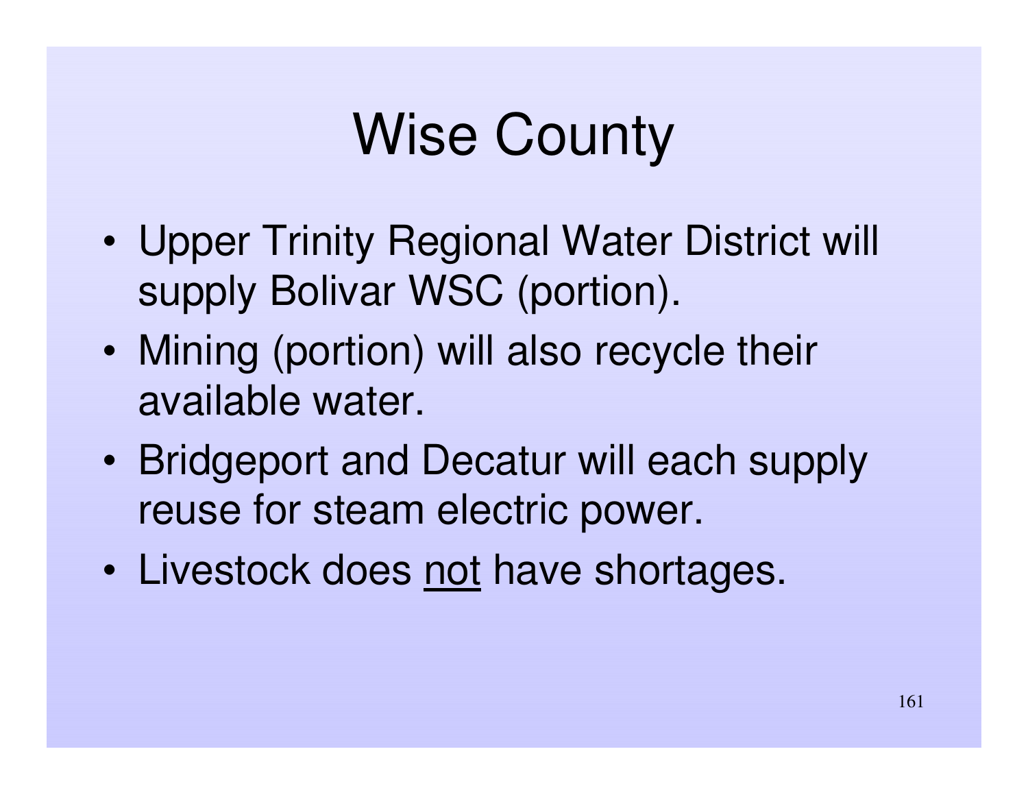# Wise County

- Upper Trinity Regional Water District will supply Bolivar WSC (portion).
- Mining (portion) will also recycle their available water.
- Bridgeport and Decatur will each supply reuse for steam electric power.
- Livestock does <u>not</u> have shortages.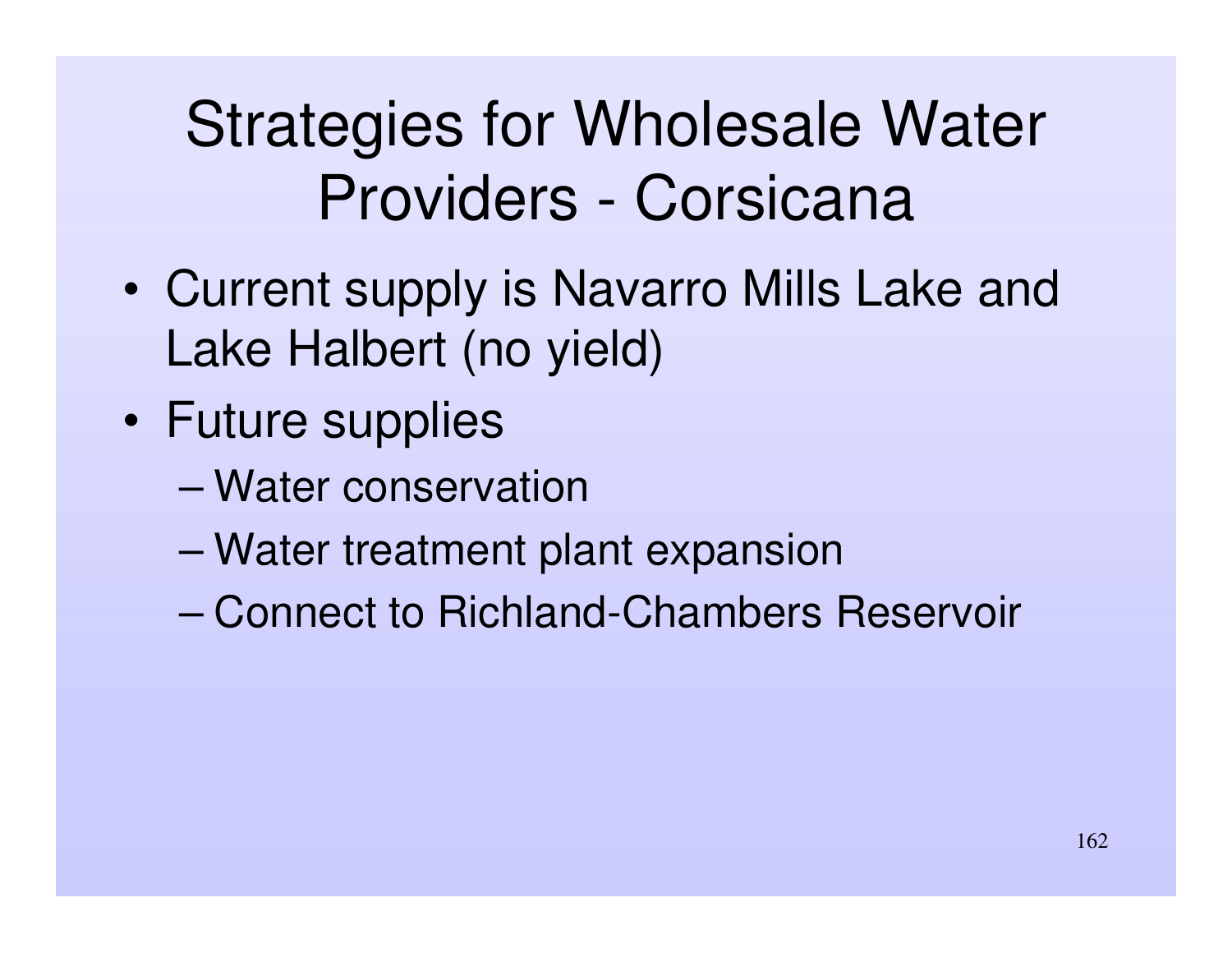# Strategies for Wholesale Water Providers - Corsicana

- Current supply is Navarro Mills Lake and Lake Halbert (no yield)
- Future supplies
  - Water conservation
  - Water treatment plant expansion
  - Connect to Richland-Chambers Reservoir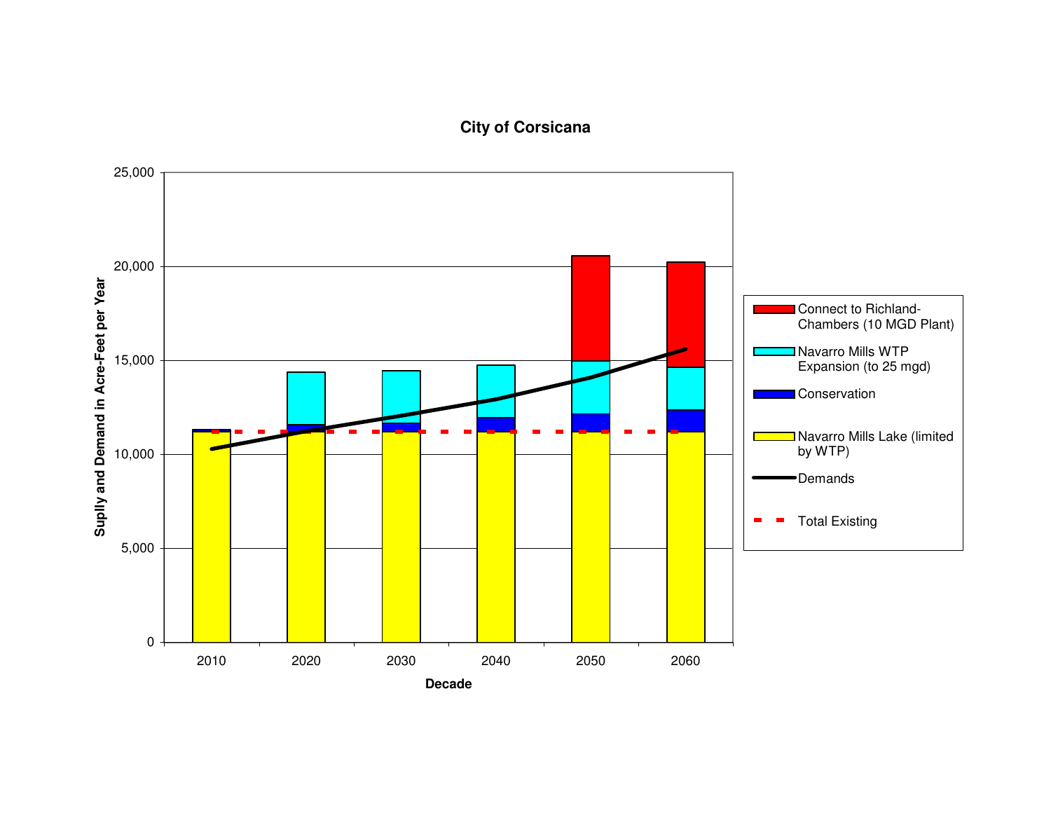# City of Corsicana

Suplly and Demand in Acre-Feet per Year

Decade

- Connect to Richland-Chambers (10 MGD Plant)
- Navarro Mills WTP Expansion (to 25 mgd)
- Conservation
- Navarro Mills Lake (limited by WTP)
- Demands
- Total Existing

25,000
20,000
15,000
10,000
5,000
0

2010 2020 2030 2040 2050 2060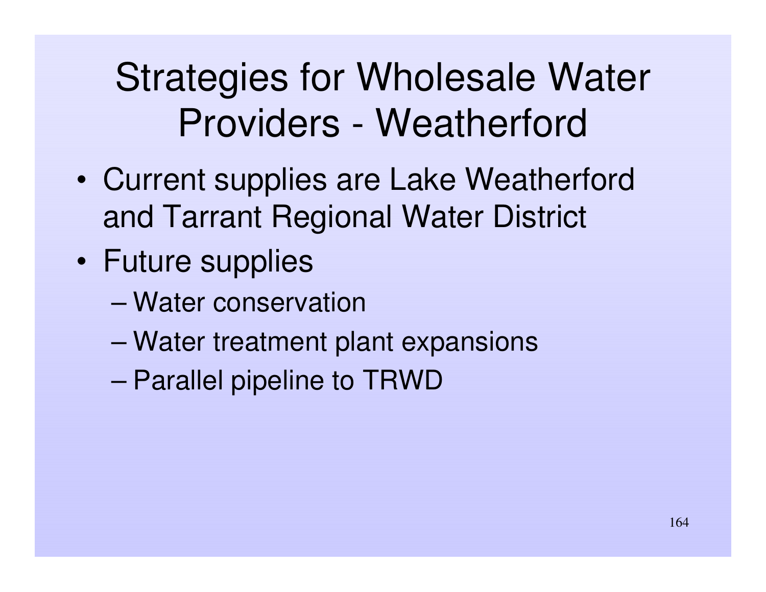# Strategies for Wholesale Water Providers - Weatherford

- Current supplies are Lake Weatherford and Tarrant Regional Water District
- Future supplies
  - Water conservation
  - Water treatment plant expansions
  - Parallel pipeline to TRWD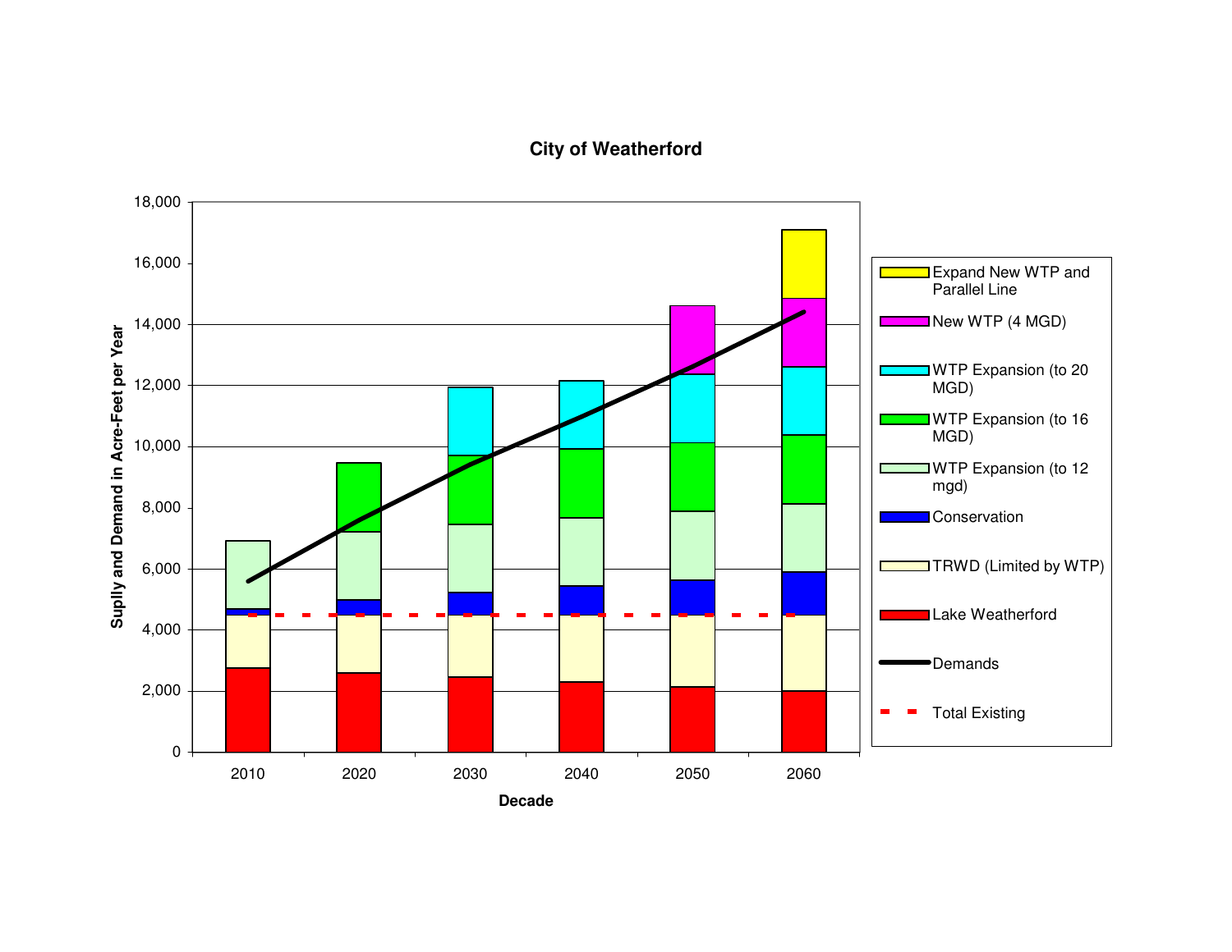## City of Weatherford

| Decade | 2010 | 2020 | 2030 | 2040 | 2050 | 2060 |
|---|---|---|---|---|---|---|

Suplly and Demand in Acre-Feet per Year

Legend:
- Expand New WTP and Parallel Line
- New WTP (4 MGD)
- WTP Expansion (to 20 MGD)
- WTP Expansion (to 16 MGD)
- WTP Expansion (to 12 mgd)
- Conservation
- TRWD (Limited by WTP)
- Lake Weatherford
- Demands
- Total Existing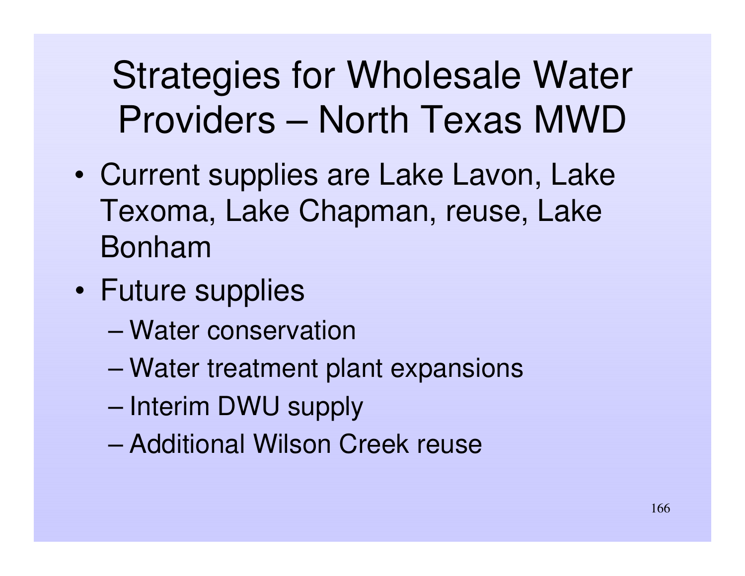# Strategies for Wholesale Water Providers – North Texas MWD

- Current supplies are Lake Lavon, Lake Texoma, Lake Chapman, reuse, Lake Bonham
- Future supplies
  - Water conservation
  - Water treatment plant expansions
  - Interim DWU supply
  - Additional Wilson Creek reuse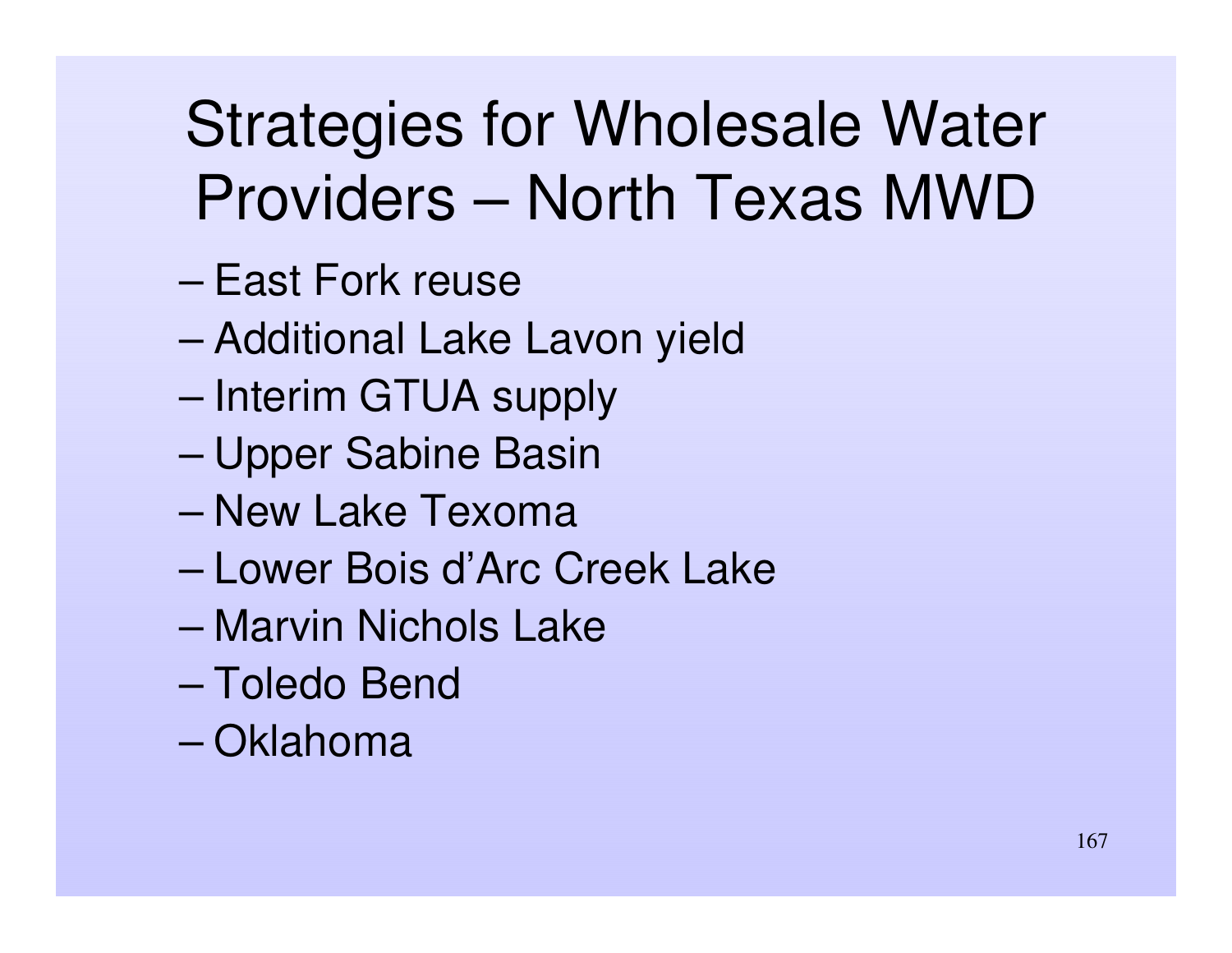# Strategies for Wholesale Water Providers – North Texas MWD

- East Fork reuse
- Additional Lake Lavon yield
- Interim GTUA supply
- Upper Sabine Basin
- New Lake Texoma
- Lower Bois d'Arc Creek Lake
- Marvin Nichols Lake
- Toledo Bend
- Oklahoma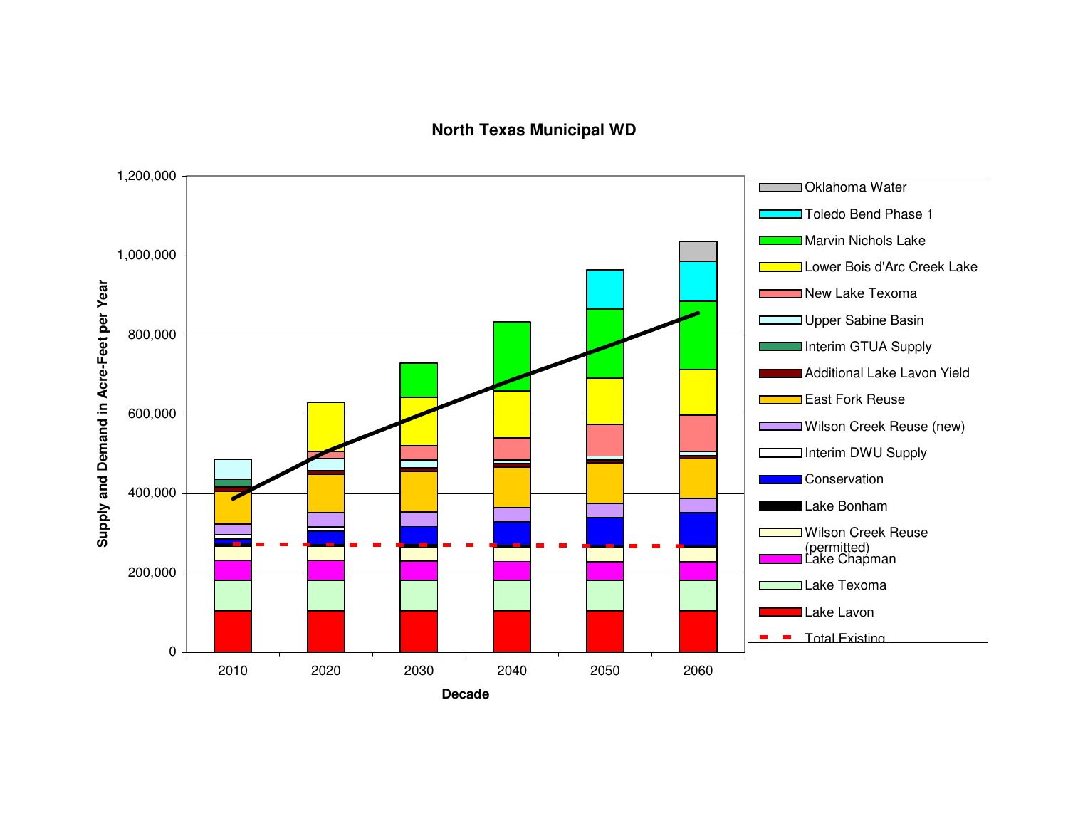# North Texas Municipal WD

Supply and Demand in Acre-Feet per Year

1,200,000
1,000,000
800,000
600,000
400,000
200,000
0

2010 2020 2030 2040 2050 2060

Decade

- Oklahoma Water
- Toledo Bend Phase 1
- Marvin Nichols Lake
- Lower Bois d'Arc Creek Lake
- New Lake Texoma
- Upper Sabine Basin
- Interim GTUA Supply
- Additional Lake Lavon Yield
- East Fork Reuse
- Wilson Creek Reuse (new)
- Interim DWU Supply
- Conservation
- Lake Bonham
- Wilson Creek Reuse (permitted)
- Lake Chapman
- Lake Texoma
- Lake Lavon
- Total Existing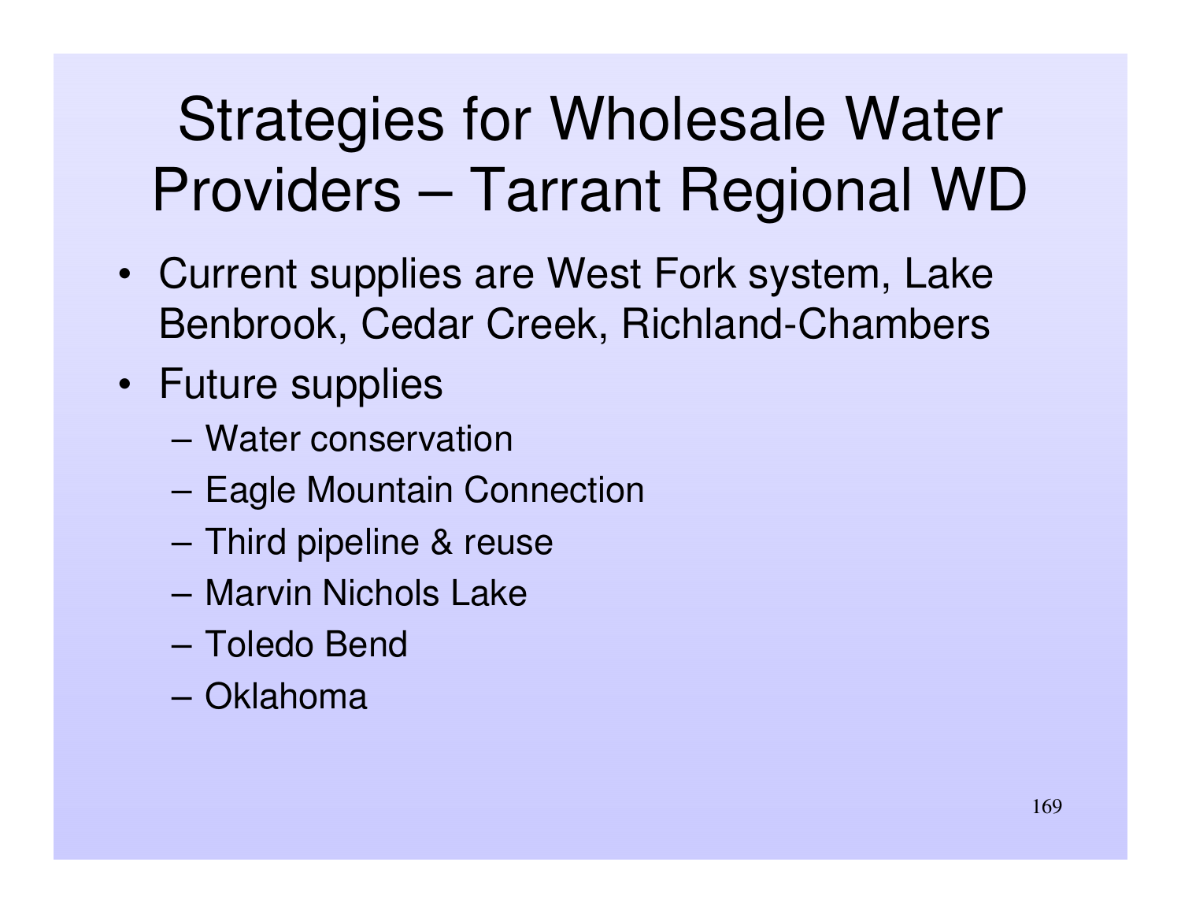# Strategies for Wholesale Water Providers – Tarrant Regional WD

- Current supplies are West Fork system, Lake Benbrook, Cedar Creek, Richland-Chambers
- Future supplies
  - Water conservation
  - Eagle Mountain Connection
  - Third pipeline & reuse
  - Marvin Nichols Lake
  - Toledo Bend
  - Oklahoma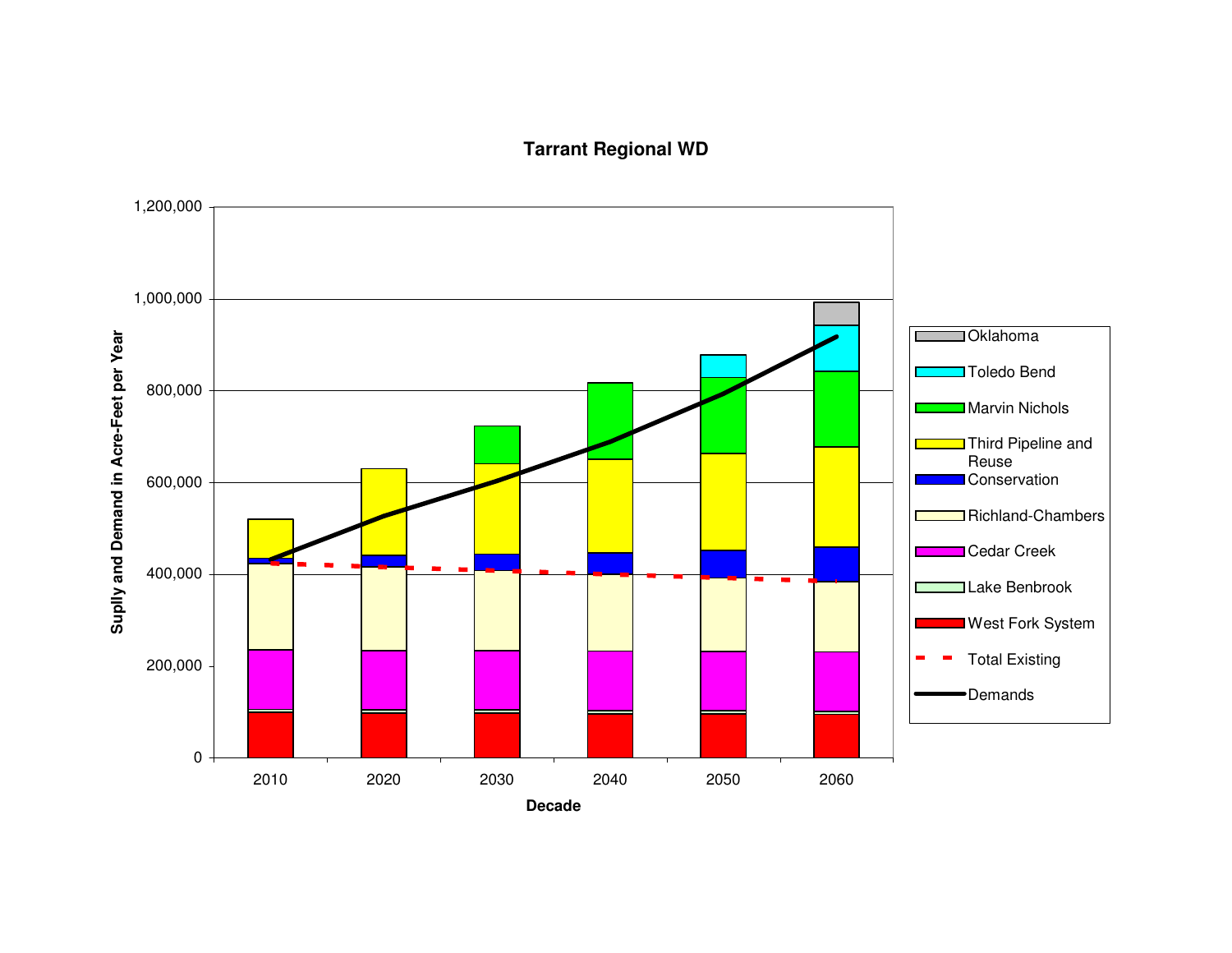## Tarrant Regional WD

| Decade | 2010 | 2020 | 2030 | 2040 | 2050 | 2060 |
|---|---|---|---|---|---|---|

Suplly and Demand in Acre-Feet per Year

Legend: Oklahoma, Toledo Bend, Marvin Nichols, Third Pipeline and Reuse, Conservation, Richland-Chambers, Cedar Creek, Lake Benbrook, West Fork System, Total Existing, Demands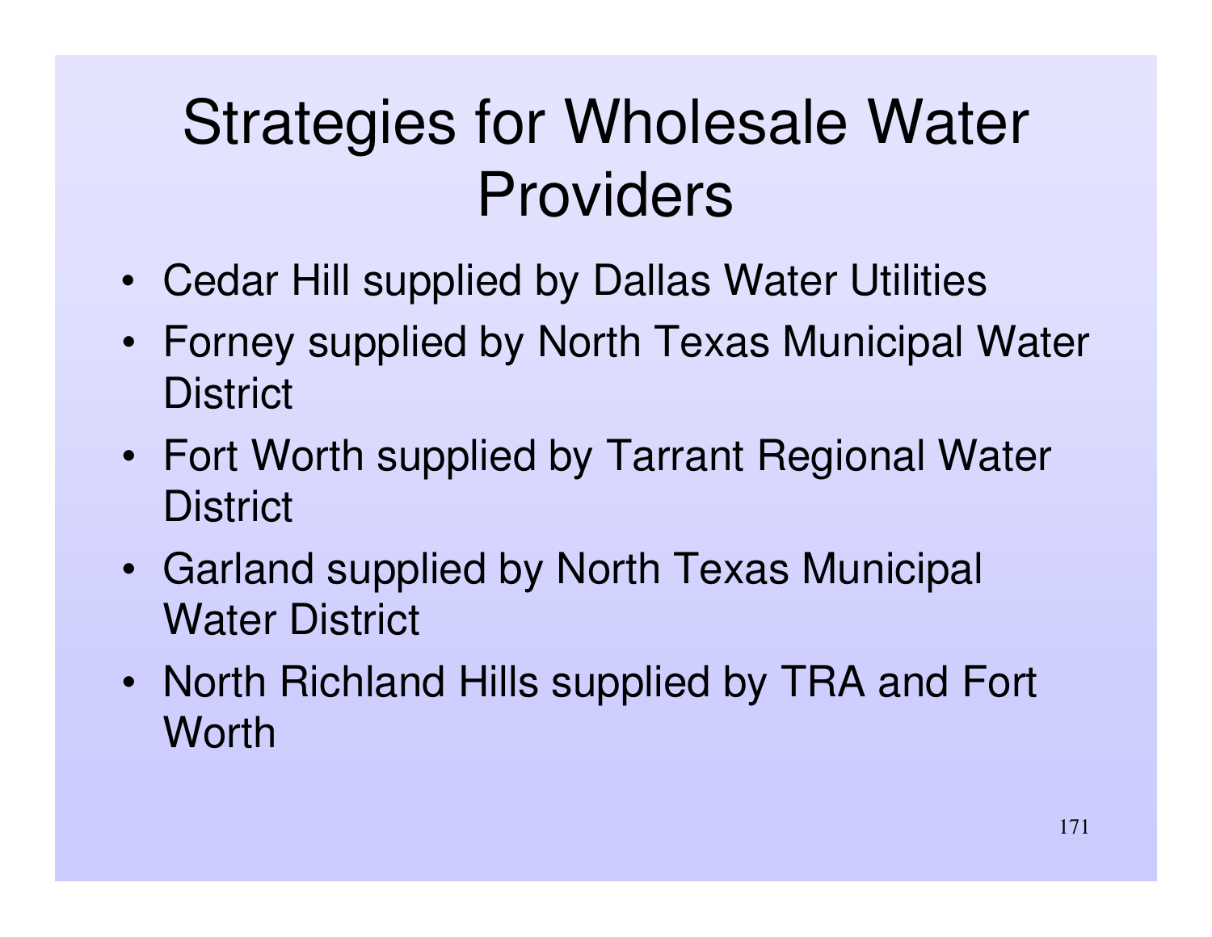# Strategies for Wholesale Water Providers

- Cedar Hill supplied by Dallas Water Utilities
- Forney supplied by North Texas Municipal Water District
- Fort Worth supplied by Tarrant Regional Water District
- Garland supplied by North Texas Municipal Water District
- North Richland Hills supplied by TRA and Fort Worth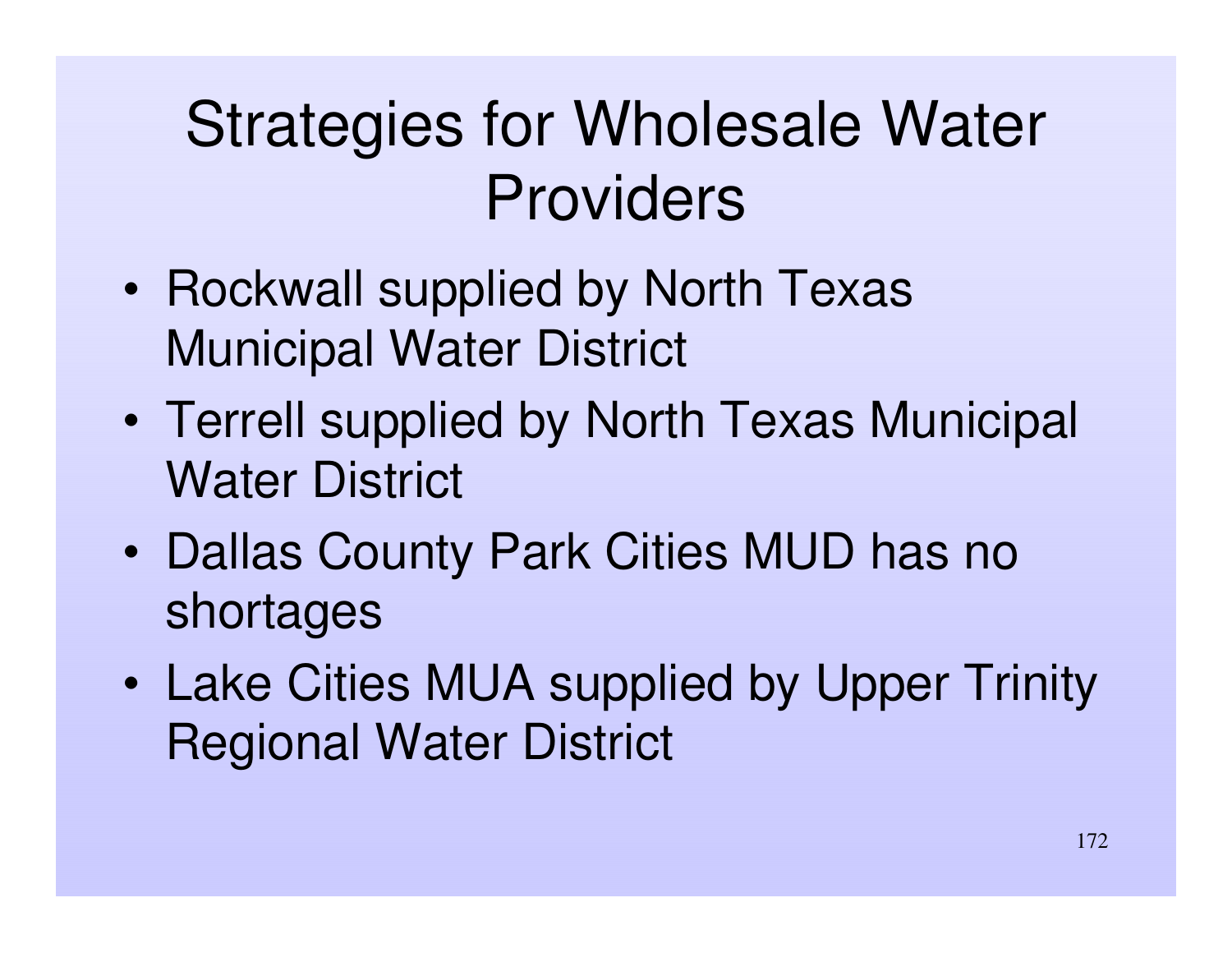# Strategies for Wholesale Water Providers

- Rockwall supplied by North Texas Municipal Water District
- Terrell supplied by North Texas Municipal Water District
- Dallas County Park Cities MUD has no shortages
- Lake Cities MUA supplied by Upper Trinity Regional Water District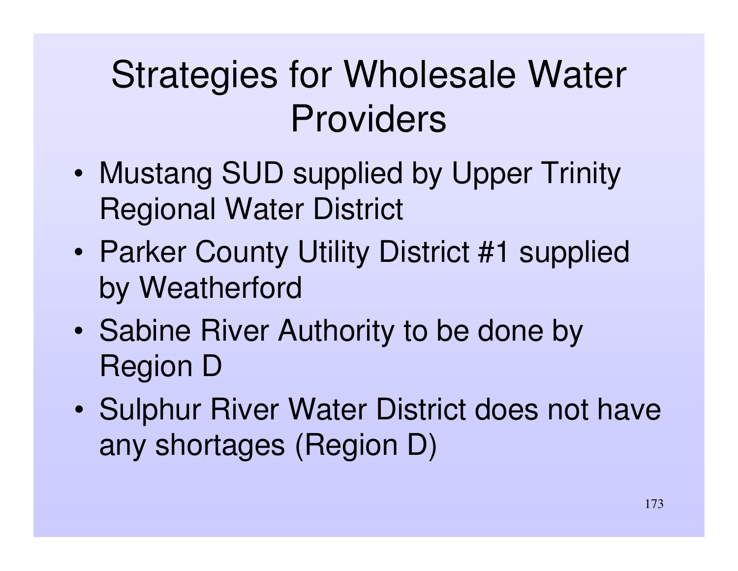# Strategies for Wholesale Water Providers

- Mustang SUD supplied by Upper Trinity Regional Water District
- Parker County Utility District #1 supplied by Weatherford
- Sabine River Authority to be done by Region D
- Sulphur River Water District does not have any shortages (Region D)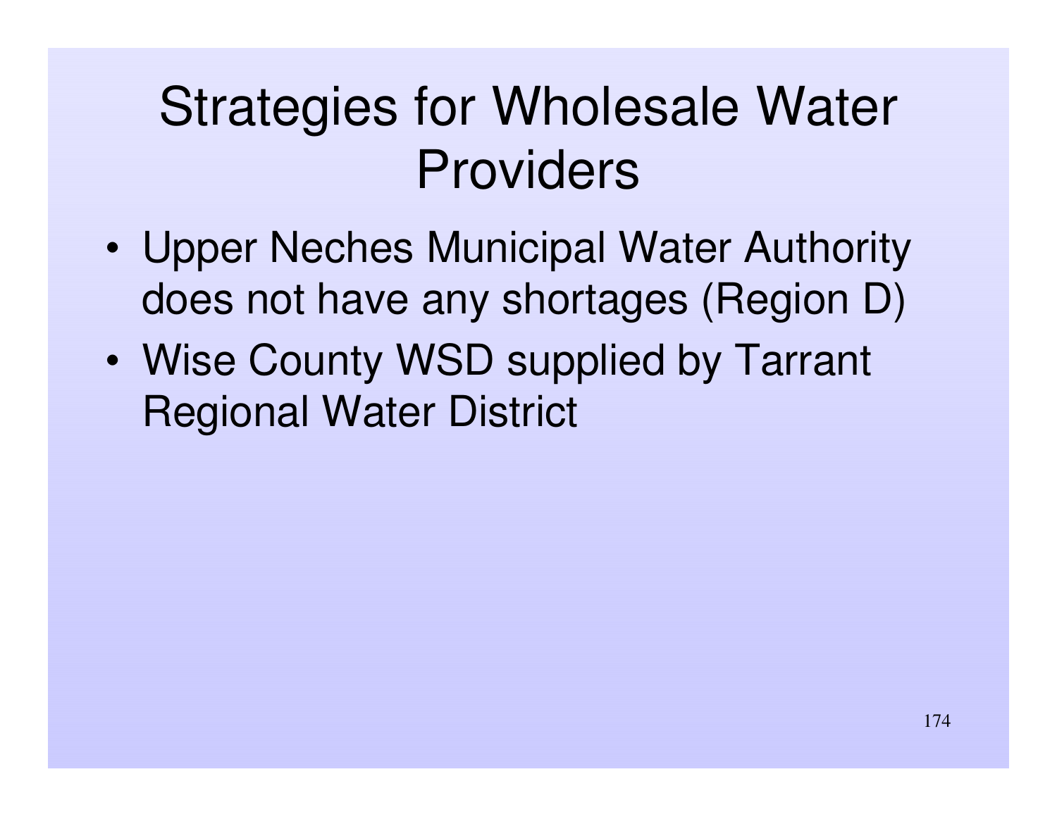# Strategies for Wholesale Water Providers

- Upper Neches Municipal Water Authority does not have any shortages (Region D)
- Wise County WSD supplied by Tarrant Regional Water District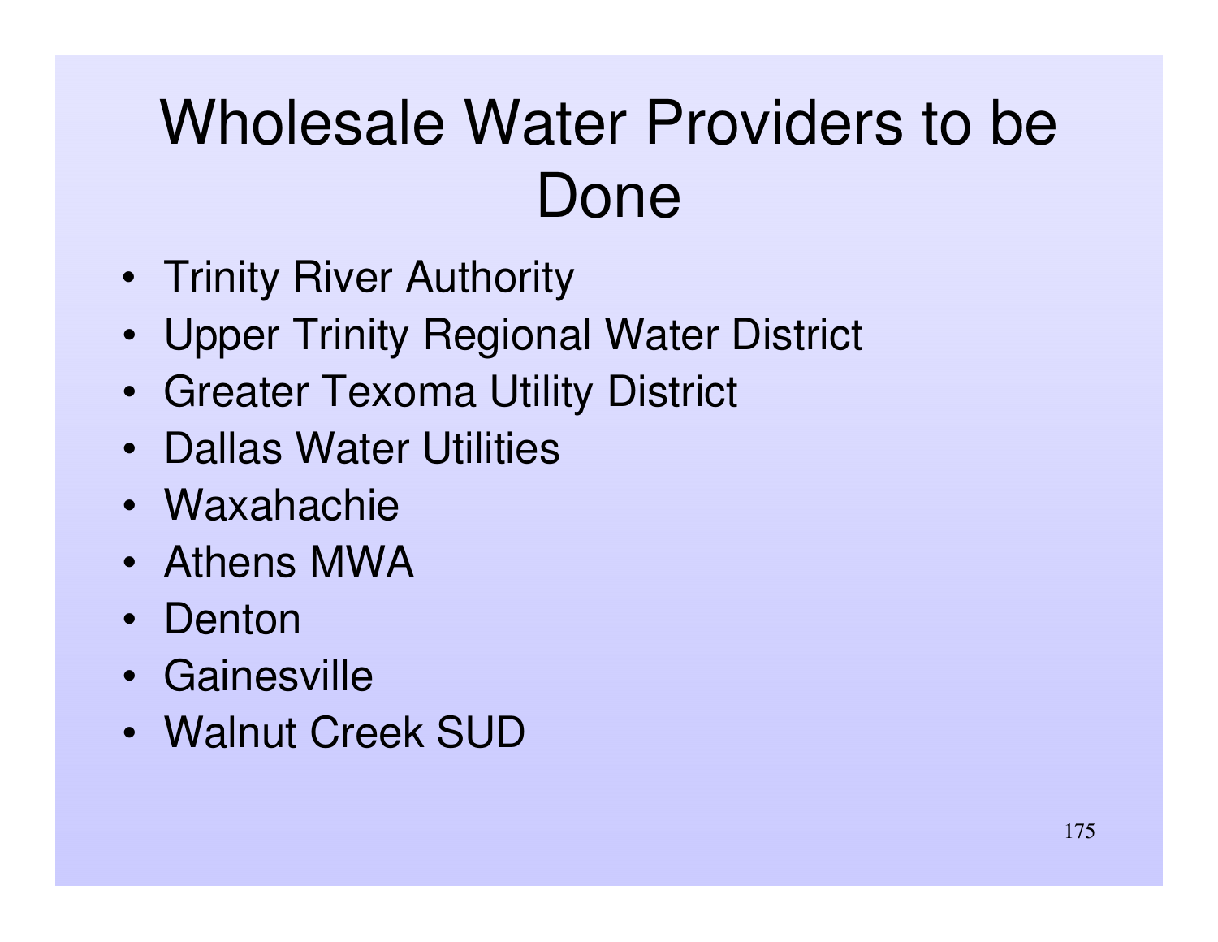# Wholesale Water Providers to be Done

- Trinity River Authority
- Upper Trinity Regional Water District
- Greater Texoma Utility District
- Dallas Water Utilities
- Waxahachie
- Athens MWA
- Denton
- Gainesville
- Walnut Creek SUD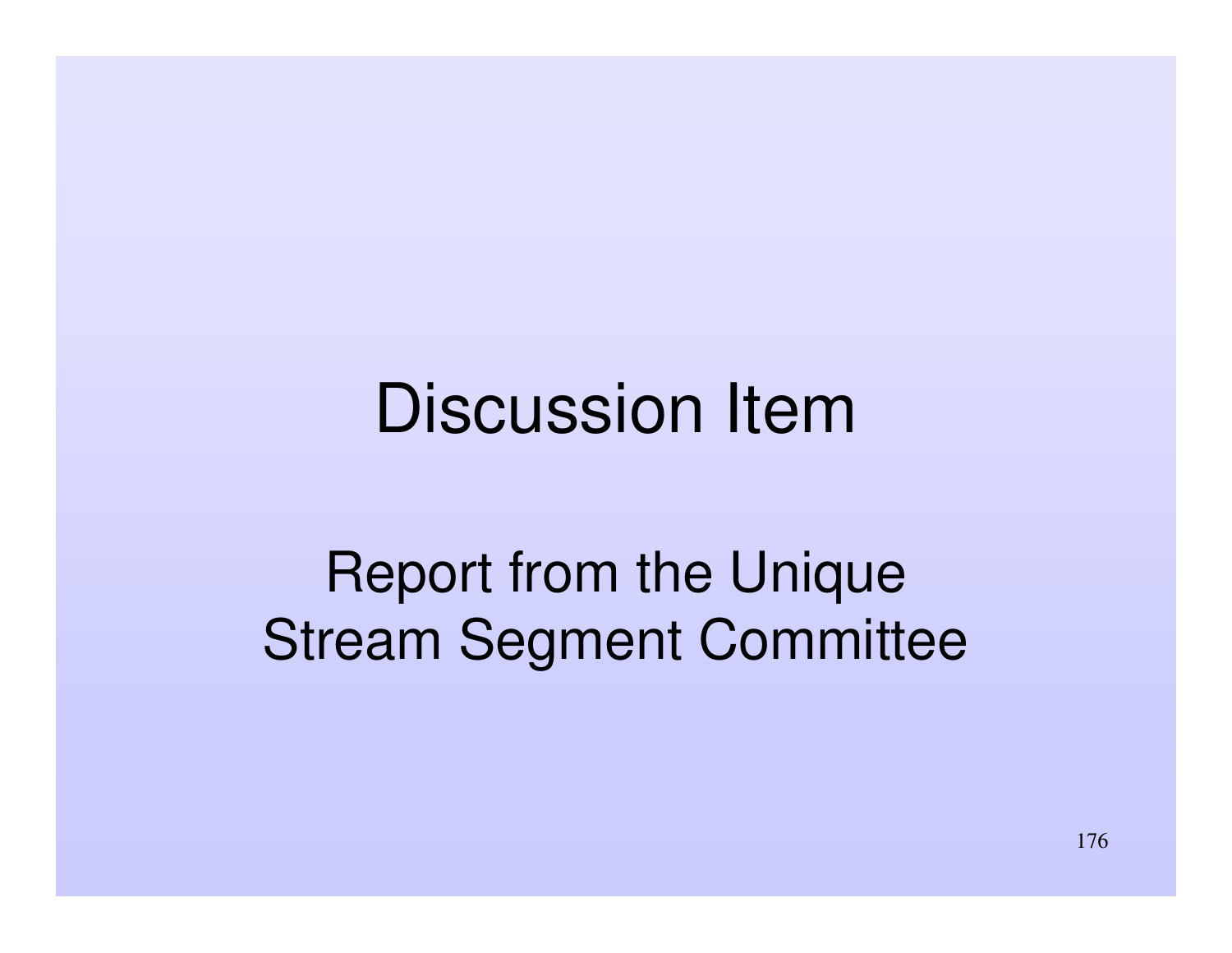# Discussion Item

## Report from the Unique Stream Segment Committee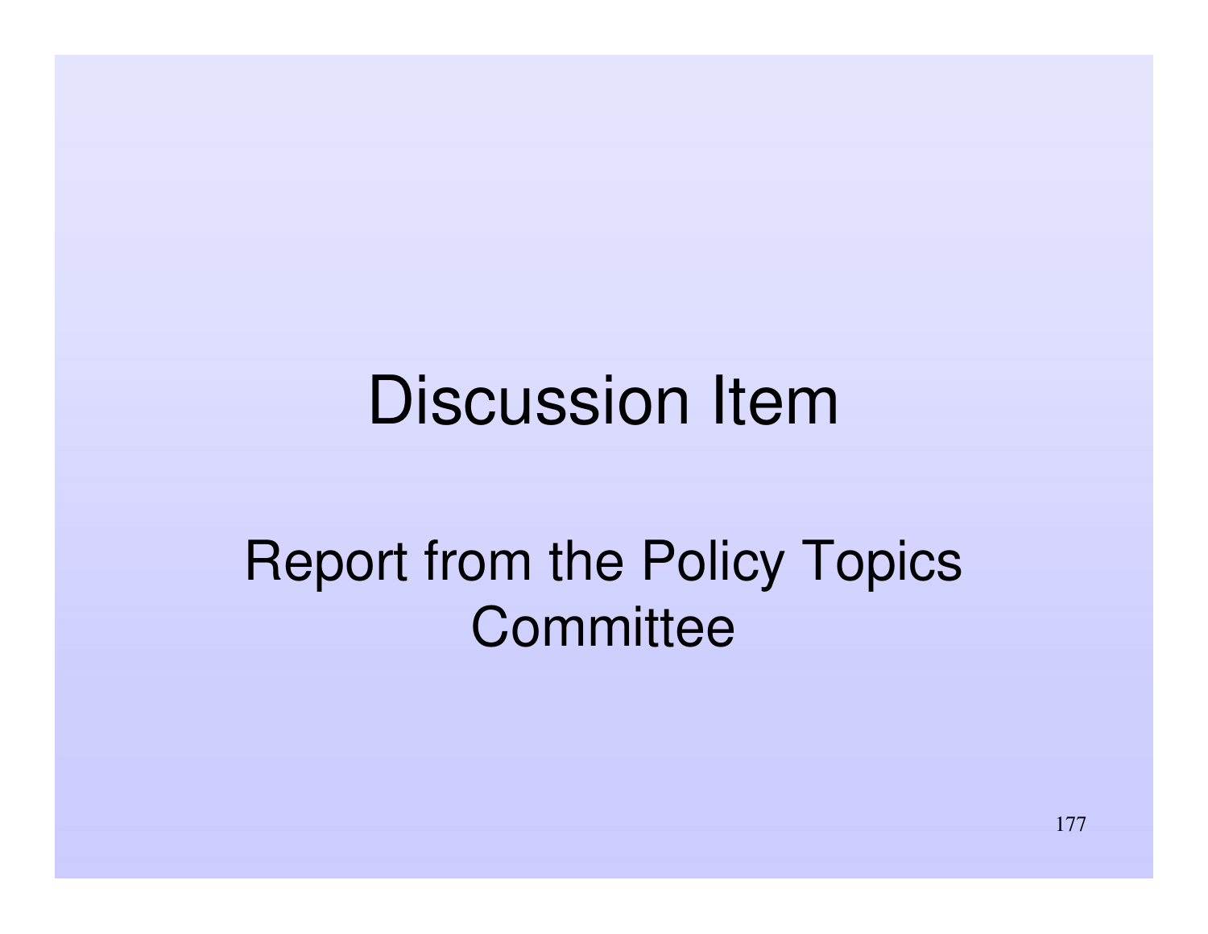# Discussion Item

## Report from the Policy Topics Committee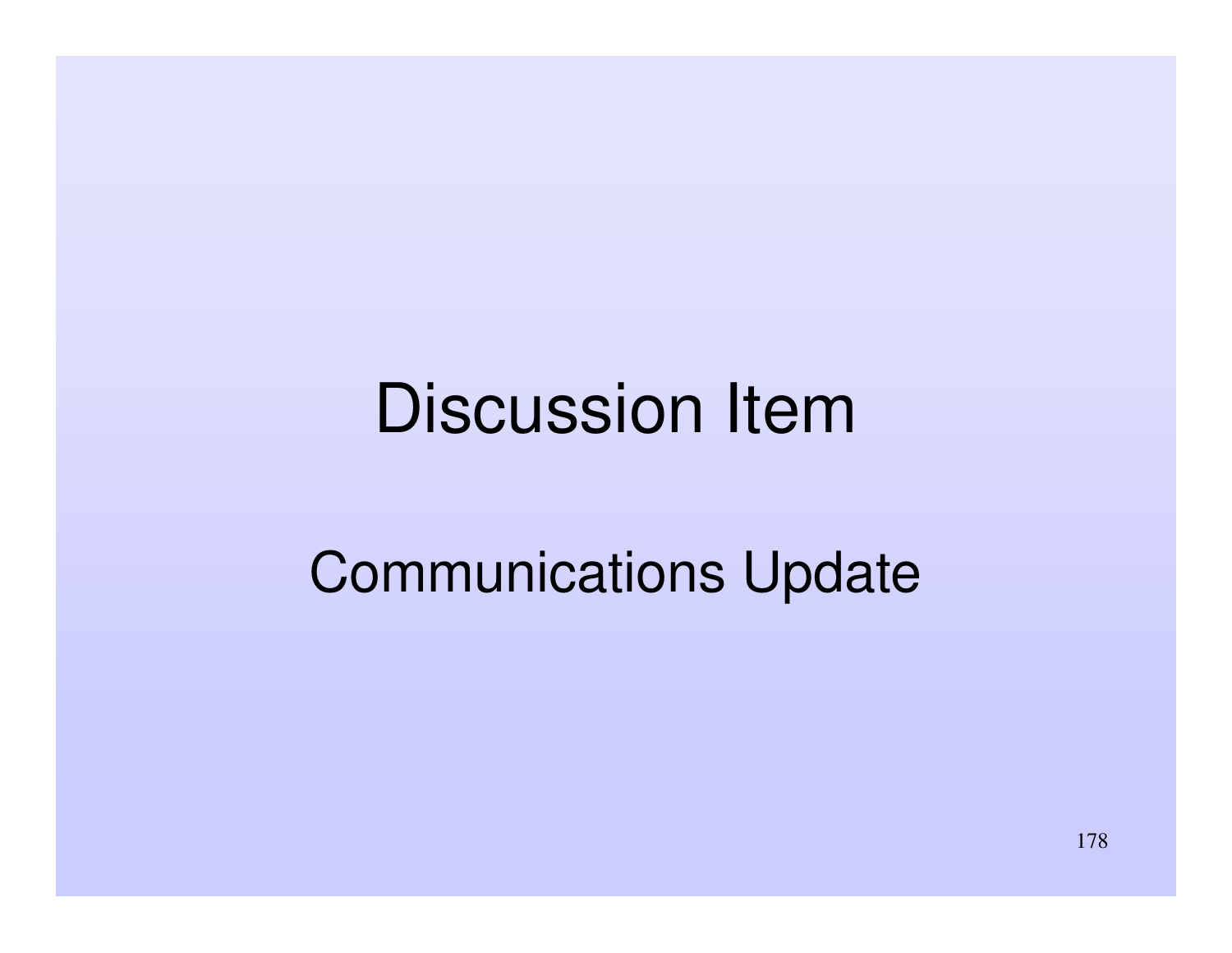# Discussion Item

## Communications Update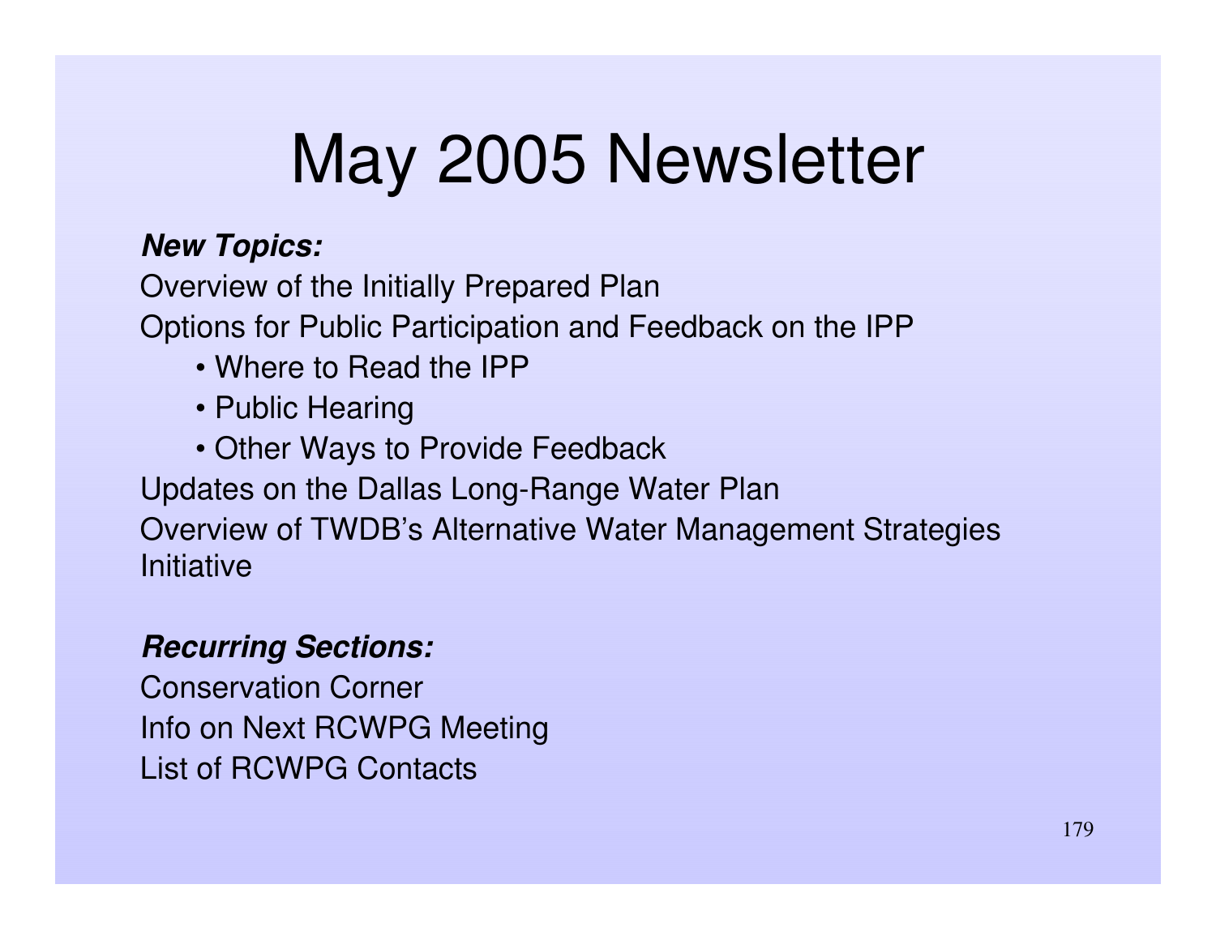# May 2005 Newsletter

***New Topics:***

Overview of the Initially Prepared Plan

Options for Public Participation and Feedback on the IPP

- Where to Read the IPP
- Public Hearing
- Other Ways to Provide Feedback

Updates on the Dallas Long-Range Water Plan

Overview of TWDB's Alternative Water Management Strategies Initiative

***Recurring Sections:***

Conservation Corner

Info on Next RCWPG Meeting

List of RCWPG Contacts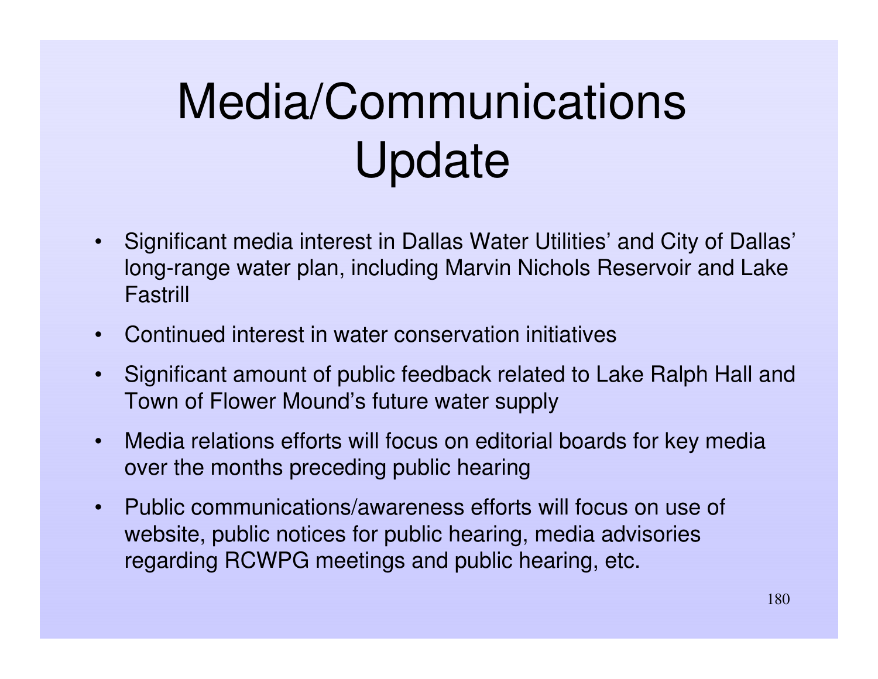# Media/Communications Update

- Significant media interest in Dallas Water Utilities' and City of Dallas' long-range water plan, including Marvin Nichols Reservoir and Lake Fastrill
- Continued interest in water conservation initiatives
- Significant amount of public feedback related to Lake Ralph Hall and Town of Flower Mound's future water supply
- Media relations efforts will focus on editorial boards for key media over the months preceding public hearing
- Public communications/awareness efforts will focus on use of website, public notices for public hearing, media advisories regarding RCWPG meetings and public hearing, etc.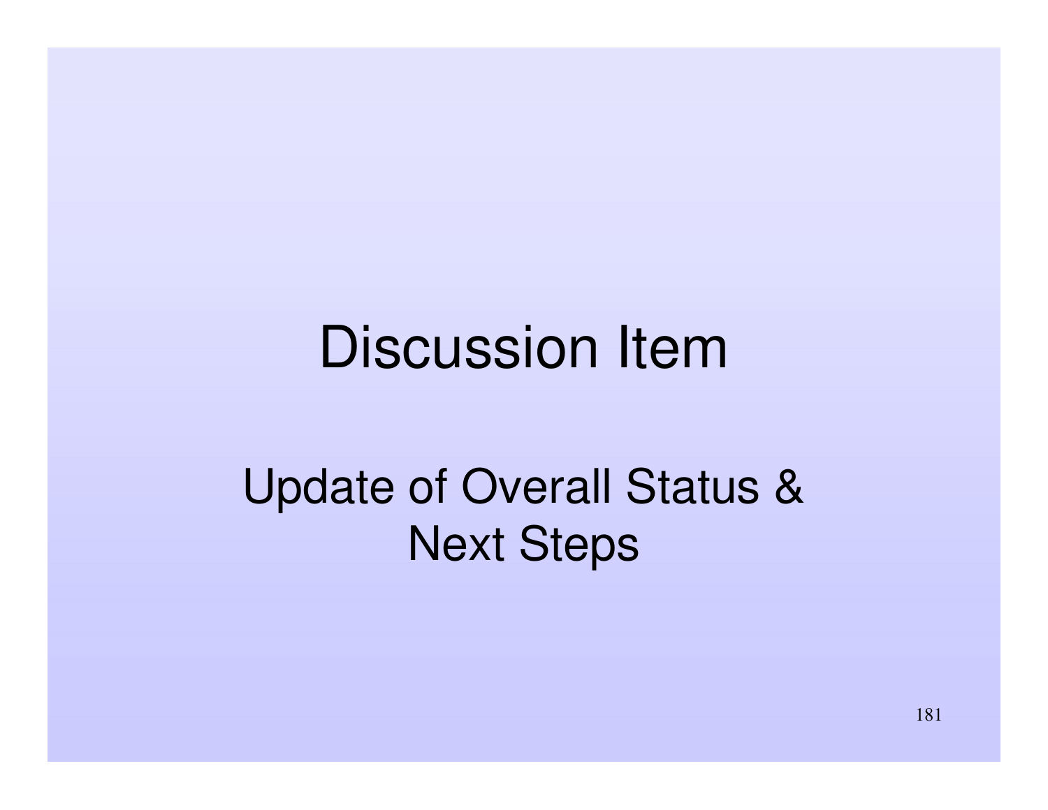# Discussion Item

## Update of Overall Status & Next Steps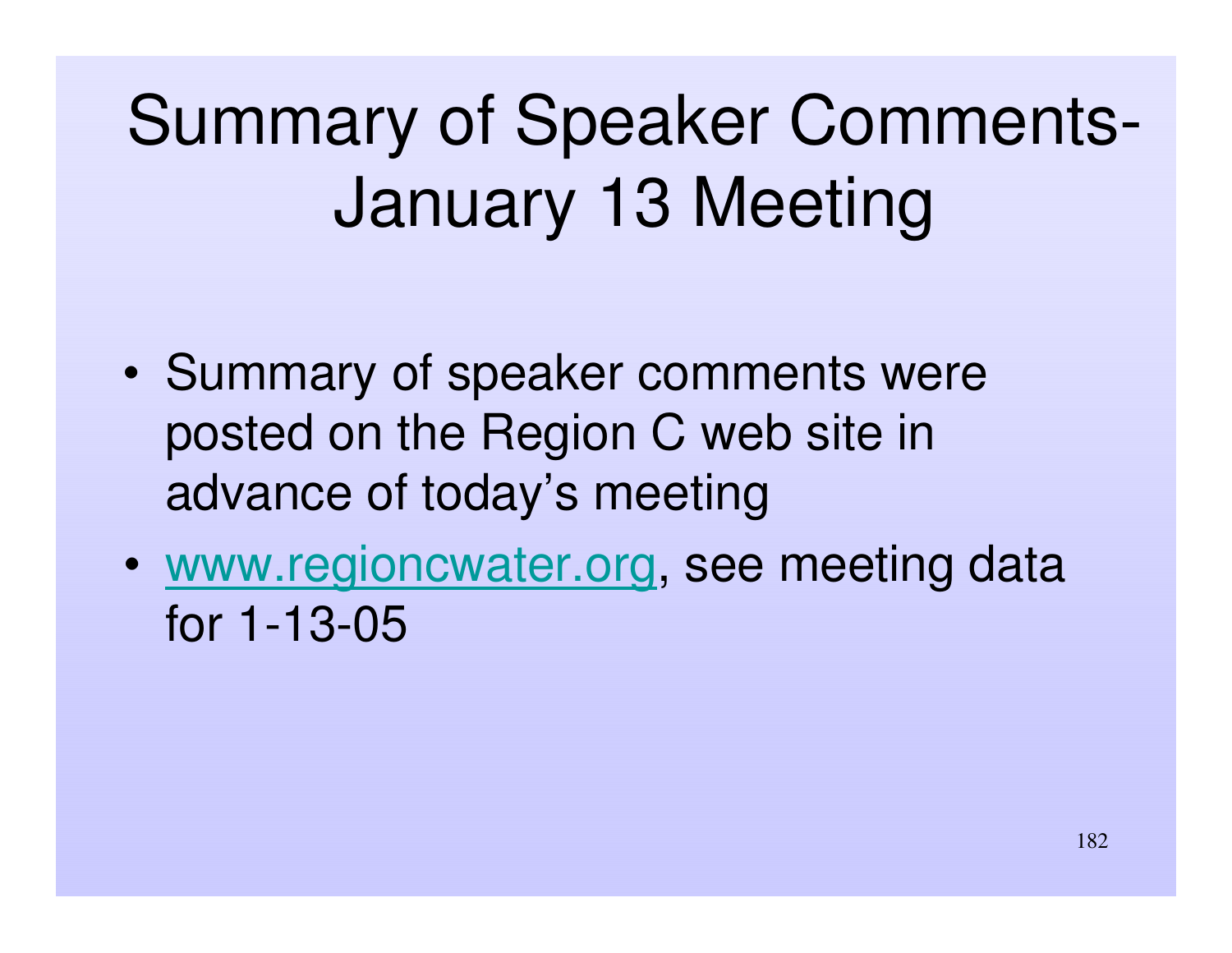# Summary of Speaker Comments-January 13 Meeting

- Summary of speaker comments were posted on the Region C web site in advance of today's meeting
- www.regioncwater.org, see meeting data for 1-13-05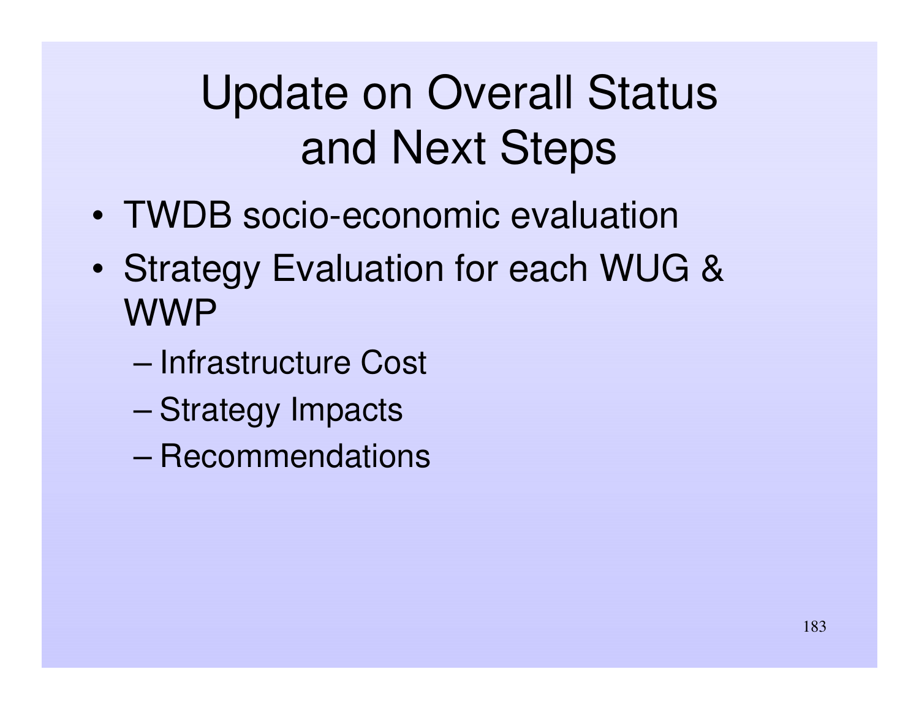# Update on Overall Status and Next Steps

- TWDB socio-economic evaluation
- Strategy Evaluation for each WUG & WWP
  - Infrastructure Cost
  - Strategy Impacts
  - Recommendations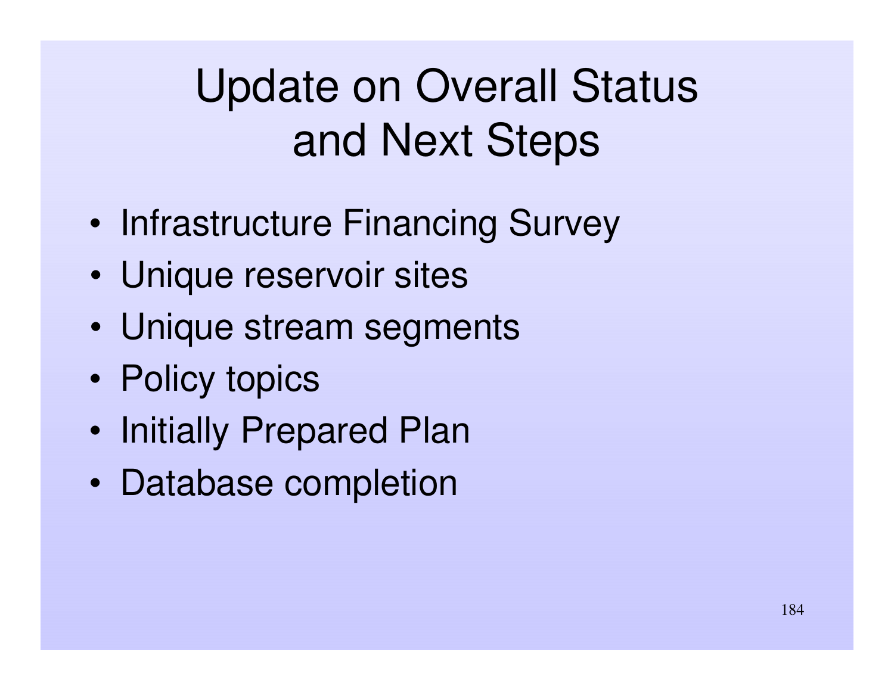# Update on Overall Status and Next Steps

- Infrastructure Financing Survey
- Unique reservoir sites
- Unique stream segments
- Policy topics
- Initially Prepared Plan
- Database completion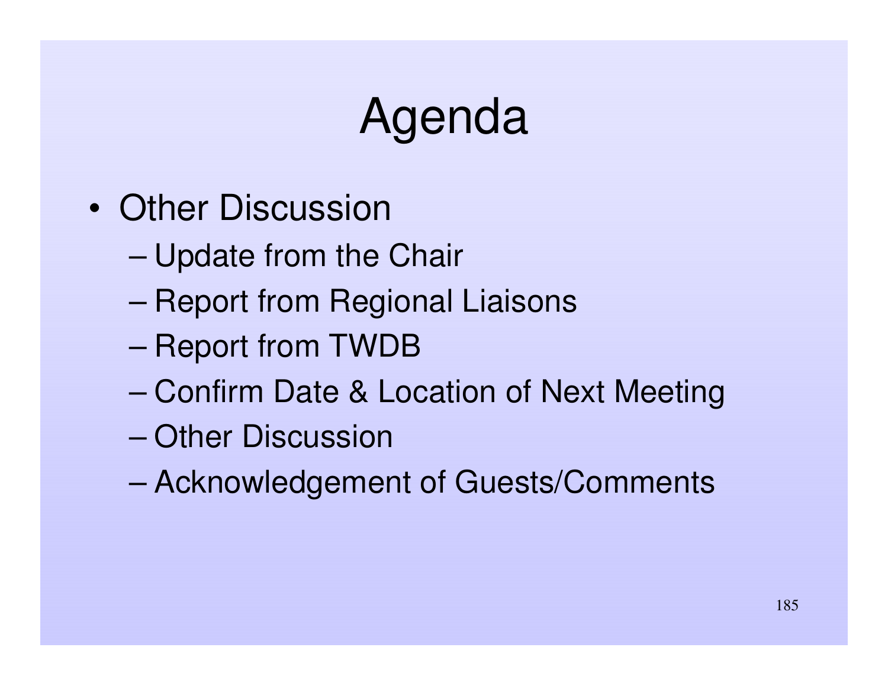# Agenda

- Other Discussion
  - Update from the Chair
  - Report from Regional Liaisons
  - Report from TWDB
  - Confirm Date & Location of Next Meeting
  - Other Discussion
  - Acknowledgement of Guests/Comments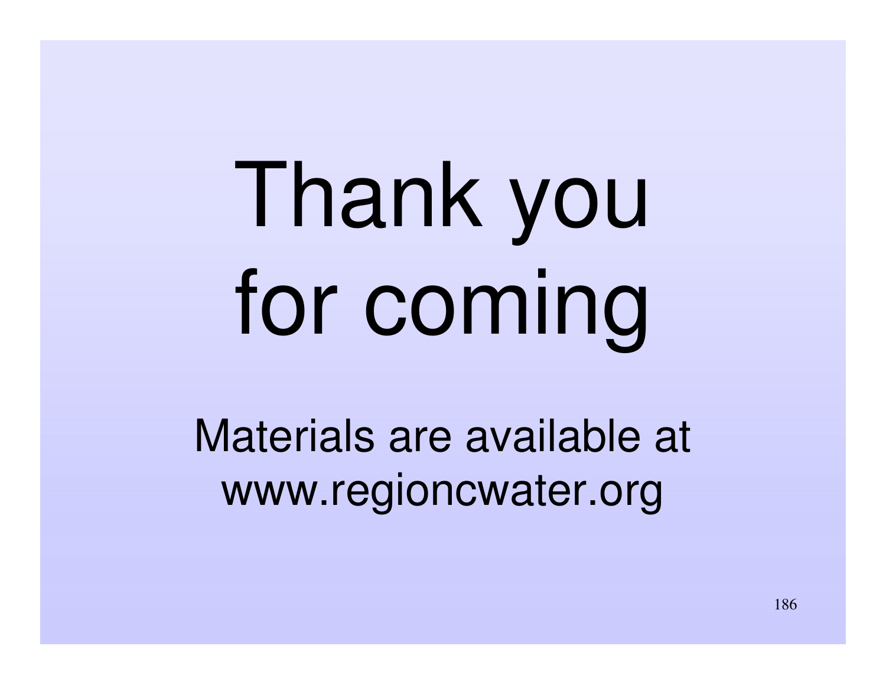# Thank you for coming

Materials are available at www.regioncwater.org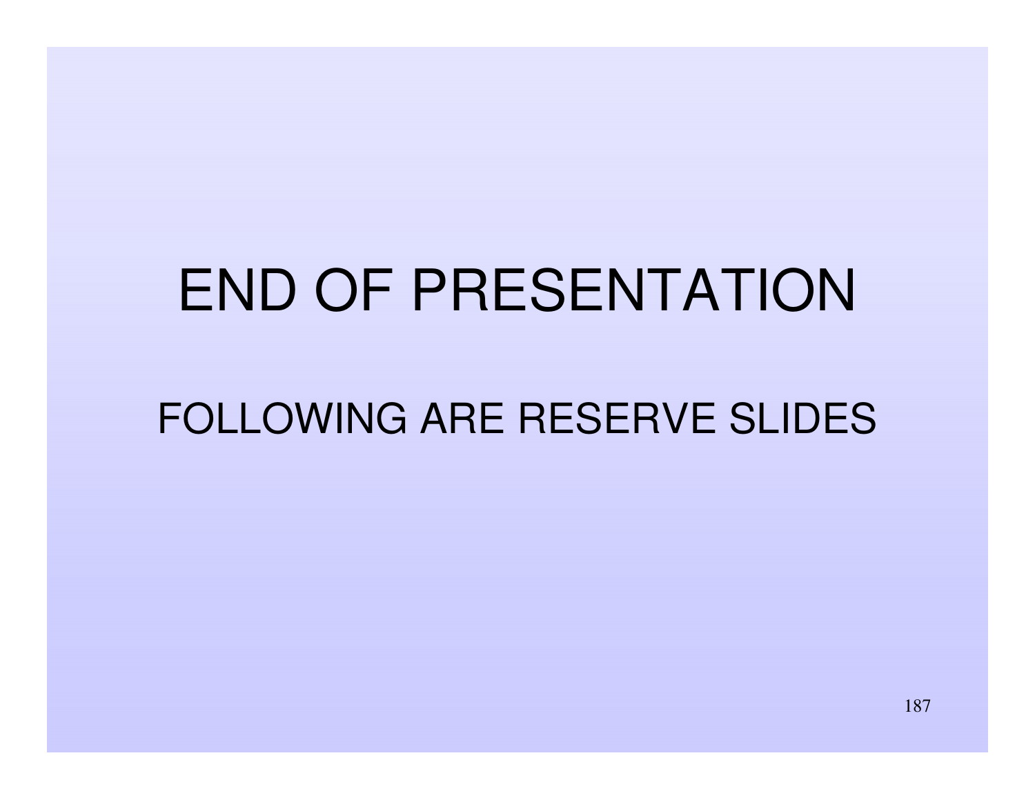# END OF PRESENTATION

## FOLLOWING ARE RESERVE SLIDES